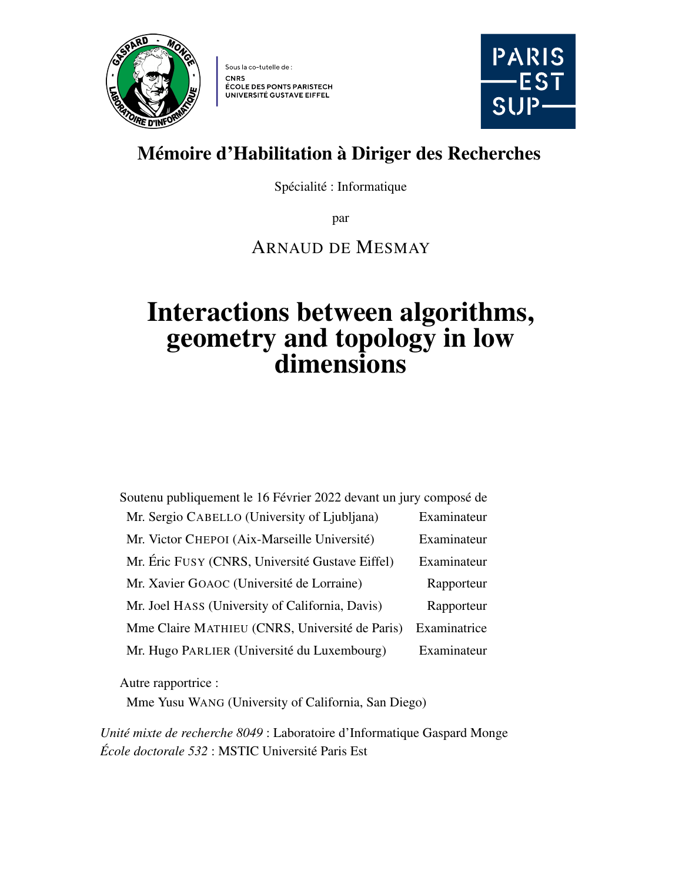Sous la co-tutelle de :
CNRS
ÉCOLE DES PONTS PARISTECH
UNIVERSITÉ GUSTAVE EIFFEL

PARIS EST SUP

## Mémoire d'Habilitation à Diriger des Recherches

Spécialité : Informatique

par

ARNAUD DE MESMAY

# Interactions between algorithms, geometry and topology in low dimensions

Soutenu publiquement le 16 Février 2022 devant un jury composé de

| | |
|---|---|
| Mr. Sergio CABELLO (University of Ljubljana) | Examinateur |
| Mr. Victor CHEPOI (Aix-Marseille Université) | Examinateur |
| Mr. Éric FUSY (CNRS, Université Gustave Eiffel) | Examinateur |
| Mr. Xavier GOAOC (Université de Lorraine) | Rapporteur |
| Mr. Joel HASS (University of California, Davis) | Rapporteur |
| Mme Claire MATHIEU (CNRS, Université de Paris) | Examinatrice |
| Mr. Hugo PARLIER (Université du Luxembourg) | Examinateur |

Autre rapportrice :

Mme Yusu WANG (University of California, San Diego)

*Unité mixte de recherche 8049* : Laboratoire d'Informatique Gaspard Monge
*École doctorale 532* : MSTIC Université Paris Est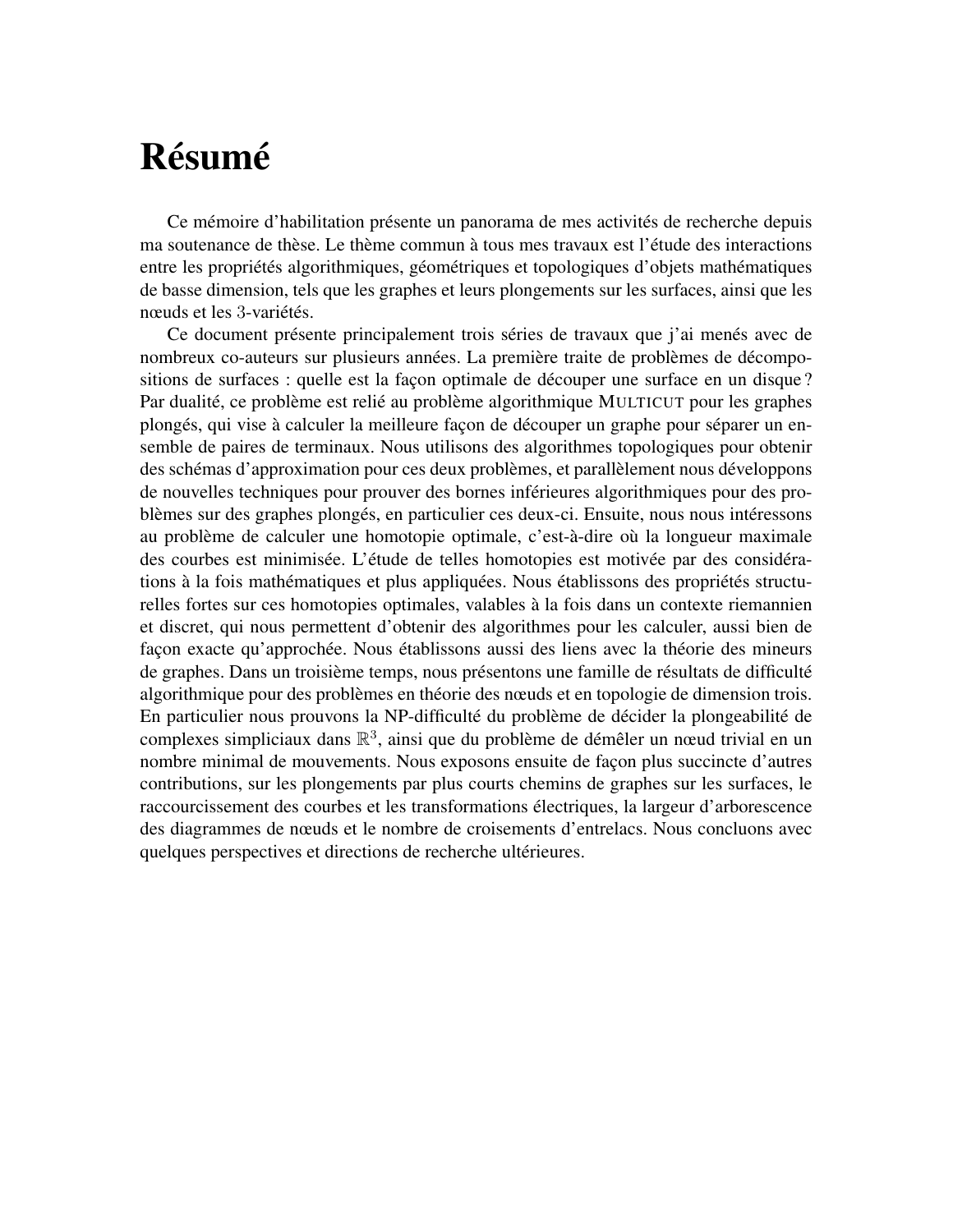# Résumé

Ce mémoire d'habilitation présente un panorama de mes activités de recherche depuis ma soutenance de thèse. Le thème commun à tous mes travaux est l'étude des interactions entre les propriétés algorithmiques, géométriques et topologiques d'objets mathématiques de basse dimension, tels que les graphes et leurs plongements sur les surfaces, ainsi que les nœuds et les $3$-variétés.

Ce document présente principalement trois séries de travaux que j'ai menés avec de nombreux co-auteurs sur plusieurs années. La première traite de problèmes de décompositions de surfaces : quelle est la façon optimale de découper une surface en un disque ? Par dualité, ce problème est relié au problème algorithmique MULTICUT pour les graphes plongés, qui vise à calculer la meilleure façon de découper un graphe pour séparer un ensemble de paires de terminaux. Nous utilisons des algorithmes topologiques pour obtenir des schémas d'approximation pour ces deux problèmes, et parallèlement nous développons de nouvelles techniques pour prouver des bornes inférieures algorithmiques pour des problèmes sur des graphes plongés, en particulier ces deux-ci. Ensuite, nous nous intéressons au problème de calculer une homotopie optimale, c'est-à-dire où la longueur maximale des courbes est minimisée. L'étude de telles homotopies est motivée par des considérations à la fois mathématiques et plus appliquées. Nous établissons des propriétés structurelles fortes sur ces homotopies optimales, valables à la fois dans un contexte riemannien et discret, qui nous permettent d'obtenir des algorithmes pour les calculer, aussi bien de façon exacte qu'approchée. Nous établissons aussi des liens avec la théorie des mineurs de graphes. Dans un troisième temps, nous présentons une famille de résultats de difficulté algorithmique pour des problèmes en théorie des nœuds et en topologie de dimension trois. En particulier nous prouvons la NP-difficulté du problème de décider la plongeabilité de complexes simpliciaux dans $\mathbb{R}^3$, ainsi que du problème de démêler un nœud trivial en un nombre minimal de mouvements. Nous exposons ensuite de façon plus succincte d'autres contributions, sur les plongements par plus courts chemins de graphes sur les surfaces, le raccourcissement des courbes et les transformations électriques, la largeur d'arborescence des diagrammes de nœuds et le nombre de croisements d'entrelacs. Nous concluons avec quelques perspectives et directions de recherche ultérieures.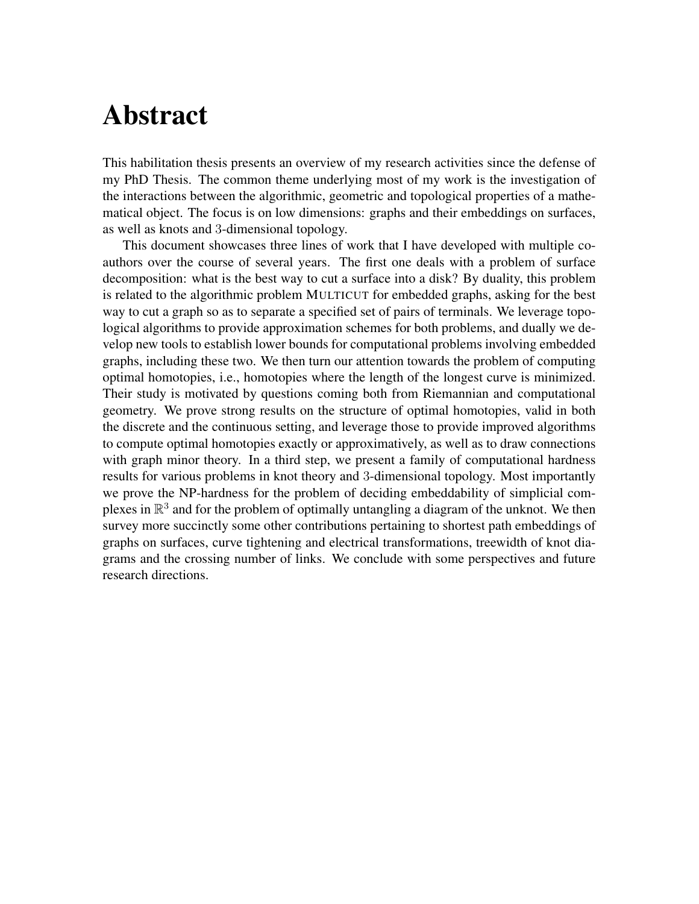# Abstract

This habilitation thesis presents an overview of my research activities since the defense of my PhD Thesis. The common theme underlying most of my work is the investigation of the interactions between the algorithmic, geometric and topological properties of a mathematical object. The focus is on low dimensions: graphs and their embeddings on surfaces, as well as knots and $3$-dimensional topology.

This document showcases three lines of work that I have developed with multiple coauthors over the course of several years. The first one deals with a problem of surface decomposition: what is the best way to cut a surface into a disk? By duality, this problem is related to the algorithmic problem MULTICUT for embedded graphs, asking for the best way to cut a graph so as to separate a specified set of pairs of terminals. We leverage topological algorithms to provide approximation schemes for both problems, and dually we develop new tools to establish lower bounds for computational problems involving embedded graphs, including these two. We then turn our attention towards the problem of computing optimal homotopies, i.e., homotopies where the length of the longest curve is minimized. Their study is motivated by questions coming both from Riemannian and computational geometry. We prove strong results on the structure of optimal homotopies, valid in both the discrete and the continuous setting, and leverage those to provide improved algorithms to compute optimal homotopies exactly or approximatively, as well as to draw connections with graph minor theory. In a third step, we present a family of computational hardness results for various problems in knot theory and $3$-dimensional topology. Most importantly we prove the NP-hardness for the problem of deciding embeddability of simplicial complexes in $\mathbb{R}^3$ and for the problem of optimally untangling a diagram of the unknot. We then survey more succinctly some other contributions pertaining to shortest path embeddings of graphs on surfaces, curve tightening and electrical transformations, treewidth of knot diagrams and the crossing number of links. We conclude with some perspectives and future research directions.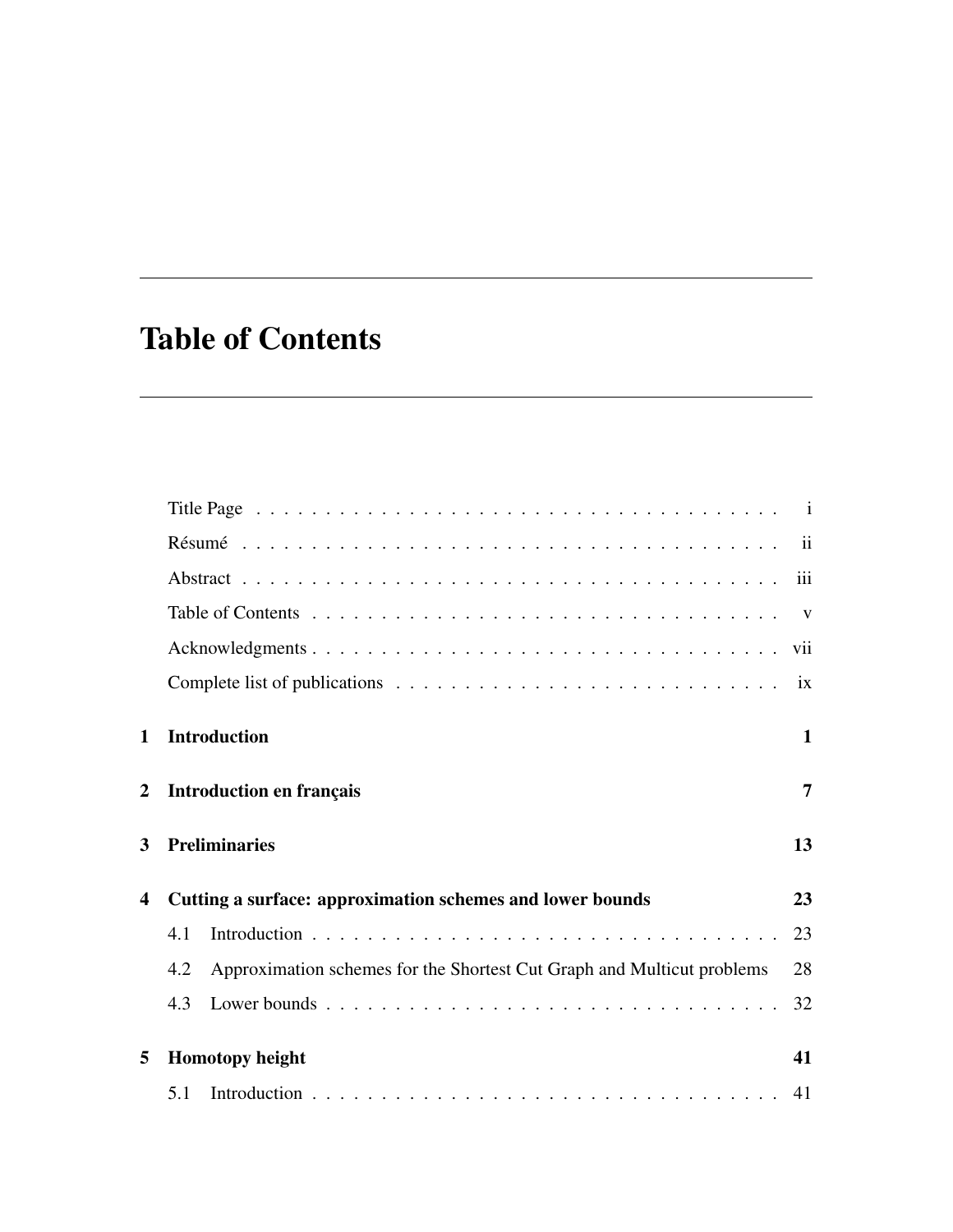# Table of Contents

| | | |
|---|---|---|
| | Title Page | i |
| | Résumé | ii |
| | Abstract | iii |
| | Table of Contents | v |
| | Acknowledgments | vii |
| | Complete list of publications | ix |
| **1** | **Introduction** | **1** |
| **2** | **Introduction en français** | **7** |
| **3** | **Preliminaries** | **13** |
| **4** | **Cutting a surface: approximation schemes and lower bounds** | **23** |
| | 4.1 Introduction | 23 |
| | 4.2 Approximation schemes for the Shortest Cut Graph and Multicut problems | 28 |
| | 4.3 Lower bounds | 32 |
| **5** | **Homotopy height** | **41** |
| | 5.1 Introduction | 41 |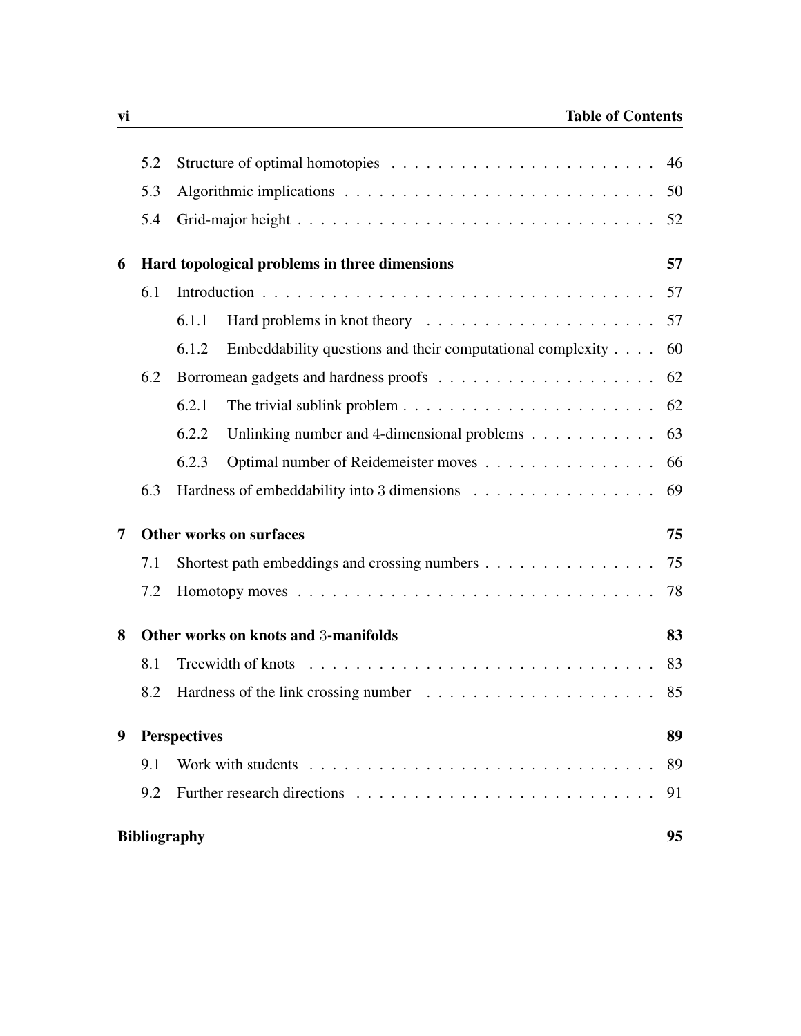| | | | |
|---|---|---|---|
| | 5.2 | Structure of optimal homotopies | 46 |
| | 5.3 | Algorithmic implications | 50 |
| | 5.4 | Grid-major height | 52 |
| **6** | **Hard topological problems in three dimensions** | | **57** |
| | 6.1 | Introduction | 57 |
| | | 6.1.1 Hard problems in knot theory | 57 |
| | | 6.1.2 Embeddability questions and their computational complexity | 60 |
| | 6.2 | Borromean gadgets and hardness proofs | 62 |
| | | 6.2.1 The trivial sublink problem | 62 |
| | | 6.2.2 Unlinking number and $4$-dimensional problems | 63 |
| | | 6.2.3 Optimal number of Reidemeister moves | 66 |
| | 6.3 | Hardness of embeddability into $3$ dimensions | 69 |
| **7** | **Other works on surfaces** | | **75** |
| | 7.1 | Shortest path embeddings and crossing numbers | 75 |
| | 7.2 | Homotopy moves | 78 |
| **8** | **Other works on knots and $3$-manifolds** | | **83** |
| | 8.1 | Treewidth of knots | 83 |
| | 8.2 | Hardness of the link crossing number | 85 |
| **9** | **Perspectives** | | **89** |
| | 9.1 | Work with students | 89 |
| | 9.2 | Further research directions | 91 |
| **Bibliography** | | | **95** |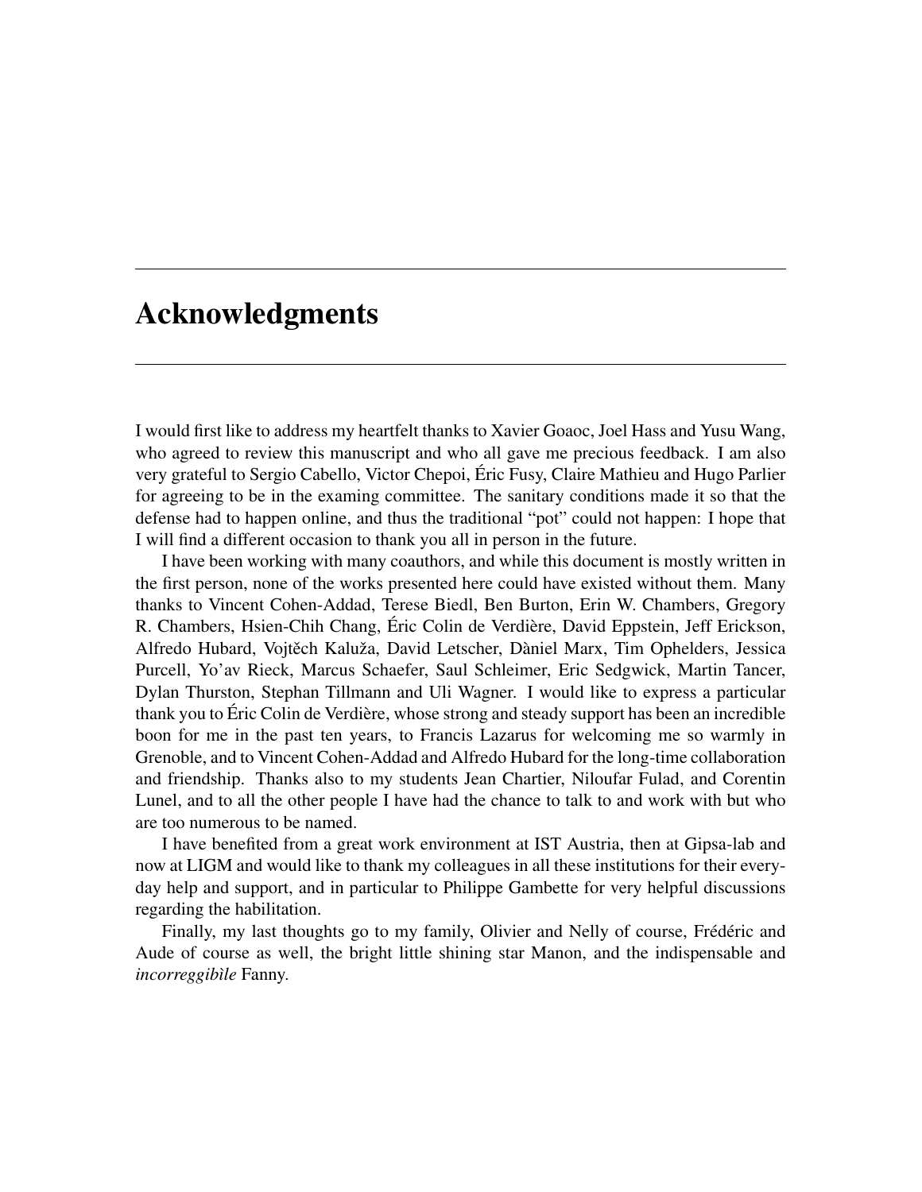# Acknowledgments

I would first like to address my heartfelt thanks to Xavier Goaoc, Joel Hass and Yusu Wang, who agreed to review this manuscript and who all gave me precious feedback. I am also very grateful to Sergio Cabello, Victor Chepoi, Éric Fusy, Claire Mathieu and Hugo Parlier for agreeing to be in the examing committee. The sanitary conditions made it so that the defense had to happen online, and thus the traditional "pot" could not happen: I hope that I will find a different occasion to thank you all in person in the future.

I have been working with many coauthors, and while this document is mostly written in the first person, none of the works presented here could have existed without them. Many thanks to Vincent Cohen-Addad, Terese Biedl, Ben Burton, Erin W. Chambers, Gregory R. Chambers, Hsien-Chih Chang, Éric Colin de Verdière, David Eppstein, Jeff Erickson, Alfredo Hubard, Vojtěch Kaluža, David Letscher, Dàniel Marx, Tim Ophelders, Jessica Purcell, Yo'av Rieck, Marcus Schaefer, Saul Schleimer, Eric Sedgwick, Martin Tancer, Dylan Thurston, Stephan Tillmann and Uli Wagner. I would like to express a particular thank you to Éric Colin de Verdière, whose strong and steady support has been an incredible boon for me in the past ten years, to Francis Lazarus for welcoming me so warmly in Grenoble, and to Vincent Cohen-Addad and Alfredo Hubard for the long-time collaboration and friendship. Thanks also to my students Jean Chartier, Niloufar Fulad, and Corentin Lunel, and to all the other people I have had the chance to talk to and work with but who are too numerous to be named.

I have benefited from a great work environment at IST Austria, then at Gipsa-lab and now at LIGM and would like to thank my colleagues in all these institutions for their everyday help and support, and in particular to Philippe Gambette for very helpful discussions regarding the habilitation.

Finally, my last thoughts go to my family, Olivier and Nelly of course, Frédéric and Aude of course as well, the bright little shining star Manon, and the indispensable and *incorreggibìle* Fanny.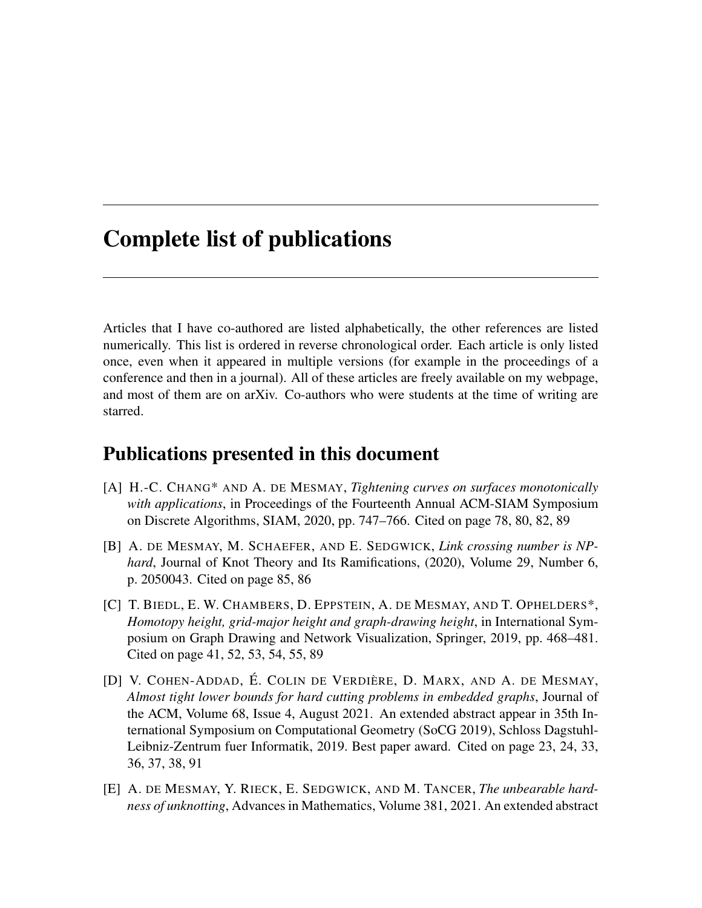# Complete list of publications

Articles that I have co-authored are listed alphabetically, the other references are listed numerically. This list is ordered in reverse chronological order. Each article is only listed once, even when it appeared in multiple versions (for example in the proceedings of a conference and then in a journal). All of these articles are freely available on my webpage, and most of them are on arXiv. Co-authors who were students at the time of writing are starred.

## Publications presented in this document

[A] H.-C. CHANG* AND A. DE MESMAY, *Tightening curves on surfaces monotonically with applications*, in Proceedings of the Fourteenth Annual ACM-SIAM Symposium on Discrete Algorithms, SIAM, 2020, pp. 747–766. Cited on page 78, 80, 82, 89

[B] A. DE MESMAY, M. SCHAEFER, AND E. SEDGWICK, *Link crossing number is NP-hard*, Journal of Knot Theory and Its Ramifications, (2020), Volume 29, Number 6, p. 2050043. Cited on page 85, 86

[C] T. BIEDL, E. W. CHAMBERS, D. EPPSTEIN, A. DE MESMAY, AND T. OPHELDERS*, *Homotopy height, grid-major height and graph-drawing height*, in International Symposium on Graph Drawing and Network Visualization, Springer, 2019, pp. 468–481. Cited on page 41, 52, 53, 54, 55, 89

[D] V. COHEN-ADDAD, É. COLIN DE VERDIÈRE, D. MARX, AND A. DE MESMAY, *Almost tight lower bounds for hard cutting problems in embedded graphs*, Journal of the ACM, Volume 68, Issue 4, August 2021. An extended abstract appear in 35th International Symposium on Computational Geometry (SoCG 2019), Schloss Dagstuhl-Leibniz-Zentrum fuer Informatik, 2019. Best paper award. Cited on page 23, 24, 33, 36, 37, 38, 91

[E] A. DE MESMAY, Y. RIECK, E. SEDGWICK, AND M. TANCER, *The unbearable hardness of unknotting*, Advances in Mathematics, Volume 381, 2021. An extended abstract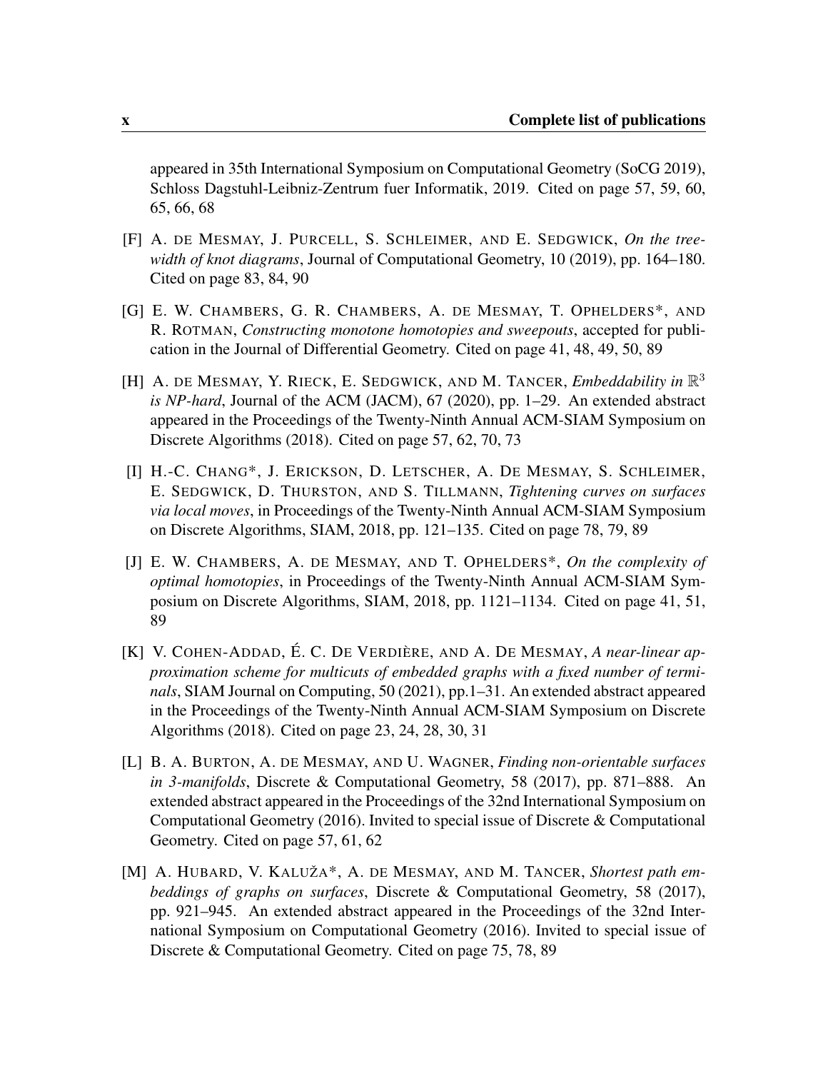appeared in 35th International Symposium on Computational Geometry (SoCG 2019), Schloss Dagstuhl-Leibniz-Zentrum fuer Informatik, 2019. Cited on page 57, 59, 60, 65, 66, 68

[F] A. DE MESMAY, J. PURCELL, S. SCHLEIMER, AND E. SEDGWICK, *On the tree-width of knot diagrams*, Journal of Computational Geometry, 10 (2019), pp. 164–180. Cited on page 83, 84, 90

[G] E. W. CHAMBERS, G. R. CHAMBERS, A. DE MESMAY, T. OPHELDERS*, AND R. ROTMAN, *Constructing monotone homotopies and sweepouts*, accepted for publication in the Journal of Differential Geometry. Cited on page 41, 48, 49, 50, 89

[H] A. DE MESMAY, Y. RIECK, E. SEDGWICK, AND M. TANCER, *Embeddability in $\mathbb{R}^3$ is NP-hard*, Journal of the ACM (JACM), 67 (2020), pp. 1–29. An extended abstract appeared in the Proceedings of the Twenty-Ninth Annual ACM-SIAM Symposium on Discrete Algorithms (2018). Cited on page 57, 62, 70, 73

[I] H.-C. CHANG*, J. ERICKSON, D. LETSCHER, A. DE MESMAY, S. SCHLEIMER, E. SEDGWICK, D. THURSTON, AND S. TILLMANN, *Tightening curves on surfaces via local moves*, in Proceedings of the Twenty-Ninth Annual ACM-SIAM Symposium on Discrete Algorithms, SIAM, 2018, pp. 121–135. Cited on page 78, 79, 89

[J] E. W. CHAMBERS, A. DE MESMAY, AND T. OPHELDERS*, *On the complexity of optimal homotopies*, in Proceedings of the Twenty-Ninth Annual ACM-SIAM Symposium on Discrete Algorithms, SIAM, 2018, pp. 1121–1134. Cited on page 41, 51, 89

[K] V. COHEN-ADDAD, É. C. DE VERDIÈRE, AND A. DE MESMAY, *A near-linear approximation scheme for multicuts of embedded graphs with a fixed number of terminals*, SIAM Journal on Computing, 50 (2021), pp.1–31. An extended abstract appeared in the Proceedings of the Twenty-Ninth Annual ACM-SIAM Symposium on Discrete Algorithms (2018). Cited on page 23, 24, 28, 30, 31

[L] B. A. BURTON, A. DE MESMAY, AND U. WAGNER, *Finding non-orientable surfaces in 3-manifolds*, Discrete & Computational Geometry, 58 (2017), pp. 871–888. An extended abstract appeared in the Proceedings of the 32nd International Symposium on Computational Geometry (2016). Invited to special issue of Discrete & Computational Geometry. Cited on page 57, 61, 62

[M] A. HUBARD, V. KALUŽA*, A. DE MESMAY, AND M. TANCER, *Shortest path embeddings of graphs on surfaces*, Discrete & Computational Geometry, 58 (2017), pp. 921–945. An extended abstract appeared in the Proceedings of the 32nd International Symposium on Computational Geometry (2016). Invited to special issue of Discrete & Computational Geometry. Cited on page 75, 78, 89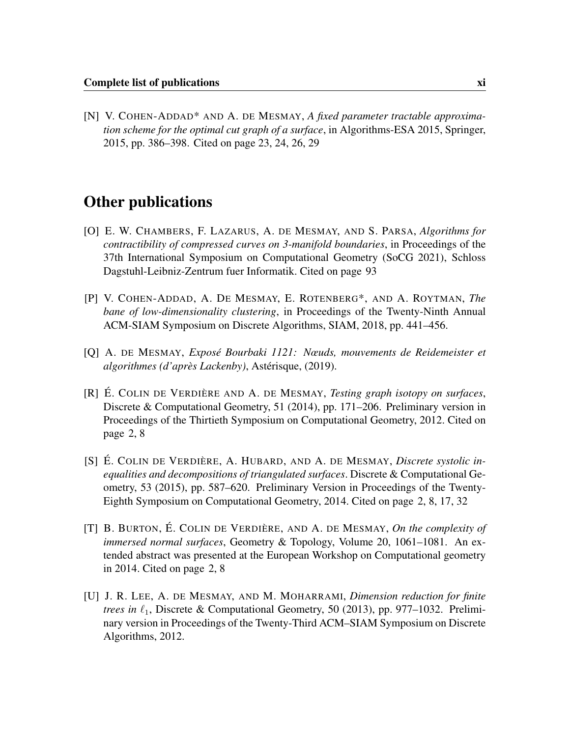[N] V. COHEN-ADDAD* AND A. DE MESMAY, *A fixed parameter tractable approximation scheme for the optimal cut graph of a surface*, in Algorithms-ESA 2015, Springer, 2015, pp. 386–398. Cited on page 23, 24, 26, 29

# Other publications

[O] E. W. CHAMBERS, F. LAZARUS, A. DE MESMAY, AND S. PARSA, *Algorithms for contractibility of compressed curves on 3-manifold boundaries*, in Proceedings of the 37th International Symposium on Computational Geometry (SoCG 2021), Schloss Dagstuhl-Leibniz-Zentrum fuer Informatik. Cited on page 93

[P] V. COHEN-ADDAD, A. DE MESMAY, E. ROTENBERG*, AND A. ROYTMAN, *The bane of low-dimensionality clustering*, in Proceedings of the Twenty-Ninth Annual ACM-SIAM Symposium on Discrete Algorithms, SIAM, 2018, pp. 441–456.

[Q] A. DE MESMAY, *Exposé Bourbaki 1121: Nœuds, mouvements de Reidemeister et algorithmes (d'après Lackenby)*, Astérisque, (2019).

[R] É. COLIN DE VERDIÈRE AND A. DE MESMAY, *Testing graph isotopy on surfaces*, Discrete & Computational Geometry, 51 (2014), pp. 171–206. Preliminary version in Proceedings of the Thirtieth Symposium on Computational Geometry, 2012. Cited on page 2, 8

[S] É. COLIN DE VERDIÈRE, A. HUBARD, AND A. DE MESMAY, *Discrete systolic inequalities and decompositions of triangulated surfaces*. Discrete & Computational Geometry, 53 (2015), pp. 587–620. Preliminary Version in Proceedings of the Twenty-Eighth Symposium on Computational Geometry, 2014. Cited on page 2, 8, 17, 32

[T] B. BURTON, É. COLIN DE VERDIÈRE, AND A. DE MESMAY, *On the complexity of immersed normal surfaces*, Geometry & Topology, Volume 20, 1061–1081. An extended abstract was presented at the European Workshop on Computational geometry in 2014. Cited on page 2, 8

[U] J. R. LEE, A. DE MESMAY, AND M. MOHARRAMI, *Dimension reduction for finite trees in $\ell_1$*, Discrete & Computational Geometry, 50 (2013), pp. 977–1032. Preliminary version in Proceedings of the Twenty-Third ACM–SIAM Symposium on Discrete Algorithms, 2012.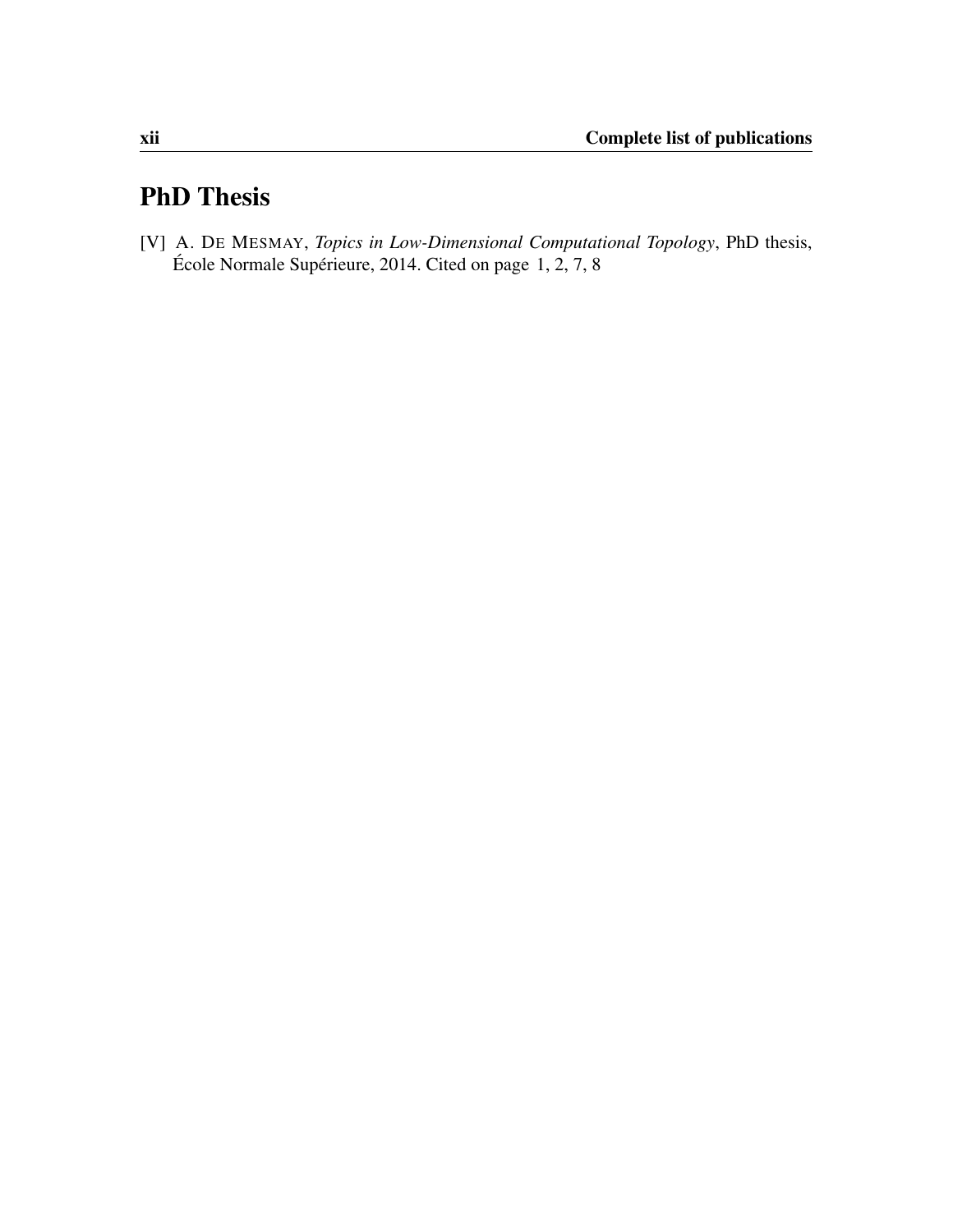# PhD Thesis

[V] A. DE MESMAY, *Topics in Low-Dimensional Computational Topology*, PhD thesis, École Normale Supérieure, 2014. Cited on page 1, 2, 7, 8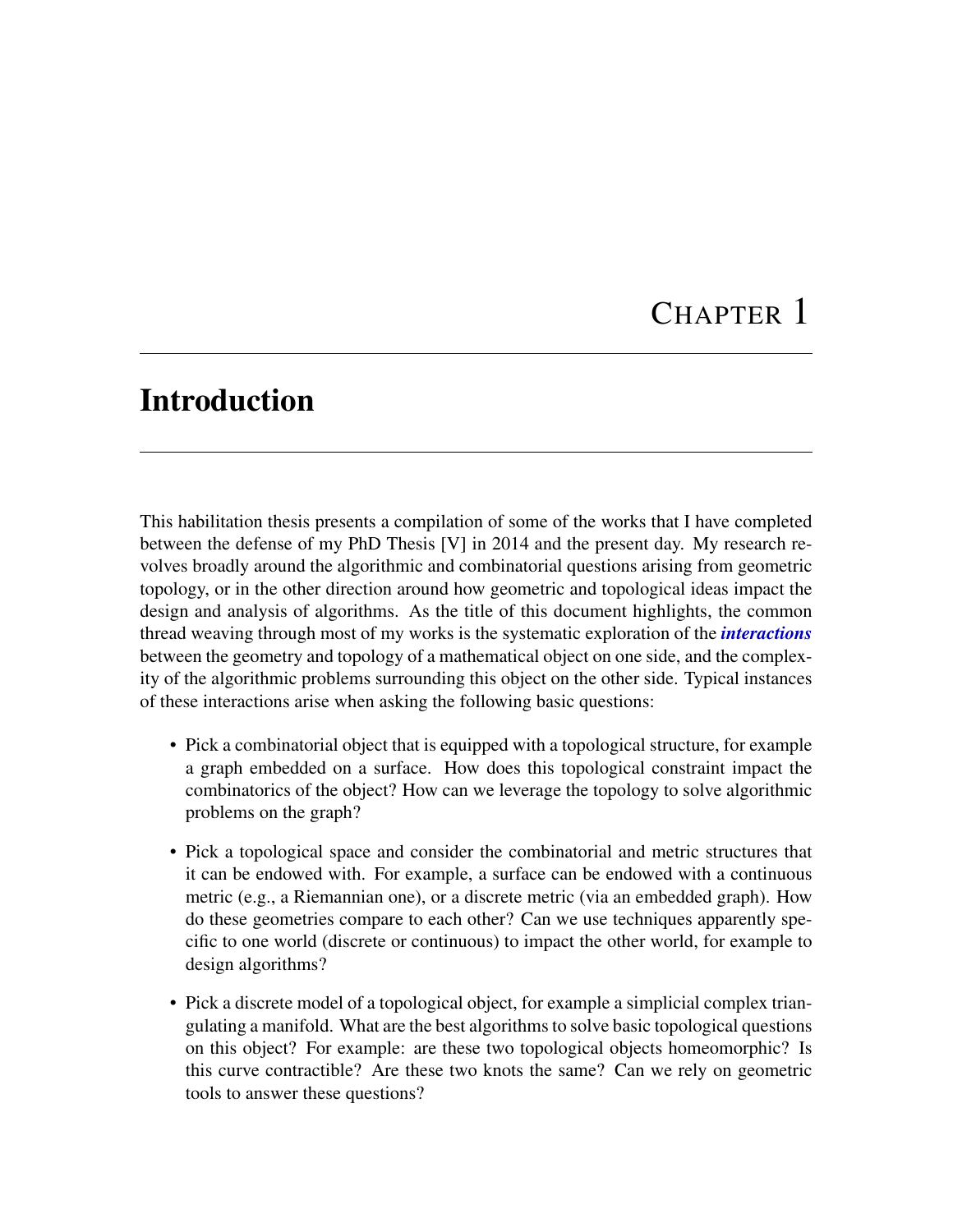# Chapter 1

# Introduction

This habilitation thesis presents a compilation of some of the works that I have completed between the defense of my PhD Thesis [V] in 2014 and the present day. My research revolves broadly around the algorithmic and combinatorial questions arising from geometric topology, or in the other direction around how geometric and topological ideas impact the design and analysis of algorithms. As the title of this document highlights, the common thread weaving through most of my works is the systematic exploration of the ***interactions*** between the geometry and topology of a mathematical object on one side, and the complexity of the algorithmic problems surrounding this object on the other side. Typical instances of these interactions arise when asking the following basic questions:

- Pick a combinatorial object that is equipped with a topological structure, for example a graph embedded on a surface. How does this topological constraint impact the combinatorics of the object? How can we leverage the topology to solve algorithmic problems on the graph?
- Pick a topological space and consider the combinatorial and metric structures that it can be endowed with. For example, a surface can be endowed with a continuous metric (e.g., a Riemannian one), or a discrete metric (via an embedded graph). How do these geometries compare to each other? Can we use techniques apparently specific to one world (discrete or continuous) to impact the other world, for example to design algorithms?
- Pick a discrete model of a topological object, for example a simplicial complex triangulating a manifold. What are the best algorithms to solve basic topological questions on this object? For example: are these two topological objects homeomorphic? Is this curve contractible? Are these two knots the same? Can we rely on geometric tools to answer these questions?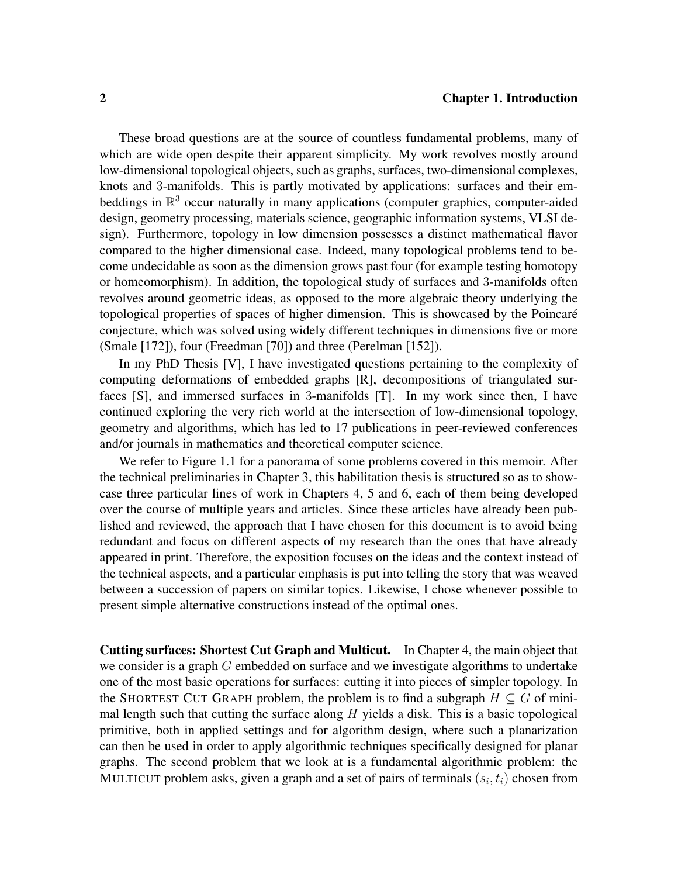These broad questions are at the source of countless fundamental problems, many of which are wide open despite their apparent simplicity. My work revolves mostly around low-dimensional topological objects, such as graphs, surfaces, two-dimensional complexes, knots and 3-manifolds. This is partly motivated by applications: surfaces and their embeddings in $\mathbb{R}^3$ occur naturally in many applications (computer graphics, computer-aided design, geometry processing, materials science, geographic information systems, VLSI design). Furthermore, topology in low dimension possesses a distinct mathematical flavor compared to the higher dimensional case. Indeed, many topological problems tend to become undecidable as soon as the dimension grows past four (for example testing homotopy or homeomorphism). In addition, the topological study of surfaces and 3-manifolds often revolves around geometric ideas, as opposed to the more algebraic theory underlying the topological properties of spaces of higher dimension. This is showcased by the Poincaré conjecture, which was solved using widely different techniques in dimensions five or more (Smale [172]), four (Freedman [70]) and three (Perelman [152]).

In my PhD Thesis [V], I have investigated questions pertaining to the complexity of computing deformations of embedded graphs [R], decompositions of triangulated surfaces [S], and immersed surfaces in 3-manifolds [T]. In my work since then, I have continued exploring the very rich world at the intersection of low-dimensional topology, geometry and algorithms, which has led to 17 publications in peer-reviewed conferences and/or journals in mathematics and theoretical computer science.

We refer to Figure 1.1 for a panorama of some problems covered in this memoir. After the technical preliminaries in Chapter 3, this habilitation thesis is structured so as to showcase three particular lines of work in Chapters 4, 5 and 6, each of them being developed over the course of multiple years and articles. Since these articles have already been published and reviewed, the approach that I have chosen for this document is to avoid being redundant and focus on different aspects of my research than the ones that have already appeared in print. Therefore, the exposition focuses on the ideas and the context instead of the technical aspects, and a particular emphasis is put into telling the story that was weaved between a succession of papers on similar topics. Likewise, I chose whenever possible to present simple alternative constructions instead of the optimal ones.

**Cutting surfaces: Shortest Cut Graph and Multicut.** In Chapter 4, the main object that we consider is a graph $G$ embedded on surface and we investigate algorithms to undertake one of the most basic operations for surfaces: cutting it into pieces of simpler topology. In the SHORTEST CUT GRAPH problem, the problem is to find a subgraph $H \subseteq G$ of minimal length such that cutting the surface along $H$ yields a disk. This is a basic topological primitive, both in applied settings and for algorithm design, where such a planarization can then be used in order to apply algorithmic techniques specifically designed for planar graphs. The second problem that we look at is a fundamental algorithmic problem: the MULTICUT problem asks, given a graph and a set of pairs of terminals $(s_i, t_i)$ chosen from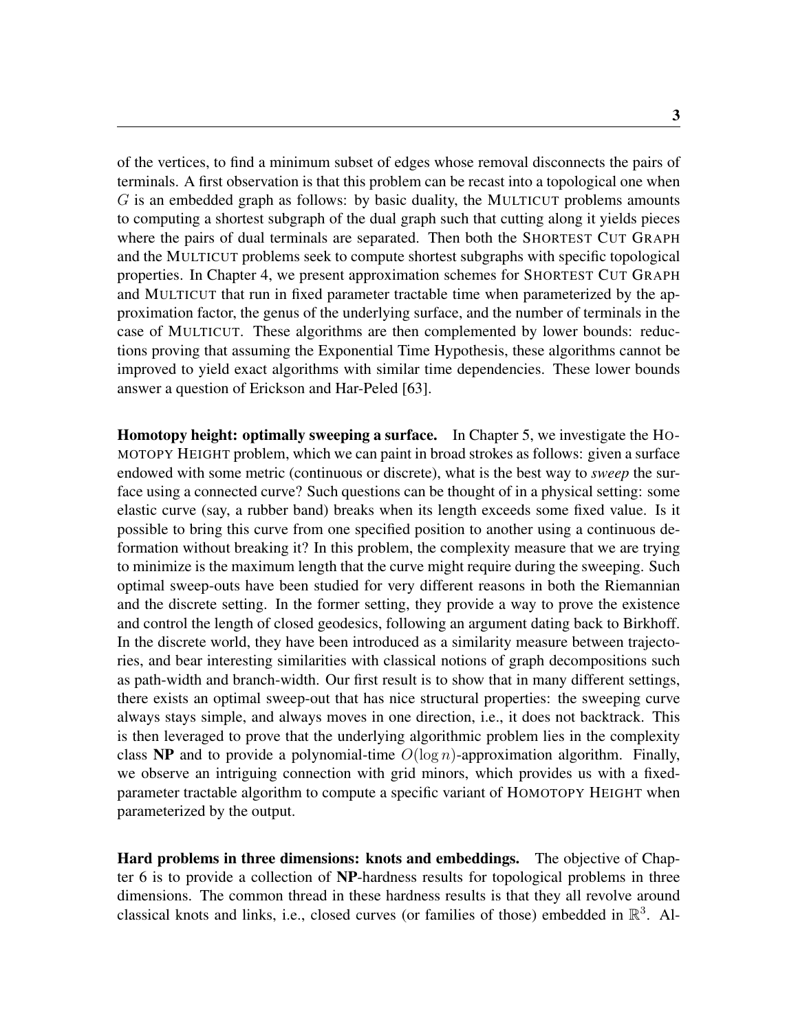of the vertices, to find a minimum subset of edges whose removal disconnects the pairs of terminals. A first observation is that this problem can be recast into a topological one when $G$ is an embedded graph as follows: by basic duality, the MULTICUT problems amounts to computing a shortest subgraph of the dual graph such that cutting along it yields pieces where the pairs of dual terminals are separated. Then both the SHORTEST CUT GRAPH and the MULTICUT problems seek to compute shortest subgraphs with specific topological properties. In Chapter 4, we present approximation schemes for SHORTEST CUT GRAPH and MULTICUT that run in fixed parameter tractable time when parameterized by the approximation factor, the genus of the underlying surface, and the number of terminals in the case of MULTICUT. These algorithms are then complemented by lower bounds: reductions proving that assuming the Exponential Time Hypothesis, these algorithms cannot be improved to yield exact algorithms with similar time dependencies. These lower bounds answer a question of Erickson and Har-Peled [63].

**Homotopy height: optimally sweeping a surface.** In Chapter 5, we investigate the HOMOTOPY HEIGHT problem, which we can paint in broad strokes as follows: given a surface endowed with some metric (continuous or discrete), what is the best way to *sweep* the surface using a connected curve? Such questions can be thought of in a physical setting: some elastic curve (say, a rubber band) breaks when its length exceeds some fixed value. Is it possible to bring this curve from one specified position to another using a continuous deformation without breaking it? In this problem, the complexity measure that we are trying to minimize is the maximum length that the curve might require during the sweeping. Such optimal sweep-outs have been studied for very different reasons in both the Riemannian and the discrete setting. In the former setting, they provide a way to prove the existence and control the length of closed geodesics, following an argument dating back to Birkhoff. In the discrete world, they have been introduced as a similarity measure between trajectories, and bear interesting similarities with classical notions of graph decompositions such as path-width and branch-width. Our first result is to show that in many different settings, there exists an optimal sweep-out that has nice structural properties: the sweeping curve always stays simple, and always moves in one direction, i.e., it does not backtrack. This is then leveraged to prove that the underlying algorithmic problem lies in the complexity class **NP** and to provide a polynomial-time $O(\log n)$-approximation algorithm. Finally, we observe an intriguing connection with grid minors, which provides us with a fixed-parameter tractable algorithm to compute a specific variant of HOMOTOPY HEIGHT when parameterized by the output.

**Hard problems in three dimensions: knots and embeddings.** The objective of Chapter 6 is to provide a collection of **NP**-hardness results for topological problems in three dimensions. The common thread in these hardness results is that they all revolve around classical knots and links, i.e., closed curves (or families of those) embedded in $\mathbb{R}^3$. Al-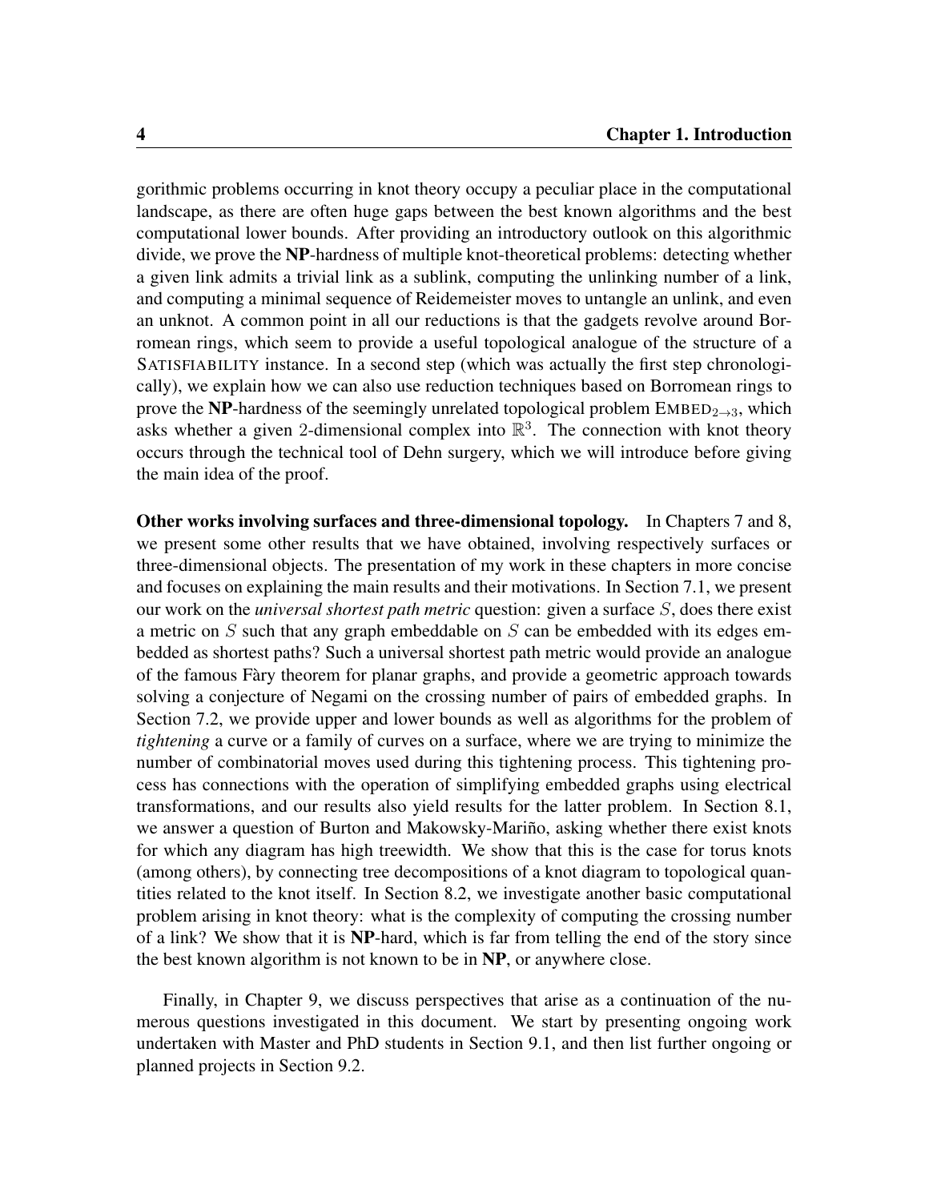gorithmic problems occurring in knot theory occupy a peculiar place in the computational landscape, as there are often huge gaps between the best known algorithms and the best computational lower bounds. After providing an introductory outlook on this algorithmic divide, we prove the **NP**-hardness of multiple knot-theoretical problems: detecting whether a given link admits a trivial link as a sublink, computing the unlinking number of a link, and computing a minimal sequence of Reidemeister moves to untangle an unlink, and even an unknot. A common point in all our reductions is that the gadgets revolve around Borromean rings, which seem to provide a useful topological analogue of the structure of a SATISFIABILITY instance. In a second step (which was actually the first step chronologically), we explain how we can also use reduction techniques based on Borromean rings to prove the **NP**-hardness of the seemingly unrelated topological problem EMBED$_{2\to 3}$, which asks whether a given 2-dimensional complex into $\mathbb{R}^3$. The connection with knot theory occurs through the technical tool of Dehn surgery, which we will introduce before giving the main idea of the proof.

**Other works involving surfaces and three-dimensional topology.** In Chapters 7 and 8, we present some other results that we have obtained, involving respectively surfaces or three-dimensional objects. The presentation of my work in these chapters in more concise and focuses on explaining the main results and their motivations. In Section 7.1, we present our work on the *universal shortest path metric* question: given a surface $S$, does there exist a metric on $S$ such that any graph embeddable on $S$ can be embedded with its edges embedded as shortest paths? Such a universal shortest path metric would provide an analogue of the famous Fàry theorem for planar graphs, and provide a geometric approach towards solving a conjecture of Negami on the crossing number of pairs of embedded graphs. In Section 7.2, we provide upper and lower bounds as well as algorithms for the problem of *tightening* a curve or a family of curves on a surface, where we are trying to minimize the number of combinatorial moves used during this tightening process. This tightening process has connections with the operation of simplifying embedded graphs using electrical transformations, and our results also yield results for the latter problem. In Section 8.1, we answer a question of Burton and Makowsky-Mariño, asking whether there exist knots for which any diagram has high treewidth. We show that this is the case for torus knots (among others), by connecting tree decompositions of a knot diagram to topological quantities related to the knot itself. In Section 8.2, we investigate another basic computational problem arising in knot theory: what is the complexity of computing the crossing number of a link? We show that it is **NP**-hard, which is far from telling the end of the story since the best known algorithm is not known to be in **NP**, or anywhere close.

Finally, in Chapter 9, we discuss perspectives that arise as a continuation of the numerous questions investigated in this document. We start by presenting ongoing work undertaken with Master and PhD students in Section 9.1, and then list further ongoing or planned projects in Section 9.2.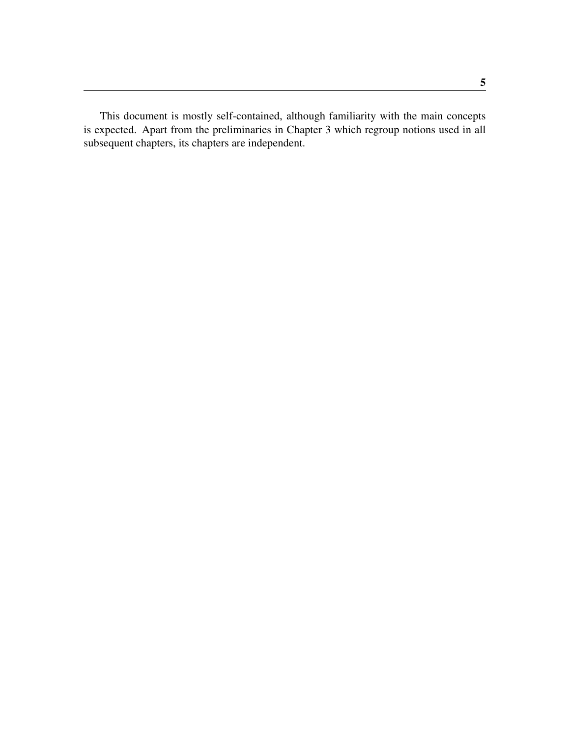This document is mostly self-contained, although familiarity with the main concepts is expected. Apart from the preliminaries in Chapter 3 which regroup notions used in all subsequent chapters, its chapters are independent.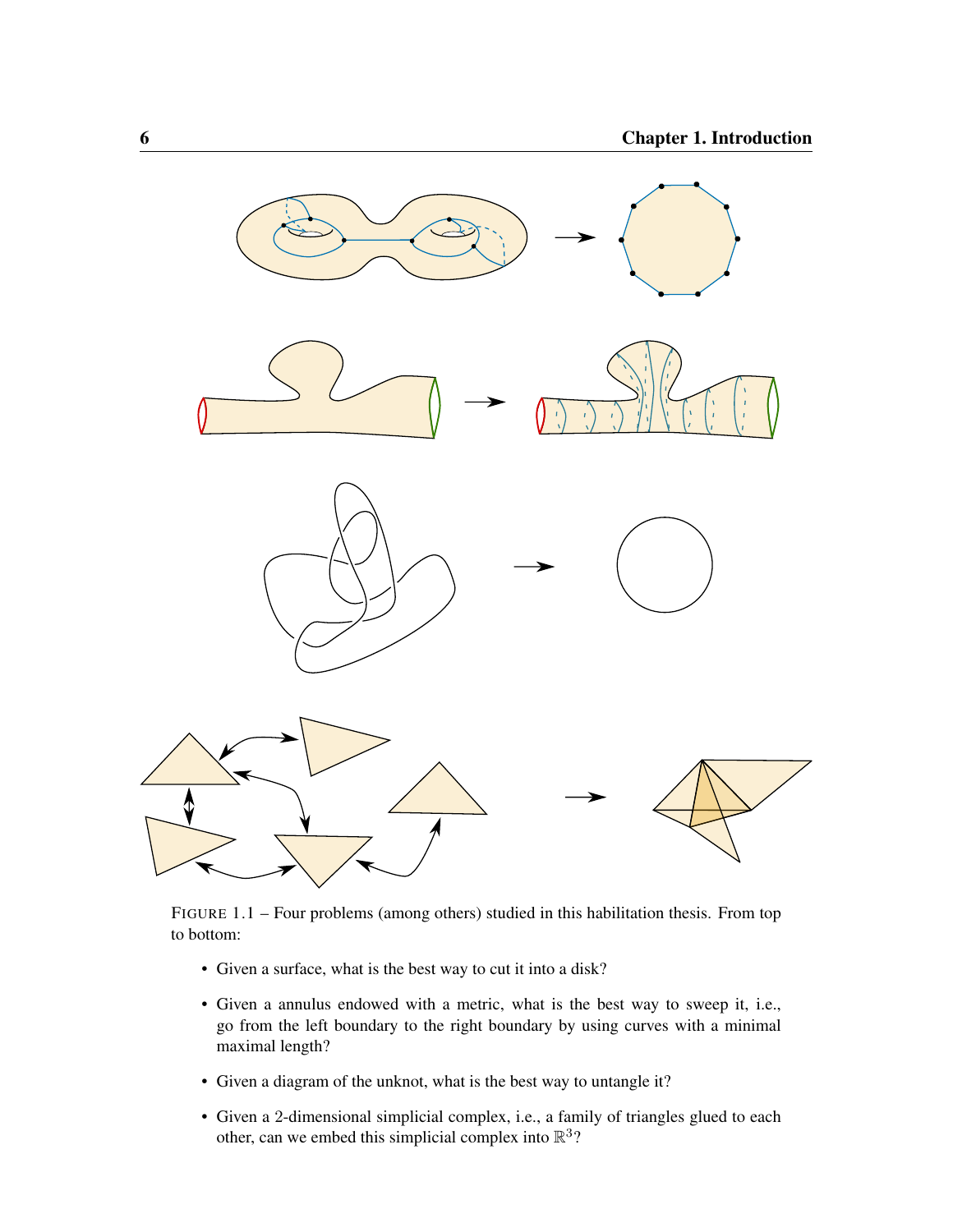FIGURE 1.1 – Four problems (among others) studied in this habilitation thesis. From top to bottom:

- Given a surface, what is the best way to cut it into a disk?
- Given a annulus endowed with a metric, what is the best way to sweep it, i.e., go from the left boundary to the right boundary by using curves with a minimal maximal length?
- Given a diagram of the unknot, what is the best way to untangle it?
- Given a 2-dimensional simplicial complex, i.e., a family of triangles glued to each other, can we embed this simplicial complex into $\mathbb{R}^3$?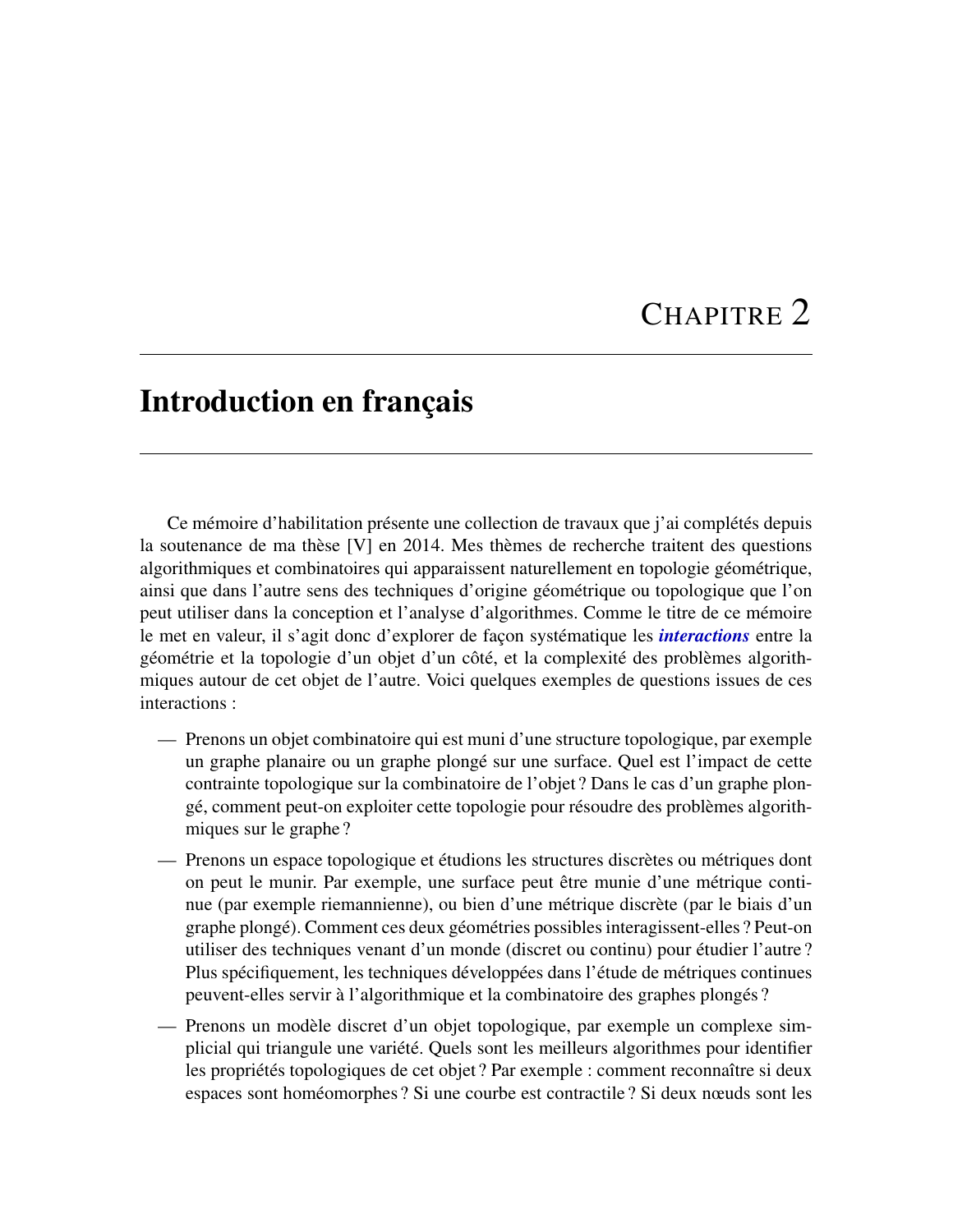# CHAPITRE 2

# Introduction en français

Ce mémoire d'habilitation présente une collection de travaux que j'ai complétés depuis la soutenance de ma thèse [V] en 2014. Mes thèmes de recherche traitent des questions algorithmiques et combinatoires qui apparaissent naturellement en topologie géométrique, ainsi que dans l'autre sens des techniques d'origine géométrique ou topologique que l'on peut utiliser dans la conception et l'analyse d'algorithmes. Comme le titre de ce mémoire le met en valeur, il s'agit donc d'explorer de façon systématique les ***interactions*** entre la géométrie et la topologie d'un objet d'un côté, et la complexité des problèmes algorithmiques autour de cet objet de l'autre. Voici quelques exemples de questions issues de ces interactions :

— Prenons un objet combinatoire qui est muni d'une structure topologique, par exemple un graphe planaire ou un graphe plongé sur une surface. Quel est l'impact de cette contrainte topologique sur la combinatoire de l'objet ? Dans le cas d'un graphe plongé, comment peut-on exploiter cette topologie pour résoudre des problèmes algorithmiques sur le graphe ?

— Prenons un espace topologique et étudions les structures discrètes ou métriques dont on peut le munir. Par exemple, une surface peut être munie d'une métrique continue (par exemple riemannienne), ou bien d'une métrique discrète (par le biais d'un graphe plongé). Comment ces deux géométries possibles interagissent-elles ? Peut-on utiliser des techniques venant d'un monde (discret ou continu) pour étudier l'autre ? Plus spécifiquement, les techniques développées dans l'étude de métriques continues peuvent-elles servir à l'algorithmique et la combinatoire des graphes plongés ?

— Prenons un modèle discret d'un objet topologique, par exemple un complexe simplicial qui triangule une variété. Quels sont les meilleurs algorithmes pour identifier les propriétés topologiques de cet objet ? Par exemple : comment reconnaître si deux espaces sont homéomorphes ? Si une courbe est contractile ? Si deux nœuds sont les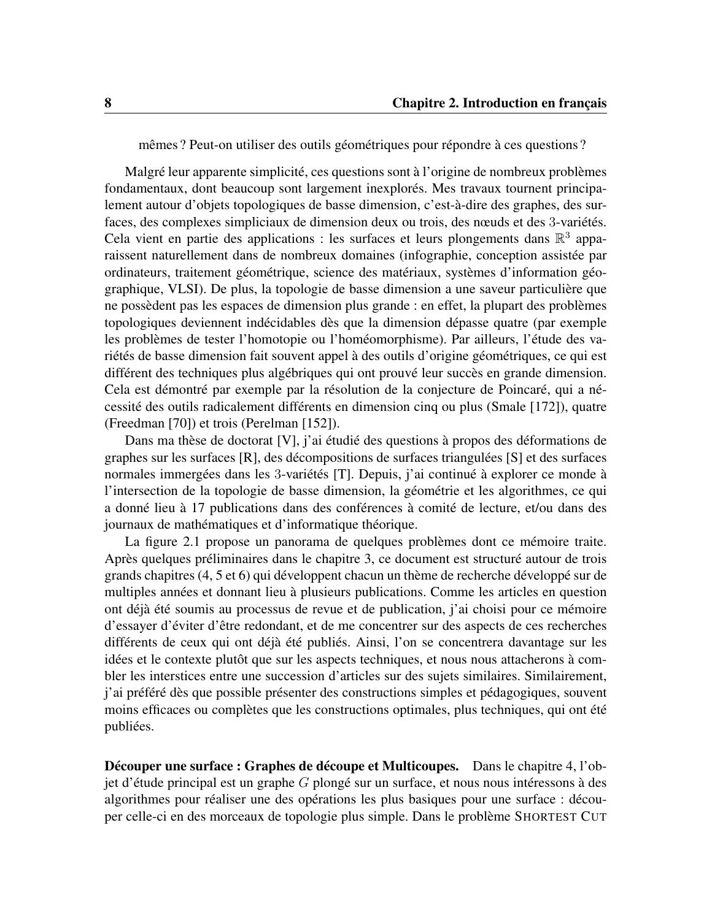mêmes ? Peut-on utiliser des outils géométriques pour répondre à ces questions ?

Malgré leur apparente simplicité, ces questions sont à l'origine de nombreux problèmes fondamentaux, dont beaucoup sont largement inexplorés. Mes travaux tournent principalement autour d'objets topologiques de basse dimension, c'est-à-dire des graphes, des surfaces, des complexes simpliciaux de dimension deux ou trois, des nœuds et des 3-variétés. Cela vient en partie des applications : les surfaces et leurs plongements dans $\mathbb{R}^3$ apparaissent naturellement dans de nombreux domaines (infographie, conception assistée par ordinateurs, traitement géométrique, science des matériaux, systèmes d'information géographique, VLSI). De plus, la topologie de basse dimension a une saveur particulière que ne possèdent pas les espaces de dimension plus grande : en effet, la plupart des problèmes topologiques deviennent indécidables dès que la dimension dépasse quatre (par exemple les problèmes de tester l'homotopie ou l'homéomorphisme). Par ailleurs, l'étude des variétés de basse dimension fait souvent appel à des outils d'origine géométriques, ce qui est différent des techniques plus algébriques qui ont prouvé leur succès en grande dimension. Cela est démontré par exemple par la résolution de la conjecture de Poincaré, qui a nécessité des outils radicalement différents en dimension cinq ou plus (Smale [172]), quatre (Freedman [70]) et trois (Perelman [152]).

Dans ma thèse de doctorat [V], j'ai étudié des questions à propos des déformations de graphes sur les surfaces [R], des décompositions de surfaces triangulées [S] et des surfaces normales immergées dans les 3-variétés [T]. Depuis, j'ai continué à explorer ce monde à l'intersection de la topologie de basse dimension, la géométrie et les algorithmes, ce qui a donné lieu à 17 publications dans des conférences à comité de lecture, et/ou dans des journaux de mathématiques et d'informatique théorique.

La figure 2.1 propose un panorama de quelques problèmes dont ce mémoire traite. Après quelques préliminaires dans le chapitre 3, ce document est structuré autour de trois grands chapitres (4, 5 et 6) qui développent chacun un thème de recherche développé sur de multiples années et donnant lieu à plusieurs publications. Comme les articles en question ont déjà été soumis au processus de revue et de publication, j'ai choisi pour ce mémoire d'essayer d'éviter d'être redondant, et de me concentrer sur des aspects de ces recherches différents de ceux qui ont déjà été publiés. Ainsi, l'on se concentrera davantage sur les idées et le contexte plutôt que sur les aspects techniques, et nous nous attacherons à combler les interstices entre une succession d'articles sur des sujets similaires. Similairement, j'ai préféré dès que possible présenter des constructions simples et pédagogiques, souvent moins efficaces ou complètes que les constructions optimales, plus techniques, qui ont été publiées.

**Découper une surface : Graphes de découpe et Multicoupes.** Dans le chapitre 4, l'objet d'étude principal est un graphe $G$ plongé sur un surface, et nous nous intéressons à des algorithmes pour réaliser une des opérations les plus basiques pour une surface : découper celle-ci en des morceaux de topologie plus simple. Dans le problème SHORTEST CUT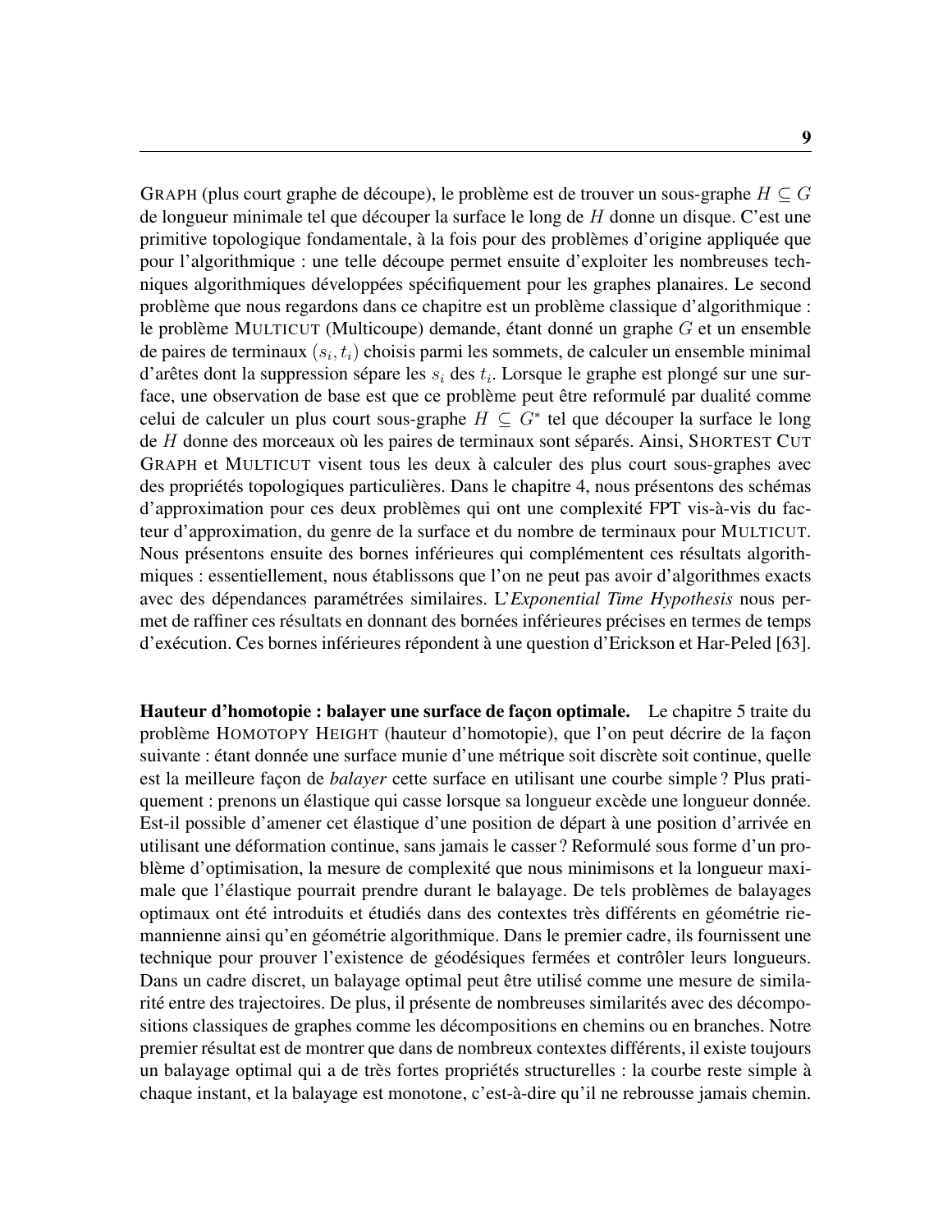GRAPH (plus court graphe de découpe), le problème est de trouver un sous-graphe $H \subseteq G$ de longueur minimale tel que découper la surface le long de $H$ donne un disque. C'est une primitive topologique fondamentale, à la fois pour des problèmes d'origine appliquée que pour l'algorithmique : une telle découpe permet ensuite d'exploiter les nombreuses techniques algorithmiques développées spécifiquement pour les graphes planaires. Le second problème que nous regardons dans ce chapitre est un problème classique d'algorithmique : le problème MULTICUT (Multicoupe) demande, étant donné un graphe $G$ et un ensemble de paires de terminaux $(s_i, t_i)$ choisis parmi les sommets, de calculer un ensemble minimal d'arêtes dont la suppression sépare les $s_i$ des $t_i$. Lorsque le graphe est plongé sur une surface, une observation de base est que ce problème peut être reformulé par dualité comme celui de calculer un plus court sous-graphe $H \subseteq G^*$ tel que découper la surface le long de $H$ donne des morceaux où les paires de terminaux sont séparés. Ainsi, SHORTEST CUT GRAPH et MULTICUT visent tous les deux à calculer des plus court sous-graphes avec des propriétés topologiques particulières. Dans le chapitre 4, nous présentons des schémas d'approximation pour ces deux problèmes qui ont une complexité FPT vis-à-vis du facteur d'approximation, du genre de la surface et du nombre de terminaux pour MULTICUT. Nous présentons ensuite des bornes inférieures qui complémentent ces résultats algorithmiques : essentiellement, nous établissons que l'on ne peut pas avoir d'algorithmes exacts avec des dépendances paramétrées similaires. L'*Exponential Time Hypothesis* nous permet de raffiner ces résultats en donnant des bornées inférieures précises en termes de temps d'exécution. Ces bornes inférieures répondent à une question d'Erickson et Har-Peled [63].

**Hauteur d'homotopie : balayer une surface de façon optimale.** Le chapitre 5 traite du problème HOMOTOPY HEIGHT (hauteur d'homotopie), que l'on peut décrire de la façon suivante : étant donnée une surface munie d'une métrique soit discrète soit continue, quelle est la meilleure façon de *balayer* cette surface en utilisant une courbe simple ? Plus pratiquement : prenons un élastique qui casse lorsque sa longueur excède une longueur donnée. Est-il possible d'amener cet élastique d'une position de départ à une position d'arrivée en utilisant une déformation continue, sans jamais le casser ? Reformulé sous forme d'un problème d'optimisation, la mesure de complexité que nous minimisons et la longueur maximale que l'élastique pourrait prendre durant le balayage. De tels problèmes de balayages optimaux ont été introduits et étudiés dans des contextes très différents en géométrie riemannienne ainsi qu'en géométrie algorithmique. Dans le premier cadre, ils fournissent une technique pour prouver l'existence de géodésiques fermées et contrôler leurs longueurs. Dans un cadre discret, un balayage optimal peut être utilisé comme une mesure de similarité entre des trajectoires. De plus, il présente de nombreuses similarités avec des décompositions classiques de graphes comme les décompositions en chemins ou en branches. Notre premier résultat est de montrer que dans de nombreux contextes différents, il existe toujours un balayage optimal qui a de très fortes propriétés structurelles : la courbe reste simple à chaque instant, et la balayage est monotone, c'est-à-dire qu'il ne rebrousse jamais chemin.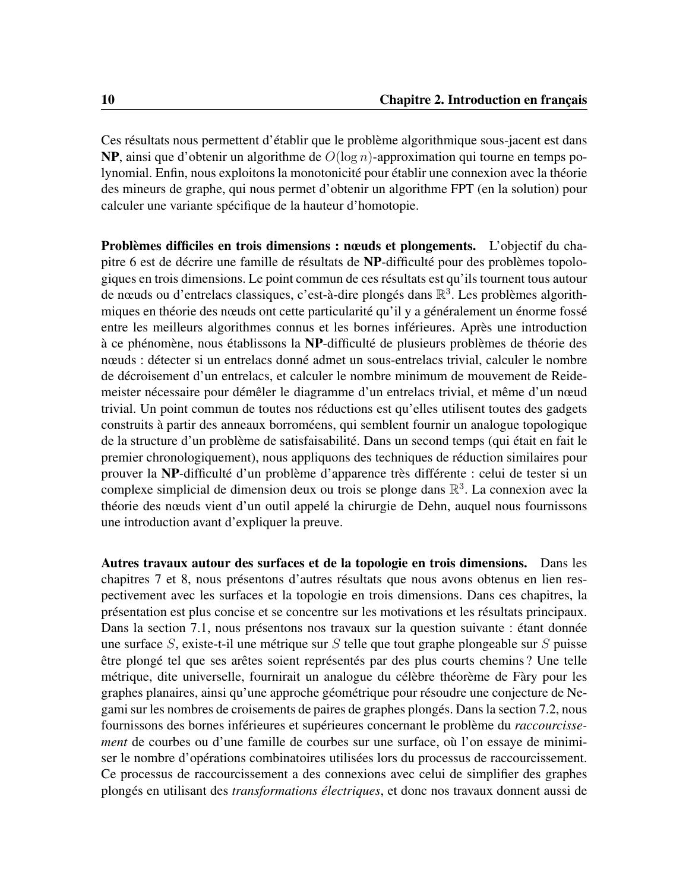Ces résultats nous permettent d'établir que le problème algorithmique sous-jacent est dans **NP**, ainsi que d'obtenir un algorithme de $O(\log n)$-approximation qui tourne en temps polynomial. Enfin, nous exploitons la monotonicité pour établir une connexion avec la théorie des mineurs de graphe, qui nous permet d'obtenir un algorithme FPT (en la solution) pour calculer une variante spécifique de la hauteur d'homotopie.

**Problèmes difficiles en trois dimensions : nœuds et plongements.** L'objectif du chapitre 6 est de décrire une famille de résultats de **NP**-difficulté pour des problèmes topologiques en trois dimensions. Le point commun de ces résultats est qu'ils tournent tous autour de nœuds ou d'entrelacs classiques, c'est-à-dire plongés dans $\mathbb{R}^3$. Les problèmes algorithmiques en théorie des nœuds ont cette particularité qu'il y a généralement un énorme fossé entre les meilleurs algorithmes connus et les bornes inférieures. Après une introduction à ce phénomène, nous établissons la **NP**-difficulté de plusieurs problèmes de théorie des nœuds : détecter si un entrelacs donné admet un sous-entrelacs trivial, calculer le nombre de décroisement d'un entrelacs, et calculer le nombre minimum de mouvement de Reidemeister nécessaire pour démêler le diagramme d'un entrelacs trivial, et même d'un nœud trivial. Un point commun de toutes nos réductions est qu'elles utilisent toutes des gadgets construits à partir des anneaux borroméens, qui semblent fournir un analogue topologique de la structure d'un problème de satisfaisabilité. Dans un second temps (qui était en fait le premier chronologiquement), nous appliquons des techniques de réduction similaires pour prouver la **NP**-difficulté d'un problème d'apparence très différente : celui de tester si un complexe simplicial de dimension deux ou trois se plonge dans $\mathbb{R}^3$. La connexion avec la théorie des nœuds vient d'un outil appelé la chirurgie de Dehn, auquel nous fournissons une introduction avant d'expliquer la preuve.

**Autres travaux autour des surfaces et de la topologie en trois dimensions.** Dans les chapitres 7 et 8, nous présentons d'autres résultats que nous avons obtenus en lien respectivement avec les surfaces et la topologie en trois dimensions. Dans ces chapitres, la présentation est plus concise et se concentre sur les motivations et les résultats principaux. Dans la section 7.1, nous présentons nos travaux sur la question suivante : étant donnée une surface $S$, existe-t-il une métrique sur $S$ telle que tout graphe plongeable sur $S$ puisse être plongé tel que ses arêtes soient représentés par des plus courts chemins ? Une telle métrique, dite universelle, fournirait un analogue du célèbre théorème de Fàry pour les graphes planaires, ainsi qu'une approche géométrique pour résoudre une conjecture de Negami sur les nombres de croisements de paires de graphes plongés. Dans la section 7.2, nous fournissons des bornes inférieures et supérieures concernant le problème du *raccourcissement* de courbes ou d'une famille de courbes sur une surface, où l'on essaye de minimiser le nombre d'opérations combinatoires utilisées lors du processus de raccourcissement. Ce processus de raccourcissement a des connexions avec celui de simplifier des graphes plongés en utilisant des *transformations électriques*, et donc nos travaux donnent aussi de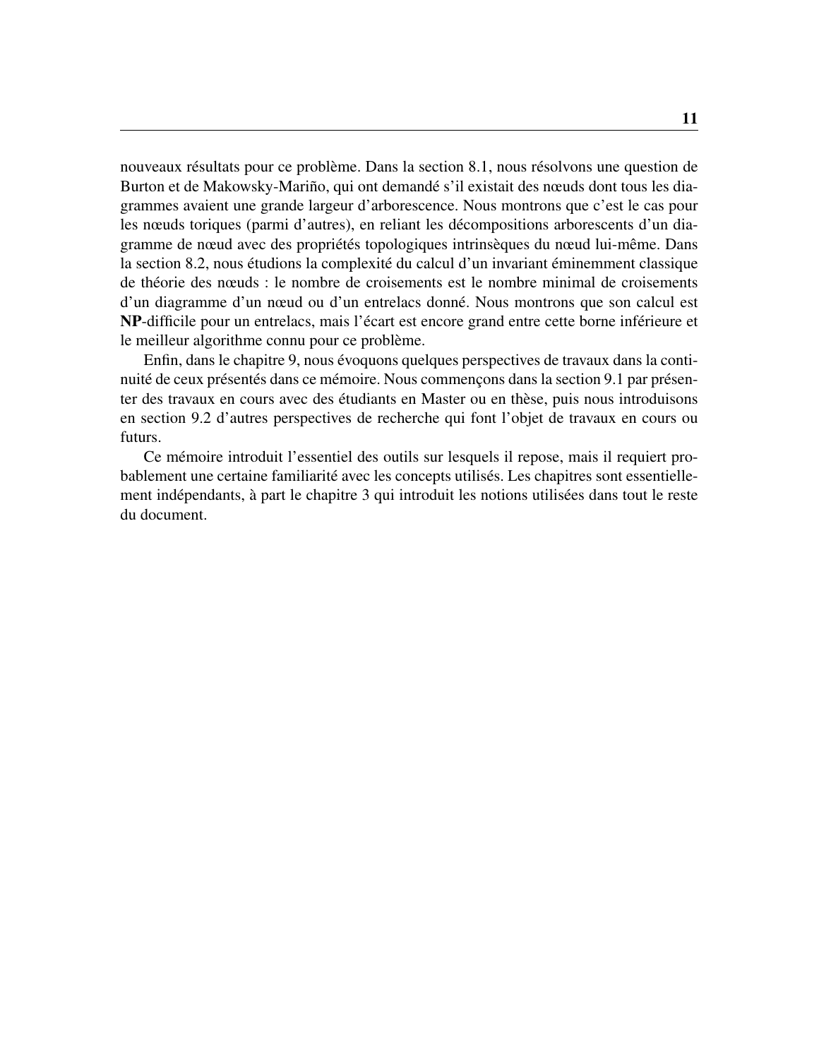nouveaux résultats pour ce problème. Dans la section 8.1, nous résolvons une question de Burton et de Makowsky-Mariño, qui ont demandé s'il existait des nœuds dont tous les diagrammes avaient une grande largeur d'arborescence. Nous montrons que c'est le cas pour les nœuds toriques (parmi d'autres), en reliant les décompositions arborescents d'un diagramme de nœud avec des propriétés topologiques intrinsèques du nœud lui-même. Dans la section 8.2, nous étudions la complexité du calcul d'un invariant éminemment classique de théorie des nœuds : le nombre de croisements est le nombre minimal de croisements d'un diagramme d'un nœud ou d'un entrelacs donné. Nous montrons que son calcul est **NP**-difficile pour un entrelacs, mais l'écart est encore grand entre cette borne inférieure et le meilleur algorithme connu pour ce problème.

Enfin, dans le chapitre 9, nous évoquons quelques perspectives de travaux dans la continuité de ceux présentés dans ce mémoire. Nous commençons dans la section 9.1 par présenter des travaux en cours avec des étudiants en Master ou en thèse, puis nous introduisons en section 9.2 d'autres perspectives de recherche qui font l'objet de travaux en cours ou futurs.

Ce mémoire introduit l'essentiel des outils sur lesquels il repose, mais il requiert probablement une certaine familiarité avec les concepts utilisés. Les chapitres sont essentiellement indépendants, à part le chapitre 3 qui introduit les notions utilisées dans tout le reste du document.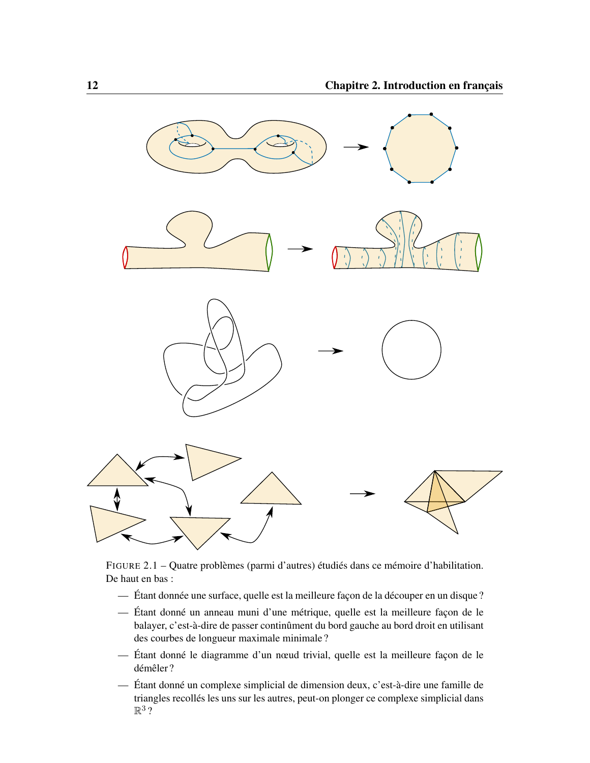FIGURE 2.1 – Quatre problèmes (parmi d'autres) étudiés dans ce mémoire d'habilitation. De haut en bas :

- Étant donnée une surface, quelle est la meilleure façon de la découper en un disque ?
- Étant donné un anneau muni d'une métrique, quelle est la meilleure façon de le balayer, c'est-à-dire de passer continûment du bord gauche au bord droit en utilisant des courbes de longueur maximale minimale ?
- Étant donné le diagramme d'un nœud trivial, quelle est la meilleure façon de le démêler ?
- Étant donné un complexe simplicial de dimension deux, c'est-à-dire une famille de triangles recollés les uns sur les autres, peut-on plonger ce complexe simplicial dans $\mathbb{R}^3$ ?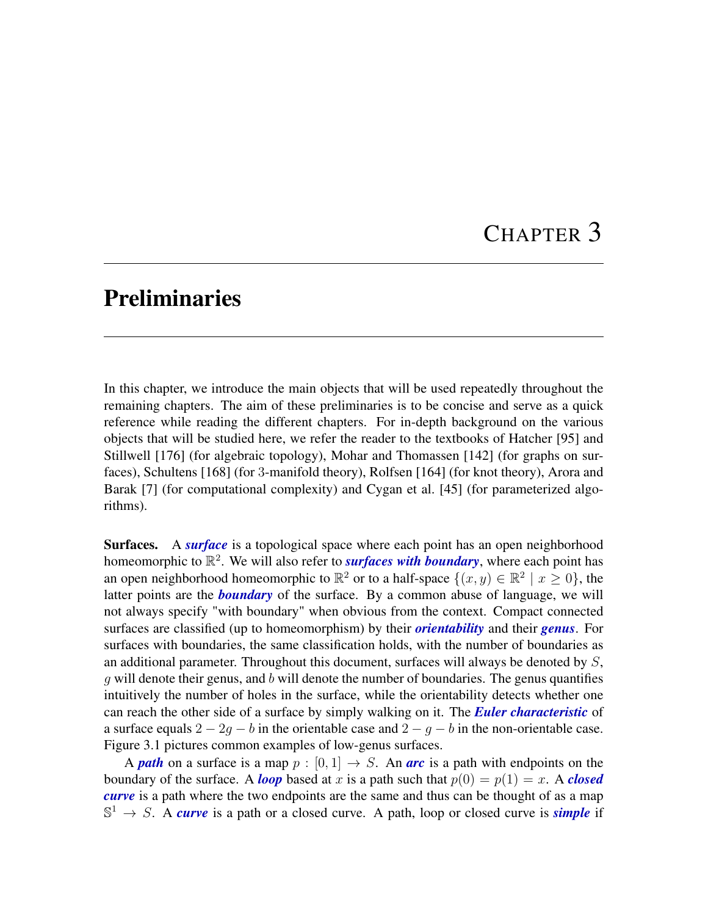# Chapter 3

# Preliminaries

In this chapter, we introduce the main objects that will be used repeatedly throughout the remaining chapters. The aim of these preliminaries is to be concise and serve as a quick reference while reading the different chapters. For in-depth background on the various objects that will be studied here, we refer the reader to the textbooks of Hatcher [95] and Stillwell [176] (for algebraic topology), Mohar and Thomassen [142] (for graphs on surfaces), Schultens [168] (for 3-manifold theory), Rolfsen [164] (for knot theory), Arora and Barak [7] (for computational complexity) and Cygan et al. [45] (for parameterized algorithms).

**Surfaces.** A ***surface*** is a topological space where each point has an open neighborhood homeomorphic to $\mathbb{R}^2$. We will also refer to ***surfaces with boundary***, where each point has an open neighborhood homeomorphic to $\mathbb{R}^2$ or to a half-space $\{(x, y) \in \mathbb{R}^2 \mid x \geq 0\}$, the latter points are the ***boundary*** of the surface. By a common abuse of language, we will not always specify "with boundary" when obvious from the context. Compact connected surfaces are classified (up to homeomorphism) by their ***orientability*** and their ***genus***. For surfaces with boundaries, the same classification holds, with the number of boundaries as an additional parameter. Throughout this document, surfaces will always be denoted by $S$, $g$ will denote their genus, and $b$ will denote the number of boundaries. The genus quantifies intuitively the number of holes in the surface, while the orientability detects whether one can reach the other side of a surface by simply walking on it. The ***Euler characteristic*** of a surface equals $2 - 2g - b$ in the orientable case and $2 - g - b$ in the non-orientable case. Figure 3.1 pictures common examples of low-genus surfaces.

A ***path*** on a surface is a map $p : [0, 1] \to S$. An ***arc*** is a path with endpoints on the boundary of the surface. A ***loop*** based at $x$ is a path such that $p(0) = p(1) = x$. A ***closed curve*** is a path where the two endpoints are the same and thus can be thought of as a map $\mathbb{S}^1 \to S$. A ***curve*** is a path or a closed curve. A path, loop or closed curve is ***simple*** if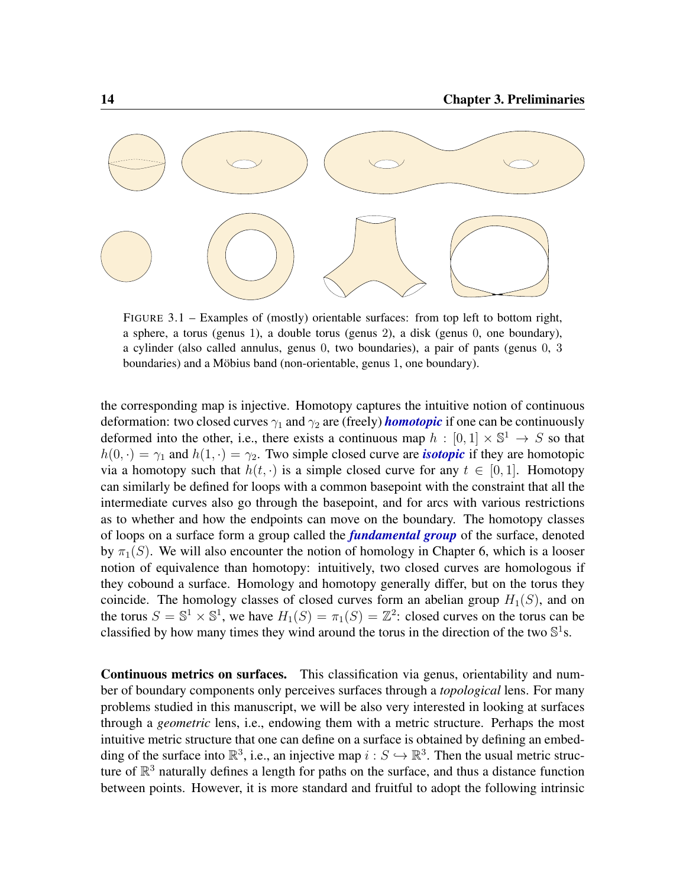FIGURE 3.1 – Examples of (mostly) orientable surfaces: from top left to bottom right, a sphere, a torus (genus 1), a double torus (genus 2), a disk (genus 0, one boundary), a cylinder (also called annulus, genus 0, two boundaries), a pair of pants (genus 0, 3 boundaries) and a Möbius band (non-orientable, genus 1, one boundary).

the corresponding map is injective. Homotopy captures the intuitive notion of continuous deformation: two closed curves $\gamma_1$ and $\gamma_2$ are (freely) ***homotopic*** if one can be continuously deformed into the other, i.e., there exists a continuous map $h : [0, 1] \times \mathbb{S}^1 \to S$ so that $h(0, \cdot) = \gamma_1$ and $h(1, \cdot) = \gamma_2$. Two simple closed curve are ***isotopic*** if they are homotopic via a homotopy such that $h(t, \cdot)$ is a simple closed curve for any $t \in [0, 1]$. Homotopy can similarly be defined for loops with a common basepoint with the constraint that all the intermediate curves also go through the basepoint, and for arcs with various restrictions as to whether and how the endpoints can move on the boundary. The homotopy classes of loops on a surface form a group called the ***fundamental group*** of the surface, denoted by $\pi_1(S)$. We will also encounter the notion of homology in Chapter 6, which is a looser notion of equivalence than homotopy: intuitively, two closed curves are homologous if they cobound a surface. Homology and homotopy generally differ, but on the torus they coincide. The homology classes of closed curves form an abelian group $H_1(S)$, and on the torus $S = \mathbb{S}^1 \times \mathbb{S}^1$, we have $H_1(S) = \pi_1(S) = \mathbb{Z}^2$: closed curves on the torus can be classified by how many times they wind around the torus in the direction of the two $\mathbb{S}^1$s.

**Continuous metrics on surfaces.** This classification via genus, orientability and number of boundary components only perceives surfaces through a *topological* lens. For many problems studied in this manuscript, we will be also very interested in looking at surfaces through a *geometric* lens, i.e., endowing them with a metric structure. Perhaps the most intuitive metric structure that one can define on a surface is obtained by defining an embedding of the surface into $\mathbb{R}^3$, i.e., an injective map $i : S \hookrightarrow \mathbb{R}^3$. Then the usual metric structure of $\mathbb{R}^3$ naturally defines a length for paths on the surface, and thus a distance function between points. However, it is more standard and fruitful to adopt the following intrinsic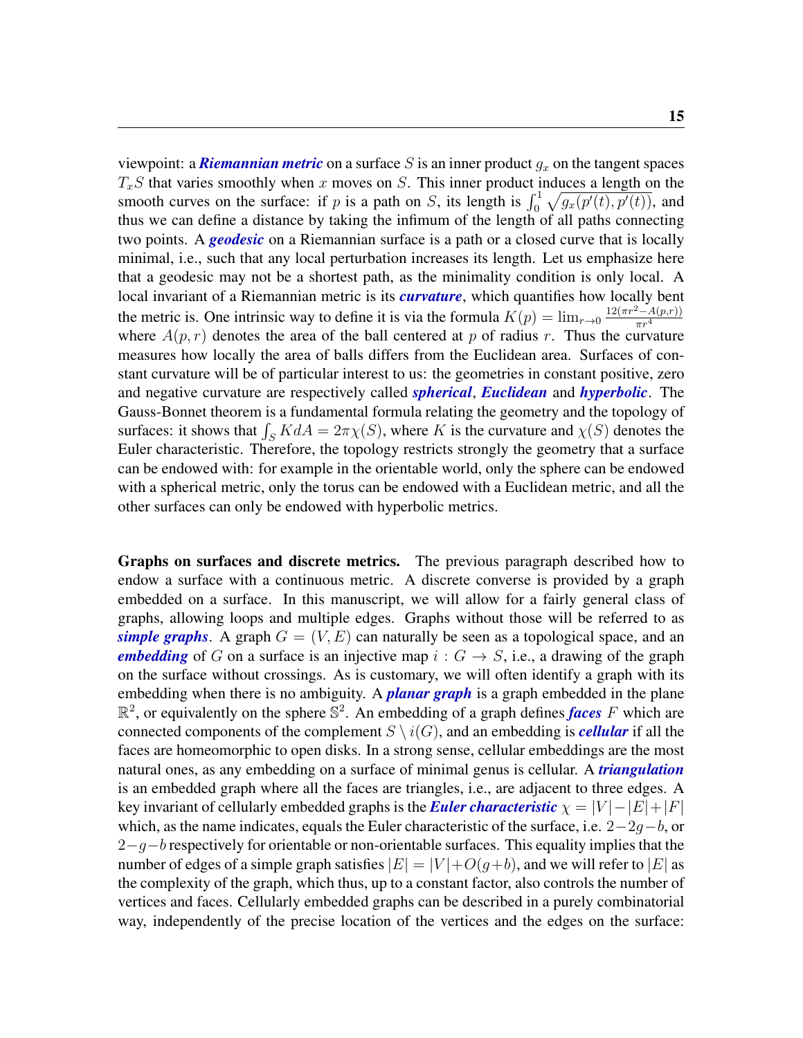viewpoint: a ***Riemannian metric*** on a surface $S$ is an inner product $g_x$ on the tangent spaces $T_xS$ that varies smoothly when $x$ moves on $S$. This inner product induces a length on the smooth curves on the surface: if $p$ is a path on $S$, its length is $\int_0^1 \sqrt{g_x(p'(t), p'(t))}$, and thus we can define a distance by taking the infimum of the length of all paths connecting two points. A ***geodesic*** on a Riemannian surface is a path or a closed curve that is locally minimal, i.e., such that any local perturbation increases its length. Let us emphasize here that a geodesic may not be a shortest path, as the minimality condition is only local. A local invariant of a Riemannian metric is its ***curvature***, which quantifies how locally bent the metric is. One intrinsic way to define it is via the formula $K(p) = \lim_{r \to 0} \frac{12(\pi r^2 - A(p,r))}{\pi r^4}$ where $A(p,r)$ denotes the area of the ball centered at $p$ of radius $r$. Thus the curvature measures how locally the area of balls differs from the Euclidean area. Surfaces of constant curvature will be of particular interest to us: the geometries in constant positive, zero and negative curvature are respectively called ***spherical***, ***Euclidean*** and ***hyperbolic***. The Gauss-Bonnet theorem is a fundamental formula relating the geometry and the topology of surfaces: it shows that $\int_S K dA = 2\pi\chi(S)$, where $K$ is the curvature and $\chi(S)$ denotes the Euler characteristic. Therefore, the topology restricts strongly the geometry that a surface can be endowed with: for example in the orientable world, only the sphere can be endowed with a spherical metric, only the torus can be endowed with a Euclidean metric, and all the other surfaces can only be endowed with hyperbolic metrics.

**Graphs on surfaces and discrete metrics.** The previous paragraph described how to endow a surface with a continuous metric. A discrete converse is provided by a graph embedded on a surface. In this manuscript, we will allow for a fairly general class of graphs, allowing loops and multiple edges. Graphs without those will be referred to as ***simple graphs***. A graph $G = (V, E)$ can naturally be seen as a topological space, and an ***embedding*** of $G$ on a surface is an injective map $i : G \to S$, i.e., a drawing of the graph on the surface without crossings. As is customary, we will often identify a graph with its embedding when there is no ambiguity. A ***planar graph*** is a graph embedded in the plane $\mathbb{R}^2$, or equivalently on the sphere $\mathbb{S}^2$. An embedding of a graph defines ***faces*** $F$ which are connected components of the complement $S \setminus i(G)$, and an embedding is ***cellular*** if all the faces are homeomorphic to open disks. In a strong sense, cellular embeddings are the most natural ones, as any embedding on a surface of minimal genus is cellular. A ***triangulation*** is an embedded graph where all the faces are triangles, i.e., are adjacent to three edges. A key invariant of cellularly embedded graphs is the ***Euler characteristic*** $\chi = |V| - |E| + |F|$ which, as the name indicates, equals the Euler characteristic of the surface, i.e. $2-2g-b$, or $2-g-b$ respectively for orientable or non-orientable surfaces. This equality implies that the number of edges of a simple graph satisfies $|E| = |V| + O(g+b)$, and we will refer to $|E|$ as the complexity of the graph, which thus, up to a constant factor, also controls the number of vertices and faces. Cellularly embedded graphs can be described in a purely combinatorial way, independently of the precise location of the vertices and the edges on the surface: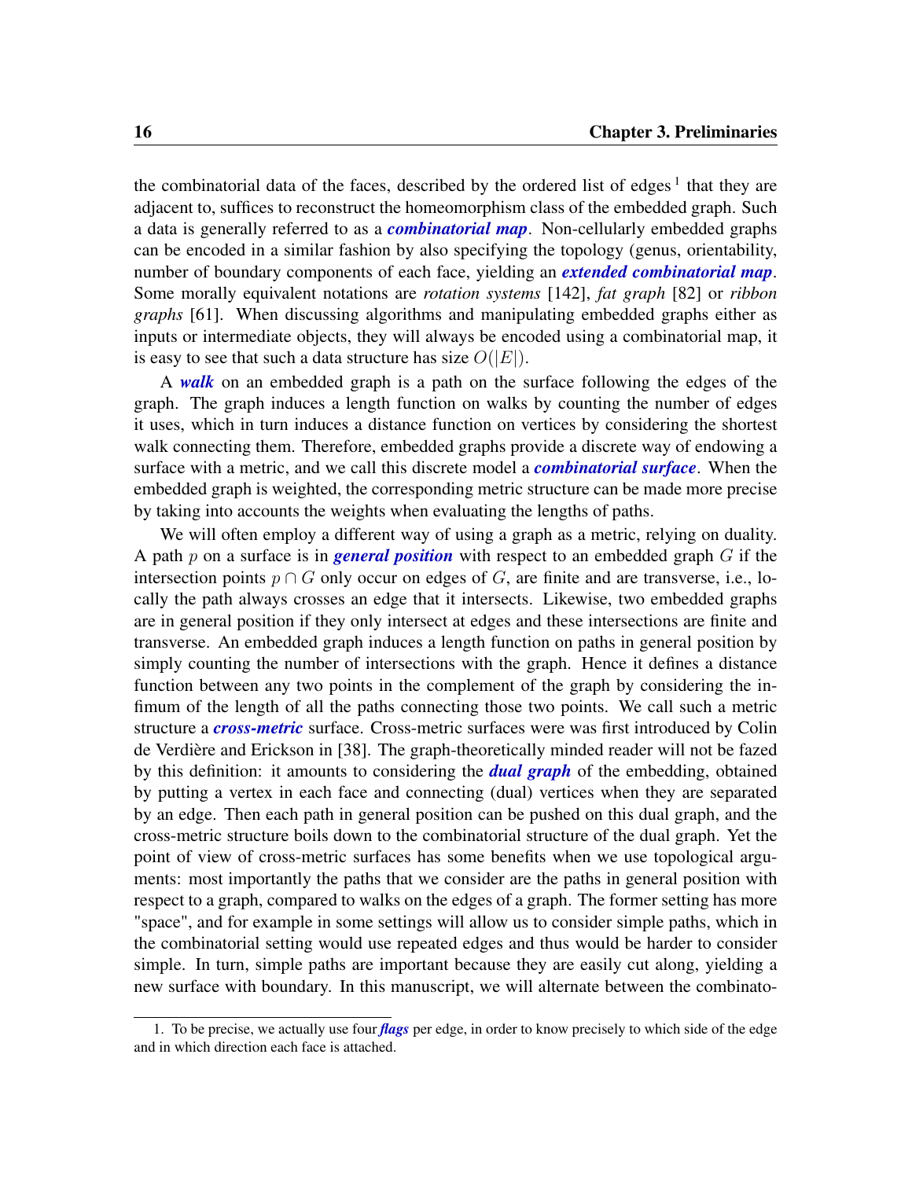the combinatorial data of the faces, described by the ordered list of edges [1] that they are adjacent to, suffices to reconstruct the homeomorphism class of the embedded graph. Such a data is generally referred to as a ***combinatorial map***. Non-cellularly embedded graphs can be encoded in a similar fashion by also specifying the topology (genus, orientability, number of boundary components of each face, yielding an ***extended combinatorial map***. Some morally equivalent notations are *rotation systems* [142], *fat graph* [82] or *ribbon graphs* [61]. When discussing algorithms and manipulating embedded graphs either as inputs or intermediate objects, they will always be encoded using a combinatorial map, it is easy to see that such a data structure has size $O(|E|)$.

A ***walk*** on an embedded graph is a path on the surface following the edges of the graph. The graph induces a length function on walks by counting the number of edges it uses, which in turn induces a distance function on vertices by considering the shortest walk connecting them. Therefore, embedded graphs provide a discrete way of endowing a surface with a metric, and we call this discrete model a ***combinatorial surface***. When the embedded graph is weighted, the corresponding metric structure can be made more precise by taking into accounts the weights when evaluating the lengths of paths.

We will often employ a different way of using a graph as a metric, relying on duality. A path $p$ on a surface is in ***general position*** with respect to an embedded graph $G$ if the intersection points $p \cap G$ only occur on edges of $G$, are finite and are transverse, i.e., locally the path always crosses an edge that it intersects. Likewise, two embedded graphs are in general position if they only intersect at edges and these intersections are finite and transverse. An embedded graph induces a length function on paths in general position by simply counting the number of intersections with the graph. Hence it defines a distance function between any two points in the complement of the graph by considering the infimum of the length of all the paths connecting those two points. We call such a metric structure a ***cross-metric*** surface. Cross-metric surfaces were was first introduced by Colin de Verdière and Erickson in [38]. The graph-theoretically minded reader will not be fazed by this definition: it amounts to considering the ***dual graph*** of the embedding, obtained by putting a vertex in each face and connecting (dual) vertices when they are separated by an edge. Then each path in general position can be pushed on this dual graph, and the cross-metric structure boils down to the combinatorial structure of the dual graph. Yet the point of view of cross-metric surfaces has some benefits when we use topological arguments: most importantly the paths that we consider are the paths in general position with respect to a graph, compared to walks on the edges of a graph. The former setting has more "space", and for example in some settings will allow us to consider simple paths, which in the combinatorial setting would use repeated edges and thus would be harder to consider simple. In turn, simple paths are important because they are easily cut along, yielding a new surface with boundary. In this manuscript, we will alternate between the combinato-

1. To be precise, we actually use four ***flags*** per edge, in order to know precisely to which side of the edge and in which direction each face is attached.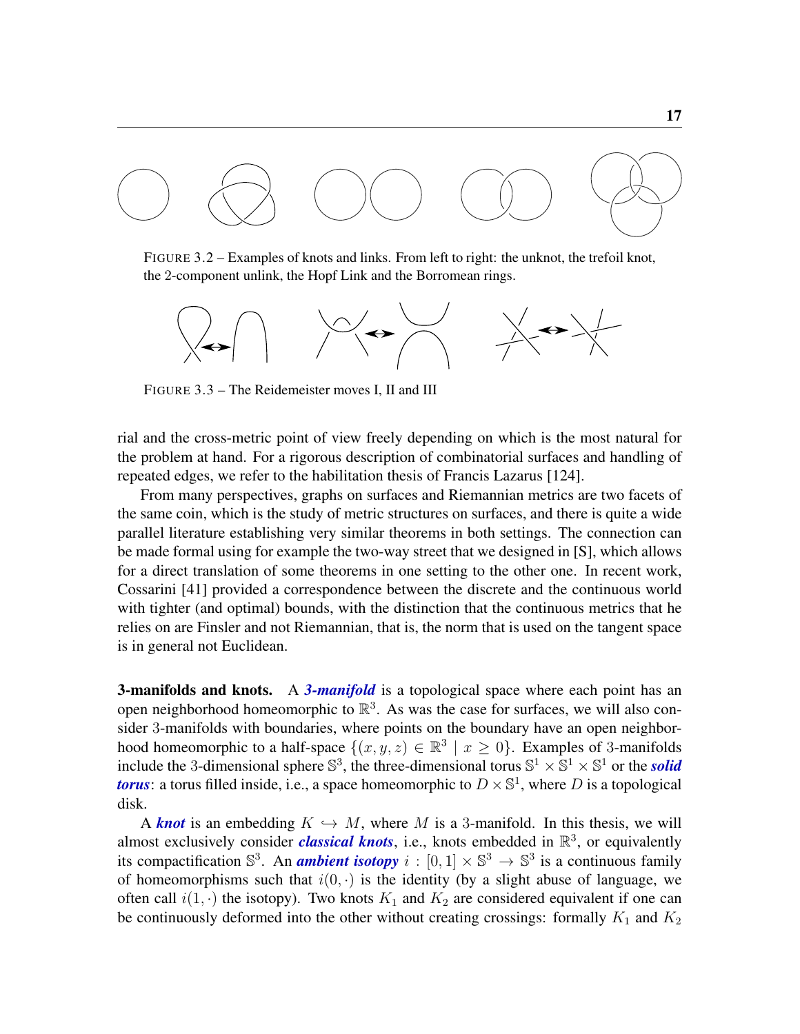FIGURE 3.2 – Examples of knots and links. From left to right: the unknot, the trefoil knot, the 2-component unlink, the Hopf Link and the Borromean rings.

FIGURE 3.3 – The Reidemeister moves I, II and III

rial and the cross-metric point of view freely depending on which is the most natural for the problem at hand. For a rigorous description of combinatorial surfaces and handling of repeated edges, we refer to the habilitation thesis of Francis Lazarus [124].

From many perspectives, graphs on surfaces and Riemannian metrics are two facets of the same coin, which is the study of metric structures on surfaces, and there is quite a wide parallel literature establishing very similar theorems in both settings. The connection can be made formal using for example the two-way street that we designed in [S], which allows for a direct translation of some theorems in one setting to the other one. In recent work, Cossarini [41] provided a correspondence between the discrete and the continuous world with tighter (and optimal) bounds, with the distinction that the continuous metrics that he relies on are Finsler and not Riemannian, that is, the norm that is used on the tangent space is in general not Euclidean.

**3-manifolds and knots.** A ***3-manifold*** is a topological space where each point has an open neighborhood homeomorphic to $\mathbb{R}^3$. As was the case for surfaces, we will also consider 3-manifolds with boundaries, where points on the boundary have an open neighborhood homeomorphic to a half-space $\{(x, y, z) \in \mathbb{R}^3 \mid x \geq 0\}$. Examples of 3-manifolds include the 3-dimensional sphere $\mathbb{S}^3$, the three-dimensional torus $\mathbb{S}^1 \times \mathbb{S}^1 \times \mathbb{S}^1$ or the ***solid torus***: a torus filled inside, i.e., a space homeomorphic to $D \times \mathbb{S}^1$, where $D$ is a topological disk.

A ***knot*** is an embedding $K \hookrightarrow M$, where $M$ is a 3-manifold. In this thesis, we will almost exclusively consider ***classical knots***, i.e., knots embedded in $\mathbb{R}^3$, or equivalently its compactification $\mathbb{S}^3$. An ***ambient isotopy*** $i : [0, 1] \times \mathbb{S}^3 \to \mathbb{S}^3$ is a continuous family of homeomorphisms such that $i(0, \cdot)$ is the identity (by a slight abuse of language, we often call $i(1, \cdot)$ the isotopy). Two knots $K_1$ and $K_2$ are considered equivalent if one can be continuously deformed into the other without creating crossings: formally $K_1$ and $K_2$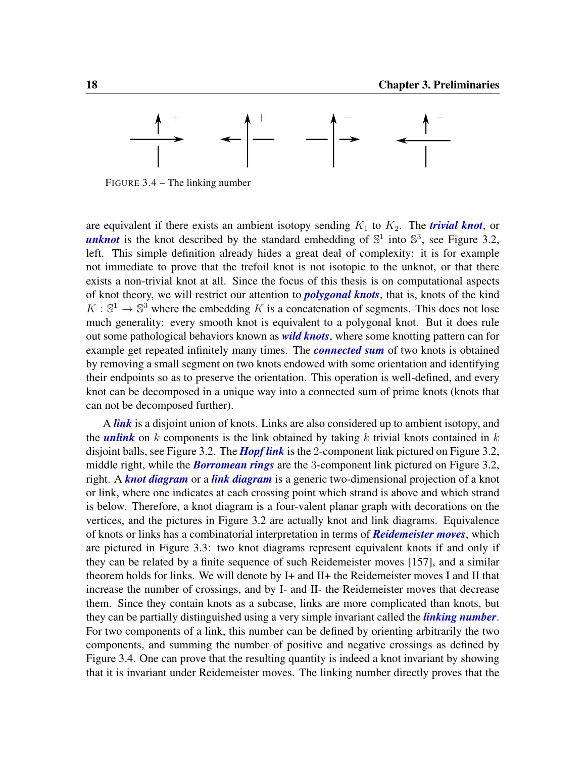FIGURE 3.4 – The linking number

are equivalent if there exists an ambient isotopy sending $K_1$ to $K_2$. The ***trivial knot***, or ***unknot*** is the knot described by the standard embedding of $\mathbb{S}^1$ into $\mathbb{S}^3$, see Figure 3.2, left. This simple definition already hides a great deal of complexity: it is for example not immediate to prove that the trefoil knot is not isotopic to the unknot, or that there exists a non-trivial knot at all. Since the focus of this thesis is on computational aspects of knot theory, we will restrict our attention to ***polygonal knots***, that is, knots of the kind $K : \mathbb{S}^1 \to \mathbb{S}^3$ where the embedding $K$ is a concatenation of segments. This does not lose much generality: every smooth knot is equivalent to a polygonal knot. But it does rule out some pathological behaviors known as ***wild knots***, where some knotting pattern can for example get repeated infinitely many times. The ***connected sum*** of two knots is obtained by removing a small segment on two knots endowed with some orientation and identifying their endpoints so as to preserve the orientation. This operation is well-defined, and every knot can be decomposed in a unique way into a connected sum of prime knots (knots that can not be decomposed further).

A ***link*** is a disjoint union of knots. Links are also considered up to ambient isotopy, and the ***unlink*** on $k$ components is the link obtained by taking $k$ trivial knots contained in $k$ disjoint balls, see Figure 3.2. The ***Hopf link*** is the 2-component link pictured on Figure 3.2, middle right, while the ***Borromean rings*** are the 3-component link pictured on Figure 3.2, right. A ***knot diagram*** or a ***link diagram*** is a generic two-dimensional projection of a knot or link, where one indicates at each crossing point which strand is above and which strand is below. Therefore, a knot diagram is a four-valent planar graph with decorations on the vertices, and the pictures in Figure 3.2 are actually knot and link diagrams. Equivalence of knots or links has a combinatorial interpretation in terms of ***Reidemeister moves***, which are pictured in Figure 3.3: two knot diagrams represent equivalent knots if and only if they can be related by a finite sequence of such Reidemeister moves [157], and a similar theorem holds for links. We will denote by I+ and II+ the Reidemeister moves I and II that increase the number of crossings, and by I- and II- the Reidemeister moves that decrease them. Since they contain knots as a subcase, links are more complicated than knots, but they can be partially distinguished using a very simple invariant called the ***linking number***. For two components of a link, this number can be defined by orienting arbitrarily the two components, and summing the number of positive and negative crossings as defined by Figure 3.4. One can prove that the resulting quantity is indeed a knot invariant by showing that it is invariant under Reidemeister moves. The linking number directly proves that the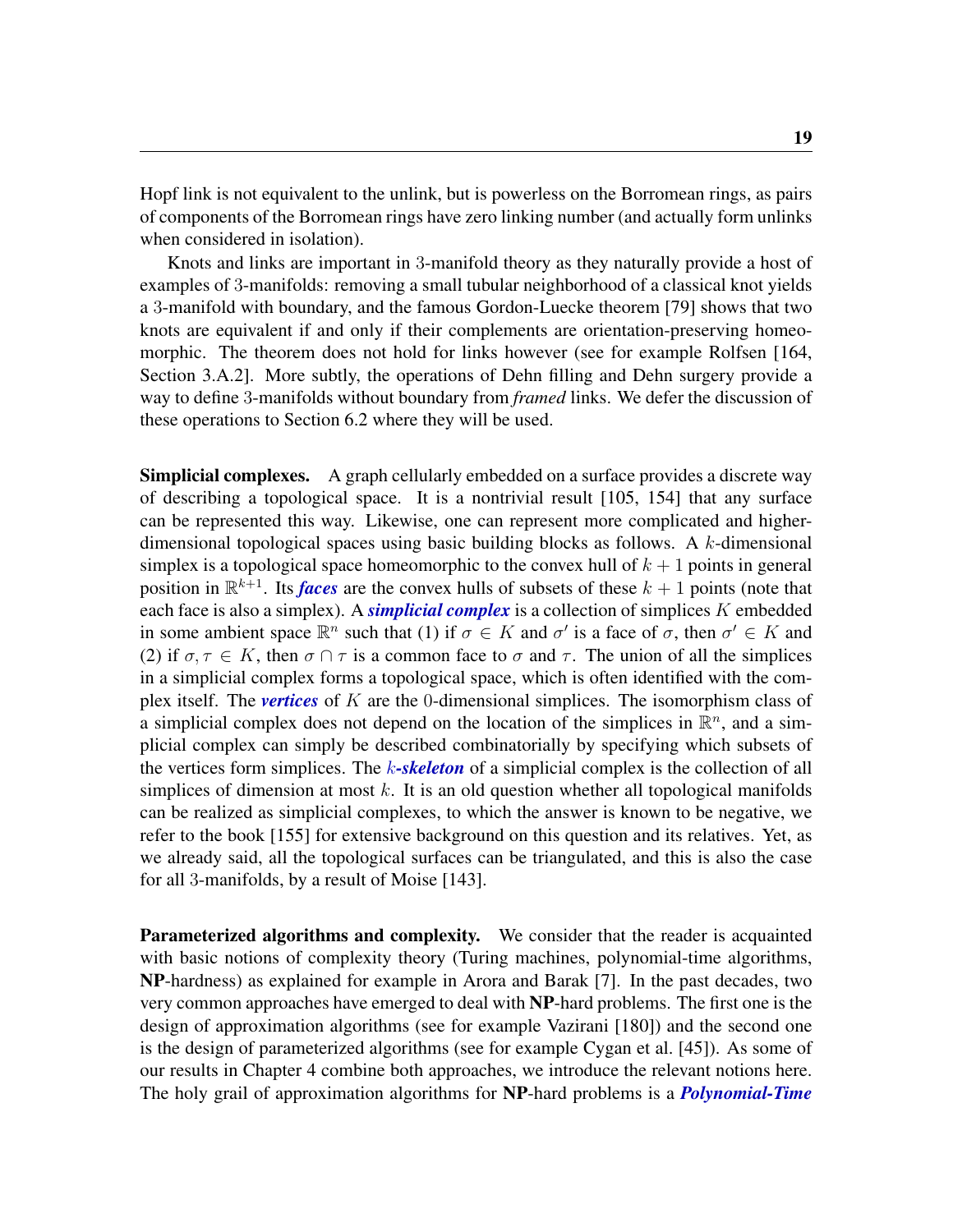Hopf link is not equivalent to the unlink, but is powerless on the Borromean rings, as pairs of components of the Borromean rings have zero linking number (and actually form unlinks when considered in isolation).

Knots and links are important in 3-manifold theory as they naturally provide a host of examples of 3-manifolds: removing a small tubular neighborhood of a classical knot yields a 3-manifold with boundary, and the famous Gordon-Luecke theorem [79] shows that two knots are equivalent if and only if their complements are orientation-preserving homeomorphic. The theorem does not hold for links however (see for example Rolfsen [164, Section 3.A.2]. More subtly, the operations of Dehn filling and Dehn surgery provide a way to define 3-manifolds without boundary from *framed* links. We defer the discussion of these operations to Section 6.2 where they will be used.

**Simplicial complexes.** A graph cellularly embedded on a surface provides a discrete way of describing a topological space. It is a nontrivial result [105, 154] that any surface can be represented this way. Likewise, one can represent more complicated and higher-dimensional topological spaces using basic building blocks as follows. A $k$-dimensional simplex is a topological space homeomorphic to the convex hull of $k+1$ points in general position in $\mathbb{R}^{k+1}$. Its ***faces*** are the convex hulls of subsets of these $k+1$ points (note that each face is also a simplex). A ***simplicial complex*** is a collection of simplices $K$ embedded in some ambient space $\mathbb{R}^n$ such that (1) if $\sigma \in K$ and $\sigma'$ is a face of $\sigma$, then $\sigma' \in K$ and (2) if $\sigma, \tau \in K$, then $\sigma \cap \tau$ is a common face to $\sigma$ and $\tau$. The union of all the simplices in a simplicial complex forms a topological space, which is often identified with the complex itself. The ***vertices*** of $K$ are the 0-dimensional simplices. The isomorphism class of a simplicial complex does not depend on the location of the simplices in $\mathbb{R}^n$, and a simplicial complex can simply be described combinatorially by specifying which subsets of the vertices form simplices. The ***$k$-skeleton*** of a simplicial complex is the collection of all simplices of dimension at most $k$. It is an old question whether all topological manifolds can be realized as simplicial complexes, to which the answer is known to be negative, we refer to the book [155] for extensive background on this question and its relatives. Yet, as we already said, all the topological surfaces can be triangulated, and this is also the case for all 3-manifolds, by a result of Moise [143].

**Parameterized algorithms and complexity.** We consider that the reader is acquainted with basic notions of complexity theory (Turing machines, polynomial-time algorithms, **NP**-hardness) as explained for example in Arora and Barak [7]. In the past decades, two very common approaches have emerged to deal with **NP**-hard problems. The first one is the design of approximation algorithms (see for example Vazirani [180]) and the second one is the design of parameterized algorithms (see for example Cygan et al. [45]). As some of our results in Chapter 4 combine both approaches, we introduce the relevant notions here. The holy grail of approximation algorithms for **NP**-hard problems is a ***Polynomial-Time***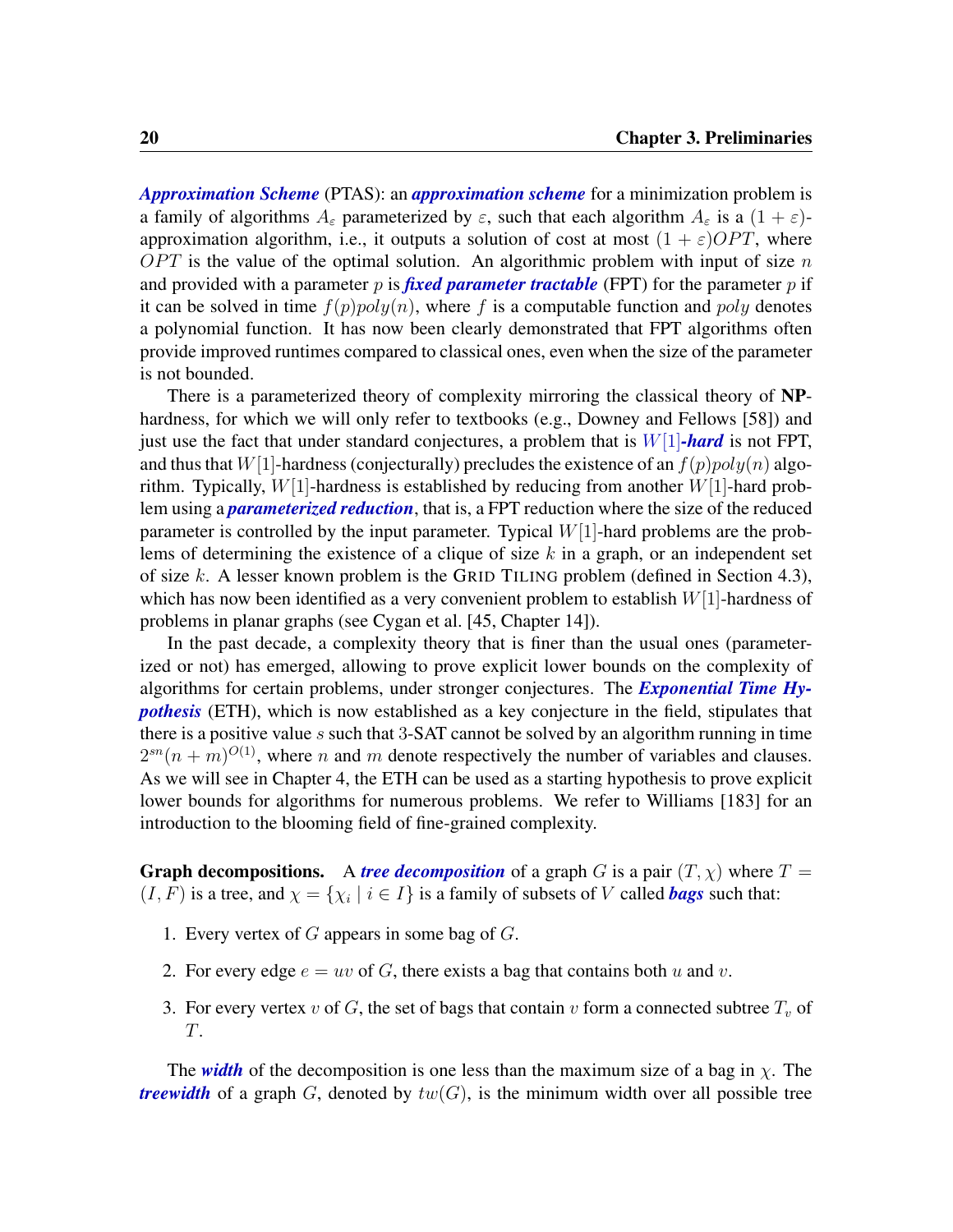***Approximation Scheme*** (PTAS): an ***approximation scheme*** for a minimization problem is a family of algorithms $A_\varepsilon$ parameterized by $\varepsilon$, such that each algorithm $A_\varepsilon$ is a $(1+\varepsilon)$-approximation algorithm, i.e., it outputs a solution of cost at most $(1+\varepsilon)OPT$, where $OPT$ is the value of the optimal solution. An algorithmic problem with input of size $n$ and provided with a parameter $p$ is ***fixed parameter tractable*** (FPT) for the parameter $p$ if it can be solved in time $f(p)poly(n)$, where $f$ is a computable function and $poly$ denotes a polynomial function. It has now been clearly demonstrated that FPT algorithms often provide improved runtimes compared to classical ones, even when the size of the parameter is not bounded.

There is a parameterized theory of complexity mirroring the classical theory of **NP**-hardness, for which we will only refer to textbooks (e.g., Downey and Fellows [58]) and just use the fact that under standard conjectures, a problem that is $W[1]$***-hard*** is not FPT, and thus that $W[1]$-hardness (conjecturally) precludes the existence of an $f(p)poly(n)$ algorithm. Typically, $W[1]$-hardness is established by reducing from another $W[1]$-hard problem using a ***parameterized reduction***, that is, a FPT reduction where the size of the reduced parameter is controlled by the input parameter. Typical $W[1]$-hard problems are the problems of determining the existence of a clique of size $k$ in a graph, or an independent set of size $k$. A lesser known problem is the GRID TILING problem (defined in Section 4.3), which has now been identified as a very convenient problem to establish $W[1]$-hardness of problems in planar graphs (see Cygan et al. [45, Chapter 14]).

In the past decade, a complexity theory that is finer than the usual ones (parameterized or not) has emerged, allowing to prove explicit lower bounds on the complexity of algorithms for certain problems, under stronger conjectures. The ***Exponential Time Hypothesis*** (ETH), which is now established as a key conjecture in the field, stipulates that there is a positive value $s$ such that 3-SAT cannot be solved by an algorithm running in time $2^{sn}(n+m)^{O(1)}$, where $n$ and $m$ denote respectively the number of variables and clauses. As we will see in Chapter 4, the ETH can be used as a starting hypothesis to prove explicit lower bounds for algorithms for numerous problems. We refer to Williams [183] for an introduction to the blooming field of fine-grained complexity.

**Graph decompositions.** A ***tree decomposition*** of a graph $G$ is a pair $(T, \chi)$ where $T = (I, F)$ is a tree, and $\chi = \{\chi_i \mid i \in I\}$ is a family of subsets of $V$ called ***bags*** such that:

1. Every vertex of $G$ appears in some bag of $G$.
2. For every edge $e = uv$ of $G$, there exists a bag that contains both $u$ and $v$.
3. For every vertex $v$ of $G$, the set of bags that contain $v$ form a connected subtree $T_v$ of $T$.

The ***width*** of the decomposition is one less than the maximum size of a bag in $\chi$. The ***treewidth*** of a graph $G$, denoted by $tw(G)$, is the minimum width over all possible tree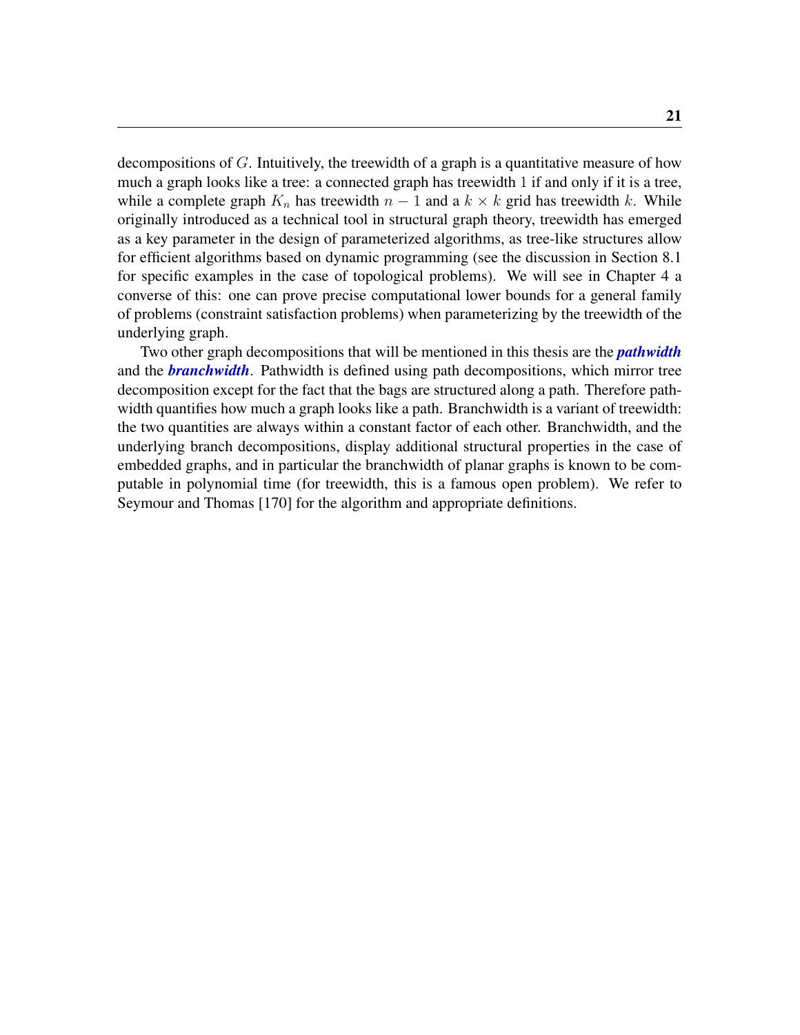decompositions of $G$. Intuitively, the treewidth of a graph is a quantitative measure of how much a graph looks like a tree: a connected graph has treewidth $1$ if and only if it is a tree, while a complete graph $K_n$ has treewidth $n-1$ and a $k \times k$ grid has treewidth $k$. While originally introduced as a technical tool in structural graph theory, treewidth has emerged as a key parameter in the design of parameterized algorithms, as tree-like structures allow for efficient algorithms based on dynamic programming (see the discussion in Section 8.1 for specific examples in the case of topological problems). We will see in Chapter 4 a converse of this: one can prove precise computational lower bounds for a general family of problems (constraint satisfaction problems) when parameterizing by the treewidth of the underlying graph.

Two other graph decompositions that will be mentioned in this thesis are the ***pathwidth*** and the ***branchwidth***. Pathwidth is defined using path decompositions, which mirror tree decomposition except for the fact that the bags are structured along a path. Therefore pathwidth quantifies how much a graph looks like a path. Branchwidth is a variant of treewidth: the two quantities are always within a constant factor of each other. Branchwidth, and the underlying branch decompositions, display additional structural properties in the case of embedded graphs, and in particular the branchwidth of planar graphs is known to be computable in polynomial time (for treewidth, this is a famous open problem). We refer to Seymour and Thomas [170] for the algorithm and appropriate definitions.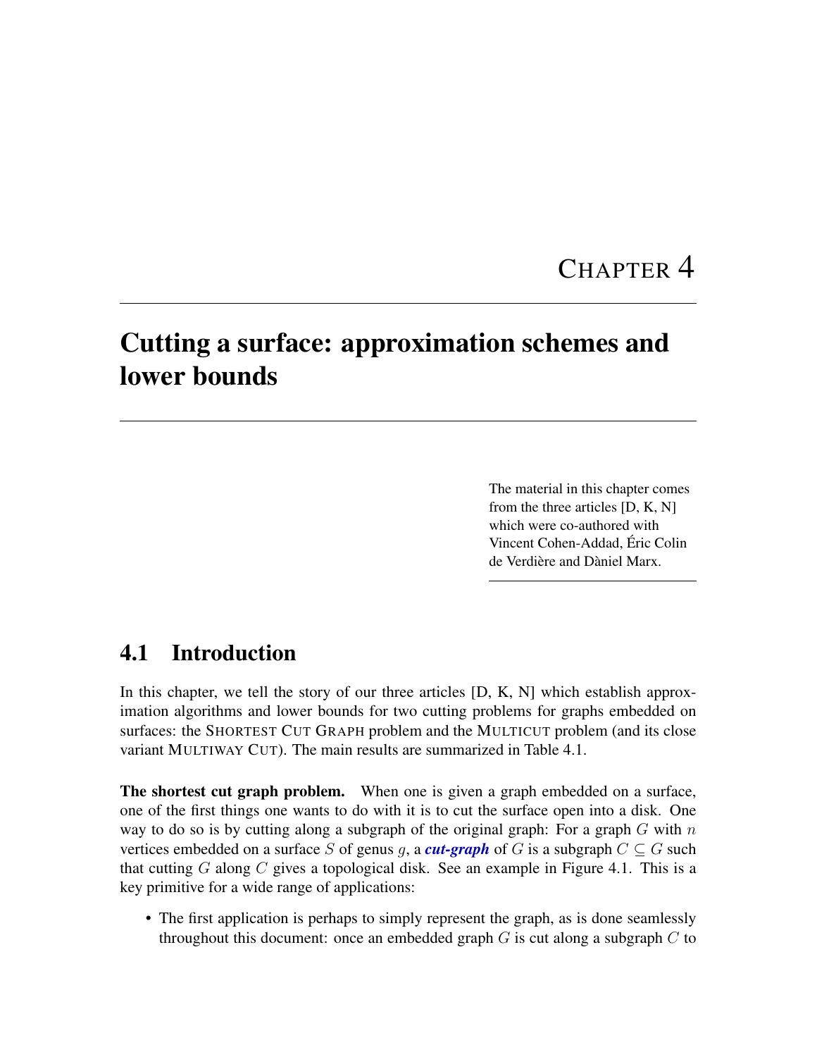# CHAPTER 4

# Cutting a surface: approximation schemes and lower bounds

The material in this chapter comes from the three articles [D, K, N] which were co-authored with Vincent Cohen-Addad, Éric Colin de Verdière and Dàniel Marx.

## 4.1 Introduction

In this chapter, we tell the story of our three articles [D, K, N] which establish approximation algorithms and lower bounds for two cutting problems for graphs embedded on surfaces: the SHORTEST CUT GRAPH problem and the MULTICUT problem (and its close variant MULTIWAY CUT). The main results are summarized in Table 4.1.

**The shortest cut graph problem.** When one is given a graph embedded on a surface, one of the first things one wants to do with it is to cut the surface open into a disk. One way to do so is by cutting along a subgraph of the original graph: For a graph $G$ with $n$ vertices embedded on a surface $S$ of genus $g$, a ***cut-graph*** of $G$ is a subgraph $C \subseteq G$ such that cutting $G$ along $C$ gives a topological disk. See an example in Figure 4.1. This is a key primitive for a wide range of applications:

- The first application is perhaps to simply represent the graph, as is done seamlessly throughout this document: once an embedded graph $G$ is cut along a subgraph $C$ to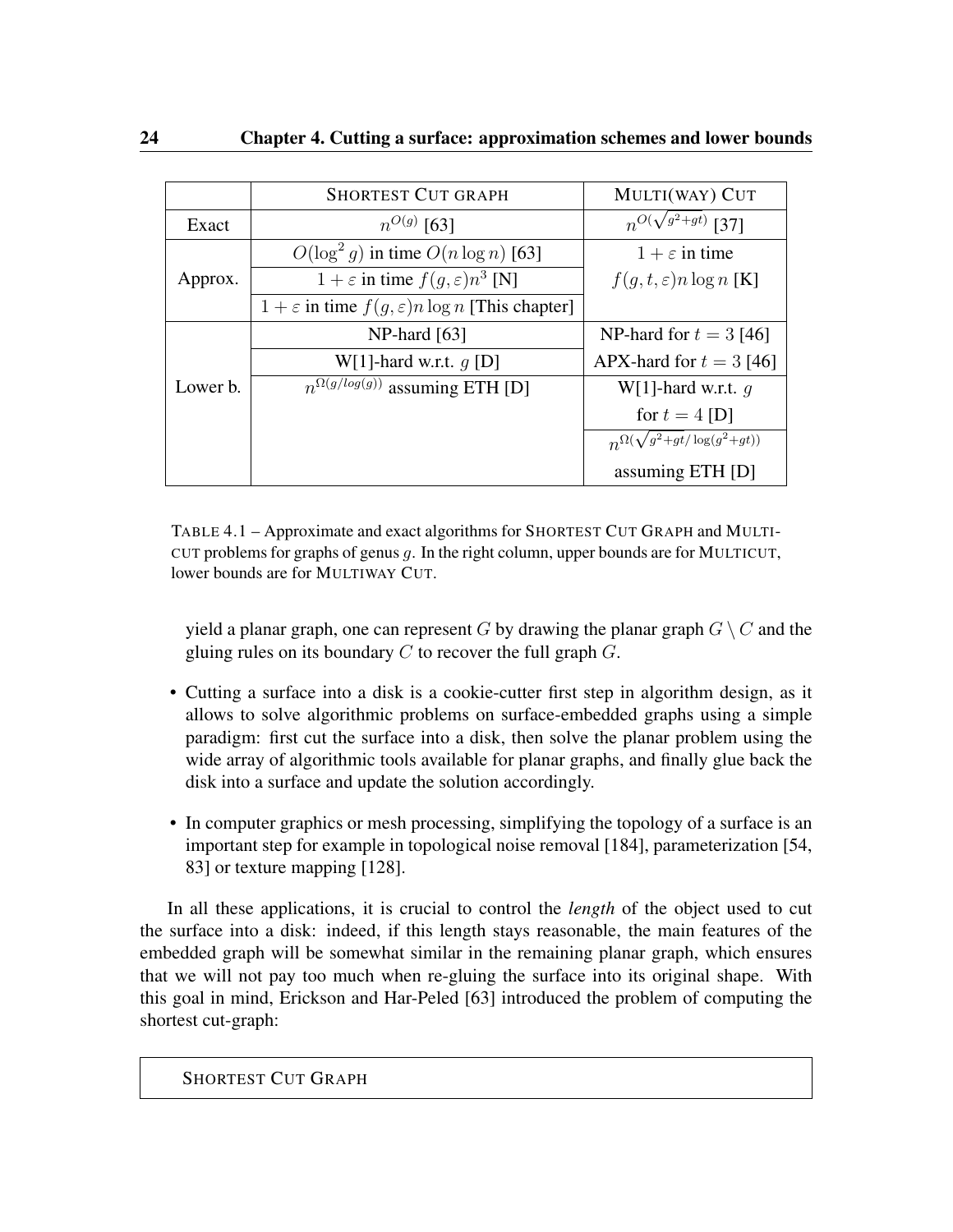| | SHORTEST CUT GRAPH | MULTI(WAY) CUT |
|---|---|---|
| Exact | $n^{O(g)}$ [63] | $n^{O(\sqrt{g^2+gt})}$ [37] |
| Approx. | $O(\log^2 g)$ in time $O(n \log n)$ [63] | $1+\varepsilon$ in time $f(g,t,\varepsilon) n \log n$ [K] |
| | $1+\varepsilon$ in time $f(g,\varepsilon)n^3$ [N] | |
| | $1+\varepsilon$ in time $f(g,\varepsilon)n \log n$ [This chapter] | |
| Lower b. | NP-hard [63] | NP-hard for $t=3$ [46] |
| | W[1]-hard w.r.t. $g$ [D] | APX-hard for $t=3$ [46] |
| | $n^{\Omega(g/log(g))}$ assuming ETH [D] | W[1]-hard w.r.t. $g$ for $t=4$ [D] |
| | | $n^{\Omega(\sqrt{g^2+gt}/\log(g^2+gt))}$ assuming ETH [D] |

TABLE 4.1 – Approximate and exact algorithms for SHORTEST CUT GRAPH and MULTICUT problems for graphs of genus $g$. In the right column, upper bounds are for MULTICUT, lower bounds are for MULTIWAY CUT.

yield a planar graph, one can represent $G$ by drawing the planar graph $G \setminus C$ and the gluing rules on its boundary $C$ to recover the full graph $G$.

- Cutting a surface into a disk is a cookie-cutter first step in algorithm design, as it allows to solve algorithmic problems on surface-embedded graphs using a simple paradigm: first cut the surface into a disk, then solve the planar problem using the wide array of algorithmic tools available for planar graphs, and finally glue back the disk into a surface and update the solution accordingly.

- In computer graphics or mesh processing, simplifying the topology of a surface is an important step for example in topological noise removal [184], parameterization [54, 83] or texture mapping [128].

In all these applications, it is crucial to control the *length* of the object used to cut the surface into a disk: indeed, if this length stays reasonable, the main features of the embedded graph will be somewhat similar in the remaining planar graph, which ensures that we will not pay too much when re-gluing the surface into its original shape. With this goal in mind, Erickson and Har-Peled [63] introduced the problem of computing the shortest cut-graph:

SHORTEST CUT GRAPH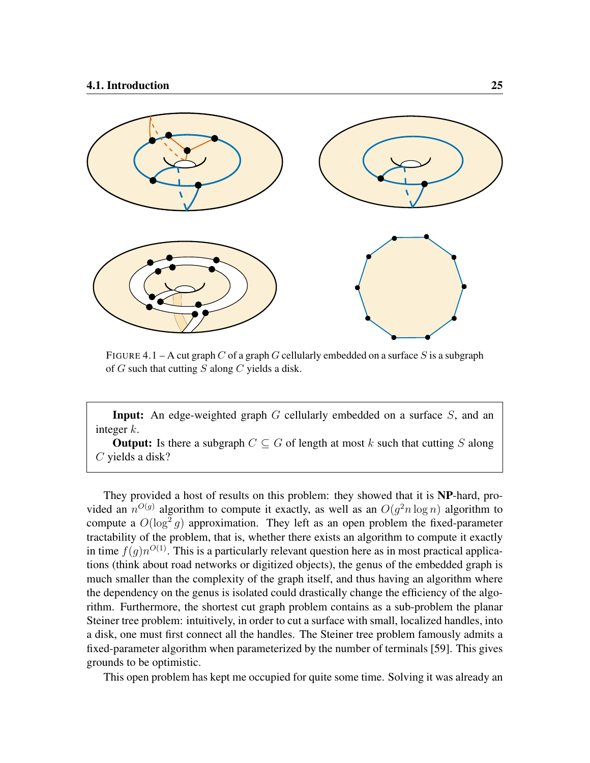FIGURE 4.1 – A cut graph $C$ of a graph $G$ cellularly embedded on a surface $S$ is a subgraph of $G$ such that cutting $S$ along $C$ yields a disk.

> **Input:** An edge-weighted graph $G$ cellularly embedded on a surface $S$, and an integer $k$.
>
> **Output:** Is there a subgraph $C \subseteq G$ of length at most $k$ such that cutting $S$ along $C$ yields a disk?

They provided a host of results on this problem: they showed that it is **NP**-hard, provided an $n^{O(g)}$ algorithm to compute it exactly, as well as an $O(g^2 n \log n)$ algorithm to compute a $O(\log^2 g)$ approximation. They left as an open problem the fixed-parameter tractability of the problem, that is, whether there exists an algorithm to compute it exactly in time $f(g)n^{O(1)}$. This is a particularly relevant question here as in most practical applications (think about road networks or digitized objects), the genus of the embedded graph is much smaller than the complexity of the graph itself, and thus having an algorithm where the dependency on the genus is isolated could drastically change the efficiency of the algorithm. Furthermore, the shortest cut graph problem contains as a sub-problem the planar Steiner tree problem: intuitively, in order to cut a surface with small, localized handles, into a disk, one must first connect all the handles. The Steiner tree problem famously admits a fixed-parameter algorithm when parameterized by the number of terminals [59]. This gives grounds to be optimistic.

This open problem has kept me occupied for quite some time. Solving it was already an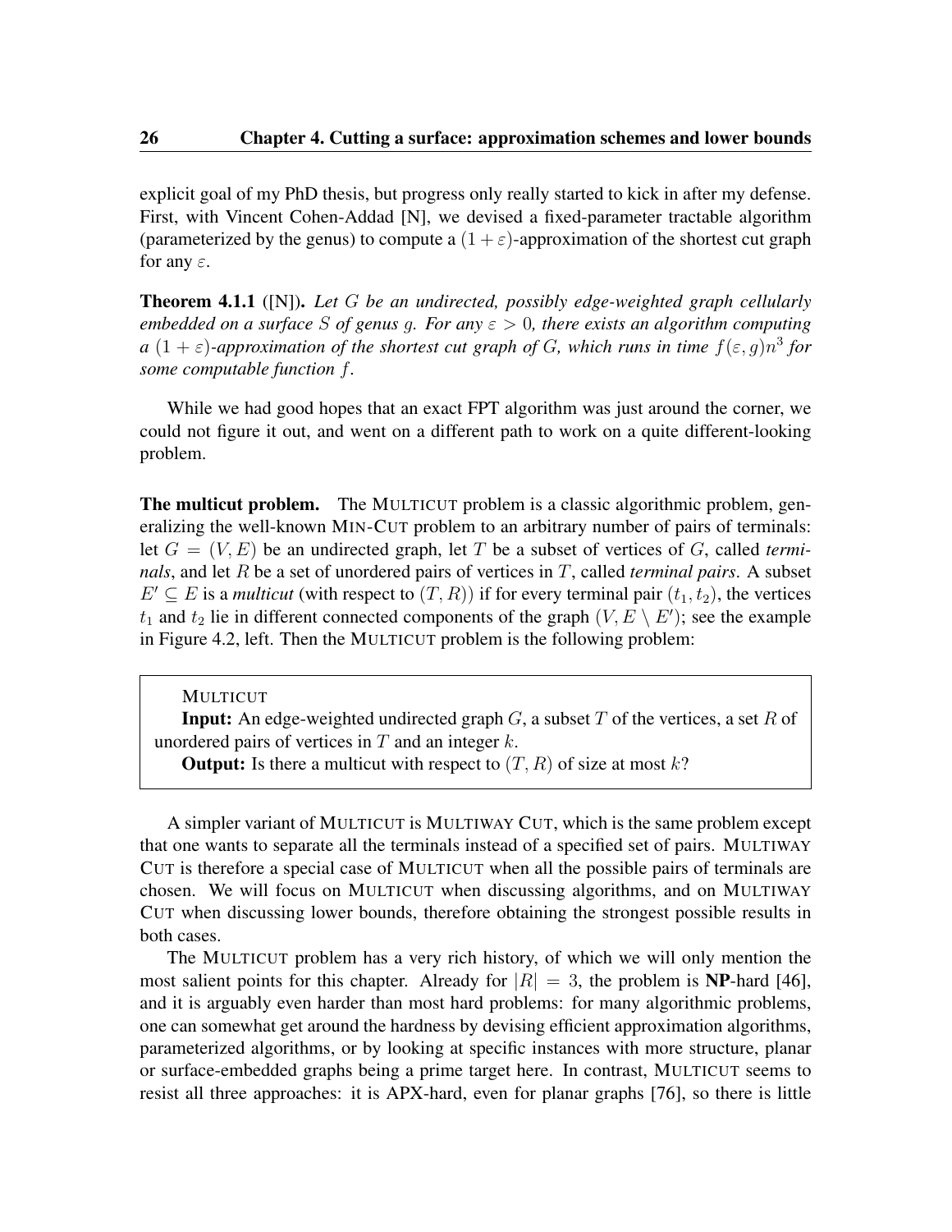explicit goal of my PhD thesis, but progress only really started to kick in after my defense. First, with Vincent Cohen-Addad [N], we devised a fixed-parameter tractable algorithm (parameterized by the genus) to compute a $(1+\varepsilon)$-approximation of the shortest cut graph for any $\varepsilon$.

**Theorem 4.1.1** ([N]). *Let $G$ be an undirected, possibly edge-weighted graph cellularly embedded on a surface $S$ of genus $g$. For any $\varepsilon > 0$, there exists an algorithm computing a $(1+\varepsilon)$-approximation of the shortest cut graph of $G$, which runs in time $f(\varepsilon, g)n^3$ for some computable function $f$.*

While we had good hopes that an exact FPT algorithm was just around the corner, we could not figure it out, and went on a different path to work on a quite different-looking problem.

**The multicut problem.** The MULTICUT problem is a classic algorithmic problem, generalizing the well-known MIN-CUT problem to an arbitrary number of pairs of terminals: let $G = (V, E)$ be an undirected graph, let $T$ be a subset of vertices of $G$, called *terminals*, and let $R$ be a set of unordered pairs of vertices in $T$, called *terminal pairs*. A subset $E' \subseteq E$ is a *multicut* (with respect to $(T, R)$) if for every terminal pair $(t_1, t_2)$, the vertices $t_1$ and $t_2$ lie in different connected components of the graph $(V, E \setminus E')$; see the example in Figure 4.2, left. Then the MULTICUT problem is the following problem:

> MULTICUT
> **Input:** An edge-weighted undirected graph $G$, a subset $T$ of the vertices, a set $R$ of unordered pairs of vertices in $T$ and an integer $k$.
> **Output:** Is there a multicut with respect to $(T, R)$ of size at most $k$?

A simpler variant of MULTICUT is MULTIWAY CUT, which is the same problem except that one wants to separate all the terminals instead of a specified set of pairs. MULTIWAY CUT is therefore a special case of MULTICUT when all the possible pairs of terminals are chosen. We will focus on MULTICUT when discussing algorithms, and on MULTIWAY CUT when discussing lower bounds, therefore obtaining the strongest possible results in both cases.

The MULTICUT problem has a very rich history, of which we will only mention the most salient points for this chapter. Already for $|R| = 3$, the problem is **NP**-hard [46], and it is arguably even harder than most hard problems: for many algorithmic problems, one can somewhat get around the hardness by devising efficient approximation algorithms, parameterized algorithms, or by looking at specific instances with more structure, planar or surface-embedded graphs being a prime target here. In contrast, MULTICUT seems to resist all three approaches: it is APX-hard, even for planar graphs [76], so there is little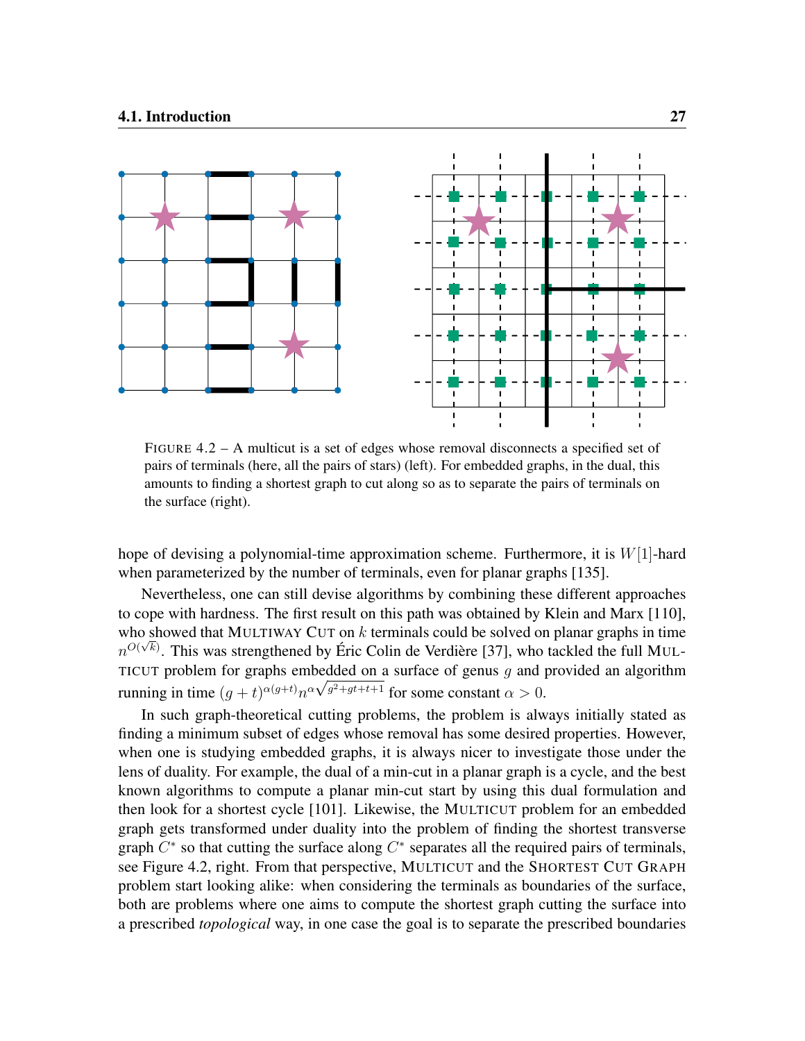FIGURE 4.2 – A multicut is a set of edges whose removal disconnects a specified set of pairs of terminals (here, all the pairs of stars) (left). For embedded graphs, in the dual, this amounts to finding a shortest graph to cut along so as to separate the pairs of terminals on the surface (right).

hope of devising a polynomial-time approximation scheme. Furthermore, it is $W[1]$-hard when parameterized by the number of terminals, even for planar graphs [135].

Nevertheless, one can still devise algorithms by combining these different approaches to cope with hardness. The first result on this path was obtained by Klein and Marx [110], who showed that MULTIWAY CUT on $k$ terminals could be solved on planar graphs in time $n^{O(\sqrt{k})}$. This was strengthened by Éric Colin de Verdière [37], who tackled the full MULTICUT problem for graphs embedded on a surface of genus $g$ and provided an algorithm running in time $(g+t)^{\alpha(g+t)} n^{\alpha\sqrt{g^2+gt+t+1}}$ for some constant $\alpha > 0$.

In such graph-theoretical cutting problems, the problem is always initially stated as finding a minimum subset of edges whose removal has some desired properties. However, when one is studying embedded graphs, it is always nicer to investigate those under the lens of duality. For example, the dual of a min-cut in a planar graph is a cycle, and the best known algorithms to compute a planar min-cut start by using this dual formulation and then look for a shortest cycle [101]. Likewise, the MULTICUT problem for an embedded graph gets transformed under duality into the problem of finding the shortest transverse graph $C^*$ so that cutting the surface along $C^*$ separates all the required pairs of terminals, see Figure 4.2, right. From that perspective, MULTICUT and the SHORTEST CUT GRAPH problem start looking alike: when considering the terminals as boundaries of the surface, both are problems where one aims to compute the shortest graph cutting the surface into a prescribed *topological* way, in one case the goal is to separate the prescribed boundaries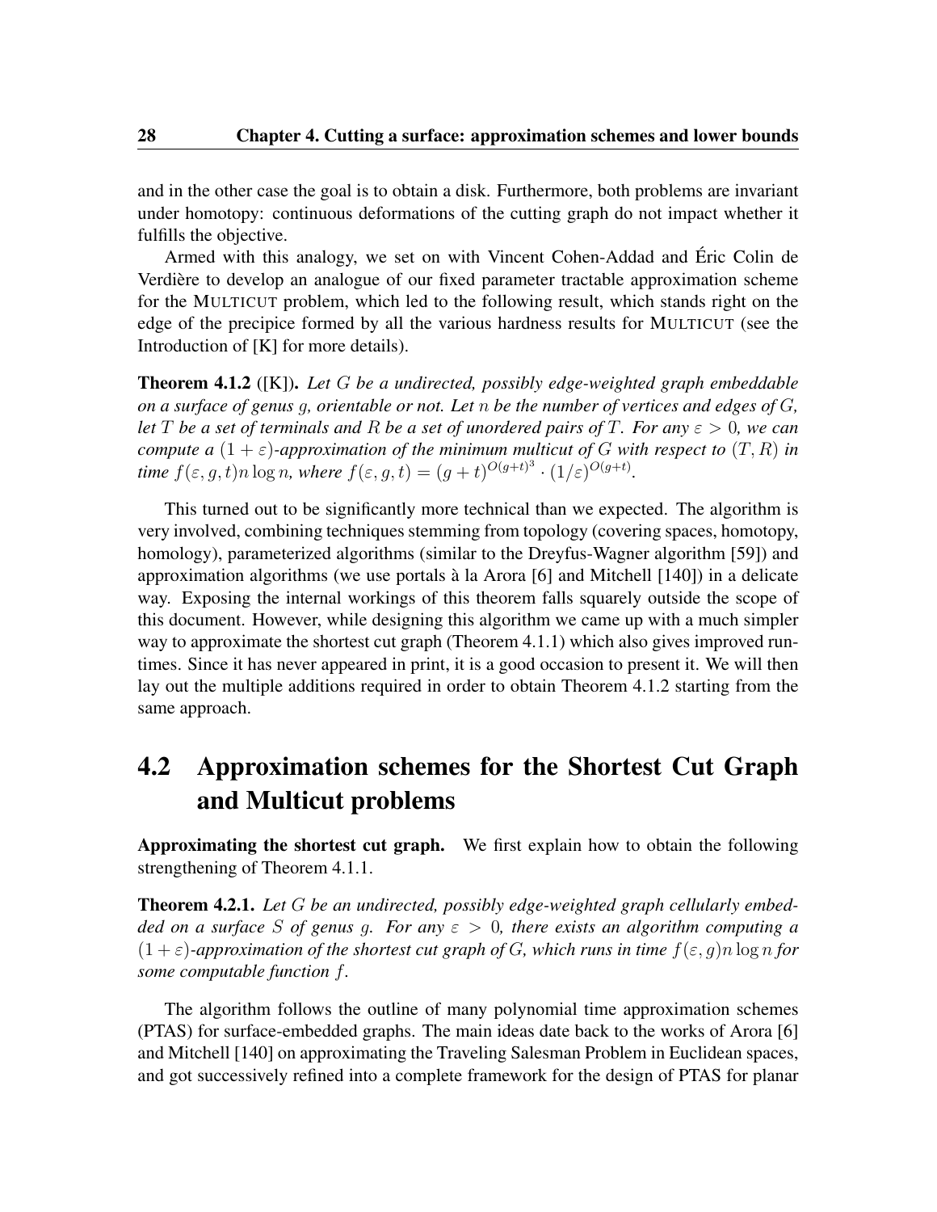and in the other case the goal is to obtain a disk. Furthermore, both problems are invariant under homotopy: continuous deformations of the cutting graph do not impact whether it fulfills the objective.

Armed with this analogy, we set on with Vincent Cohen-Addad and Éric Colin de Verdière to develop an analogue of our fixed parameter tractable approximation scheme for the MULTICUT problem, which led to the following result, which stands right on the edge of the precipice formed by all the various hardness results for MULTICUT (see the Introduction of [K] for more details).

**Theorem 4.1.2** ([K]). *Let $G$ be a undirected, possibly edge-weighted graph embeddable on a surface of genus $g$, orientable or not. Let $n$ be the number of vertices and edges of $G$, let $T$ be a set of terminals and $R$ be a set of unordered pairs of $T$. For any $\varepsilon > 0$, we can compute a $(1+\varepsilon)$-approximation of the minimum multicut of $G$ with respect to $(T, R)$ in time $f(\varepsilon, g, t)n \log n$, where $f(\varepsilon, g, t) = (g+t)^{O(g+t)^3} \cdot (1/\varepsilon)^{O(g+t)}$.*

This turned out to be significantly more technical than we expected. The algorithm is very involved, combining techniques stemming from topology (covering spaces, homotopy, homology), parameterized algorithms (similar to the Dreyfus-Wagner algorithm [59]) and approximation algorithms (we use portals à la Arora [6] and Mitchell [140]) in a delicate way. Exposing the internal workings of this theorem falls squarely outside the scope of this document. However, while designing this algorithm we came up with a much simpler way to approximate the shortest cut graph (Theorem 4.1.1) which also gives improved runtimes. Since it has never appeared in print, it is a good occasion to present it. We will then lay out the multiple additions required in order to obtain Theorem 4.1.2 starting from the same approach.

## 4.2 Approximation schemes for the Shortest Cut Graph and Multicut problems

**Approximating the shortest cut graph.** We first explain how to obtain the following strengthening of Theorem 4.1.1.

**Theorem 4.2.1.** *Let $G$ be an undirected, possibly edge-weighted graph cellularly embedded on a surface $S$ of genus $g$. For any $\varepsilon > 0$, there exists an algorithm computing a $(1+\varepsilon)$-approximation of the shortest cut graph of $G$, which runs in time $f(\varepsilon, g)n \log n$ for some computable function $f$.*

The algorithm follows the outline of many polynomial time approximation schemes (PTAS) for surface-embedded graphs. The main ideas date back to the works of Arora [6] and Mitchell [140] on approximating the Traveling Salesman Problem in Euclidean spaces, and got successively refined into a complete framework for the design of PTAS for planar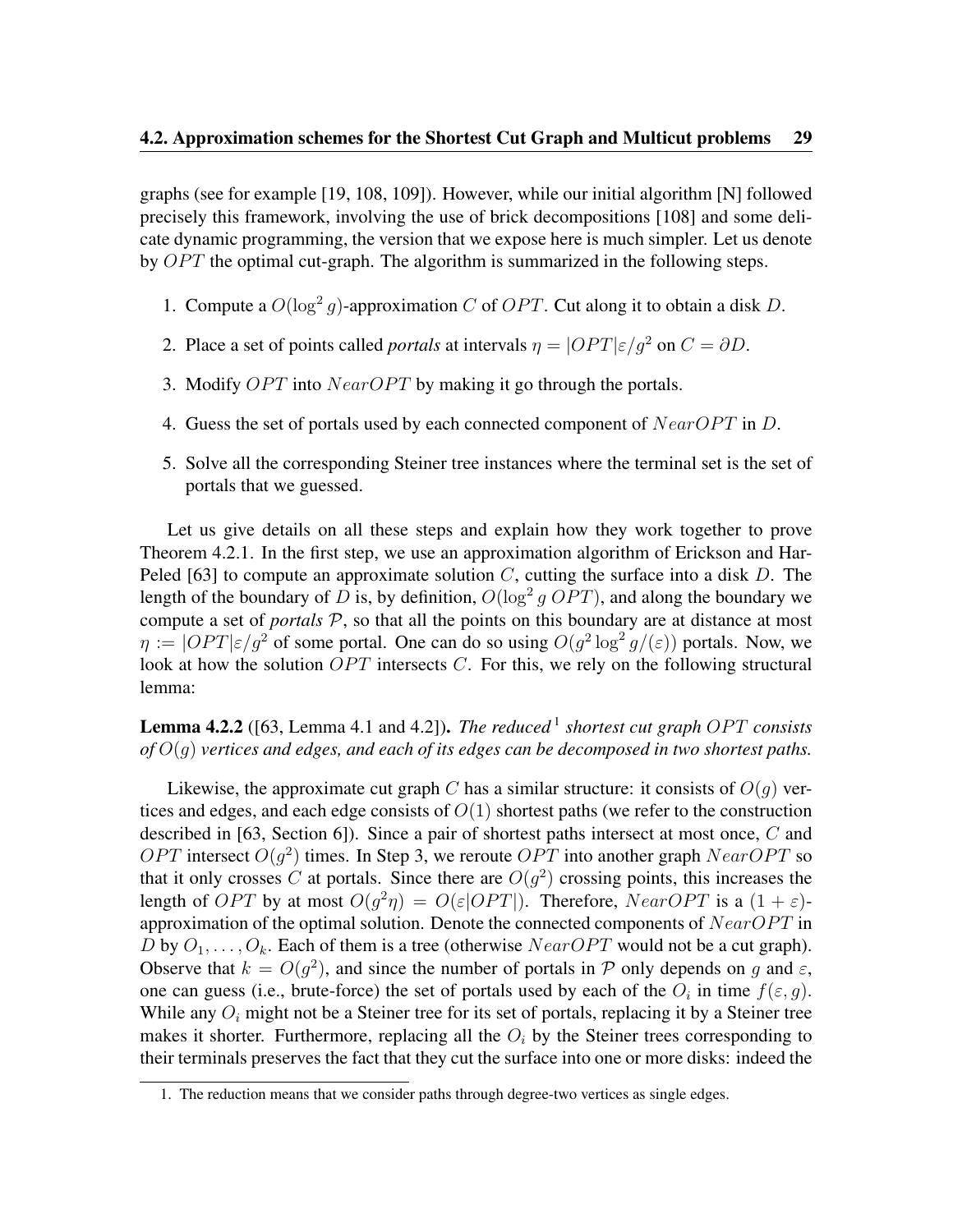graphs (see for example [19, 108, 109]). However, while our initial algorithm [N] followed precisely this framework, involving the use of brick decompositions [108] and some delicate dynamic programming, the version that we expose here is much simpler. Let us denote by $OPT$ the optimal cut-graph. The algorithm is summarized in the following steps.

1. Compute a $O(\log^2 g)$-approximation $C$ of $OPT$. Cut along it to obtain a disk $D$.
2. Place a set of points called *portals* at intervals $\eta = |OPT|\varepsilon/g^2$ on $C = \partial D$.
3. Modify $OPT$ into $NearOPT$ by making it go through the portals.
4. Guess the set of portals used by each connected component of $NearOPT$ in $D$.
5. Solve all the corresponding Steiner tree instances where the terminal set is the set of portals that we guessed.

Let us give details on all these steps and explain how they work together to prove Theorem 4.2.1. In the first step, we use an approximation algorithm of Erickson and Har-Peled [63] to compute an approximate solution $C$, cutting the surface into a disk $D$. The length of the boundary of $D$ is, by definition, $O(\log^2 g\, OPT)$, and along the boundary we compute a set of *portals* $\mathcal{P}$, so that all the points on this boundary are at distance at most $\eta := |OPT|\varepsilon/g^2$ of some portal. One can do so using $O(g^2 \log^2 g/(\varepsilon))$ portals. Now, we look at how the solution $OPT$ intersects $C$. For this, we rely on the following structural lemma:

**Lemma 4.2.2** ([63, Lemma 4.1 and 4.2]). *The reduced*[1] *shortest cut graph $OPT$ consists of $O(g)$ vertices and edges, and each of its edges can be decomposed in two shortest paths.*

Likewise, the approximate cut graph $C$ has a similar structure: it consists of $O(g)$ vertices and edges, and each edge consists of $O(1)$ shortest paths (we refer to the construction described in [63, Section 6]). Since a pair of shortest paths intersect at most once, $C$ and $OPT$ intersect $O(g^2)$ times. In Step 3, we reroute $OPT$ into another graph $NearOPT$ so that it only crosses $C$ at portals. Since there are $O(g^2)$ crossing points, this increases the length of $OPT$ by at most $O(g^2\eta) = O(\varepsilon|OPT|)$. Therefore, $NearOPT$ is a $(1+\varepsilon)$-approximation of the optimal solution. Denote the connected components of $NearOPT$ in $D$ by $O_1, \ldots, O_k$. Each of them is a tree (otherwise $NearOPT$ would not be a cut graph). Observe that $k = O(g^2)$, and since the number of portals in $\mathcal{P}$ only depends on $g$ and $\varepsilon$, one can guess (i.e., brute-force) the set of portals used by each of the $O_i$ in time $f(\varepsilon, g)$. While any $O_i$ might not be a Steiner tree for its set of portals, replacing it by a Steiner tree makes it shorter. Furthermore, replacing all the $O_i$ by the Steiner trees corresponding to their terminals preserves the fact that they cut the surface into one or more disks: indeed the

1. The reduction means that we consider paths through degree-two vertices as single edges.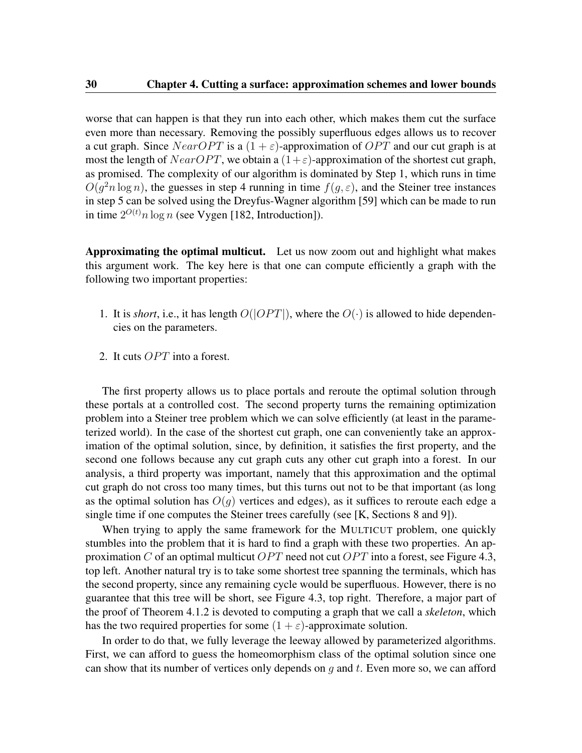worse that can happen is that they run into each other, which makes them cut the surface even more than necessary. Removing the possibly superfluous edges allows us to recover a cut graph. Since $NearOPT$ is a $(1+\varepsilon)$-approximation of $OPT$ and our cut graph is at most the length of $NearOPT$, we obtain a $(1+\varepsilon)$-approximation of the shortest cut graph, as promised. The complexity of our algorithm is dominated by Step 1, which runs in time $O(g^2 n \log n)$, the guesses in step 4 running in time $f(g,\varepsilon)$, and the Steiner tree instances in step 5 can be solved using the Dreyfus-Wagner algorithm [59] which can be made to run in time $2^{O(t)} n \log n$ (see Vygen [182, Introduction]).

**Approximating the optimal multicut.** Let us now zoom out and highlight what makes this argument work. The key here is that one can compute efficiently a graph with the following two important properties:

1. It is *short*, i.e., it has length $O(|OPT|)$, where the $O(\cdot)$ is allowed to hide dependencies on the parameters.
2. It cuts $OPT$ into a forest.

The first property allows us to place portals and reroute the optimal solution through these portals at a controlled cost. The second property turns the remaining optimization problem into a Steiner tree problem which we can solve efficiently (at least in the parameterized world). In the case of the shortest cut graph, one can conveniently take an approximation of the optimal solution, since, by definition, it satisfies the first property, and the second one follows because any cut graph cuts any other cut graph into a forest. In our analysis, a third property was important, namely that this approximation and the optimal cut graph do not cross too many times, but this turns out not to be that important (as long as the optimal solution has $O(g)$ vertices and edges), as it suffices to reroute each edge a single time if one computes the Steiner trees carefully (see [K, Sections 8 and 9]).

When trying to apply the same framework for the MULTICUT problem, one quickly stumbles into the problem that it is hard to find a graph with these two properties. An approximation $C$ of an optimal multicut $OPT$ need not cut $OPT$ into a forest, see Figure 4.3, top left. Another natural try is to take some shortest tree spanning the terminals, which has the second property, since any remaining cycle would be superfluous. However, there is no guarantee that this tree will be short, see Figure 4.3, top right. Therefore, a major part of the proof of Theorem 4.1.2 is devoted to computing a graph that we call a *skeleton*, which has the two required properties for some $(1+\varepsilon)$-approximate solution.

In order to do that, we fully leverage the leeway allowed by parameterized algorithms. First, we can afford to guess the homeomorphism class of the optimal solution since one can show that its number of vertices only depends on $g$ and $t$. Even more so, we can afford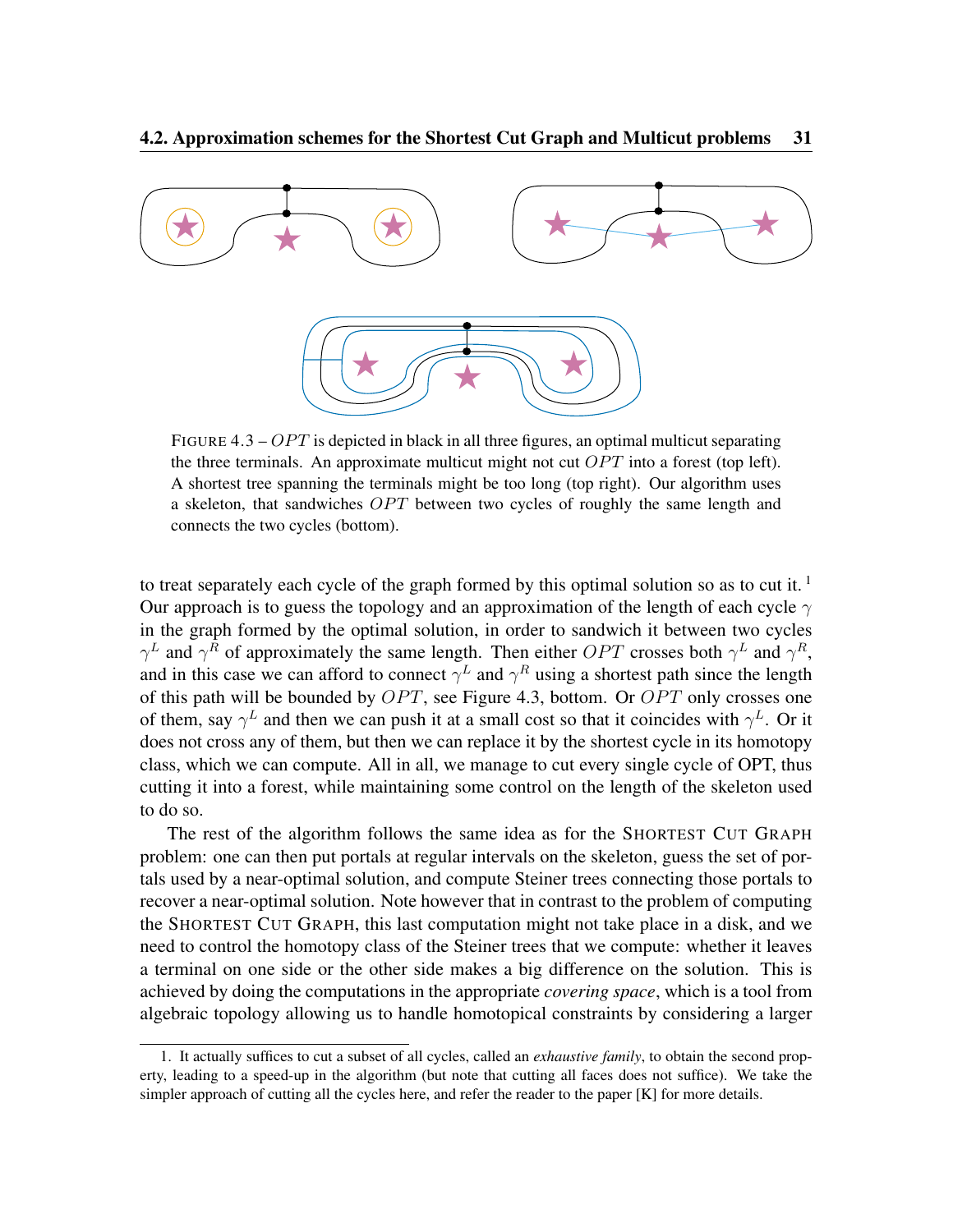FIGURE 4.3 – $OPT$ is depicted in black in all three figures, an optimal multicut separating the three terminals. An approximate multicut might not cut $OPT$ into a forest (top left). A shortest tree spanning the terminals might be too long (top right). Our algorithm uses a skeleton, that sandwiches $OPT$ between two cycles of roughly the same length and connects the two cycles (bottom).

to treat separately each cycle of the graph formed by this optimal solution so as to cut it. [1] Our approach is to guess the topology and an approximation of the length of each cycle $\gamma$ in the graph formed by the optimal solution, in order to sandwich it between two cycles $\gamma^L$ and $\gamma^R$ of approximately the same length. Then either $OPT$ crosses both $\gamma^L$ and $\gamma^R$, and in this case we can afford to connect $\gamma^L$ and $\gamma^R$ using a shortest path since the length of this path will be bounded by $OPT$, see Figure 4.3, bottom. Or $OPT$ only crosses one of them, say $\gamma^L$ and then we can push it at a small cost so that it coincides with $\gamma^L$. Or it does not cross any of them, but then we can replace it by the shortest cycle in its homotopy class, which we can compute. All in all, we manage to cut every single cycle of OPT, thus cutting it into a forest, while maintaining some control on the length of the skeleton used to do so.

The rest of the algorithm follows the same idea as for the SHORTEST CUT GRAPH problem: one can then put portals at regular intervals on the skeleton, guess the set of portals used by a near-optimal solution, and compute Steiner trees connecting those portals to recover a near-optimal solution. Note however that in contrast to the problem of computing the SHORTEST CUT GRAPH, this last computation might not take place in a disk, and we need to control the homotopy class of the Steiner trees that we compute: whether it leaves a terminal on one side or the other side makes a big difference on the solution. This is achieved by doing the computations in the appropriate *covering space*, which is a tool from algebraic topology allowing us to handle homotopical constraints by considering a larger

1. It actually suffices to cut a subset of all cycles, called an *exhaustive family*, to obtain the second property, leading to a speed-up in the algorithm (but note that cutting all faces does not suffice). We take the simpler approach of cutting all the cycles here, and refer the reader to the paper [K] for more details.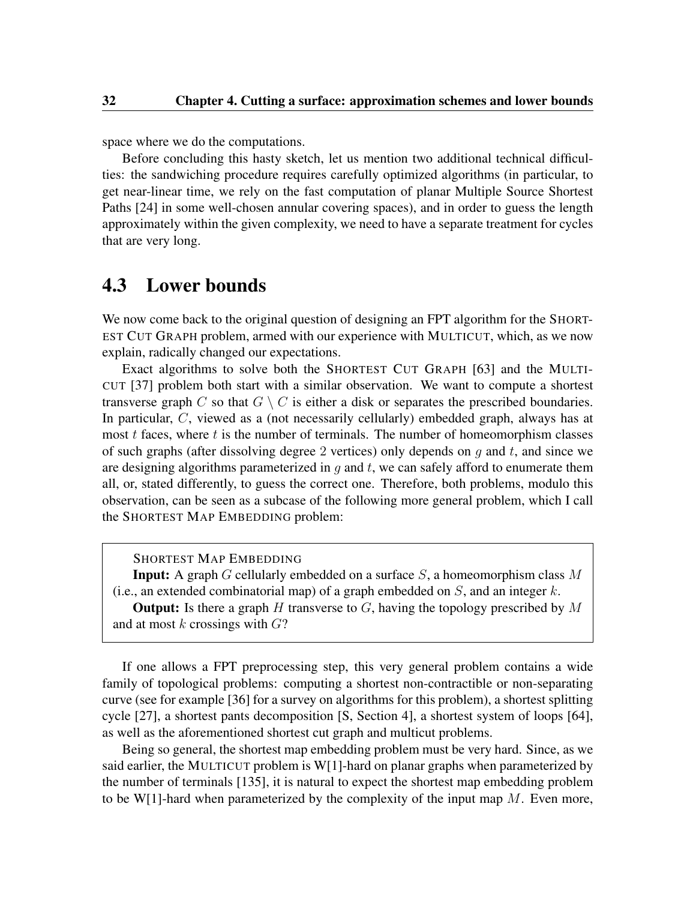space where we do the computations.

Before concluding this hasty sketch, let us mention two additional technical difficulties: the sandwiching procedure requires carefully optimized algorithms (in particular, to get near-linear time, we rely on the fast computation of planar Multiple Source Shortest Paths [24] in some well-chosen annular covering spaces), and in order to guess the length approximately within the given complexity, we need to have a separate treatment for cycles that are very long.

## 4.3 Lower bounds

We now come back to the original question of designing an FPT algorithm for the SHORTEST CUT GRAPH problem, armed with our experience with MULTICUT, which, as we now explain, radically changed our expectations.

Exact algorithms to solve both the SHORTEST CUT GRAPH [63] and the MULTICUT [37] problem both start with a similar observation. We want to compute a shortest transverse graph $C$ so that $G \setminus C$ is either a disk or separates the prescribed boundaries. In particular, $C$, viewed as a (not necessarily cellularly) embedded graph, always has at most $t$ faces, where $t$ is the number of terminals. The number of homeomorphism classes of such graphs (after dissolving degree 2 vertices) only depends on $g$ and $t$, and since we are designing algorithms parameterized in $g$ and $t$, we can safely afford to enumerate them all, or, stated differently, to guess the correct one. Therefore, both problems, modulo this observation, can be seen as a subcase of the following more general problem, which I call the SHORTEST MAP EMBEDDING problem:

> SHORTEST MAP EMBEDDING
>
> **Input:** A graph $G$ cellularly embedded on a surface $S$, a homeomorphism class $M$ (i.e., an extended combinatorial map) of a graph embedded on $S$, and an integer $k$.
>
> **Output:** Is there a graph $H$ transverse to $G$, having the topology prescribed by $M$ and at most $k$ crossings with $G$?

If one allows a FPT preprocessing step, this very general problem contains a wide family of topological problems: computing a shortest non-contractible or non-separating curve (see for example [36] for a survey on algorithms for this problem), a shortest splitting cycle [27], a shortest pants decomposition [S, Section 4], a shortest system of loops [64], as well as the aforementioned shortest cut graph and multicut problems.

Being so general, the shortest map embedding problem must be very hard. Since, as we said earlier, the MULTICUT problem is W[1]-hard on planar graphs when parameterized by the number of terminals [135], it is natural to expect the shortest map embedding problem to be W[1]-hard when parameterized by the complexity of the input map $M$. Even more,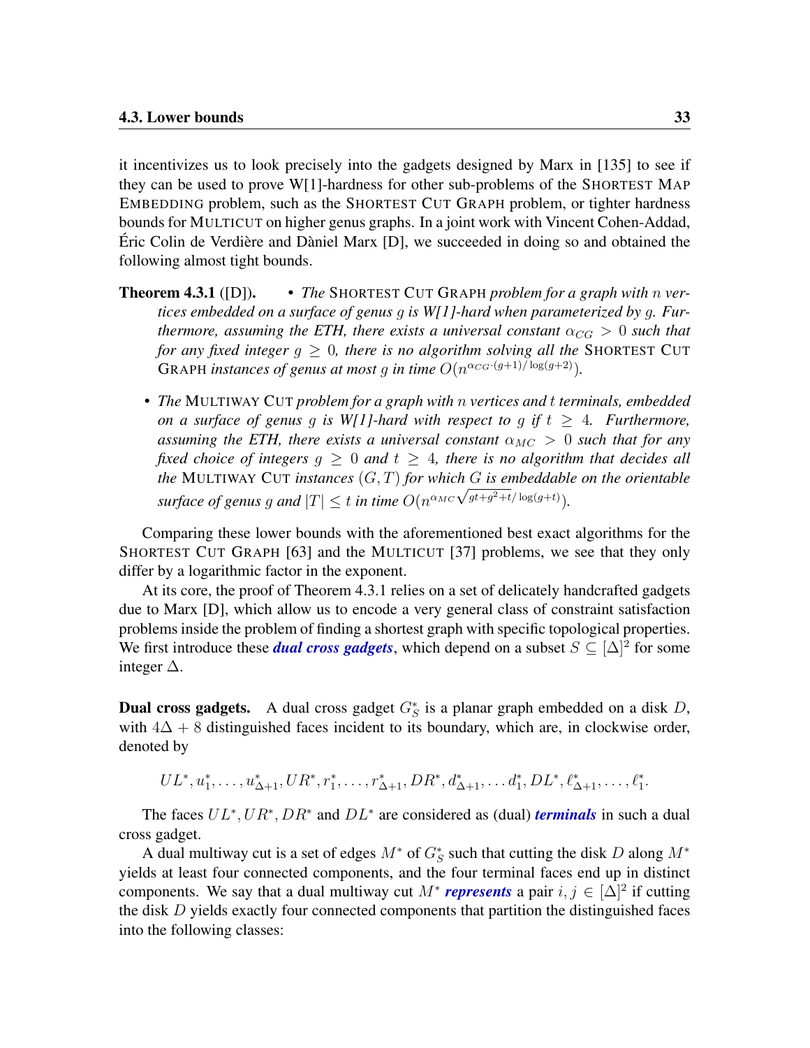it incentivizes us to look precisely into the gadgets designed by Marx in [135] to see if they can be used to prove W[1]-hardness for other sub-problems of the SHORTEST MAP EMBEDDING problem, such as the SHORTEST CUT GRAPH problem, or tighter hardness bounds for MULTICUT on higher genus graphs. In a joint work with Vincent Cohen-Addad, Éric Colin de Verdière and Dàniel Marx [D], we succeeded in doing so and obtained the following almost tight bounds.

**Theorem 4.3.1** ([D]).

- *The* SHORTEST CUT GRAPH *problem for a graph with $n$ vertices embedded on a surface of genus $g$ is W[1]-hard when parameterized by $g$. Furthermore, assuming the ETH, there exists a universal constant $\alpha_{CG} > 0$ such that for any fixed integer $g \geq 0$, there is no algorithm solving all the* SHORTEST CUT GRAPH *instances of genus at most $g$ in time $O(n^{\alpha_{CG} \cdot (g+1)/\log(g+2)})$.*
- *The* MULTIWAY CUT *problem for a graph with $n$ vertices and $t$ terminals, embedded on a surface of genus $g$ is W[1]-hard with respect to $g$ if $t \geq 4$. Furthermore, assuming the ETH, there exists a universal constant $\alpha_{MC} > 0$ such that for any fixed choice of integers $g \geq 0$ and $t \geq 4$, there is no algorithm that decides all the* MULTIWAY CUT *instances $(G, T)$ for which $G$ is embeddable on the orientable surface of genus $g$ and $|T| \leq t$ in time $O(n^{\alpha_{MC}\sqrt{gt+g^2+t}/\log(g+t)})$.*

Comparing these lower bounds with the aforementioned best exact algorithms for the SHORTEST CUT GRAPH [63] and the MULTICUT [37] problems, we see that they only differ by a logarithmic factor in the exponent.

At its core, the proof of Theorem 4.3.1 relies on a set of delicately handcrafted gadgets due to Marx [D], which allow us to encode a very general class of constraint satisfaction problems inside the problem of finding a shortest graph with specific topological properties. We first introduce these ***dual cross gadgets***, which depend on a subset $S \subseteq [\Delta]^2$ for some integer $\Delta$.

**Dual cross gadgets.** A dual cross gadget $G_S^*$ is a planar graph embedded on a disk $D$, with $4\Delta + 8$ distinguished faces incident to its boundary, which are, in clockwise order, denoted by

$$UL^*, u_1^*, \ldots, u_{\Delta+1}^*, UR^*, r_1^*, \ldots, r_{\Delta+1}^*, DR^*, d_{\Delta+1}^*, \ldots d_1^*, DL^*, \ell_{\Delta+1}^*, \ldots, \ell_1^*.$$

The faces $UL^*, UR^*, DR^*$ and $DL^*$ are considered as (dual) ***terminals*** in such a dual cross gadget.

A dual multiway cut is a set of edges $M^*$ of $G_S^*$ such that cutting the disk $D$ along $M^*$ yields at least four connected components, and the four terminal faces end up in distinct components. We say that a dual multiway cut $M^*$ ***represents*** a pair $i, j \in [\Delta]^2$ if cutting the disk $D$ yields exactly four connected components that partition the distinguished faces into the following classes: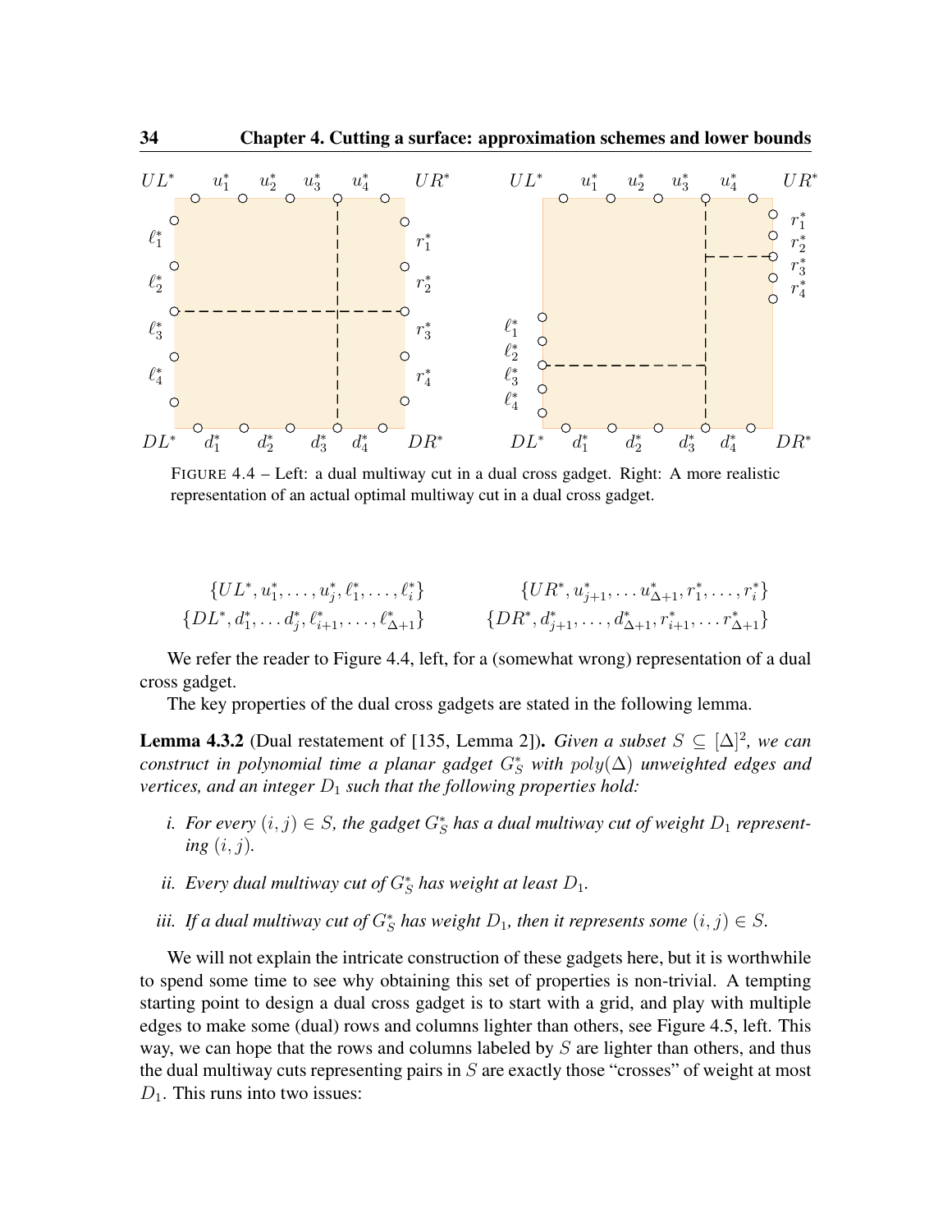FIGURE 4.4 – Left: a dual multiway cut in a dual cross gadget. Right: A more realistic representation of an actual optimal multiway cut in a dual cross gadget.

$$\{UL^*, u_1^*, \ldots, u_j^*, \ell_1^*, \ldots, \ell_i^*\} \qquad \{UR^*, u_{j+1}^*, \ldots u_{\Delta+1}^*, r_1^*, \ldots, r_i^*\}$$
$$\{DL^*, d_1^*, \ldots d_j^*, \ell_{i+1}^*, \ldots, \ell_{\Delta+1}^*\} \qquad \{DR^*, d_{j+1}^*, \ldots, d_{\Delta+1}^*, r_{i+1}^*, \ldots r_{\Delta+1}^*\}$$

We refer the reader to Figure 4.4, left, for a (somewhat wrong) representation of a dual cross gadget.

The key properties of the dual cross gadgets are stated in the following lemma.

**Lemma 4.3.2** (Dual restatement of [135, Lemma 2]). *Given a subset $S \subseteq [\Delta]^2$, we can construct in polynomial time a planar gadget $G_S^*$ with $poly(\Delta)$ unweighted edges and vertices, and an integer $D_1$ such that the following properties hold:*

*i. For every $(i, j) \in S$, the gadget $G_S^*$ has a dual multiway cut of weight $D_1$ representing $(i, j)$.*

*ii. Every dual multiway cut of $G_S^*$ has weight at least $D_1$.*

*iii. If a dual multiway cut of $G_S^*$ has weight $D_1$, then it represents some $(i, j) \in S$.*

We will not explain the intricate construction of these gadgets here, but it is worthwhile to spend some time to see why obtaining this set of properties is non-trivial. A tempting starting point to design a dual cross gadget is to start with a grid, and play with multiple edges to make some (dual) rows and columns lighter than others, see Figure 4.5, left. This way, we can hope that the rows and columns labeled by $S$ are lighter than others, and thus the dual multiway cuts representing pairs in $S$ are exactly those "crosses" of weight at most $D_1$. This runs into two issues: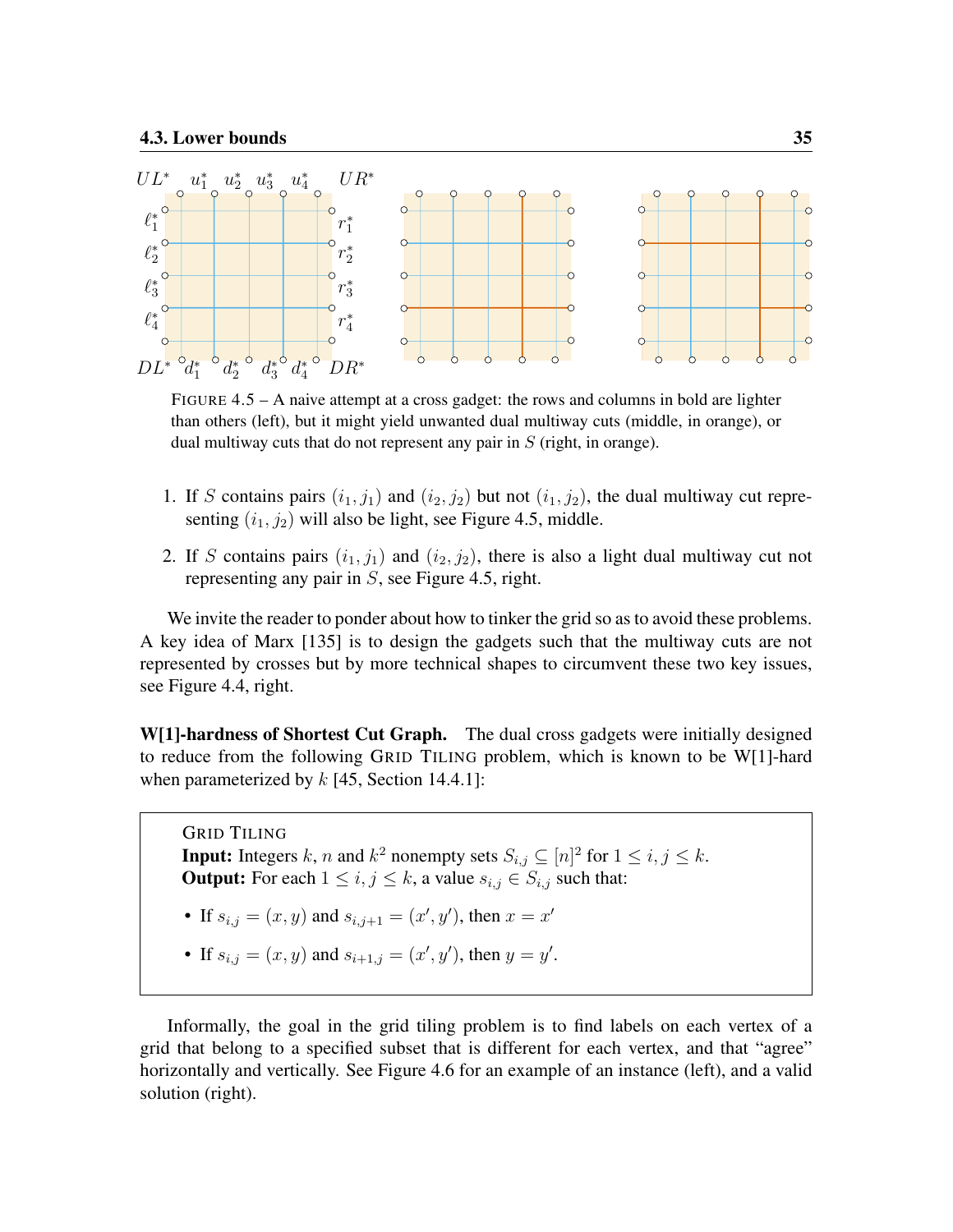FIGURE 4.5 – A naive attempt at a cross gadget: the rows and columns in bold are lighter than others (left), but it might yield unwanted dual multiway cuts (middle, in orange), or dual multiway cuts that do not represent any pair in $S$ (right, in orange).

1. If $S$ contains pairs $(i_1, j_1)$ and $(i_2, j_2)$ but not $(i_1, j_2)$, the dual multiway cut representing $(i_1, j_2)$ will also be light, see Figure 4.5, middle.
2. If $S$ contains pairs $(i_1, j_1)$ and $(i_2, j_2)$, there is also a light dual multiway cut not representing any pair in $S$, see Figure 4.5, right.

We invite the reader to ponder about how to tinker the grid so as to avoid these problems. A key idea of Marx [135] is to design the gadgets such that the multiway cuts are not represented by crosses but by more technical shapes to circumvent these two key issues, see Figure 4.4, right.

**W[1]-hardness of Shortest Cut Graph.** The dual cross gadgets were initially designed to reduce from the following GRID TILING problem, which is known to be W[1]-hard when parameterized by $k$ [45, Section 14.4.1]:

> GRID TILING
> **Input:** Integers $k$, $n$ and $k^2$ nonempty sets $S_{i,j} \subseteq [n]^2$ for $1 \leq i, j \leq k$.
> **Output:** For each $1 \leq i, j \leq k$, a value $s_{i,j} \in S_{i,j}$ such that:
>
> - If $s_{i,j} = (x, y)$ and $s_{i,j+1} = (x', y')$, then $x = x'$
> - If $s_{i,j} = (x, y)$ and $s_{i+1,j} = (x', y')$, then $y = y'$.

Informally, the goal in the grid tiling problem is to find labels on each vertex of a grid that belong to a specified subset that is different for each vertex, and that "agree" horizontally and vertically. See Figure 4.6 for an example of an instance (left), and a valid solution (right).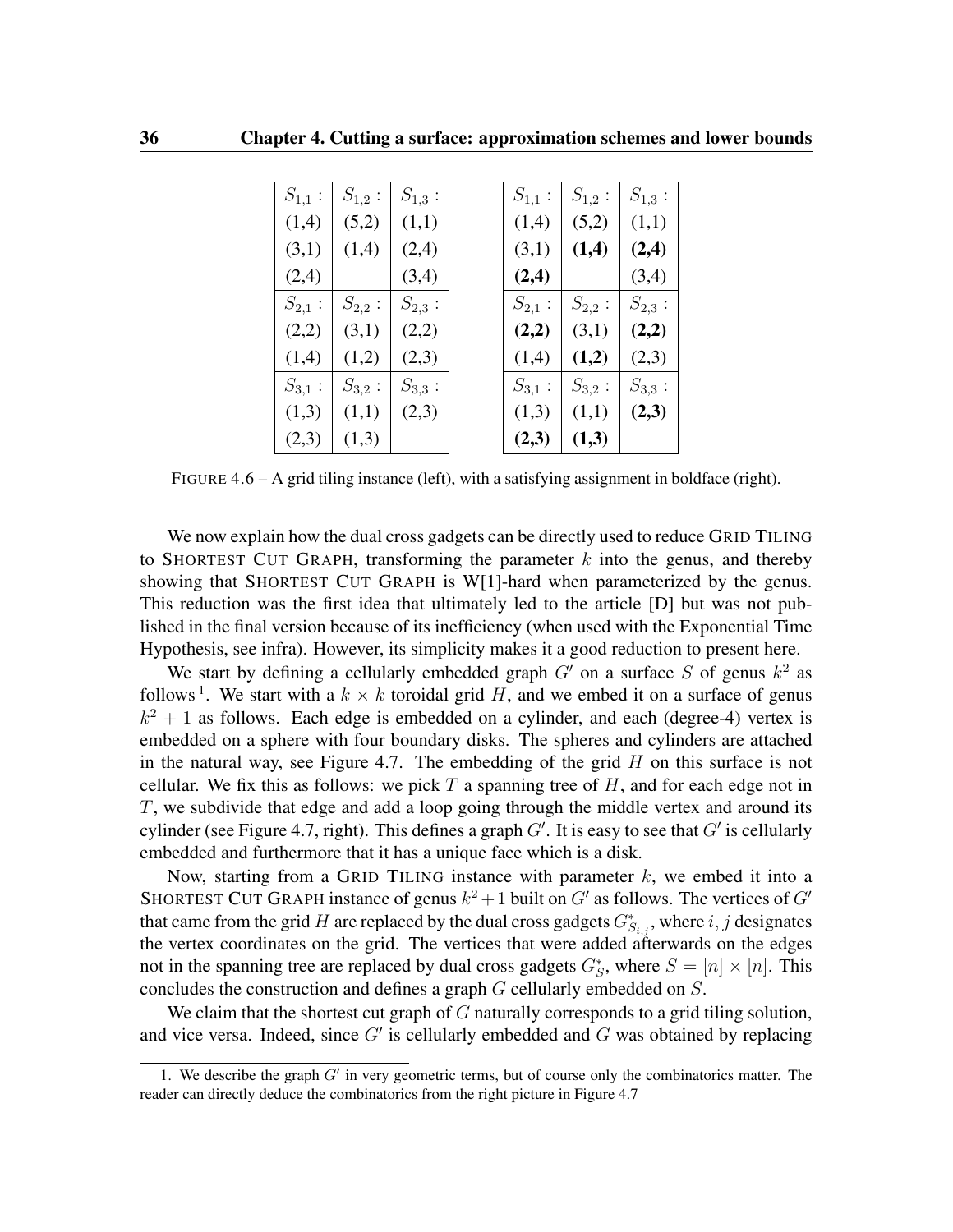| $S_{1,1}$ : | $S_{1,2}$ : | $S_{1,3}$ : |
|---|---|---|
| (1,4) | (5,2) | (1,1) |
| (3,1) | (1,4) | (2,4) |
| (2,4) | | (3,4) |
| $S_{2,1}$ : | $S_{2,2}$ : | $S_{2,3}$ : |
| (2,2) | (3,1) | (2,2) |
| (1,4) | (1,2) | (2,3) |
| $S_{3,1}$ : | $S_{3,2}$ : | $S_{3,3}$ : |
| (1,3) | (1,1) | (2,3) |
| (2,3) | (1,3) | |

| $S_{1,1}$ : | $S_{1,2}$ : | $S_{1,3}$ : |
|---|---|---|
| (1,4) | (5,2) | (1,1) |
| (3,1) | **(1,4)** | **(2,4)** |
| **(2,4)** | | (3,4) |
| $S_{2,1}$ : | $S_{2,2}$ : | $S_{2,3}$ : |
| **(2,2)** | (3,1) | **(2,2)** |
| (1,4) | **(1,2)** | (2,3) |
| $S_{3,1}$ : | $S_{3,2}$ : | $S_{3,3}$ : |
| (1,3) | (1,1) | **(2,3)** |
| **(2,3)** | **(1,3)** | |

FIGURE 4.6 – A grid tiling instance (left), with a satisfying assignment in boldface (right).

We now explain how the dual cross gadgets can be directly used to reduce GRID TILING to SHORTEST CUT GRAPH, transforming the parameter $k$ into the genus, and thereby showing that SHORTEST CUT GRAPH is W[1]-hard when parameterized by the genus. This reduction was the first idea that ultimately led to the article [D] but was not published in the final version because of its inefficiency (when used with the Exponential Time Hypothesis, see infra). However, its simplicity makes it a good reduction to present here.

We start by defining a cellularly embedded graph $G'$ on a surface $S$ of genus $k^2$ as follows [1]. We start with a $k \times k$ toroidal grid $H$, and we embed it on a surface of genus $k^2 + 1$ as follows. Each edge is embedded on a cylinder, and each (degree-4) vertex is embedded on a sphere with four boundary disks. The spheres and cylinders are attached in the natural way, see Figure 4.7. The embedding of the grid $H$ on this surface is not cellular. We fix this as follows: we pick $T$ a spanning tree of $H$, and for each edge not in $T$, we subdivide that edge and add a loop going through the middle vertex and around its cylinder (see Figure 4.7, right). This defines a graph $G'$. It is easy to see that $G'$ is cellularly embedded and furthermore that it has a unique face which is a disk.

Now, starting from a GRID TILING instance with parameter $k$, we embed it into a SHORTEST CUT GRAPH instance of genus $k^2+1$ built on $G'$ as follows. The vertices of $G'$ that came from the grid $H$ are replaced by the dual cross gadgets $G^*_{S_{i,j}}$, where $i, j$ designates the vertex coordinates on the grid. The vertices that were added afterwards on the edges not in the spanning tree are replaced by dual cross gadgets $G^*_S$, where $S = [n] \times [n]$. This concludes the construction and defines a graph $G$ cellularly embedded on $S$.

We claim that the shortest cut graph of $G$ naturally corresponds to a grid tiling solution, and vice versa. Indeed, since $G'$ is cellularly embedded and $G$ was obtained by replacing

1. We describe the graph $G'$ in very geometric terms, but of course only the combinatorics matter. The reader can directly deduce the combinatorics from the right picture in Figure 4.7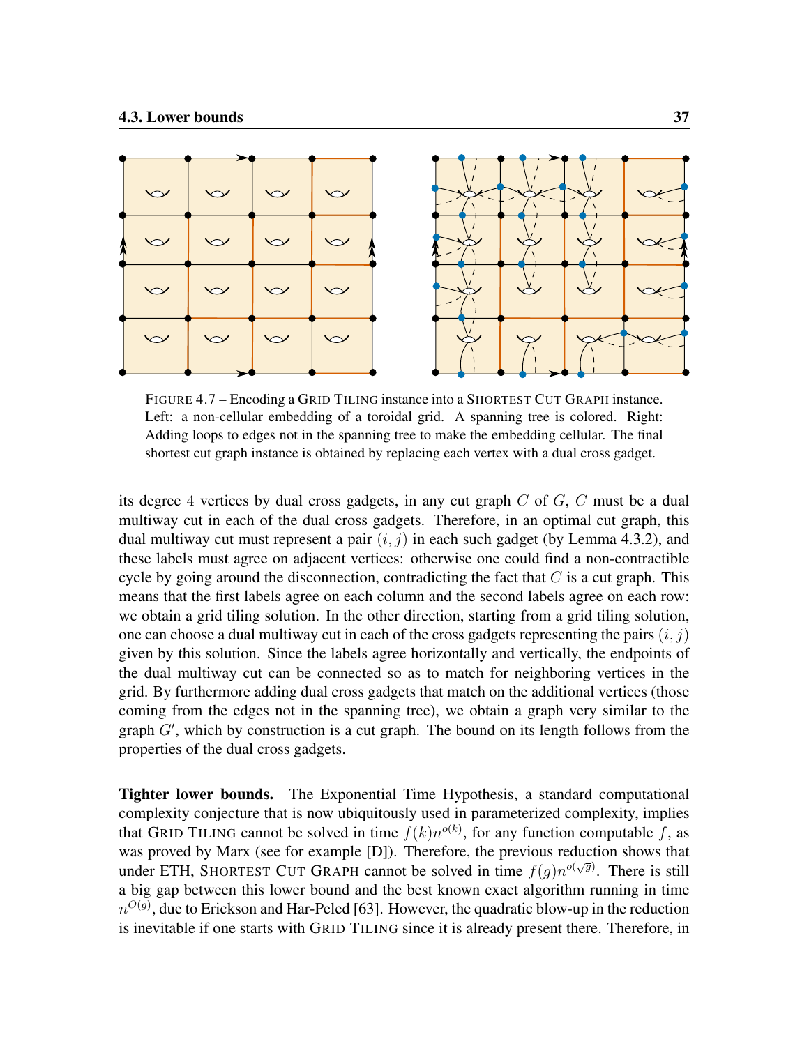FIGURE 4.7 – Encoding a GRID TILING instance into a SHORTEST CUT GRAPH instance. Left: a non-cellular embedding of a toroidal grid. A spanning tree is colored. Right: Adding loops to edges not in the spanning tree to make the embedding cellular. The final shortest cut graph instance is obtained by replacing each vertex with a dual cross gadget.

its degree 4 vertices by dual cross gadgets, in any cut graph $C$ of $G$, $C$ must be a dual multiway cut in each of the dual cross gadgets. Therefore, in an optimal cut graph, this dual multiway cut must represent a pair $(i, j)$ in each such gadget (by Lemma 4.3.2), and these labels must agree on adjacent vertices: otherwise one could find a non-contractible cycle by going around the disconnection, contradicting the fact that $C$ is a cut graph. This means that the first labels agree on each column and the second labels agree on each row: we obtain a grid tiling solution. In the other direction, starting from a grid tiling solution, one can choose a dual multiway cut in each of the cross gadgets representing the pairs $(i, j)$ given by this solution. Since the labels agree horizontally and vertically, the endpoints of the dual multiway cut can be connected so as to match for neighboring vertices in the grid. By furthermore adding dual cross gadgets that match on the additional vertices (those coming from the edges not in the spanning tree), we obtain a graph very similar to the graph $G'$, which by construction is a cut graph. The bound on its length follows from the properties of the dual cross gadgets.

**Tighter lower bounds.** The Exponential Time Hypothesis, a standard computational complexity conjecture that is now ubiquitously used in parameterized complexity, implies that GRID TILING cannot be solved in time $f(k)n^{o(k)}$, for any function computable $f$, as was proved by Marx (see for example [D]). Therefore, the previous reduction shows that under ETH, SHORTEST CUT GRAPH cannot be solved in time $f(g)n^{o(\sqrt{g})}$. There is still a big gap between this lower bound and the best known exact algorithm running in time $n^{O(g)}$, due to Erickson and Har-Peled [63]. However, the quadratic blow-up in the reduction is inevitable if one starts with GRID TILING since it is already present there. Therefore, in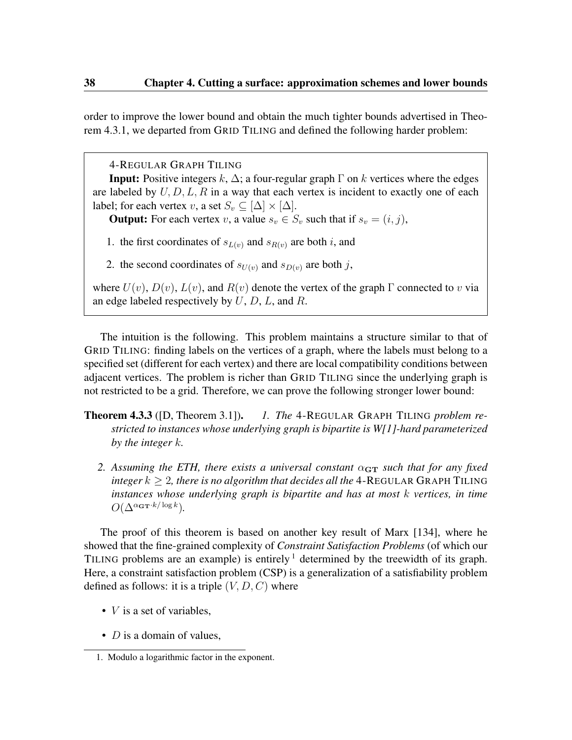order to improve the lower bound and obtain the much tighter bounds advertised in Theorem 4.3.1, we departed from GRID TILING and defined the following harder problem:

> 4-REGULAR GRAPH TILING
>
> **Input:** Positive integers $k$, $\Delta$; a four-regular graph $\Gamma$ on $k$ vertices where the edges are labeled by $U, D, L, R$ in a way that each vertex is incident to exactly one of each label; for each vertex $v$, a set $S_v \subseteq [\Delta] \times [\Delta]$.
>
> **Output:** For each vertex $v$, a value $s_v \in S_v$ such that if $s_v = (i, j)$,
>
> 1. the first coordinates of $s_{L(v)}$ and $s_{R(v)}$ are both $i$, and
> 2. the second coordinates of $s_{U(v)}$ and $s_{D(v)}$ are both $j$,
>
> where $U(v)$, $D(v)$, $L(v)$, and $R(v)$ denote the vertex of the graph $\Gamma$ connected to $v$ via an edge labeled respectively by $U$, $D$, $L$, and $R$.

The intuition is the following. This problem maintains a structure similar to that of GRID TILING: finding labels on the vertices of a graph, where the labels must belong to a specified set (different for each vertex) and there are local compatibility conditions between adjacent vertices. The problem is richer than GRID TILING since the underlying graph is not restricted to be a grid. Therefore, we can prove the following stronger lower bound:

**Theorem 4.3.3** ([D, Theorem 3.1]). *1. The* 4-REGULAR GRAPH TILING *problem restricted to instances whose underlying graph is bipartite is W[1]-hard parameterized by the integer $k$.*

*2. Assuming the ETH, there exists a universal constant $\alpha_{\mathbf{GT}}$ such that for any fixed integer $k \geq 2$, there is no algorithm that decides all the* 4-REGULAR GRAPH TILING *instances whose underlying graph is bipartite and has at most $k$ vertices, in time $O(\Delta^{\alpha_{\mathbf{GT}} \cdot k/\log k})$.*

The proof of this theorem is based on another key result of Marx [134], where he showed that the fine-grained complexity of *Constraint Satisfaction Problems* (of which our TILING problems are an example) is entirely [1] determined by the treewidth of its graph. Here, a constraint satisfaction problem (CSP) is a generalization of a satisfiability problem defined as follows: it is a triple $(V, D, C)$ where

- $V$ is a set of variables,
- $D$ is a domain of values,

1. Modulo a logarithmic factor in the exponent.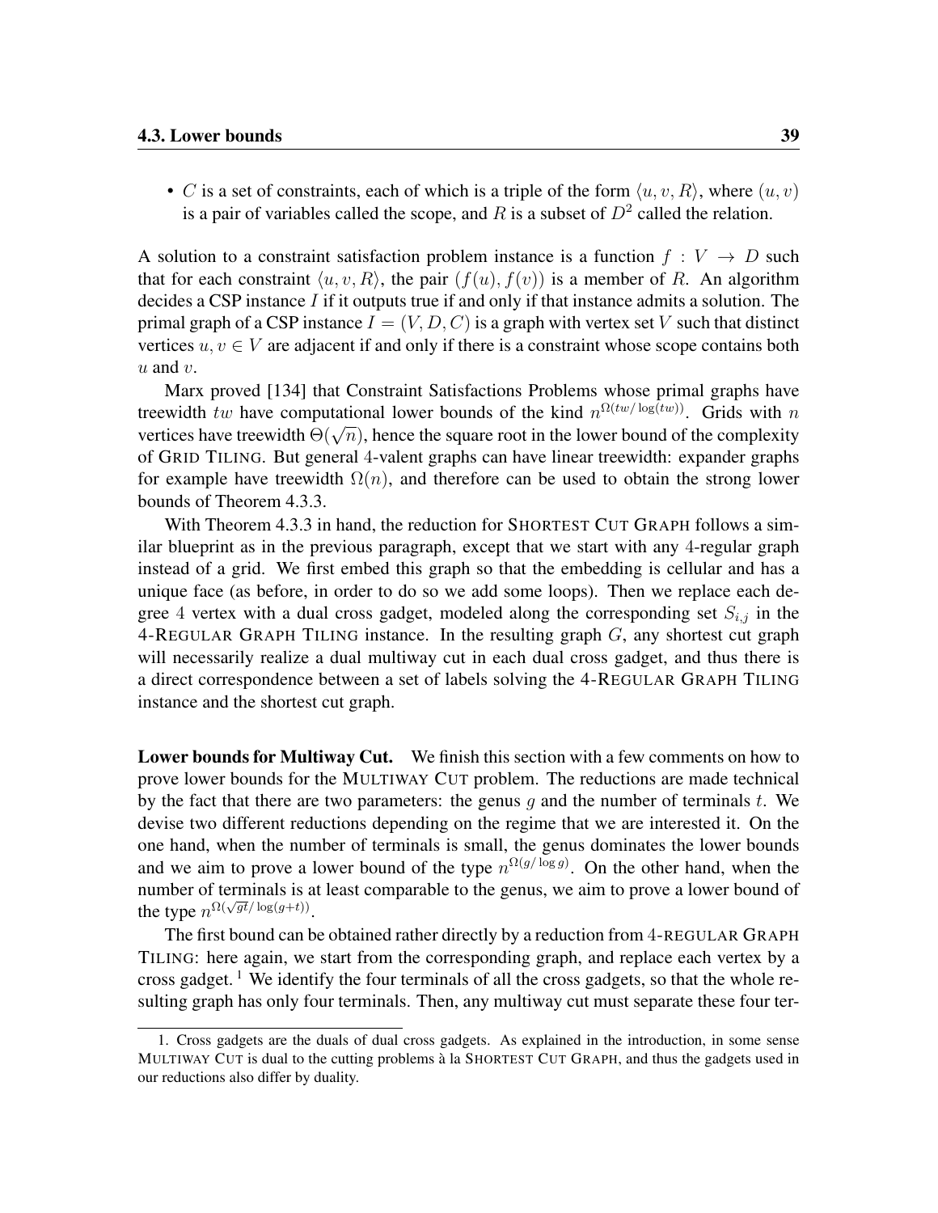- $C$ is a set of constraints, each of which is a triple of the form $\langle u, v, R\rangle$, where $(u, v)$ is a pair of variables called the scope, and $R$ is a subset of $D^2$ called the relation.

A solution to a constraint satisfaction problem instance is a function $f : V \to D$ such that for each constraint $\langle u, v, R\rangle$, the pair $(f(u), f(v))$ is a member of $R$. An algorithm decides a CSP instance $I$ if it outputs true if and only if that instance admits a solution. The primal graph of a CSP instance $I = (V, D, C)$ is a graph with vertex set $V$ such that distinct vertices $u, v \in V$ are adjacent if and only if there is a constraint whose scope contains both $u$ and $v$.

Marx proved [134] that Constraint Satisfactions Problems whose primal graphs have treewidth $tw$ have computational lower bounds of the kind $n^{\Omega(tw/\log(tw))}$. Grids with $n$ vertices have treewidth $\Theta(\sqrt{n})$, hence the square root in the lower bound of the complexity of Grid Tiling. But general 4-valent graphs can have linear treewidth: expander graphs for example have treewidth $\Omega(n)$, and therefore can be used to obtain the strong lower bounds of Theorem 4.3.3.

With Theorem 4.3.3 in hand, the reduction for Shortest Cut Graph follows a similar blueprint as in the previous paragraph, except that we start with any 4-regular graph instead of a grid. We first embed this graph so that the embedding is cellular and has a unique face (as before, in order to do so we add some loops). Then we replace each degree 4 vertex with a dual cross gadget, modeled along the corresponding set $S_{i,j}$ in the 4-Regular Graph Tiling instance. In the resulting graph $G$, any shortest cut graph will necessarily realize a dual multiway cut in each dual cross gadget, and thus there is a direct correspondence between a set of labels solving the 4-Regular Graph Tiling instance and the shortest cut graph.

**Lower bounds for Multiway Cut.** We finish this section with a few comments on how to prove lower bounds for the Multiway Cut problem. The reductions are made technical by the fact that there are two parameters: the genus $g$ and the number of terminals $t$. We devise two different reductions depending on the regime that we are interested it. On the one hand, when the number of terminals is small, the genus dominates the lower bounds and we aim to prove a lower bound of the type $n^{\Omega(g/\log g)}$. On the other hand, when the number of terminals is at least comparable to the genus, we aim to prove a lower bound of the type $n^{\Omega(\sqrt{gt}/\log(g+t))}$.

The first bound can be obtained rather directly by a reduction from 4-regular Graph Tiling: here again, we start from the corresponding graph, and replace each vertex by a cross gadget. [1] We identify the four terminals of all the cross gadgets, so that the whole resulting graph has only four terminals. Then, any multiway cut must separate these four ter-

1. Cross gadgets are the duals of dual cross gadgets. As explained in the introduction, in some sense Multiway Cut is dual to the cutting problems à la Shortest Cut Graph, and thus the gadgets used in our reductions also differ by duality.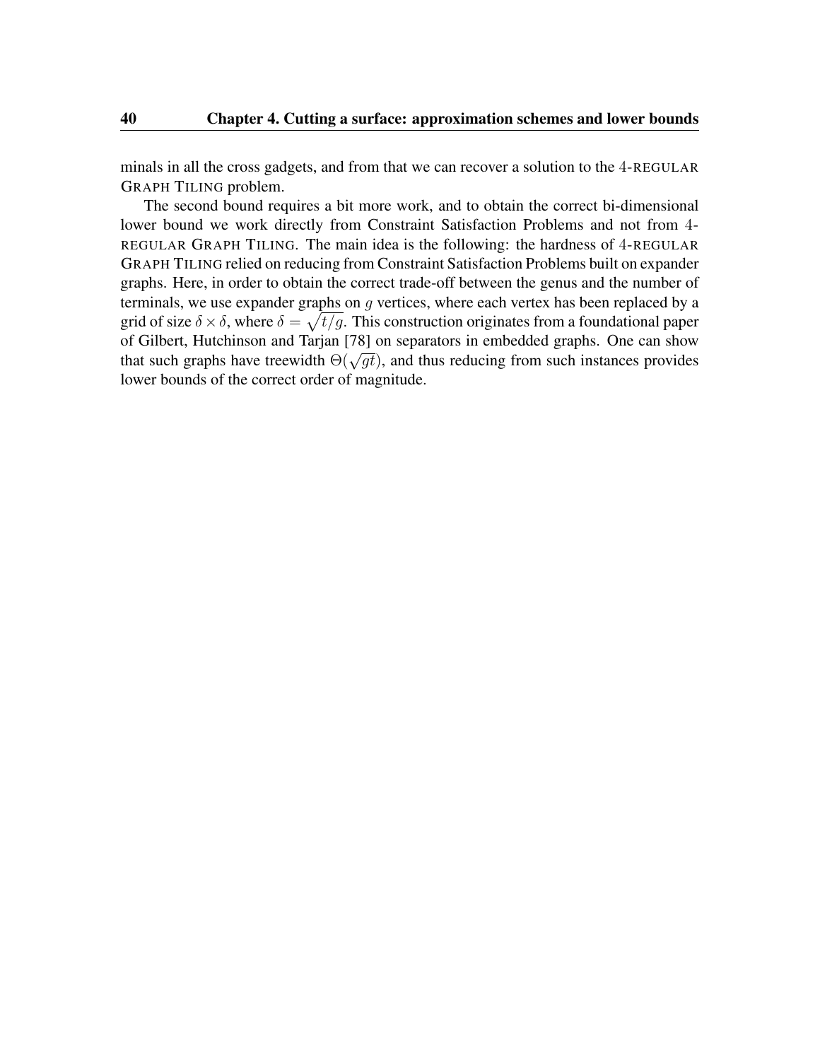minals in all the cross gadgets, and from that we can recover a solution to the 4-REGULAR GRAPH TILING problem.

The second bound requires a bit more work, and to obtain the correct bi-dimensional lower bound we work directly from Constraint Satisfaction Problems and not from 4-REGULAR GRAPH TILING. The main idea is the following: the hardness of 4-REGULAR GRAPH TILING relied on reducing from Constraint Satisfaction Problems built on expander graphs. Here, in order to obtain the correct trade-off between the genus and the number of terminals, we use expander graphs on $g$ vertices, where each vertex has been replaced by a grid of size $\delta \times \delta$, where $\delta = \sqrt{t/g}$. This construction originates from a foundational paper of Gilbert, Hutchinson and Tarjan [78] on separators in embedded graphs. One can show that such graphs have treewidth $\Theta(\sqrt{gt})$, and thus reducing from such instances provides lower bounds of the correct order of magnitude.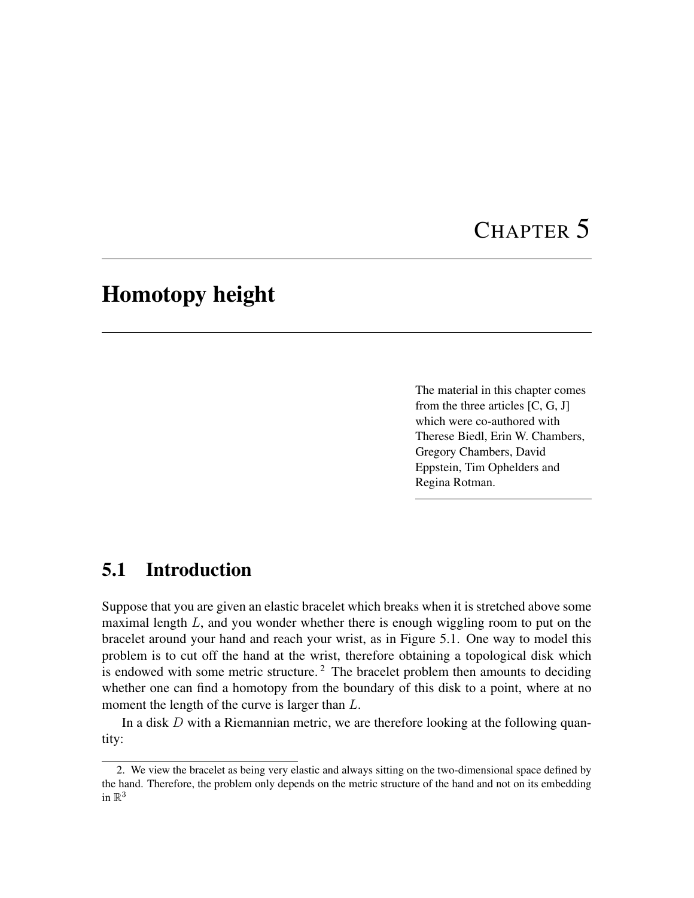# Chapter 5

# Homotopy height

> The material in this chapter comes from the three articles [C, G, J] which were co-authored with Therese Biedl, Erin W. Chambers, Gregory Chambers, David Eppstein, Tim Ophelders and Regina Rotman.

## 5.1 Introduction

Suppose that you are given an elastic bracelet which breaks when it is stretched above some maximal length $L$, and you wonder whether there is enough wiggling room to put on the bracelet around your hand and reach your wrist, as in Figure 5.1. One way to model this problem is to cut off the hand at the wrist, therefore obtaining a topological disk which is endowed with some metric structure. [2] The bracelet problem then amounts to deciding whether one can find a homotopy from the boundary of this disk to a point, where at no moment the length of the curve is larger than $L$.

In a disk $D$ with a Riemannian metric, we are therefore looking at the following quantity:

2. We view the bracelet as being very elastic and always sitting on the two-dimensional space defined by the hand. Therefore, the problem only depends on the metric structure of the hand and not on its embedding in $\mathbb{R}^3$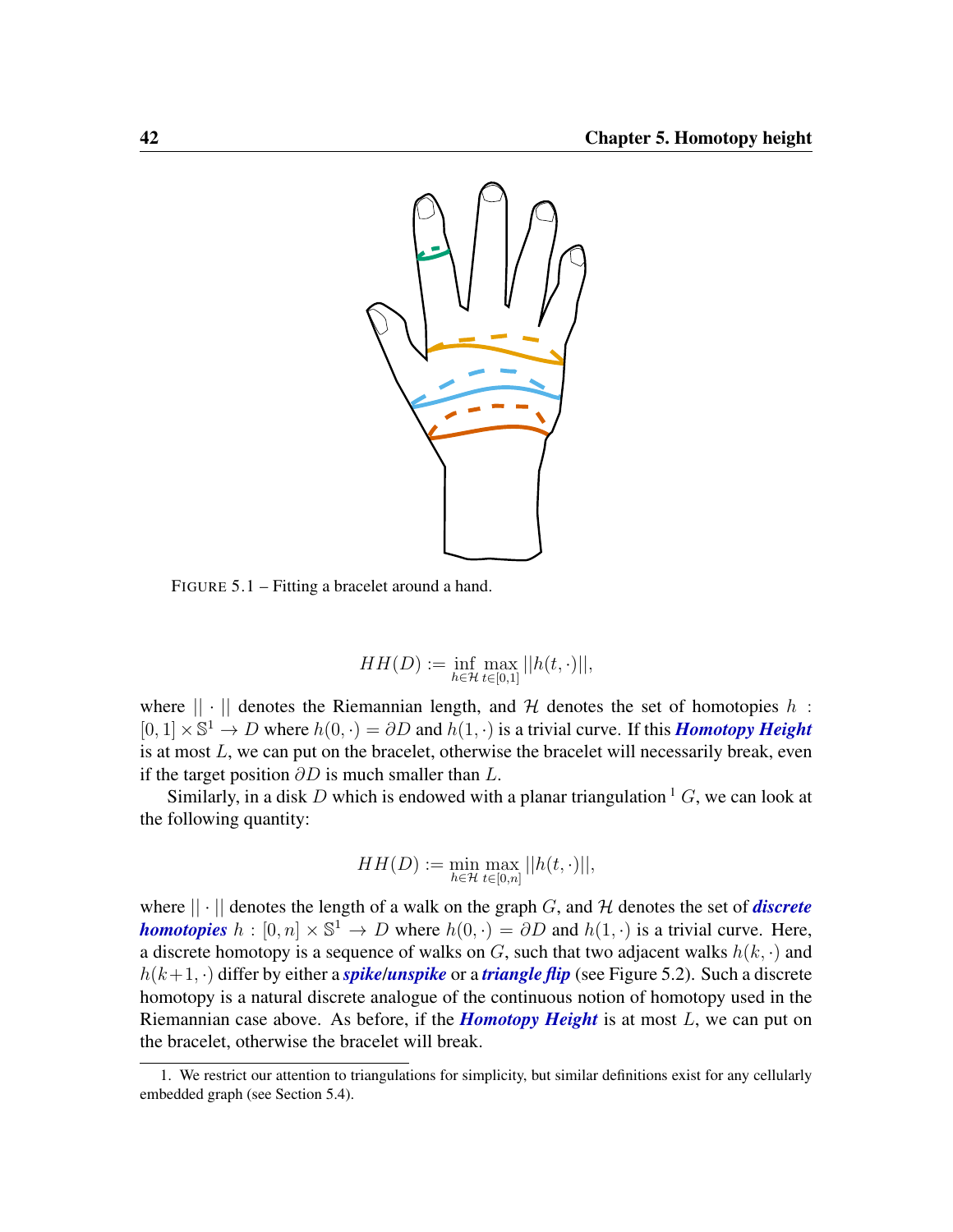FIGURE 5.1 – Fitting a bracelet around a hand.

$$HH(D) := \inf_{h \in \mathcal{H}} \max_{t \in [0,1]} ||h(t, \cdot)||,$$

where $|| \cdot ||$ denotes the Riemannian length, and $\mathcal{H}$ denotes the set of homotopies $h : [0,1] \times \mathbb{S}^1 \to D$ where $h(0, \cdot) = \partial D$ and $h(1, \cdot)$ is a trivial curve. If this ***Homotopy Height*** is at most $L$, we can put on the bracelet, otherwise the bracelet will necessarily break, even if the target position $\partial D$ is much smaller than $L$.

Similarly, in a disk $D$ which is endowed with a planar triangulation [1] $G$, we can look at the following quantity:

$$HH(D) := \min_{h \in \mathcal{H}} \max_{t \in [0,n]} ||h(t, \cdot)||,$$

where $|| \cdot ||$ denotes the length of a walk on the graph $G$, and $\mathcal{H}$ denotes the set of ***discrete homotopies*** $h : [0,n] \times \mathbb{S}^1 \to D$ where $h(0, \cdot) = \partial D$ and $h(1, \cdot)$ is a trivial curve. Here, a discrete homotopy is a sequence of walks on $G$, such that two adjacent walks $h(k, \cdot)$ and $h(k+1, \cdot)$ differ by either a ***spike/unspike*** or a ***triangle flip*** (see Figure 5.2). Such a discrete homotopy is a natural discrete analogue of the continuous notion of homotopy used in the Riemannian case above. As before, if the ***Homotopy Height*** is at most $L$, we can put on the bracelet, otherwise the bracelet will break.

1. We restrict our attention to triangulations for simplicity, but similar definitions exist for any cellularly embedded graph (see Section 5.4).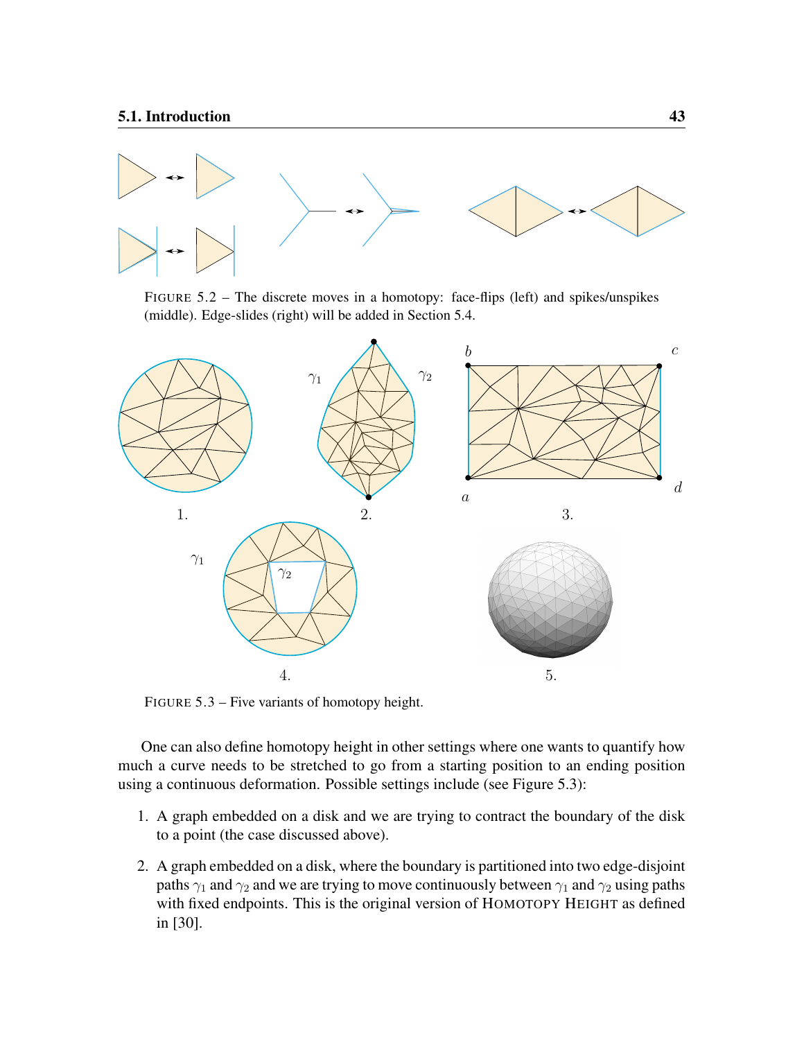FIGURE 5.2 – The discrete moves in a homotopy: face-flips (left) and spikes/unspikes (middle). Edge-slides (right) will be added in Section 5.4.

FIGURE 5.3 – Five variants of homotopy height.

One can also define homotopy height in other settings where one wants to quantify how much a curve needs to be stretched to go from a starting position to an ending position using a continuous deformation. Possible settings include (see Figure 5.3):

1. A graph embedded on a disk and we are trying to contract the boundary of the disk to a point (the case discussed above).

2. A graph embedded on a disk, where the boundary is partitioned into two edge-disjoint paths $\gamma_1$ and $\gamma_2$ and we are trying to move continuously between $\gamma_1$ and $\gamma_2$ using paths with fixed endpoints. This is the original version of HOMOTOPY HEIGHT as defined in [30].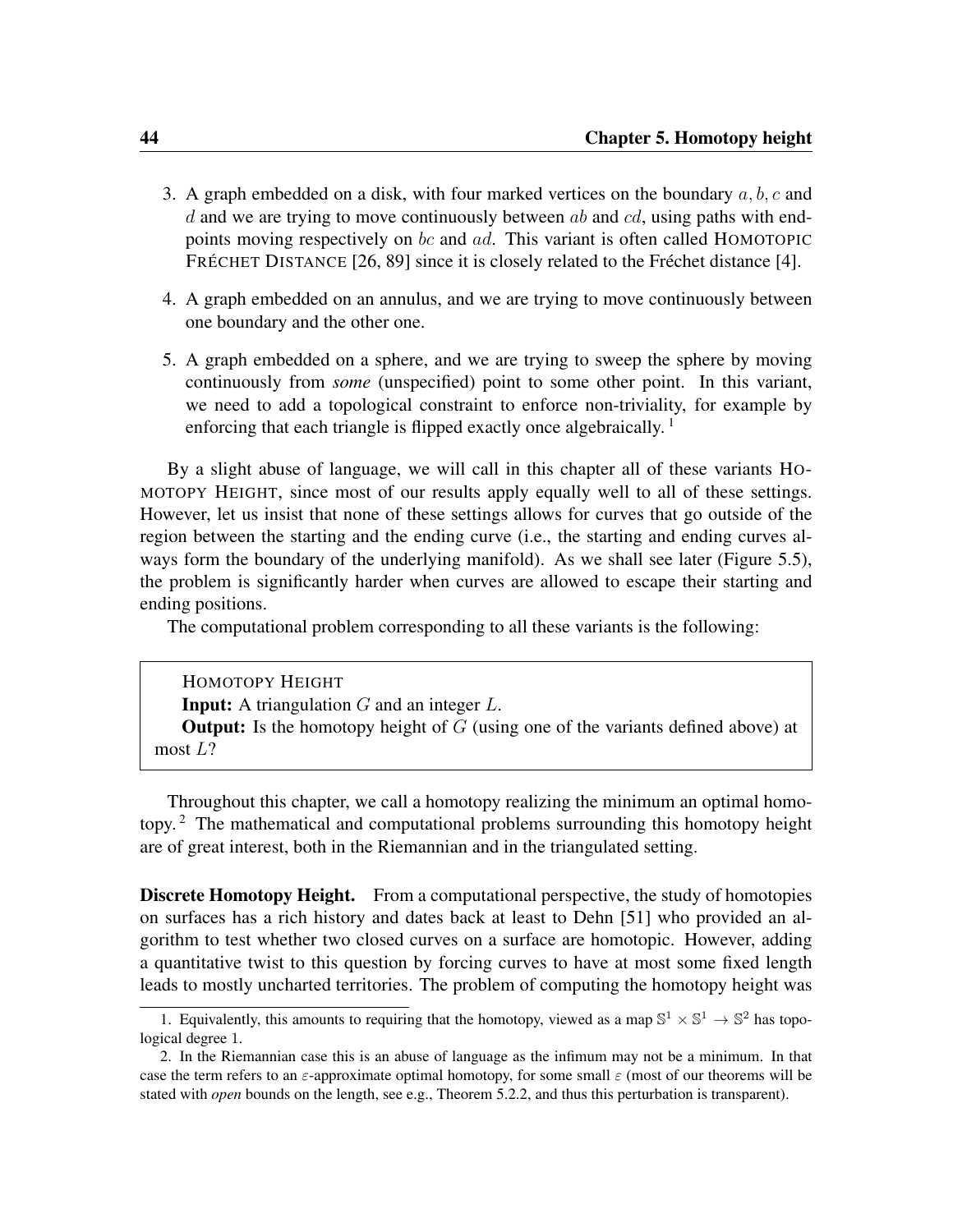3. A graph embedded on a disk, with four marked vertices on the boundary $a, b, c$ and $d$ and we are trying to move continuously between $ab$ and $cd$, using paths with endpoints moving respectively on $bc$ and $ad$. This variant is often called HOMOTOPIC FRÉCHET DISTANCE [26, 89] since it is closely related to the Fréchet distance [4].

4. A graph embedded on an annulus, and we are trying to move continuously between one boundary and the other one.

5. A graph embedded on a sphere, and we are trying to sweep the sphere by moving continuously from *some* (unspecified) point to some other point. In this variant, we need to add a topological constraint to enforce non-triviality, for example by enforcing that each triangle is flipped exactly once algebraically. [1]

By a slight abuse of language, we will call in this chapter all of these variants HOMOTOPY HEIGHT, since most of our results apply equally well to all of these settings. However, let us insist that none of these settings allows for curves that go outside of the region between the starting and the ending curve (i.e., the starting and ending curves always form the boundary of the underlying manifold). As we shall see later (Figure 5.5), the problem is significantly harder when curves are allowed to escape their starting and ending positions.

The computational problem corresponding to all these variants is the following:

> HOMOTOPY HEIGHT
> **Input:** A triangulation $G$ and an integer $L$.
> **Output:** Is the homotopy height of $G$ (using one of the variants defined above) at most $L$?

Throughout this chapter, we call a homotopy realizing the minimum an optimal homotopy. [2] The mathematical and computational problems surrounding this homotopy height are of great interest, both in the Riemannian and in the triangulated setting.

**Discrete Homotopy Height.** From a computational perspective, the study of homotopies on surfaces has a rich history and dates back at least to Dehn [51] who provided an algorithm to test whether two closed curves on a surface are homotopic. However, adding a quantitative twist to this question by forcing curves to have at most some fixed length leads to mostly uncharted territories. The problem of computing the homotopy height was

1. Equivalently, this amounts to requiring that the homotopy, viewed as a map $\mathbb{S}^1 \times \mathbb{S}^1 \to \mathbb{S}^2$ has topological degree 1.

2. In the Riemannian case this is an abuse of language as the infimum may not be a minimum. In that case the term refers to an $\varepsilon$-approximate optimal homotopy, for some small $\varepsilon$ (most of our theorems will be stated with *open* bounds on the length, see e.g., Theorem 5.2.2, and thus this perturbation is transparent).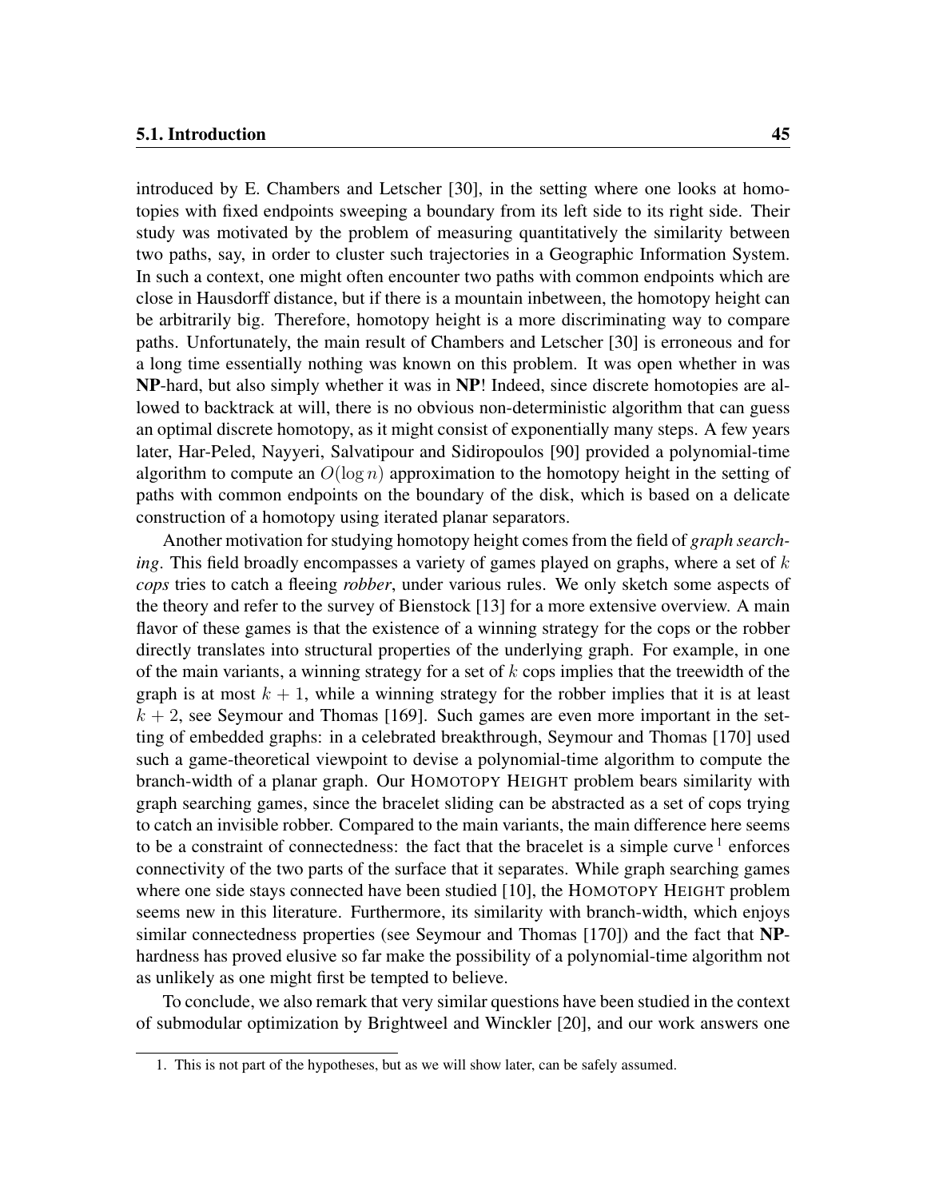introduced by E. Chambers and Letscher [30], in the setting where one looks at homotopies with fixed endpoints sweeping a boundary from its left side to its right side. Their study was motivated by the problem of measuring quantitatively the similarity between two paths, say, in order to cluster such trajectories in a Geographic Information System. In such a context, one might often encounter two paths with common endpoints which are close in Hausdorff distance, but if there is a mountain inbetween, the homotopy height can be arbitrarily big. Therefore, homotopy height is a more discriminating way to compare paths. Unfortunately, the main result of Chambers and Letscher [30] is erroneous and for a long time essentially nothing was known on this problem. It was open whether in was **NP**-hard, but also simply whether it was in **NP**! Indeed, since discrete homotopies are allowed to backtrack at will, there is no obvious non-deterministic algorithm that can guess an optimal discrete homotopy, as it might consist of exponentially many steps. A few years later, Har-Peled, Nayyeri, Salvatipour and Sidiropoulos [90] provided a polynomial-time algorithm to compute an $O(\log n)$ approximation to the homotopy height in the setting of paths with common endpoints on the boundary of the disk, which is based on a delicate construction of a homotopy using iterated planar separators.

Another motivation for studying homotopy height comes from the field of *graph searching*. This field broadly encompasses a variety of games played on graphs, where a set of $k$ *cops* tries to catch a fleeing *robber*, under various rules. We only sketch some aspects of the theory and refer to the survey of Bienstock [13] for a more extensive overview. A main flavor of these games is that the existence of a winning strategy for the cops or the robber directly translates into structural properties of the underlying graph. For example, in one of the main variants, a winning strategy for a set of $k$ cops implies that the treewidth of the graph is at most $k+1$, while a winning strategy for the robber implies that it is at least $k+2$, see Seymour and Thomas [169]. Such games are even more important in the setting of embedded graphs: in a celebrated breakthrough, Seymour and Thomas [170] used such a game-theoretical viewpoint to devise a polynomial-time algorithm to compute the branch-width of a planar graph. Our HOMOTOPY HEIGHT problem bears similarity with graph searching games, since the bracelet sliding can be abstracted as a set of cops trying to catch an invisible robber. Compared to the main variants, the main difference here seems to be a constraint of connectedness: the fact that the bracelet is a simple curve [1] enforces connectivity of the two parts of the surface that it separates. While graph searching games where one side stays connected have been studied [10], the HOMOTOPY HEIGHT problem seems new in this literature. Furthermore, its similarity with branch-width, which enjoys similar connectedness properties (see Seymour and Thomas [170]) and the fact that **NP**-hardness has proved elusive so far make the possibility of a polynomial-time algorithm not as unlikely as one might first be tempted to believe.

To conclude, we also remark that very similar questions have been studied in the context of submodular optimization by Brightweel and Winckler [20], and our work answers one

1. This is not part of the hypotheses, but as we will show later, can be safely assumed.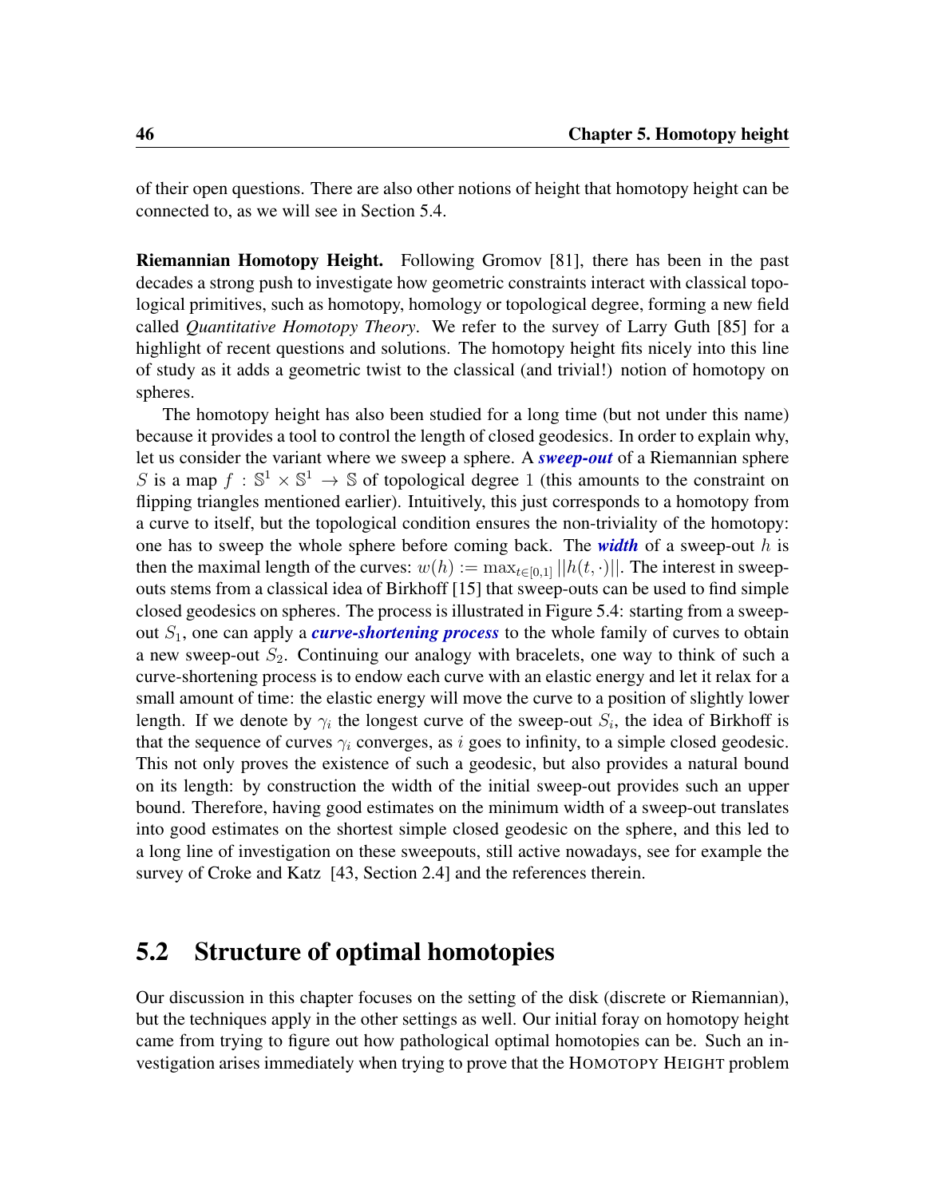of their open questions. There are also other notions of height that homotopy height can be connected to, as we will see in Section 5.4.

**Riemannian Homotopy Height.** Following Gromov [81], there has been in the past decades a strong push to investigate how geometric constraints interact with classical topological primitives, such as homotopy, homology or topological degree, forming a new field called *Quantitative Homotopy Theory*. We refer to the survey of Larry Guth [85] for a highlight of recent questions and solutions. The homotopy height fits nicely into this line of study as it adds a geometric twist to the classical (and trivial!) notion of homotopy on spheres.

The homotopy height has also been studied for a long time (but not under this name) because it provides a tool to control the length of closed geodesics. In order to explain why, let us consider the variant where we sweep a sphere. A ***sweep-out*** of a Riemannian sphere $S$ is a map $f : \mathbb{S}^1 \times \mathbb{S}^1 \to \mathbb{S}$ of topological degree 1 (this amounts to the constraint on flipping triangles mentioned earlier). Intuitively, this just corresponds to a homotopy from a curve to itself, but the topological condition ensures the non-triviality of the homotopy: one has to sweep the whole sphere before coming back. The ***width*** of a sweep-out $h$ is then the maximal length of the curves: $w(h) := \max_{t\in[0,1]} ||h(t, \cdot)||$. The interest in sweep-outs stems from a classical idea of Birkhoff [15] that sweep-outs can be used to find simple closed geodesics on spheres. The process is illustrated in Figure 5.4: starting from a sweep-out $S_1$, one can apply a ***curve-shortening process*** to the whole family of curves to obtain a new sweep-out $S_2$. Continuing our analogy with bracelets, one way to think of such a curve-shortening process is to endow each curve with an elastic energy and let it relax for a small amount of time: the elastic energy will move the curve to a position of slightly lower length. If we denote by $\gamma_i$ the longest curve of the sweep-out $S_i$, the idea of Birkhoff is that the sequence of curves $\gamma_i$ converges, as $i$ goes to infinity, to a simple closed geodesic. This not only proves the existence of such a geodesic, but also provides a natural bound on its length: by construction the width of the initial sweep-out provides such an upper bound. Therefore, having good estimates on the minimum width of a sweep-out translates into good estimates on the shortest simple closed geodesic on the sphere, and this led to a long line of investigation on these sweepouts, still active nowadays, see for example the survey of Croke and Katz [43, Section 2.4] and the references therein.

## 5.2 Structure of optimal homotopies

Our discussion in this chapter focuses on the setting of the disk (discrete or Riemannian), but the techniques apply in the other settings as well. Our initial foray on homotopy height came from trying to figure out how pathological optimal homotopies can be. Such an investigation arises immediately when trying to prove that the HOMOTOPY HEIGHT problem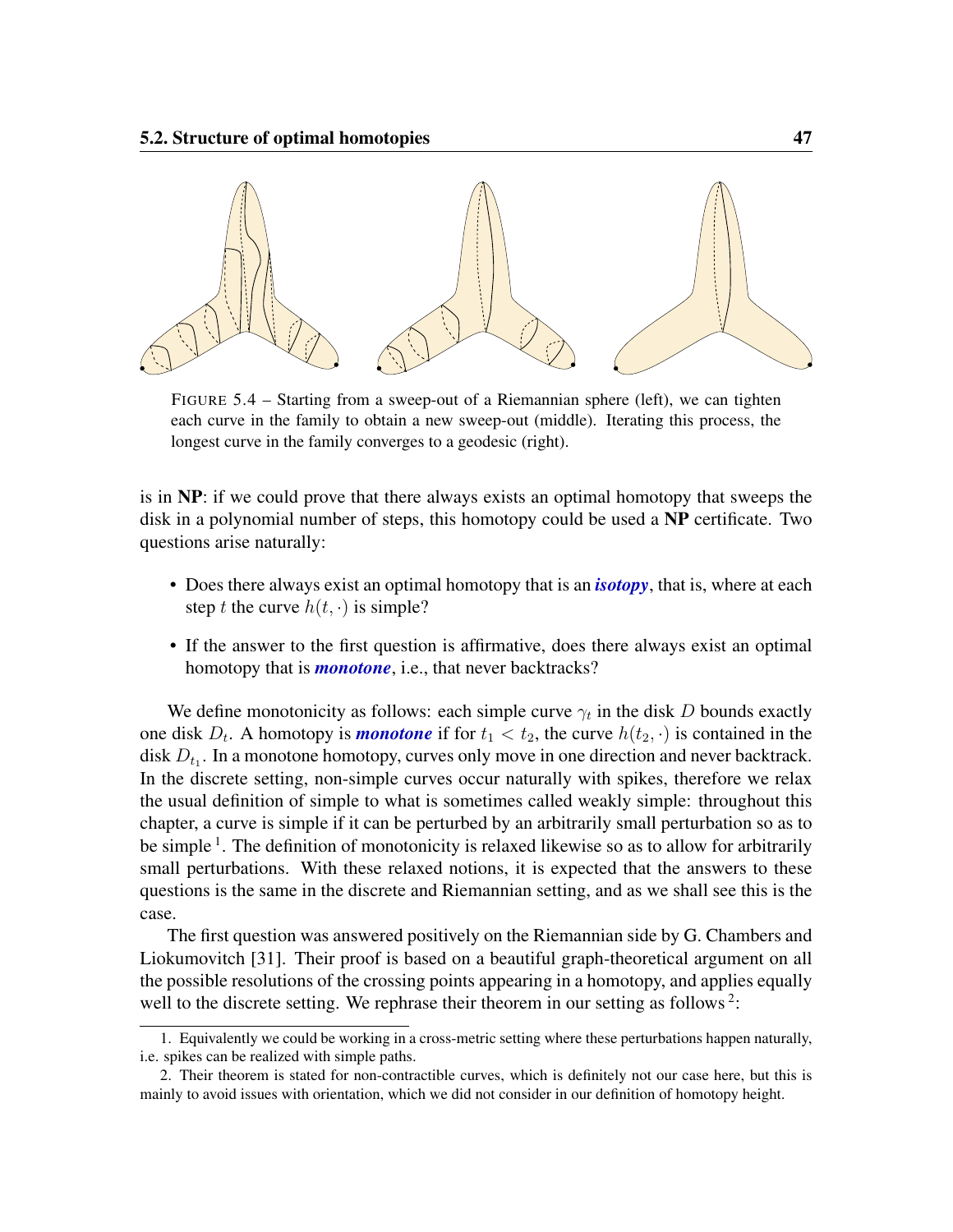FIGURE 5.4 – Starting from a sweep-out of a Riemannian sphere (left), we can tighten each curve in the family to obtain a new sweep-out (middle). Iterating this process, the longest curve in the family converges to a geodesic (right).

is in **NP**: if we could prove that there always exists an optimal homotopy that sweeps the disk in a polynomial number of steps, this homotopy could be used a **NP** certificate. Two questions arise naturally:

- Does there always exist an optimal homotopy that is an ***isotopy***, that is, where at each step $t$ the curve $h(t, \cdot)$ is simple?
- If the answer to the first question is affirmative, does there always exist an optimal homotopy that is ***monotone***, i.e., that never backtracks?

We define monotonicity as follows: each simple curve $\gamma_t$ in the disk $D$ bounds exactly one disk $D_t$. A homotopy is ***monotone*** if for $t_1 < t_2$, the curve $h(t_2, \cdot)$ is contained in the disk $D_{t_1}$. In a monotone homotopy, curves only move in one direction and never backtrack. In the discrete setting, non-simple curves occur naturally with spikes, therefore we relax the usual definition of simple to what is sometimes called weakly simple: throughout this chapter, a curve is simple if it can be perturbed by an arbitrarily small perturbation so as to be simple [1]. The definition of monotonicity is relaxed likewise so as to allow for arbitrarily small perturbations. With these relaxed notions, it is expected that the answers to these questions is the same in the discrete and Riemannian setting, and as we shall see this is the case.

The first question was answered positively on the Riemannian side by G. Chambers and Liokumovitch [31]. Their proof is based on a beautiful graph-theoretical argument on all the possible resolutions of the crossing points appearing in a homotopy, and applies equally well to the discrete setting. We rephrase their theorem in our setting as follows [2]:

1. Equivalently we could be working in a cross-metric setting where these perturbations happen naturally, i.e. spikes can be realized with simple paths.

2. Their theorem is stated for non-contractible curves, which is definitely not our case here, but this is mainly to avoid issues with orientation, which we did not consider in our definition of homotopy height.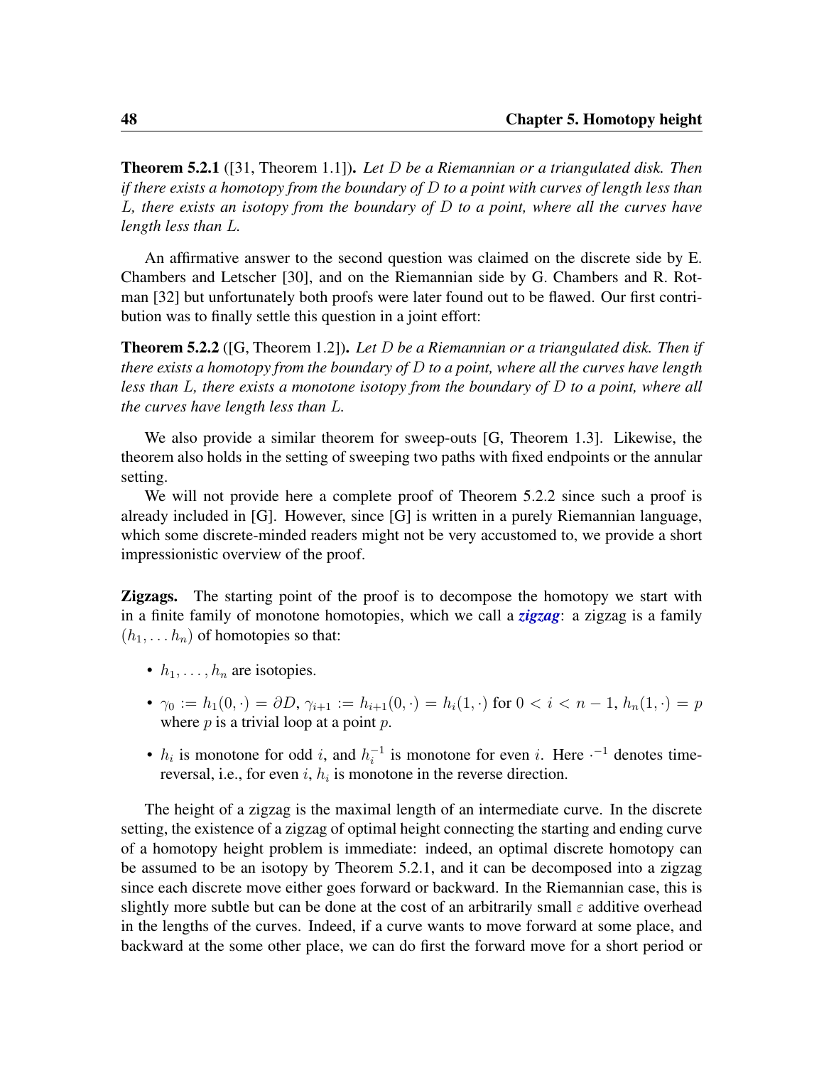**Theorem 5.2.1** ([31, Theorem 1.1]). *Let $D$ be a Riemannian or a triangulated disk. Then if there exists a homotopy from the boundary of $D$ to a point with curves of length less than $L$, there exists an isotopy from the boundary of $D$ to a point, where all the curves have length less than $L$.*

An affirmative answer to the second question was claimed on the discrete side by E. Chambers and Letscher [30], and on the Riemannian side by G. Chambers and R. Rotman [32] but unfortunately both proofs were later found out to be flawed. Our first contribution was to finally settle this question in a joint effort:

**Theorem 5.2.2** ([G, Theorem 1.2]). *Let $D$ be a Riemannian or a triangulated disk. Then if there exists a homotopy from the boundary of $D$ to a point, where all the curves have length less than $L$, there exists a monotone isotopy from the boundary of $D$ to a point, where all the curves have length less than $L$.*

We also provide a similar theorem for sweep-outs [G, Theorem 1.3]. Likewise, the theorem also holds in the setting of sweeping two paths with fixed endpoints or the annular setting.

We will not provide here a complete proof of Theorem 5.2.2 since such a proof is already included in [G]. However, since [G] is written in a purely Riemannian language, which some discrete-minded readers might not be very accustomed to, we provide a short impressionistic overview of the proof.

**Zigzags.** The starting point of the proof is to decompose the homotopy we start with in a finite family of monotone homotopies, which we call a ***zigzag***: a zigzag is a family $(h_1, \dots h_n)$ of homotopies so that:

- $h_1, \dots, h_n$ are isotopies.
- $\gamma_0 := h_1(0, \cdot) = \partial D$, $\gamma_{i+1} := h_{i+1}(0, \cdot) = h_i(1, \cdot)$ for $0 < i < n-1$, $h_n(1, \cdot) = p$ where $p$ is a trivial loop at a point $p$.
- $h_i$ is monotone for odd $i$, and $h_i^{-1}$ is monotone for even $i$. Here $\cdot^{-1}$ denotes time-reversal, i.e., for even $i$, $h_i$ is monotone in the reverse direction.

The height of a zigzag is the maximal length of an intermediate curve. In the discrete setting, the existence of a zigzag of optimal height connecting the starting and ending curve of a homotopy height problem is immediate: indeed, an optimal discrete homotopy can be assumed to be an isotopy by Theorem 5.2.1, and it can be decomposed into a zigzag since each discrete move either goes forward or backward. In the Riemannian case, this is slightly more subtle but can be done at the cost of an arbitrarily small $\varepsilon$ additive overhead in the lengths of the curves. Indeed, if a curve wants to move forward at some place, and backward at the some other place, we can do first the forward move for a short period or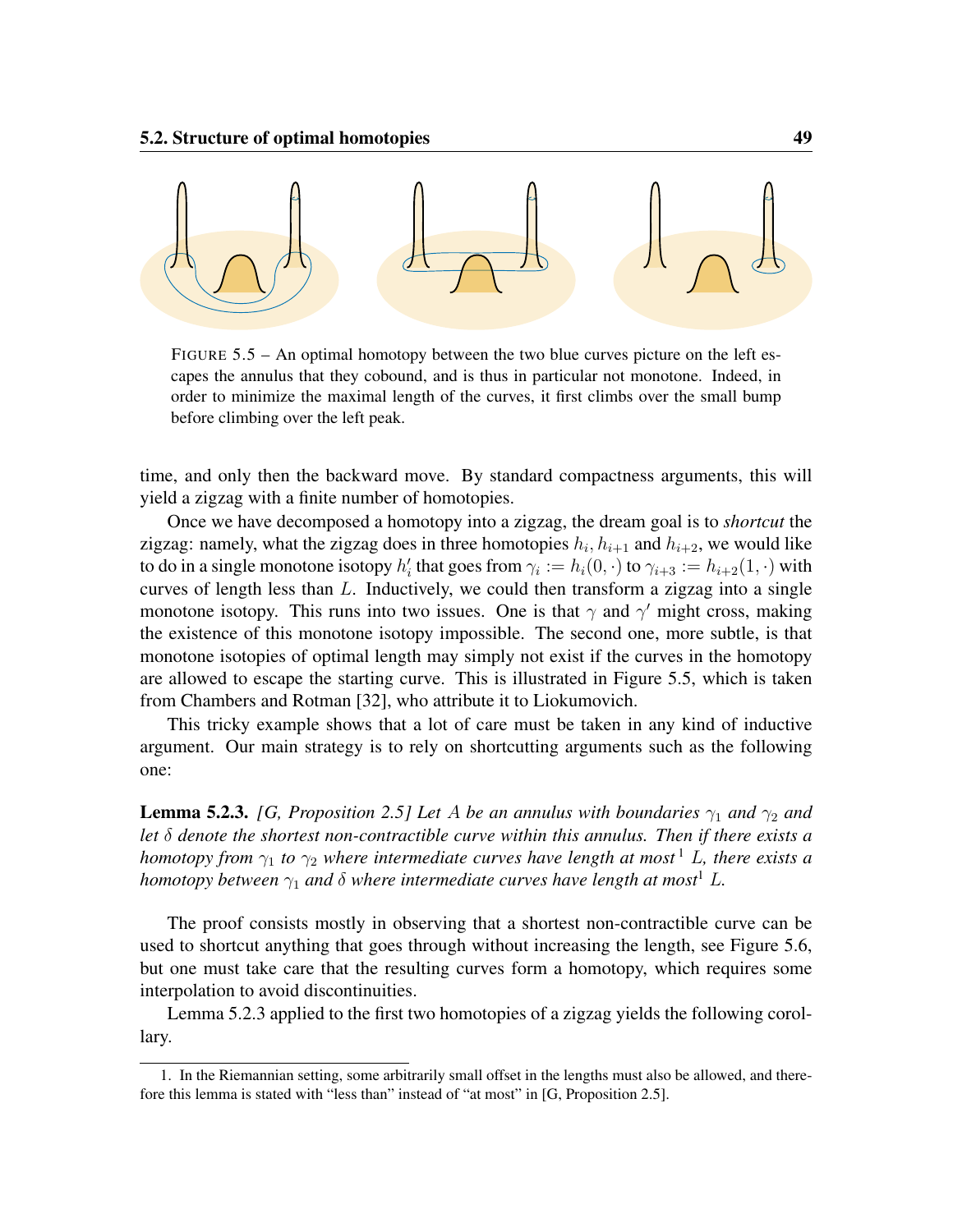FIGURE 5.5 – An optimal homotopy between the two blue curves picture on the left escapes the annulus that they cobound, and is thus in particular not monotone. Indeed, in order to minimize the maximal length of the curves, it first climbs over the small bump before climbing over the left peak.

time, and only then the backward move. By standard compactness arguments, this will yield a zigzag with a finite number of homotopies.

Once we have decomposed a homotopy into a zigzag, the dream goal is to *shortcut* the zigzag: namely, what the zigzag does in three homotopies $h_i, h_{i+1}$ and $h_{i+2}$, we would like to do in a single monotone isotopy $h'_i$ that goes from $\gamma_i := h_i(0, \cdot)$ to $\gamma_{i+3} := h_{i+2}(1, \cdot)$ with curves of length less than $L$. Inductively, we could then transform a zigzag into a single monotone isotopy. This runs into two issues. One is that $\gamma$ and $\gamma'$ might cross, making the existence of this monotone isotopy impossible. The second one, more subtle, is that monotone isotopies of optimal length may simply not exist if the curves in the homotopy are allowed to escape the starting curve. This is illustrated in Figure 5.5, which is taken from Chambers and Rotman [32], who attribute it to Liokumovich.

This tricky example shows that a lot of care must be taken in any kind of inductive argument. Our main strategy is to rely on shortcutting arguments such as the following one:

**Lemma 5.2.3.** *[G, Proposition 2.5] Let $A$ be an annulus with boundaries $\gamma_1$ and $\gamma_2$ and let $\delta$ denote the shortest non-contractible curve within this annulus. Then if there exists a homotopy from $\gamma_1$ to $\gamma_2$ where intermediate curves have length at most*[1] *$L$, there exists a homotopy between $\gamma_1$ and $\delta$ where intermediate curves have length at most*[1] *$L$.*

The proof consists mostly in observing that a shortest non-contractible curve can be used to shortcut anything that goes through without increasing the length, see Figure 5.6, but one must take care that the resulting curves form a homotopy, which requires some interpolation to avoid discontinuities.

Lemma 5.2.3 applied to the first two homotopies of a zigzag yields the following corollary.

1. In the Riemannian setting, some arbitrarily small offset in the lengths must also be allowed, and therefore this lemma is stated with "less than" instead of "at most" in [G, Proposition 2.5].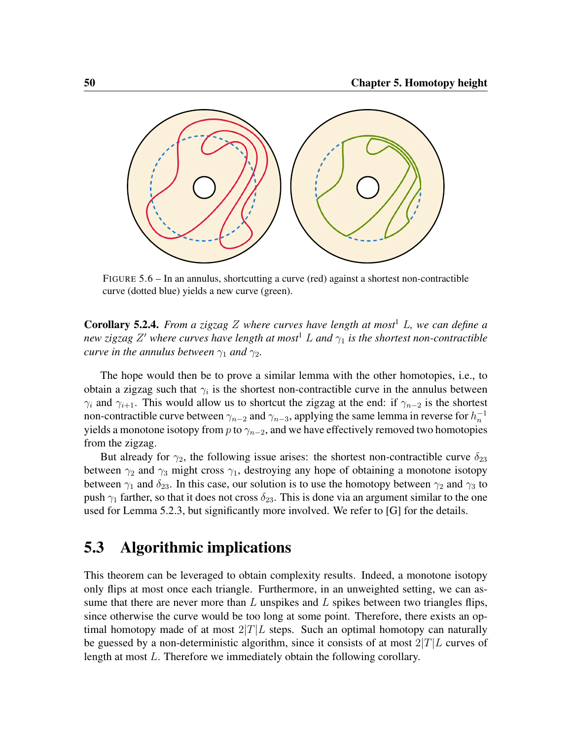FIGURE 5.6 – In an annulus, shortcutting a curve (red) against a shortest non-contractible curve (dotted blue) yields a new curve (green).

**Corollary 5.2.4.** *From a zigzag $Z$ where curves have length at most*[1] *$L$, we can define a new zigzag $Z'$ where curves have length at most*[1] *$L$ and $\gamma_1$ is the shortest non-contractible curve in the annulus between $\gamma_1$ and $\gamma_2$.*

The hope would then be to prove a similar lemma with the other homotopies, i.e., to obtain a zigzag such that $\gamma_i$ is the shortest non-contractible curve in the annulus between $\gamma_i$ and $\gamma_{i+1}$. This would allow us to shortcut the zigzag at the end: if $\gamma_{n-2}$ is the shortest non-contractible curve between $\gamma_{n-2}$ and $\gamma_{n-3}$, applying the same lemma in reverse for $h_n^{-1}$ yields a monotone isotopy from $p$ to $\gamma_{n-2}$, and we have effectively removed two homotopies from the zigzag.

But already for $\gamma_2$, the following issue arises: the shortest non-contractible curve $\delta_{23}$ between $\gamma_2$ and $\gamma_3$ might cross $\gamma_1$, destroying any hope of obtaining a monotone isotopy between $\gamma_1$ and $\delta_{23}$. In this case, our solution is to use the homotopy between $\gamma_2$ and $\gamma_3$ to push $\gamma_1$ farther, so that it does not cross $\delta_{23}$. This is done via an argument similar to the one used for Lemma 5.2.3, but significantly more involved. We refer to [G] for the details.

## 5.3 Algorithmic implications

This theorem can be leveraged to obtain complexity results. Indeed, a monotone isotopy only flips at most once each triangle. Furthermore, in an unweighted setting, we can assume that there are never more than $L$ unspikes and $L$ spikes between two triangles flips, since otherwise the curve would be too long at some point. Therefore, there exists an optimal homotopy made of at most $2|T|L$ steps. Such an optimal homotopy can naturally be guessed by a non-deterministic algorithm, since it consists of at most $2|T|L$ curves of length at most $L$. Therefore we immediately obtain the following corollary.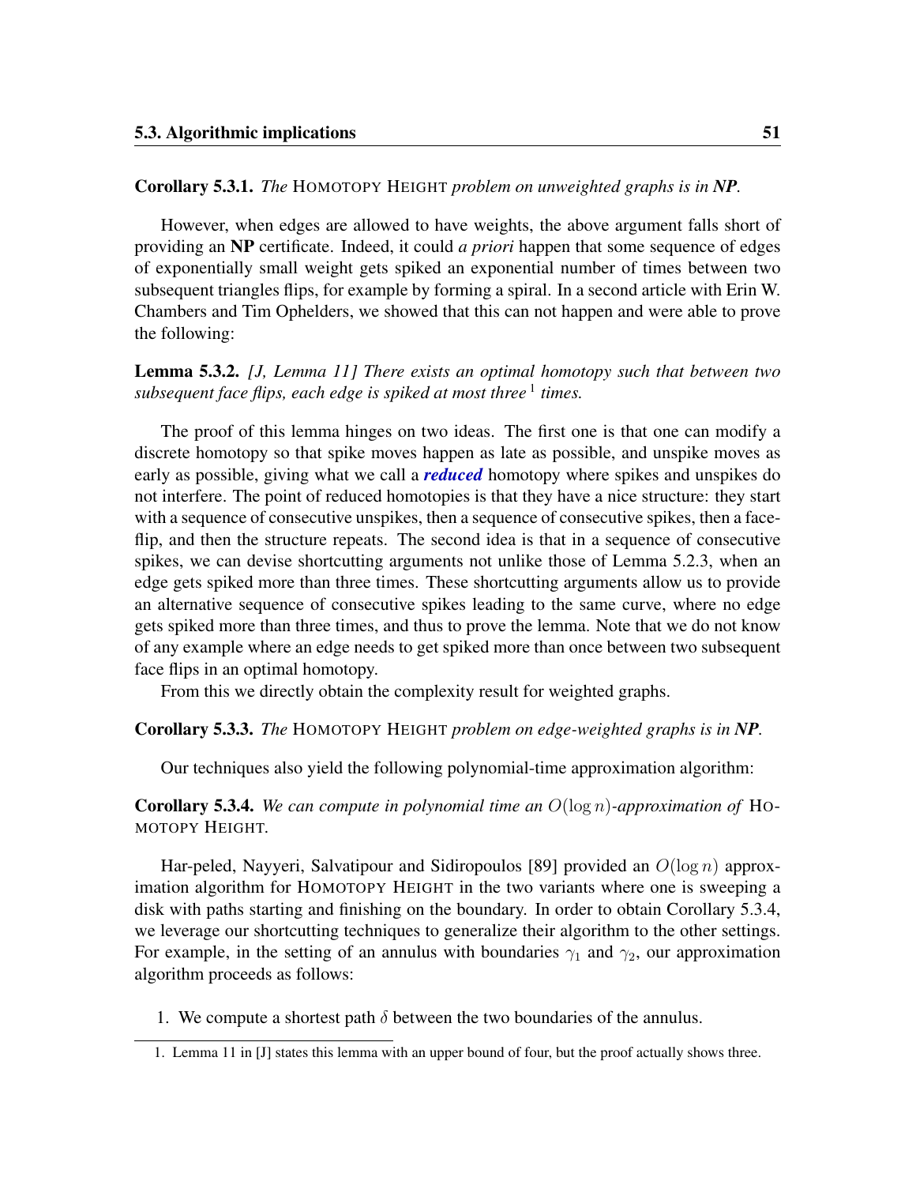**Corollary 5.3.1.** *The* HOMOTOPY HEIGHT *problem on unweighted graphs is in **NP**.*

However, when edges are allowed to have weights, the above argument falls short of providing an **NP** certificate. Indeed, it could *a priori* happen that some sequence of edges of exponentially small weight gets spiked an exponential number of times between two subsequent triangles flips, for example by forming a spiral. In a second article with Erin W. Chambers and Tim Ophelders, we showed that this can not happen and were able to prove the following:

**Lemma 5.3.2.** *[J, Lemma 11] There exists an optimal homotopy such that between two subsequent face flips, each edge is spiked at most three*[1] *times.*

The proof of this lemma hinges on two ideas. The first one is that one can modify a discrete homotopy so that spike moves happen as late as possible, and unspike moves as early as possible, giving what we call a ***reduced*** homotopy where spikes and unspikes do not interfere. The point of reduced homotopies is that they have a nice structure: they start with a sequence of consecutive unspikes, then a sequence of consecutive spikes, then a face-flip, and then the structure repeats. The second idea is that in a sequence of consecutive spikes, we can devise shortcutting arguments not unlike those of Lemma 5.2.3, when an edge gets spiked more than three times. These shortcutting arguments allow us to provide an alternative sequence of consecutive spikes leading to the same curve, where no edge gets spiked more than three times, and thus to prove the lemma. Note that we do not know of any example where an edge needs to get spiked more than once between two subsequent face flips in an optimal homotopy.

From this we directly obtain the complexity result for weighted graphs.

**Corollary 5.3.3.** *The* HOMOTOPY HEIGHT *problem on edge-weighted graphs is in **NP**.*

Our techniques also yield the following polynomial-time approximation algorithm:

**Corollary 5.3.4.** *We can compute in polynomial time an $O(\log n)$-approximation of* HOMOTOPY HEIGHT.

Har-peled, Nayyeri, Salvatipour and Sidiropoulos [89] provided an $O(\log n)$ approximation algorithm for HOMOTOPY HEIGHT in the two variants where one is sweeping a disk with paths starting and finishing on the boundary. In order to obtain Corollary 5.3.4, we leverage our shortcutting techniques to generalize their algorithm to the other settings. For example, in the setting of an annulus with boundaries $\gamma_1$ and $\gamma_2$, our approximation algorithm proceeds as follows:

1. We compute a shortest path $\delta$ between the two boundaries of the annulus.

---

1. Lemma 11 in [J] states this lemma with an upper bound of four, but the proof actually shows three.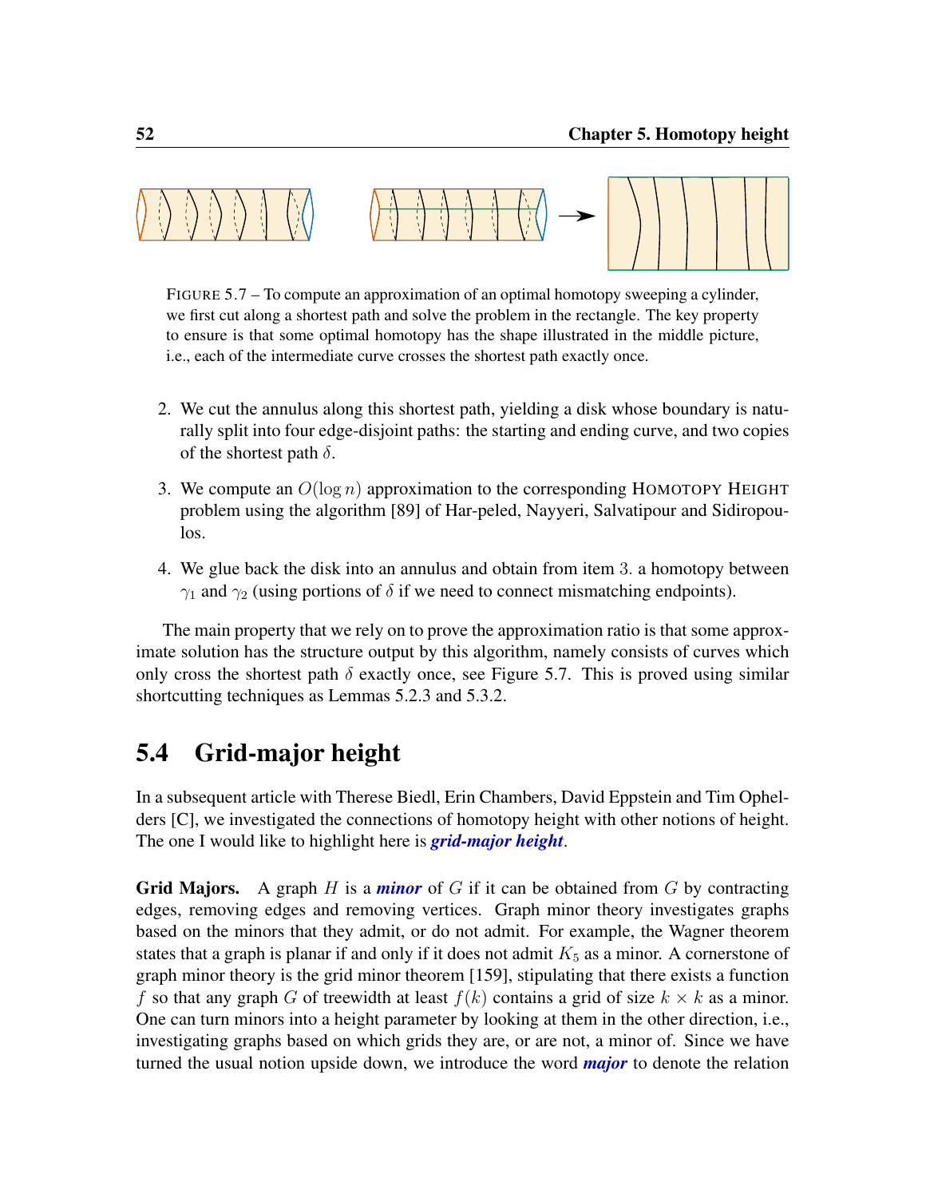FIGURE 5.7 – To compute an approximation of an optimal homotopy sweeping a cylinder, we first cut along a shortest path and solve the problem in the rectangle. The key property to ensure is that some optimal homotopy has the shape illustrated in the middle picture, i.e., each of the intermediate curve crosses the shortest path exactly once.

2. We cut the annulus along this shortest path, yielding a disk whose boundary is naturally split into four edge-disjoint paths: the starting and ending curve, and two copies of the shortest path $\delta$.

3. We compute an $O(\log n)$ approximation to the corresponding HOMOTOPY HEIGHT problem using the algorithm [89] of Har-peled, Nayyeri, Salvatipour and Sidiropoulos.

4. We glue back the disk into an annulus and obtain from item 3. a homotopy between $\gamma_1$ and $\gamma_2$ (using portions of $\delta$ if we need to connect mismatching endpoints).

The main property that we rely on to prove the approximation ratio is that some approximate solution has the structure output by this algorithm, namely consists of curves which only cross the shortest path $\delta$ exactly once, see Figure 5.7. This is proved using similar shortcutting techniques as Lemmas 5.2.3 and 5.3.2.

## 5.4 Grid-major height

In a subsequent article with Therese Biedl, Erin Chambers, David Eppstein and Tim Ophelders [C], we investigated the connections of homotopy height with other notions of height. The one I would like to highlight here is ***grid-major height***.

**Grid Majors.** A graph $H$ is a ***minor*** of $G$ if it can be obtained from $G$ by contracting edges, removing edges and removing vertices. Graph minor theory investigates graphs based on the minors that they admit, or do not admit. For example, the Wagner theorem states that a graph is planar if and only if it does not admit $K_5$ as a minor. A cornerstone of graph minor theory is the grid minor theorem [159], stipulating that there exists a function $f$ so that any graph $G$ of treewidth at least $f(k)$ contains a grid of size $k \times k$ as a minor. One can turn minors into a height parameter by looking at them in the other direction, i.e., investigating graphs based on which grids they are, or are not, a minor of. Since we have turned the usual notion upside down, we introduce the word ***major*** to denote the relation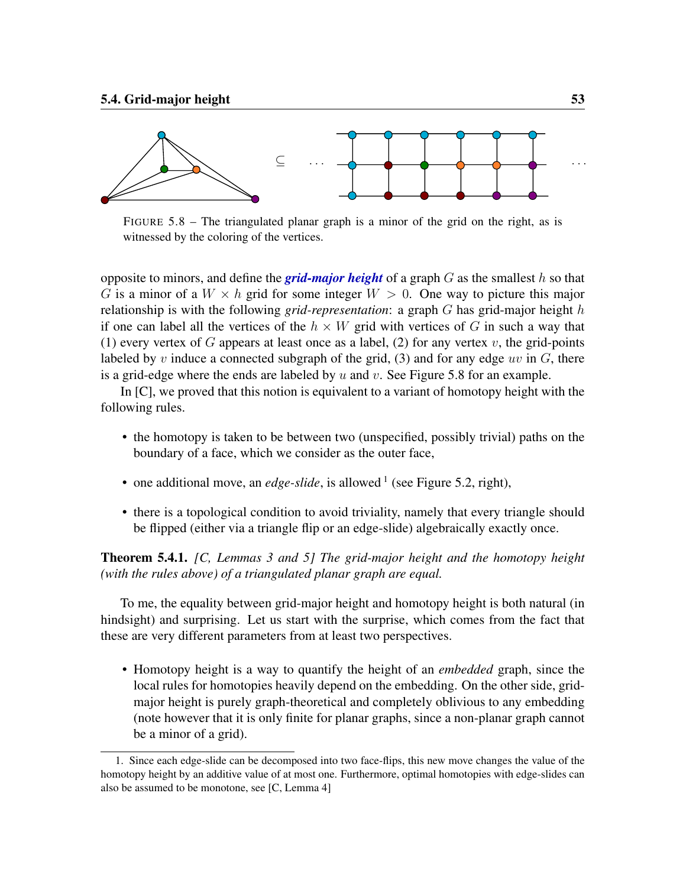FIGURE 5.8 – The triangulated planar graph is a minor of the grid on the right, as is witnessed by the coloring of the vertices.

opposite to minors, and define the ***grid-major height*** of a graph $G$ as the smallest $h$ so that $G$ is a minor of a $W \times h$ grid for some integer $W > 0$. One way to picture this major relationship is with the following *grid-representation*: a graph $G$ has grid-major height $h$ if one can label all the vertices of the $h \times W$ grid with vertices of $G$ in such a way that (1) every vertex of $G$ appears at least once as a label, (2) for any vertex $v$, the grid-points labeled by $v$ induce a connected subgraph of the grid, (3) and for any edge $uv$ in $G$, there is a grid-edge where the ends are labeled by $u$ and $v$. See Figure 5.8 for an example.

In [C], we proved that this notion is equivalent to a variant of homotopy height with the following rules.

- the homotopy is taken to be between two (unspecified, possibly trivial) paths on the boundary of a face, which we consider as the outer face,
- one additional move, an *edge-slide*, is allowed [1] (see Figure 5.2, right),
- there is a topological condition to avoid triviality, namely that every triangle should be flipped (either via a triangle flip or an edge-slide) algebraically exactly once.

**Theorem 5.4.1.** *[C, Lemmas 3 and 5] The grid-major height and the homotopy height (with the rules above) of a triangulated planar graph are equal.*

To me, the equality between grid-major height and homotopy height is both natural (in hindsight) and surprising. Let us start with the surprise, which comes from the fact that these are very different parameters from at least two perspectives.

- Homotopy height is a way to quantify the height of an *embedded* graph, since the local rules for homotopies heavily depend on the embedding. On the other side, grid-major height is purely graph-theoretical and completely oblivious to any embedding (note however that it is only finite for planar graphs, since a non-planar graph cannot be a minor of a grid).

1. Since each edge-slide can be decomposed into two face-flips, this new move changes the value of the homotopy height by an additive value of at most one. Furthermore, optimal homotopies with edge-slides can also be assumed to be monotone, see [C, Lemma 4]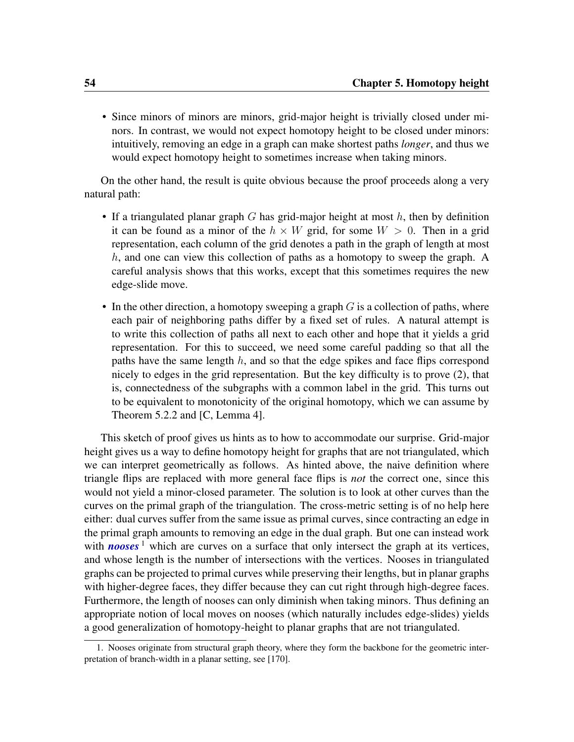- Since minors of minors are minors, grid-major height is trivially closed under minors. In contrast, we would not expect homotopy height to be closed under minors: intuitively, removing an edge in a graph can make shortest paths *longer*, and thus we would expect homotopy height to sometimes increase when taking minors.

On the other hand, the result is quite obvious because the proof proceeds along a very natural path:

- If a triangulated planar graph $G$ has grid-major height at most $h$, then by definition it can be found as a minor of the $h \times W$ grid, for some $W > 0$. Then in a grid representation, each column of the grid denotes a path in the graph of length at most $h$, and one can view this collection of paths as a homotopy to sweep the graph. A careful analysis shows that this works, except that this sometimes requires the new edge-slide move.
- In the other direction, a homotopy sweeping a graph $G$ is a collection of paths, where each pair of neighboring paths differ by a fixed set of rules. A natural attempt is to write this collection of paths all next to each other and hope that it yields a grid representation. For this to succeed, we need some careful padding so that all the paths have the same length $h$, and so that the edge spikes and face flips correspond nicely to edges in the grid representation. But the key difficulty is to prove (2), that is, connectedness of the subgraphs with a common label in the grid. This turns out to be equivalent to monotonicity of the original homotopy, which we can assume by Theorem 5.2.2 and [C, Lemma 4].

This sketch of proof gives us hints as to how to accommodate our surprise. Grid-major height gives us a way to define homotopy height for graphs that are not triangulated, which we can interpret geometrically as follows. As hinted above, the naive definition where triangle flips are replaced with more general face flips is *not* the correct one, since this would not yield a minor-closed parameter. The solution is to look at other curves than the curves on the primal graph of the triangulation. The cross-metric setting is of no help here either: dual curves suffer from the same issue as primal curves, since contracting an edge in the primal graph amounts to removing an edge in the dual graph. But one can instead work with ***nooses***[1] which are curves on a surface that only intersect the graph at its vertices, and whose length is the number of intersections with the vertices. Nooses in triangulated graphs can be projected to primal curves while preserving their lengths, but in planar graphs with higher-degree faces, they differ because they can cut right through high-degree faces. Furthermore, the length of nooses can only diminish when taking minors. Thus defining an appropriate notion of local moves on nooses (which naturally includes edge-slides) yields a good generalization of homotopy-height to planar graphs that are not triangulated.

1. Nooses originate from structural graph theory, where they form the backbone for the geometric interpretation of branch-width in a planar setting, see [170].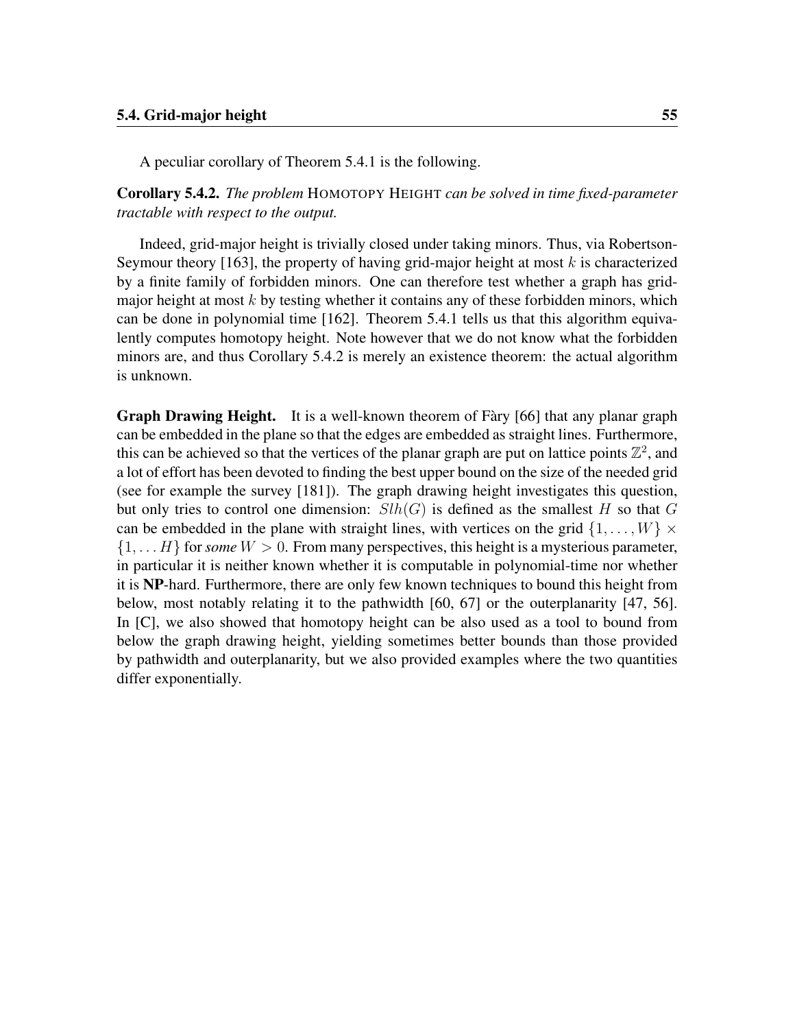A peculiar corollary of Theorem 5.4.1 is the following.

**Corollary 5.4.2.** *The problem* HOMOTOPY HEIGHT *can be solved in time fixed-parameter tractable with respect to the output.*

Indeed, grid-major height is trivially closed under taking minors. Thus, via Robertson-Seymour theory [163], the property of having grid-major height at most $k$ is characterized by a finite family of forbidden minors. One can therefore test whether a graph has grid-major height at most $k$ by testing whether it contains any of these forbidden minors, which can be done in polynomial time [162]. Theorem 5.4.1 tells us that this algorithm equivalently computes homotopy height. Note however that we do not know what the forbidden minors are, and thus Corollary 5.4.2 is merely an existence theorem: the actual algorithm is unknown.

**Graph Drawing Height.** It is a well-known theorem of Fàry [66] that any planar graph can be embedded in the plane so that the edges are embedded as straight lines. Furthermore, this can be achieved so that the vertices of the planar graph are put on lattice points $\mathbb{Z}^2$, and a lot of effort has been devoted to finding the best upper bound on the size of the needed grid (see for example the survey [181]). The graph drawing height investigates this question, but only tries to control one dimension: $Slh(G)$ is defined as the smallest $H$ so that $G$ can be embedded in the plane with straight lines, with vertices on the grid $\{1, \dots, W\} \times \{1, \dots H\}$ for *some* $W > 0$. From many perspectives, this height is a mysterious parameter, in particular it is neither known whether it is computable in polynomial-time nor whether it is **NP**-hard. Furthermore, there are only few known techniques to bound this height from below, most notably relating it to the pathwidth [60, 67] or the outerplanarity [47, 56]. In [C], we also showed that homotopy height can be also used as a tool to bound from below the graph drawing height, yielding sometimes better bounds than those provided by pathwidth and outerplanarity, but we also provided examples where the two quantities differ exponentially.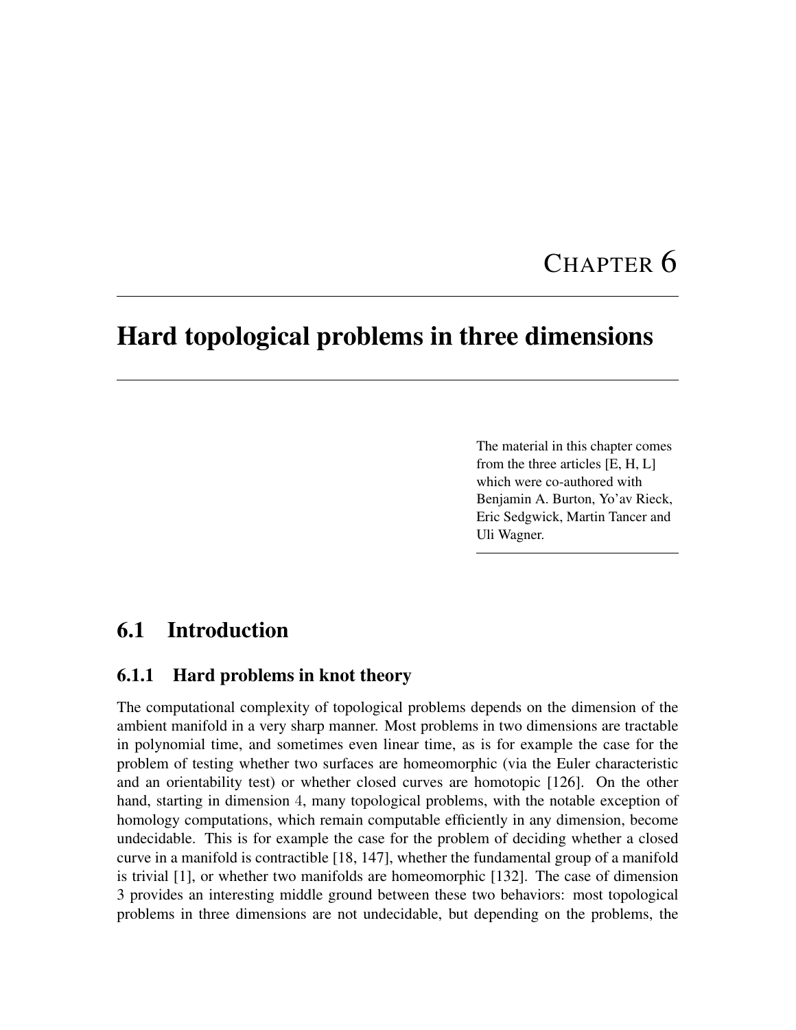# CHAPTER 6

# Hard topological problems in three dimensions

The material in this chapter comes from the three articles [E, H, L] which were co-authored with Benjamin A. Burton, Yo'av Rieck, Eric Sedgwick, Martin Tancer and Uli Wagner.

## 6.1 Introduction

### 6.1.1 Hard problems in knot theory

The computational complexity of topological problems depends on the dimension of the ambient manifold in a very sharp manner. Most problems in two dimensions are tractable in polynomial time, and sometimes even linear time, as is for example the case for the problem of testing whether two surfaces are homeomorphic (via the Euler characteristic and an orientability test) or whether closed curves are homotopic [126]. On the other hand, starting in dimension 4, many topological problems, with the notable exception of homology computations, which remain computable efficiently in any dimension, become undecidable. This is for example the case for the problem of deciding whether a closed curve in a manifold is contractible [18, 147], whether the fundamental group of a manifold is trivial [1], or whether two manifolds are homeomorphic [132]. The case of dimension 3 provides an interesting middle ground between these two behaviors: most topological problems in three dimensions are not undecidable, but depending on the problems, the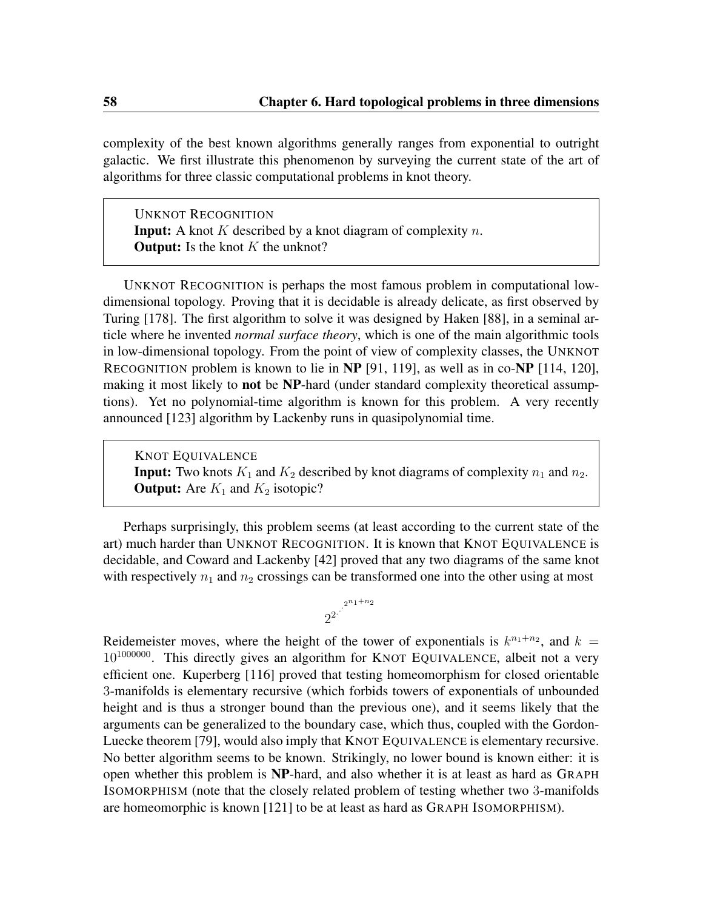complexity of the best known algorithms generally ranges from exponential to outright galactic. We first illustrate this phenomenon by surveying the current state of the art of algorithms for three classic computational problems in knot theory.

> UNKNOT RECOGNITION
> **Input:** A knot $K$ described by a knot diagram of complexity $n$.
> **Output:** Is the knot $K$ the unknot?

UNKNOT RECOGNITION is perhaps the most famous problem in computational low-dimensional topology. Proving that it is decidable is already delicate, as first observed by Turing [178]. The first algorithm to solve it was designed by Haken [88], in a seminal article where he invented *normal surface theory*, which is one of the main algorithmic tools in low-dimensional topology. From the point of view of complexity classes, the UNKNOT RECOGNITION problem is known to lie in **NP** [91, 119], as well as in co-**NP** [114, 120], making it most likely to **not** be **NP**-hard (under standard complexity theoretical assumptions). Yet no polynomial-time algorithm is known for this problem. A very recently announced [123] algorithm by Lackenby runs in quasipolynomial time.

> KNOT EQUIVALENCE
> **Input:** Two knots $K_1$ and $K_2$ described by knot diagrams of complexity $n_1$ and $n_2$.
> **Output:** Are $K_1$ and $K_2$ isotopic?

Perhaps surprisingly, this problem seems (at least according to the current state of the art) much harder than UNKNOT RECOGNITION. It is known that KNOT EQUIVALENCE is decidable, and Coward and Lackenby [42] proved that any two diagrams of the same knot with respectively $n_1$ and $n_2$ crossings can be transformed one into the other using at most

$$2^{2^{\cdot^{\cdot^{\cdot^{2^{n_1+n_2}}}}}}$$

Reidemeister moves, where the height of the tower of exponentials is $k^{n_1+n_2}$, and $k = 10^{1000000}$. This directly gives an algorithm for KNOT EQUIVALENCE, albeit not a very efficient one. Kuperberg [116] proved that testing homeomorphism for closed orientable 3-manifolds is elementary recursive (which forbids towers of exponentials of unbounded height and is thus a stronger bound than the previous one), and it seems likely that the arguments can be generalized to the boundary case, which thus, coupled with the Gordon-Luecke theorem [79], would also imply that KNOT EQUIVALENCE is elementary recursive. No better algorithm seems to be known. Strikingly, no lower bound is known either: it is open whether this problem is **NP**-hard, and also whether it is at least as hard as GRAPH ISOMORPHISM (note that the closely related problem of testing whether two 3-manifolds are homeomorphic is known [121] to be at least as hard as GRAPH ISOMORPHISM).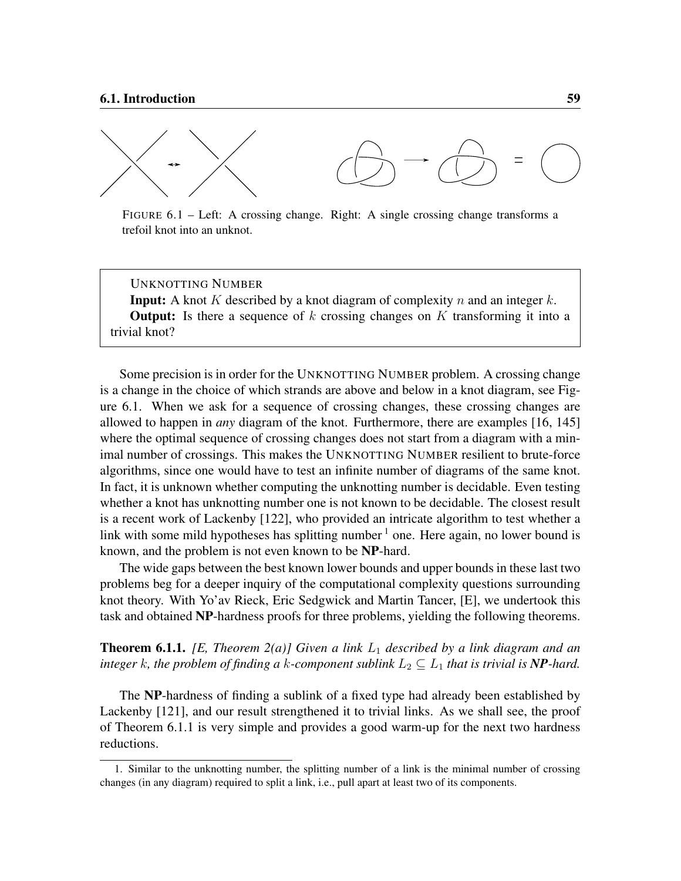FIGURE 6.1 – Left: A crossing change. Right: A single crossing change transforms a trefoil knot into an unknot.

> UNKNOTTING NUMBER
>
> **Input:** A knot $K$ described by a knot diagram of complexity $n$ and an integer $k$.
>
> **Output:** Is there a sequence of $k$ crossing changes on $K$ transforming it into a trivial knot?

Some precision is in order for the UNKNOTTING NUMBER problem. A crossing change is a change in the choice of which strands are above and below in a knot diagram, see Figure 6.1. When we ask for a sequence of crossing changes, these crossing changes are allowed to happen in *any* diagram of the knot. Furthermore, there are examples [16, 145] where the optimal sequence of crossing changes does not start from a diagram with a minimal number of crossings. This makes the UNKNOTTING NUMBER resilient to brute-force algorithms, since one would have to test an infinite number of diagrams of the same knot. In fact, it is unknown whether computing the unknotting number is decidable. Even testing whether a knot has unknotting number one is not known to be decidable. The closest result is a recent work of Lackenby [122], who provided an intricate algorithm to test whether a link with some mild hypotheses has splitting number [1] one. Here again, no lower bound is known, and the problem is not even known to be **NP**-hard.

The wide gaps between the best known lower bounds and upper bounds in these last two problems beg for a deeper inquiry of the computational complexity questions surrounding knot theory. With Yo'av Rieck, Eric Sedgwick and Martin Tancer, [E], we undertook this task and obtained **NP**-hardness proofs for three problems, yielding the following theorems.

**Theorem 6.1.1.** *[E, Theorem 2(a)] Given a link $L_1$ described by a link diagram and an integer $k$, the problem of finding a $k$-component sublink $L_2 \subseteq L_1$ that is trivial is **NP**-hard.*

The **NP**-hardness of finding a sublink of a fixed type had already been established by Lackenby [121], and our result strengthened it to trivial links. As we shall see, the proof of Theorem 6.1.1 is very simple and provides a good warm-up for the next two hardness reductions.

1. Similar to the unknotting number, the splitting number of a link is the minimal number of crossing changes (in any diagram) required to split a link, i.e., pull apart at least two of its components.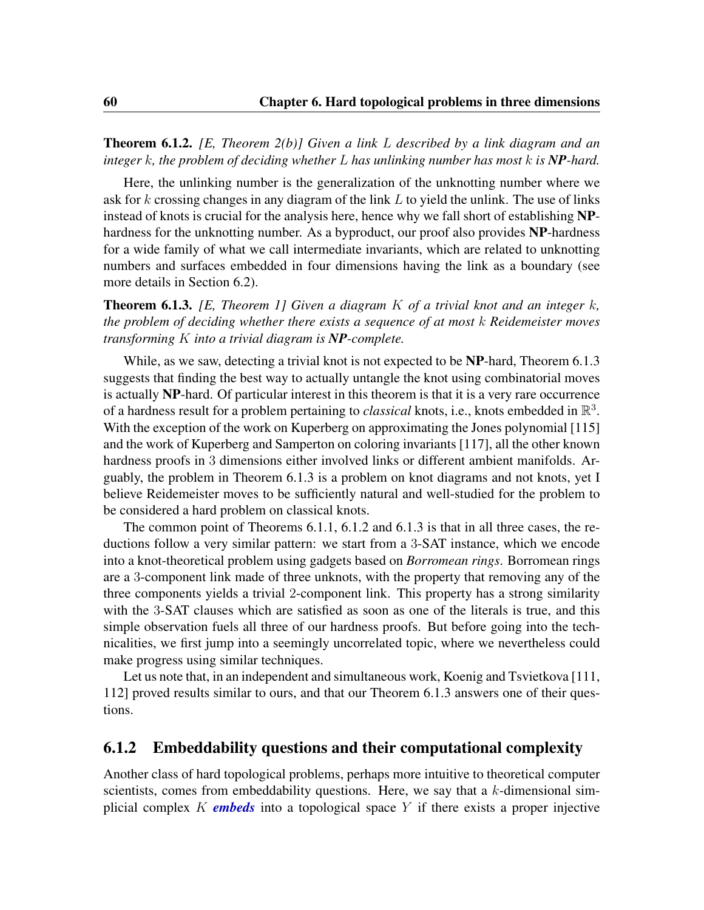**Theorem 6.1.2.** *[E, Theorem 2(b)] Given a link $L$ described by a link diagram and an integer $k$, the problem of deciding whether $L$ has unlinking number has most $k$ is **NP**-hard.*

Here, the unlinking number is the generalization of the unknotting number where we ask for $k$ crossing changes in any diagram of the link $L$ to yield the unlink. The use of links instead of knots is crucial for the analysis here, hence why we fall short of establishing **NP**-hardness for the unknotting number. As a byproduct, our proof also provides **NP**-hardness for a wide family of what we call intermediate invariants, which are related to unknotting numbers and surfaces embedded in four dimensions having the link as a boundary (see more details in Section 6.2).

**Theorem 6.1.3.** *[E, Theorem 1] Given a diagram $K$ of a trivial knot and an integer $k$, the problem of deciding whether there exists a sequence of at most $k$ Reidemeister moves transforming $K$ into a trivial diagram is **NP**-complete.*

While, as we saw, detecting a trivial knot is not expected to be **NP**-hard, Theorem 6.1.3 suggests that finding the best way to actually untangle the knot using combinatorial moves is actually **NP**-hard. Of particular interest in this theorem is that it is a very rare occurrence of a hardness result for a problem pertaining to *classical* knots, i.e., knots embedded in $\mathbb{R}^3$. With the exception of the work on Kuperberg on approximating the Jones polynomial [115] and the work of Kuperberg and Samperton on coloring invariants [117], all the other known hardness proofs in 3 dimensions either involved links or different ambient manifolds. Arguably, the problem in Theorem 6.1.3 is a problem on knot diagrams and not knots, yet I believe Reidemeister moves to be sufficiently natural and well-studied for the problem to be considered a hard problem on classical knots.

The common point of Theorems 6.1.1, 6.1.2 and 6.1.3 is that in all three cases, the reductions follow a very similar pattern: we start from a 3-SAT instance, which we encode into a knot-theoretical problem using gadgets based on *Borromean rings*. Borromean rings are a 3-component link made of three unknots, with the property that removing any of the three components yields a trivial 2-component link. This property has a strong similarity with the 3-SAT clauses which are satisfied as soon as one of the literals is true, and this simple observation fuels all three of our hardness proofs. But before going into the technicalities, we first jump into a seemingly uncorrelated topic, where we nevertheless could make progress using similar techniques.

Let us note that, in an independent and simultaneous work, Koenig and Tsvietkova [111, 112] proved results similar to ours, and that our Theorem 6.1.3 answers one of their questions.

### 6.1.2 Embeddability questions and their computational complexity

Another class of hard topological problems, perhaps more intuitive to theoretical computer scientists, comes from embeddability questions. Here, we say that a $k$-dimensional simplicial complex $K$ ***embeds*** into a topological space $Y$ if there exists a proper injective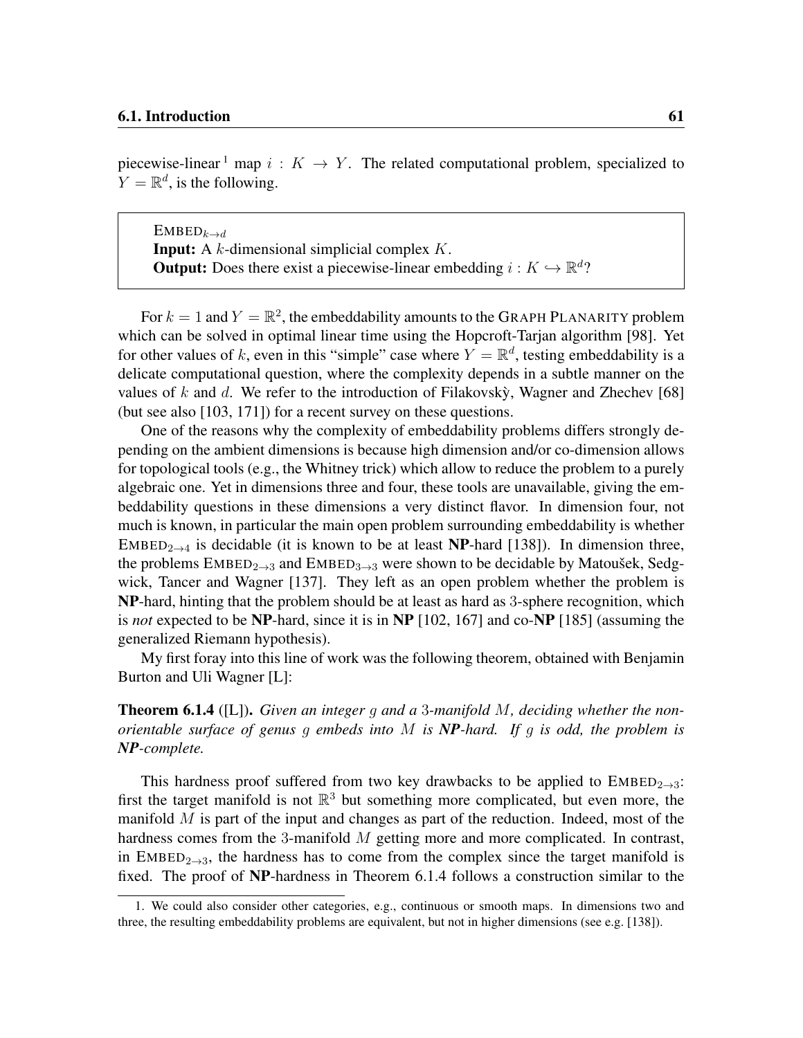piecewise-linear [1] map $i : K \to Y$. The related computational problem, specialized to $Y = \mathbb{R}^d$, is the following.

> EMBED$_{k\to d}$
> **Input:** A $k$-dimensional simplicial complex $K$.
> **Output:** Does there exist a piecewise-linear embedding $i : K \hookrightarrow \mathbb{R}^d$?

For $k = 1$ and $Y = \mathbb{R}^2$, the embeddability amounts to the GRAPH PLANARITY problem which can be solved in optimal linear time using the Hopcroft-Tarjan algorithm [98]. Yet for other values of $k$, even in this "simple" case where $Y = \mathbb{R}^d$, testing embeddability is a delicate computational question, where the complexity depends in a subtle manner on the values of $k$ and $d$. We refer to the introduction of Filakovský, Wagner and Zhechev [68] (but see also [103, 171]) for a recent survey on these questions.

One of the reasons why the complexity of embeddability problems differs strongly depending on the ambient dimensions is because high dimension and/or co-dimension allows for topological tools (e.g., the Whitney trick) which allow to reduce the problem to a purely algebraic one. Yet in dimensions three and four, these tools are unavailable, giving the embeddability questions in these dimensions a very distinct flavor. In dimension four, not much is known, in particular the main open problem surrounding embeddability is whether EMBED$_{2\to 4}$ is decidable (it is known to be at least **NP**-hard [138]). In dimension three, the problems EMBED$_{2\to 3}$ and EMBED$_{3\to 3}$ were shown to be decidable by Matoušek, Sedgwick, Tancer and Wagner [137]. They left as an open problem whether the problem is **NP**-hard, hinting that the problem should be at least as hard as 3-sphere recognition, which is *not* expected to be **NP**-hard, since it is in **NP** [102, 167] and co-**NP** [185] (assuming the generalized Riemann hypothesis).

My first foray into this line of work was the following theorem, obtained with Benjamin Burton and Uli Wagner [L]:

**Theorem 6.1.4** ([L]). *Given an integer $g$ and a 3-manifold $M$, deciding whether the non-orientable surface of genus $g$ embeds into $M$ is **NP**-hard. If $g$ is odd, the problem is **NP**-complete.*

This hardness proof suffered from two key drawbacks to be applied to EMBED$_{2\to 3}$: first the target manifold is not $\mathbb{R}^3$ but something more complicated, but even more, the manifold $M$ is part of the input and changes as part of the reduction. Indeed, most of the hardness comes from the 3-manifold $M$ getting more and more complicated. In contrast, in EMBED$_{2\to 3}$, the hardness has to come from the complex since the target manifold is fixed. The proof of **NP**-hardness in Theorem 6.1.4 follows a construction similar to the

[1] We could also consider other categories, e.g., continuous or smooth maps. In dimensions two and three, the resulting embeddability problems are equivalent, but not in higher dimensions (see e.g. [138]).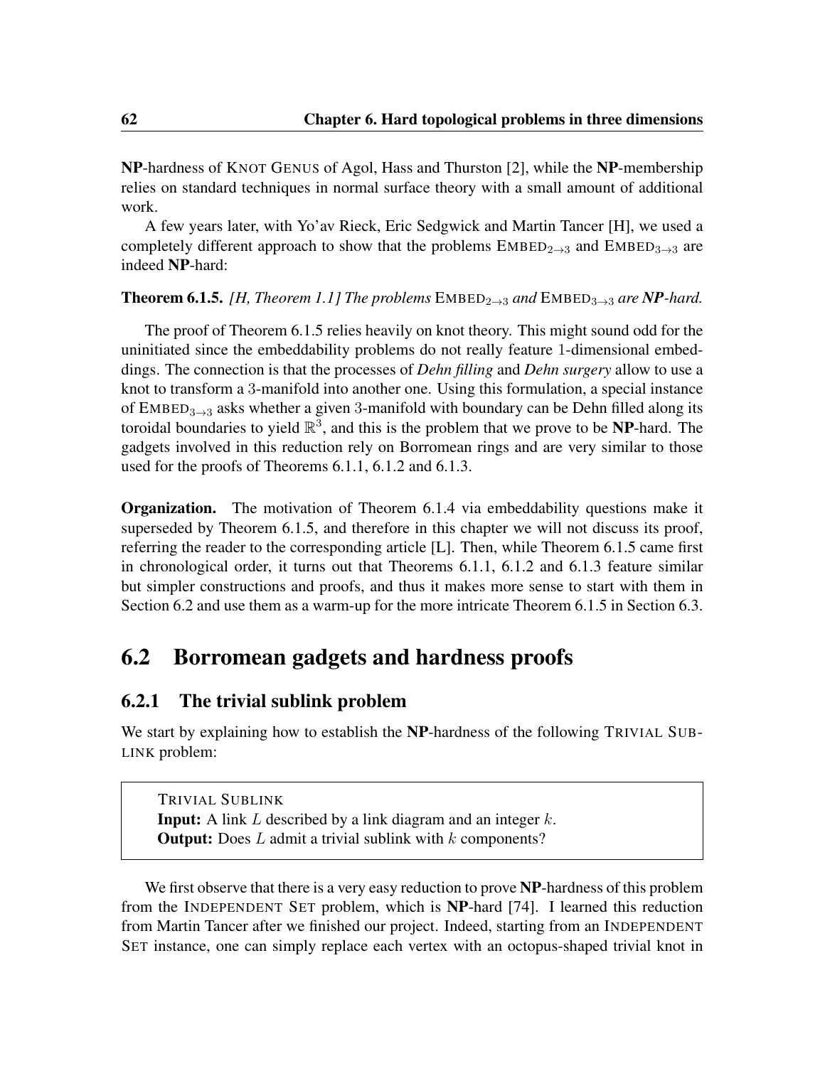**NP**-hardness of KNOT GENUS of Agol, Hass and Thurston [2], while the **NP**-membership relies on standard techniques in normal surface theory with a small amount of additional work.

A few years later, with Yo'av Rieck, Eric Sedgwick and Martin Tancer [H], we used a completely different approach to show that the problems $\text{EMBED}_{2\to 3}$ and $\text{EMBED}_{3\to 3}$ are indeed **NP**-hard:

**Theorem 6.1.5.** *[H, Theorem 1.1] The problems* $\text{EMBED}_{2\to 3}$ *and* $\text{EMBED}_{3\to 3}$ *are **NP**-hard.*

The proof of Theorem 6.1.5 relies heavily on knot theory. This might sound odd for the uninitiated since the embeddability problems do not really feature 1-dimensional embeddings. The connection is that the processes of *Dehn filling* and *Dehn surgery* allow to use a knot to transform a 3-manifold into another one. Using this formulation, a special instance of $\text{EMBED}_{3\to 3}$ asks whether a given 3-manifold with boundary can be Dehn filled along its toroidal boundaries to yield $\mathbb{R}^3$, and this is the problem that we prove to be **NP**-hard. The gadgets involved in this reduction rely on Borromean rings and are very similar to those used for the proofs of Theorems 6.1.1, 6.1.2 and 6.1.3.

**Organization.** The motivation of Theorem 6.1.4 via embeddability questions make it superseded by Theorem 6.1.5, and therefore in this chapter we will not discuss its proof, referring the reader to the corresponding article [L]. Then, while Theorem 6.1.5 came first in chronological order, it turns out that Theorems 6.1.1, 6.1.2 and 6.1.3 feature similar but simpler constructions and proofs, and thus it makes more sense to start with them in Section 6.2 and use them as a warm-up for the more intricate Theorem 6.1.5 in Section 6.3.

## 6.2 Borromean gadgets and hardness proofs

### 6.2.1 The trivial sublink problem

We start by explaining how to establish the **NP**-hardness of the following TRIVIAL SUBLINK problem:

> TRIVIAL SUBLINK
> **Input:** A link $L$ described by a link diagram and an integer $k$.
> **Output:** Does $L$ admit a trivial sublink with $k$ components?

We first observe that there is a very easy reduction to prove **NP**-hardness of this problem from the INDEPENDENT SET problem, which is **NP**-hard [74]. I learned this reduction from Martin Tancer after we finished our project. Indeed, starting from an INDEPENDENT SET instance, one can simply replace each vertex with an octopus-shaped trivial knot in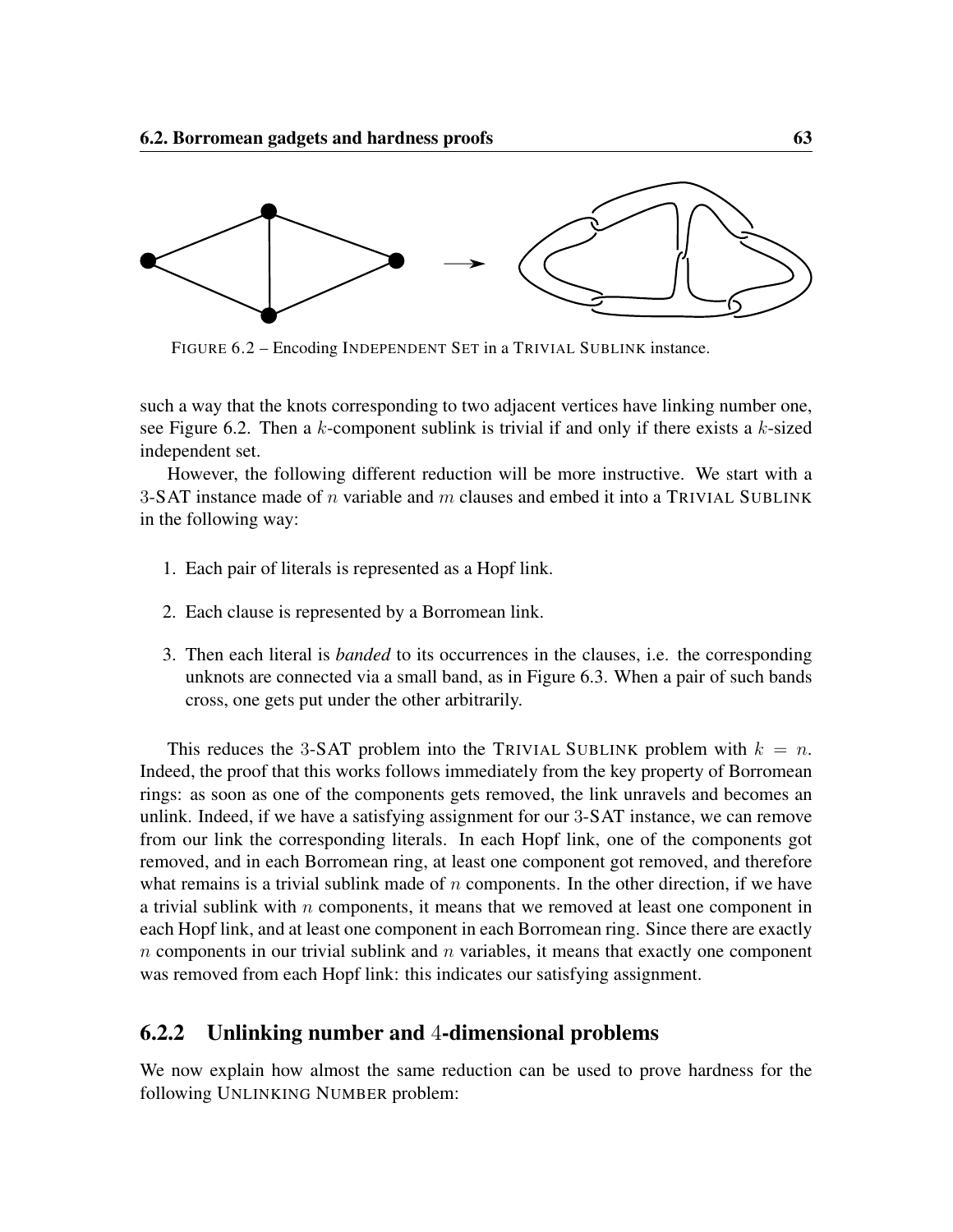FIGURE 6.2 – Encoding INDEPENDENT SET in a TRIVIAL SUBLINK instance.

such a way that the knots corresponding to two adjacent vertices have linking number one, see Figure 6.2. Then a $k$-component sublink is trivial if and only if there exists a $k$-sized independent set.

However, the following different reduction will be more instructive. We start with a 3-SAT instance made of $n$ variable and $m$ clauses and embed it into a TRIVIAL SUBLINK in the following way:

1. Each pair of literals is represented as a Hopf link.
2. Each clause is represented by a Borromean link.
3. Then each literal is *banded* to its occurrences in the clauses, i.e. the corresponding unknots are connected via a small band, as in Figure 6.3. When a pair of such bands cross, one gets put under the other arbitrarily.

This reduces the 3-SAT problem into the TRIVIAL SUBLINK problem with $k = n$. Indeed, the proof that this works follows immediately from the key property of Borromean rings: as soon as one of the components gets removed, the link unravels and becomes an unlink. Indeed, if we have a satisfying assignment for our 3-SAT instance, we can remove from our link the corresponding literals. In each Hopf link, one of the components got removed, and in each Borromean ring, at least one component got removed, and therefore what remains is a trivial sublink made of $n$ components. In the other direction, if we have a trivial sublink with $n$ components, it means that we removed at least one component in each Hopf link, and at least one component in each Borromean ring. Since there are exactly $n$ components in our trivial sublink and $n$ variables, it means that exactly one component was removed from each Hopf link: this indicates our satisfying assignment.

### 6.2.2 Unlinking number and 4-dimensional problems

We now explain how almost the same reduction can be used to prove hardness for the following UNLINKING NUMBER problem: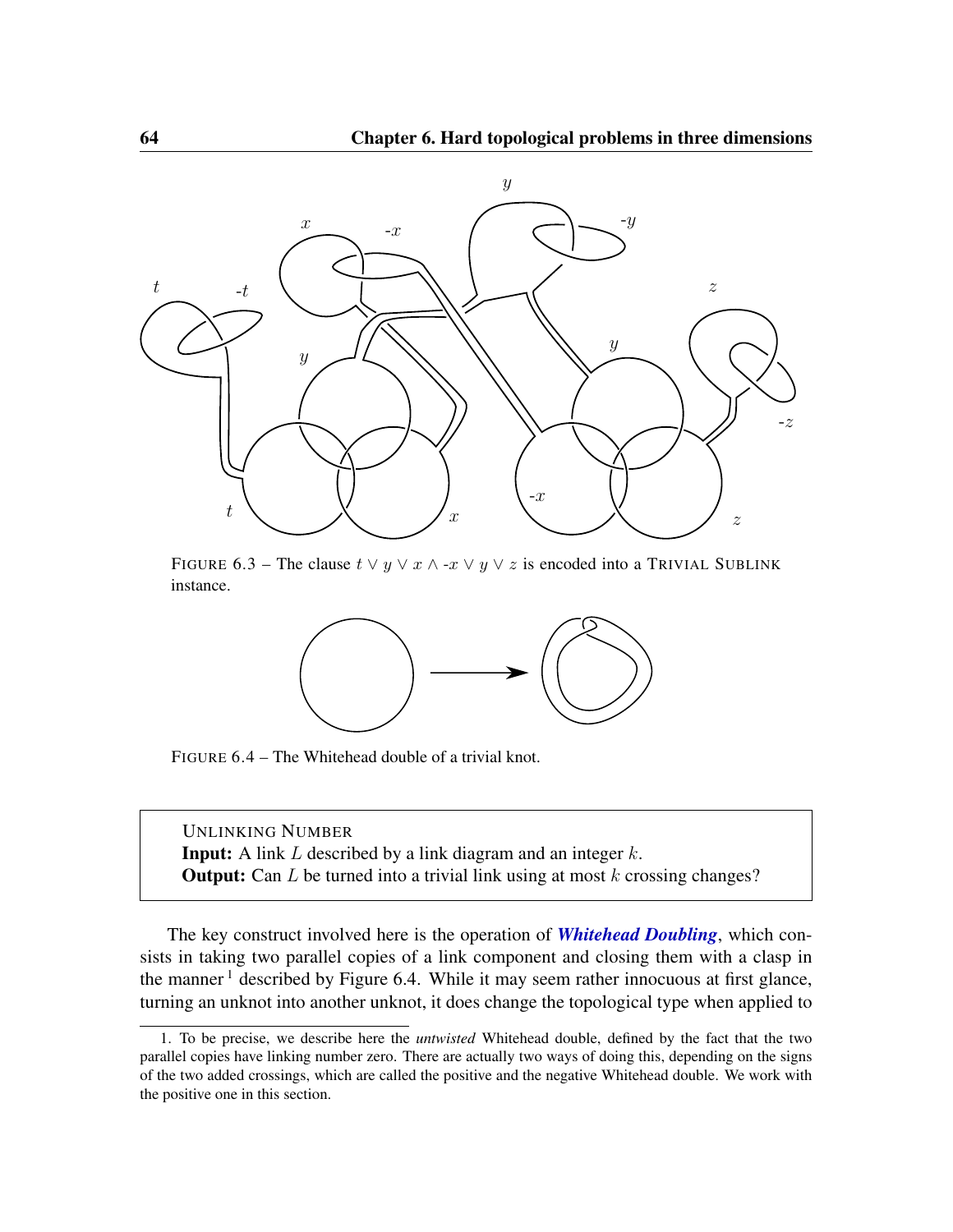FIGURE 6.3 – The clause $t \vee y \vee x \wedge \text{-}x \vee y \vee z$ is encoded into a TRIVIAL SUBLINK instance.

FIGURE 6.4 – The Whitehead double of a trivial knot.

> UNLINKING NUMBER
> **Input:** A link $L$ described by a link diagram and an integer $k$.
> **Output:** Can $L$ be turned into a trivial link using at most $k$ crossing changes?

The key construct involved here is the operation of ***Whitehead Doubling***, which consists in taking two parallel copies of a link component and closing them with a clasp in the manner[1] described by Figure 6.4. While it may seem rather innocuous at first glance, turning an unknot into another unknot, it does change the topological type when applied to

1. To be precise, we describe here the *untwisted* Whitehead double, defined by the fact that the two parallel copies have linking number zero. There are actually two ways of doing this, depending on the signs of the two added crossings, which are called the positive and the negative Whitehead double. We work with the positive one in this section.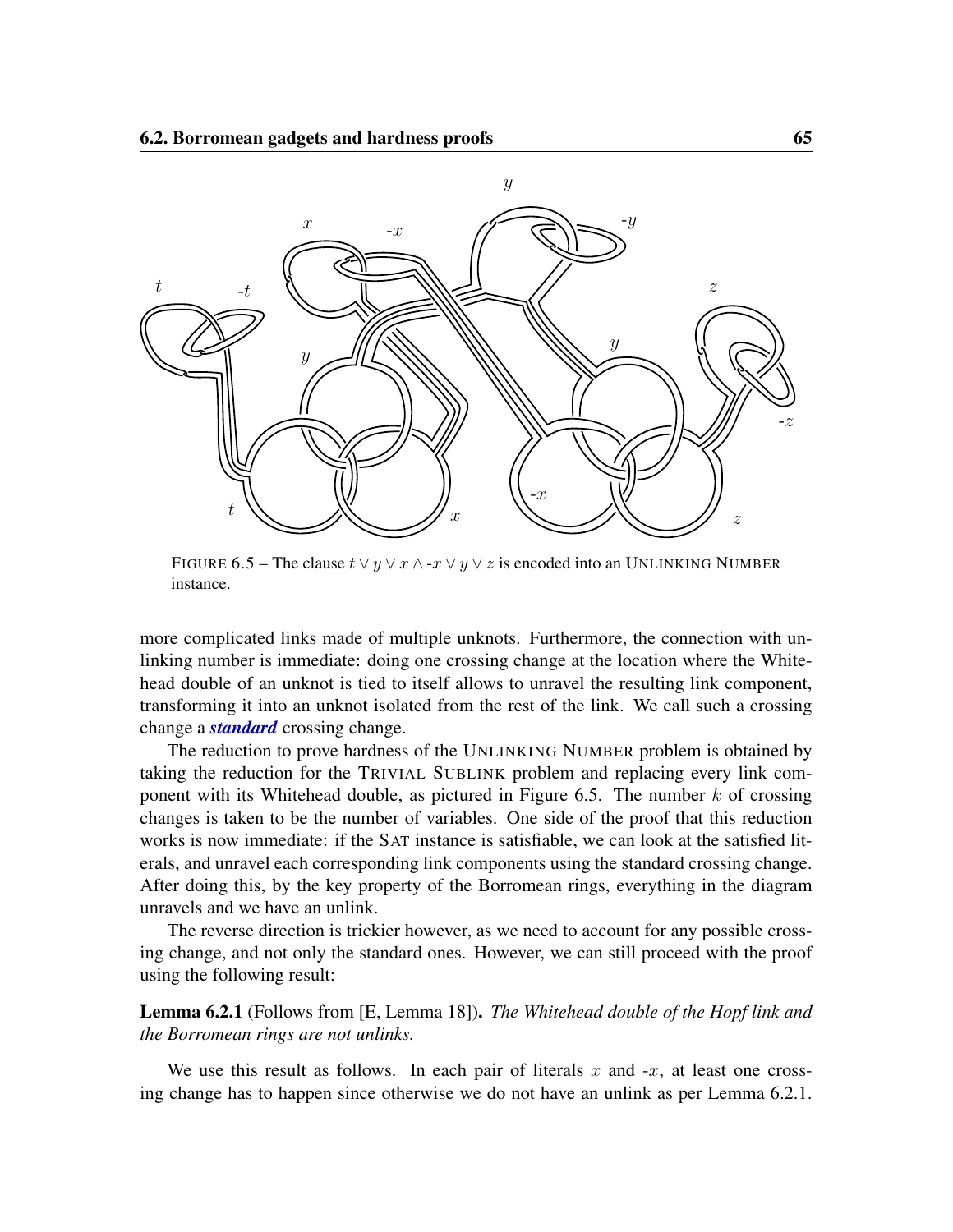FIGURE 6.5 – The clause $t \vee y \vee x \wedge \text{-}x \vee y \vee z$ is encoded into an UNLINKING NUMBER instance.

more complicated links made of multiple unknots. Furthermore, the connection with unlinking number is immediate: doing one crossing change at the location where the Whitehead double of an unknot is tied to itself allows to unravel the resulting link component, transforming it into an unknot isolated from the rest of the link. We call such a crossing change a ***standard*** crossing change.

The reduction to prove hardness of the UNLINKING NUMBER problem is obtained by taking the reduction for the TRIVIAL SUBLINK problem and replacing every link component with its Whitehead double, as pictured in Figure 6.5. The number $k$ of crossing changes is taken to be the number of variables. One side of the proof that this reduction works is now immediate: if the SAT instance is satisfiable, we can look at the satisfied literals, and unravel each corresponding link components using the standard crossing change. After doing this, by the key property of the Borromean rings, everything in the diagram unravels and we have an unlink.

The reverse direction is trickier however, as we need to account for any possible crossing change, and not only the standard ones. However, we can still proceed with the proof using the following result:

**Lemma 6.2.1** (Follows from [E, Lemma 18]). *The Whitehead double of the Hopf link and the Borromean rings are not unlinks.*

We use this result as follows. In each pair of literals $x$ and $\text{-}x$, at least one crossing change has to happen since otherwise we do not have an unlink as per Lemma 6.2.1.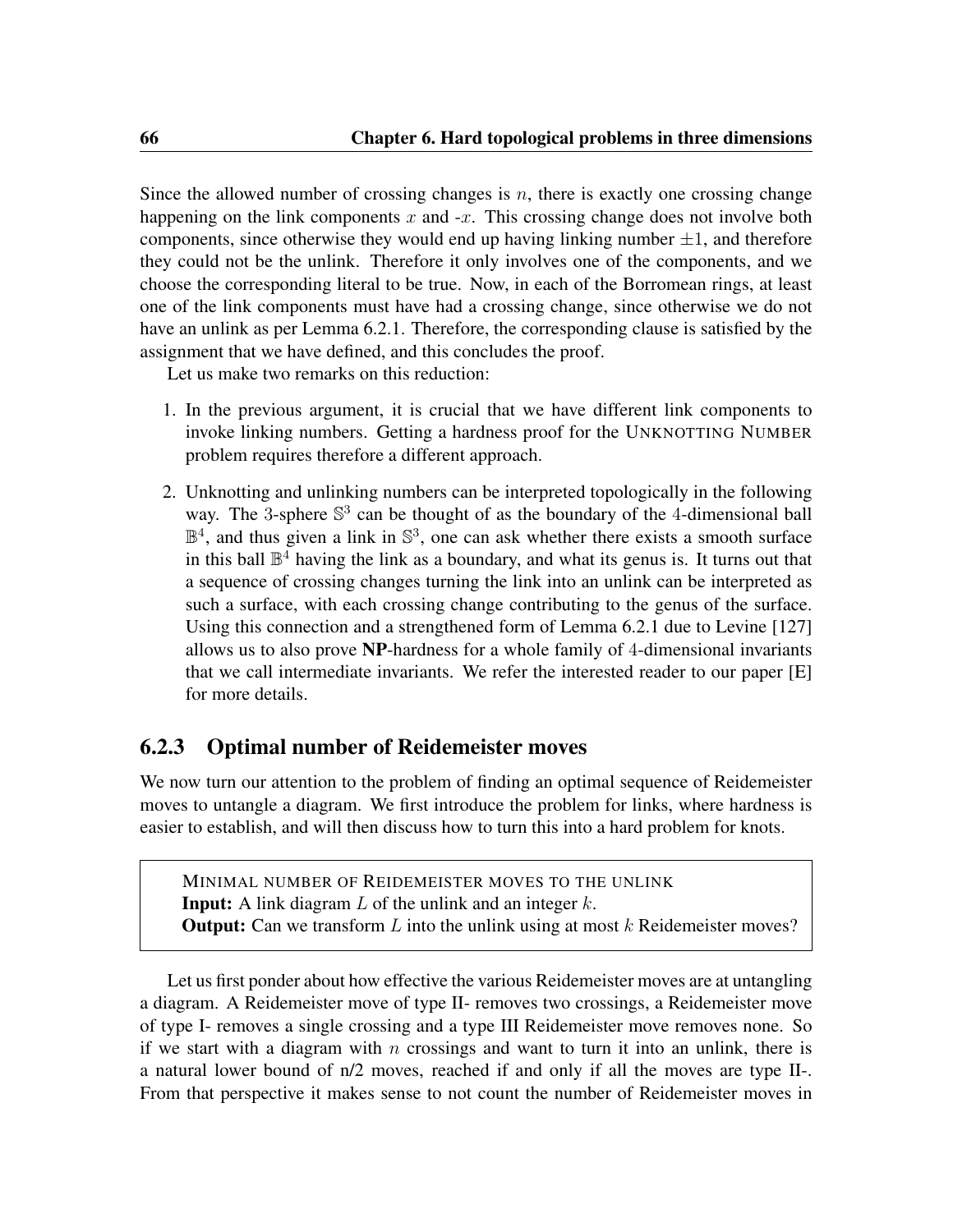Since the allowed number of crossing changes is $n$, there is exactly one crossing change happening on the link components $x$ and -$x$. This crossing change does not involve both components, since otherwise they would end up having linking number $\pm 1$, and therefore they could not be the unlink. Therefore it only involves one of the components, and we choose the corresponding literal to be true. Now, in each of the Borromean rings, at least one of the link components must have had a crossing change, since otherwise we do not have an unlink as per Lemma 6.2.1. Therefore, the corresponding clause is satisfied by the assignment that we have defined, and this concludes the proof.

Let us make two remarks on this reduction:

1. In the previous argument, it is crucial that we have different link components to invoke linking numbers. Getting a hardness proof for the UNKNOTTING NUMBER problem requires therefore a different approach.

2. Unknotting and unlinking numbers can be interpreted topologically in the following way. The 3-sphere $\mathbb{S}^3$ can be thought of as the boundary of the 4-dimensional ball $\mathbb{B}^4$, and thus given a link in $\mathbb{S}^3$, one can ask whether there exists a smooth surface in this ball $\mathbb{B}^4$ having the link as a boundary, and what its genus is. It turns out that a sequence of crossing changes turning the link into an unlink can be interpreted as such a surface, with each crossing change contributing to the genus of the surface. Using this connection and a strengthened form of Lemma 6.2.1 due to Levine [127] allows us to also prove **NP**-hardness for a whole family of 4-dimensional invariants that we call intermediate invariants. We refer the interested reader to our paper [E] for more details.

### 6.2.3 Optimal number of Reidemeister moves

We now turn our attention to the problem of finding an optimal sequence of Reidemeister moves to untangle a diagram. We first introduce the problem for links, where hardness is easier to establish, and will then discuss how to turn this into a hard problem for knots.

> MINIMAL NUMBER OF REIDEMEISTER MOVES TO THE UNLINK
> **Input:** A link diagram $L$ of the unlink and an integer $k$.
> **Output:** Can we transform $L$ into the unlink using at most $k$ Reidemeister moves?

Let us first ponder about how effective the various Reidemeister moves are at untangling a diagram. A Reidemeister move of type II- removes two crossings, a Reidemeister move of type I- removes a single crossing and a type III Reidemeister move removes none. So if we start with a diagram with $n$ crossings and want to turn it into an unlink, there is a natural lower bound of n/2 moves, reached if and only if all the moves are type II-. From that perspective it makes sense to not count the number of Reidemeister moves in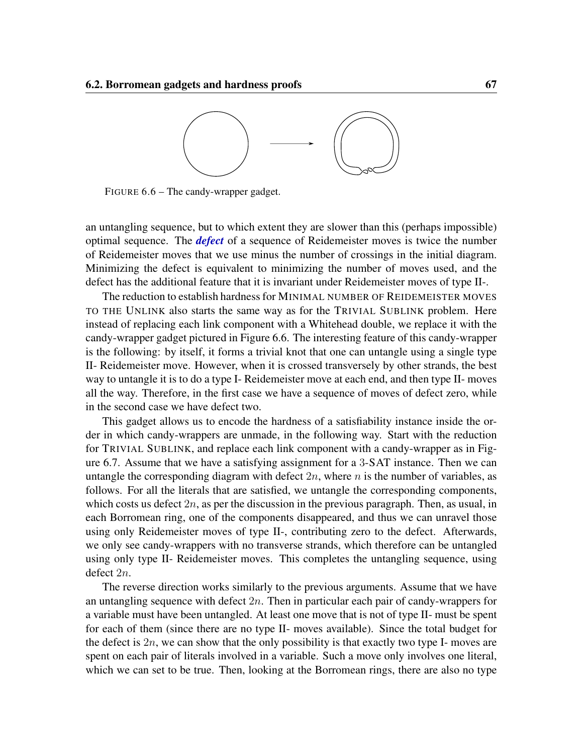FIGURE 6.6 – The candy-wrapper gadget.

an untangling sequence, but to which extent they are slower than this (perhaps impossible) optimal sequence. The ***defect*** of a sequence of Reidemeister moves is twice the number of Reidemeister moves that we use minus the number of crossings in the initial diagram. Minimizing the defect is equivalent to minimizing the number of moves used, and the defect has the additional feature that it is invariant under Reidemeister moves of type II-.

The reduction to establish hardness for MINIMAL NUMBER OF REIDEMEISTER MOVES TO THE UNLINK also starts the same way as for the TRIVIAL SUBLINK problem. Here instead of replacing each link component with a Whitehead double, we replace it with the candy-wrapper gadget pictured in Figure 6.6. The interesting feature of this candy-wrapper is the following: by itself, it forms a trivial knot that one can untangle using a single type II- Reidemeister move. However, when it is crossed transversely by other strands, the best way to untangle it is to do a type I- Reidemeister move at each end, and then type II- moves all the way. Therefore, in the first case we have a sequence of moves of defect zero, while in the second case we have defect two.

This gadget allows us to encode the hardness of a satisfiability instance inside the order in which candy-wrappers are unmade, in the following way. Start with the reduction for TRIVIAL SUBLINK, and replace each link component with a candy-wrapper as in Figure 6.7. Assume that we have a satisfying assignment for a $3$-SAT instance. Then we can untangle the corresponding diagram with defect $2n$, where $n$ is the number of variables, as follows. For all the literals that are satisfied, we untangle the corresponding components, which costs us defect $2n$, as per the discussion in the previous paragraph. Then, as usual, in each Borromean ring, one of the components disappeared, and thus we can unravel those using only Reidemeister moves of type II-, contributing zero to the defect. Afterwards, we only see candy-wrappers with no transverse strands, which therefore can be untangled using only type II- Reidemeister moves. This completes the untangling sequence, using defect $2n$.

The reverse direction works similarly to the previous arguments. Assume that we have an untangling sequence with defect $2n$. Then in particular each pair of candy-wrappers for a variable must have been untangled. At least one move that is not of type II- must be spent for each of them (since there are no type II- moves available). Since the total budget for the defect is $2n$, we can show that the only possibility is that exactly two type I- moves are spent on each pair of literals involved in a variable. Such a move only involves one literal, which we can set to be true. Then, looking at the Borromean rings, there are also no type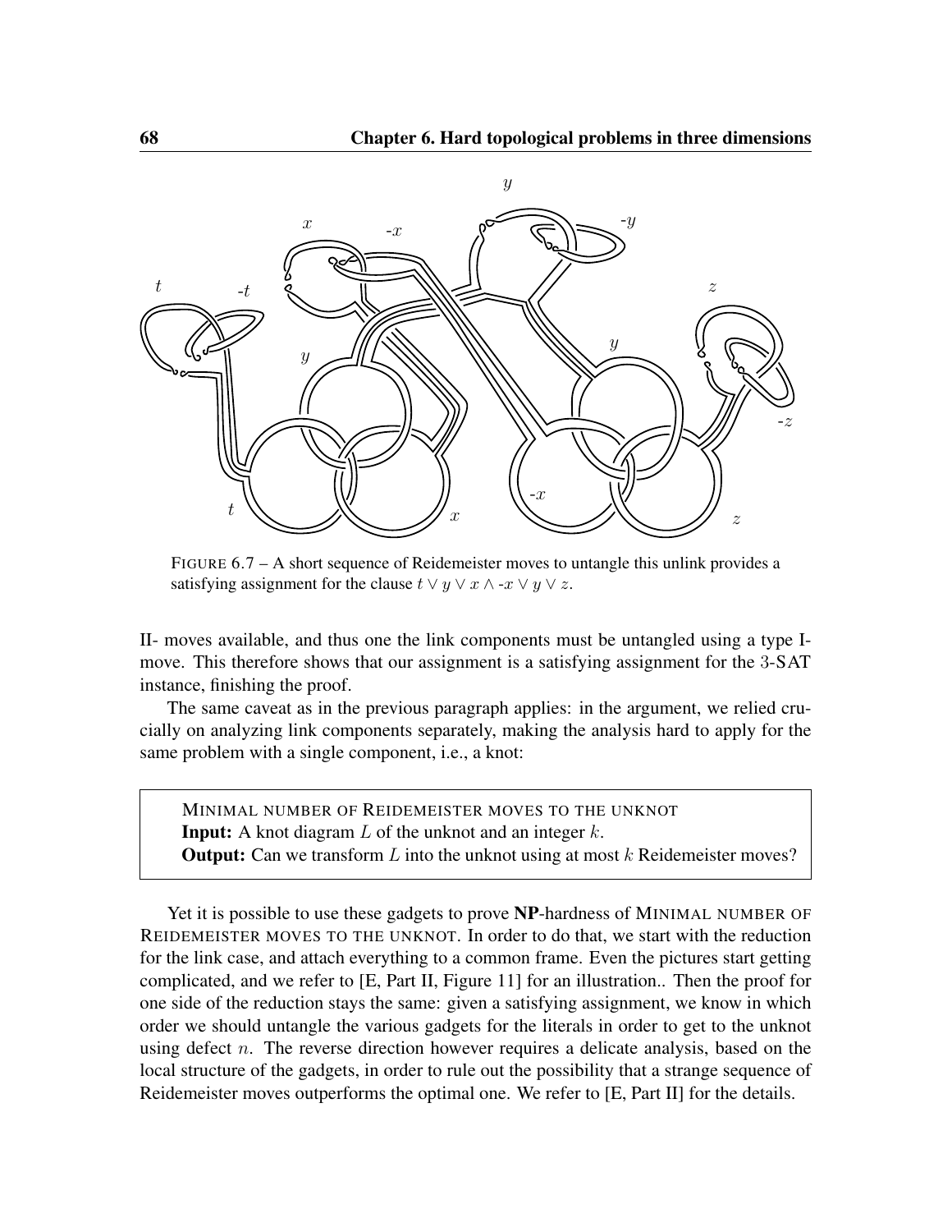FIGURE 6.7 – A short sequence of Reidemeister moves to untangle this unlink provides a satisfying assignment for the clause $t \vee y \vee x \wedge \text{-}x \vee y \vee z$.

II- moves available, and thus one the link components must be untangled using a type I-move. This therefore shows that our assignment is a satisfying assignment for the 3-SAT instance, finishing the proof.

The same caveat as in the previous paragraph applies: in the argument, we relied crucially on analyzing link components separately, making the analysis hard to apply for the same problem with a single component, i.e., a knot:

> MINIMAL NUMBER OF REIDEMEISTER MOVES TO THE UNKNOT
> **Input:** A knot diagram $L$ of the unknot and an integer $k$.
> **Output:** Can we transform $L$ into the unknot using at most $k$ Reidemeister moves?

Yet it is possible to use these gadgets to prove **NP**-hardness of MINIMAL NUMBER OF REIDEMEISTER MOVES TO THE UNKNOT. In order to do that, we start with the reduction for the link case, and attach everything to a common frame. Even the pictures start getting complicated, and we refer to [E, Part II, Figure 11] for an illustration.. Then the proof for one side of the reduction stays the same: given a satisfying assignment, we know in which order we should untangle the various gadgets for the literals in order to get to the unknot using defect $n$. The reverse direction however requires a delicate analysis, based on the local structure of the gadgets, in order to rule out the possibility that a strange sequence of Reidemeister moves outperforms the optimal one. We refer to [E, Part II] for the details.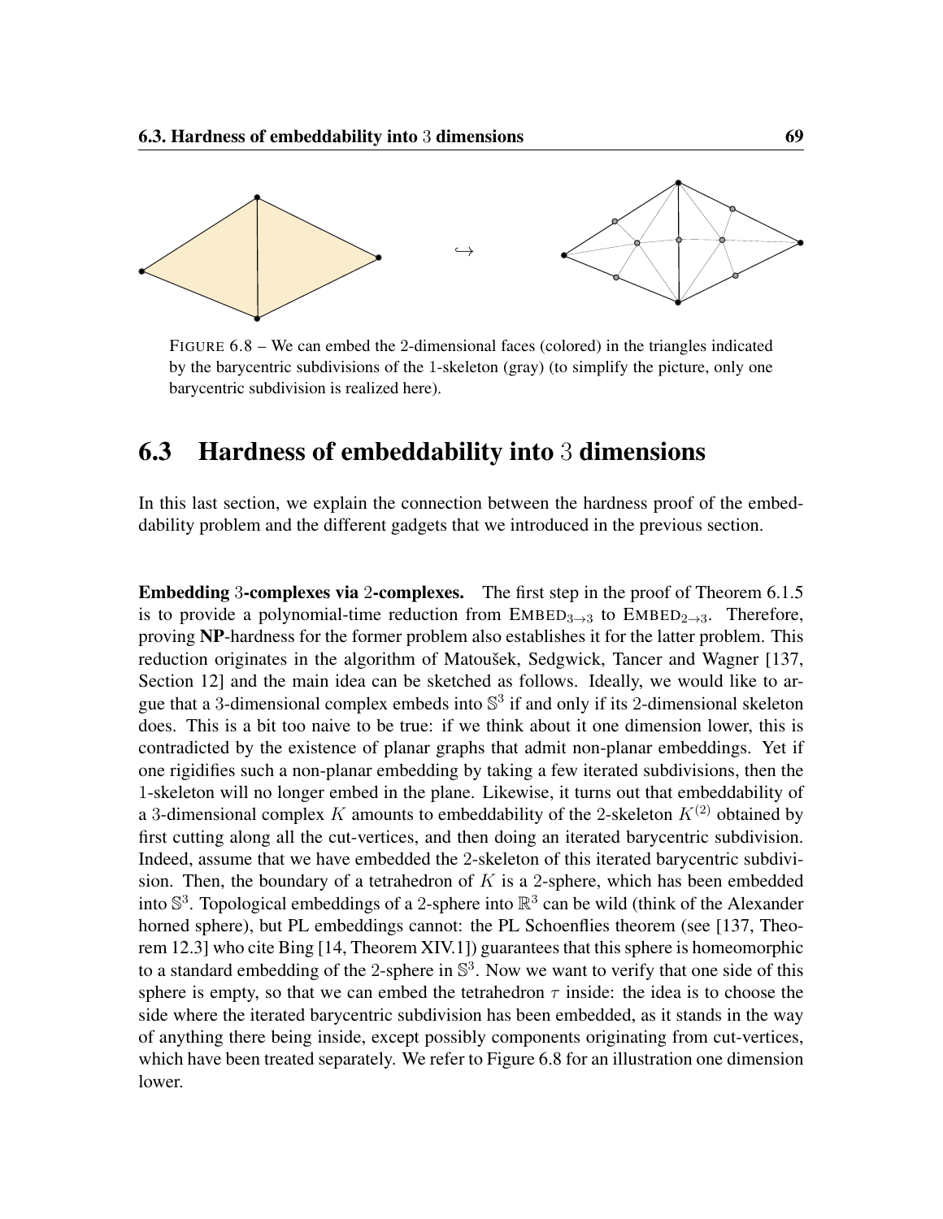FIGURE 6.8 – We can embed the 2-dimensional faces (colored) in the triangles indicated by the barycentric subdivisions of the 1-skeleton (gray) (to simplify the picture, only one barycentric subdivision is realized here).

## 6.3 Hardness of embeddability into 3 dimensions

In this last section, we explain the connection between the hardness proof of the embeddability problem and the different gadgets that we introduced in the previous section.

**Embedding 3-complexes via 2-complexes.** The first step in the proof of Theorem 6.1.5 is to provide a polynomial-time reduction from $\textsc{Embed}_{3\to 3}$ to $\textsc{Embed}_{2\to 3}$. Therefore, proving **NP**-hardness for the former problem also establishes it for the latter problem. This reduction originates in the algorithm of Matoušek, Sedgwick, Tancer and Wagner [137, Section 12] and the main idea can be sketched as follows. Ideally, we would like to argue that a 3-dimensional complex embeds into $\mathbb{S}^3$ if and only if its 2-dimensional skeleton does. This is a bit too naive to be true: if we think about it one dimension lower, this is contradicted by the existence of planar graphs that admit non-planar embeddings. Yet if one rigidifies such a non-planar embedding by taking a few iterated subdivisions, then the 1-skeleton will no longer embed in the plane. Likewise, it turns out that embeddability of a 3-dimensional complex $K$ amounts to embeddability of the 2-skeleton $K^{(2)}$ obtained by first cutting along all the cut-vertices, and then doing an iterated barycentric subdivision. Indeed, assume that we have embedded the 2-skeleton of this iterated barycentric subdivision. Then, the boundary of a tetrahedron of $K$ is a 2-sphere, which has been embedded into $\mathbb{S}^3$. Topological embeddings of a 2-sphere into $\mathbb{R}^3$ can be wild (think of the Alexander horned sphere), but PL embeddings cannot: the PL Schoenflies theorem (see [137, Theorem 12.3] who cite Bing [14, Theorem XIV.1]) guarantees that this sphere is homeomorphic to a standard embedding of the 2-sphere in $\mathbb{S}^3$. Now we want to verify that one side of this sphere is empty, so that we can embed the tetrahedron $\tau$ inside: the idea is to choose the side where the iterated barycentric subdivision has been embedded, as it stands in the way of anything there being inside, except possibly components originating from cut-vertices, which have been treated separately. We refer to Figure 6.8 for an illustration one dimension lower.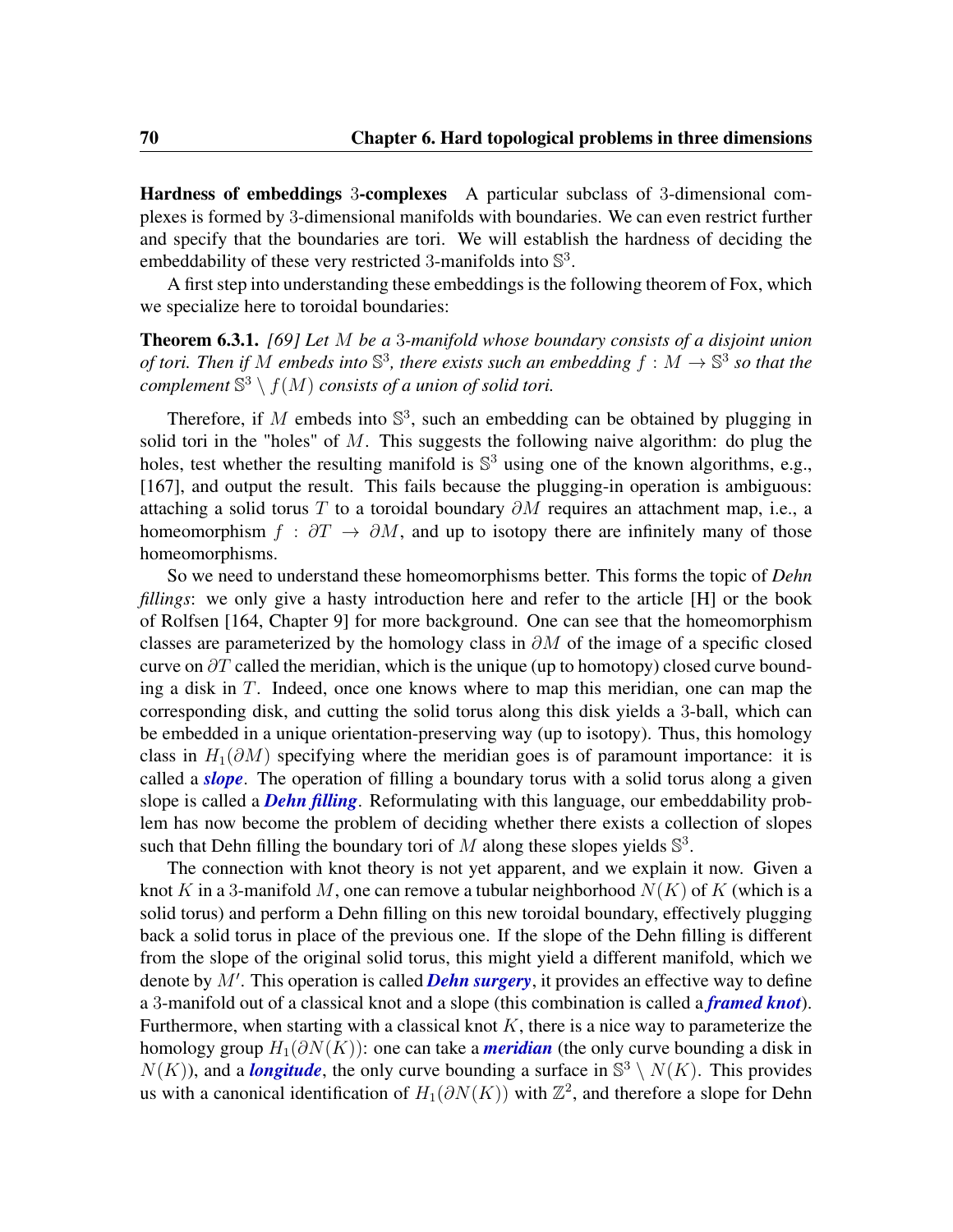**Hardness of embeddings 3-complexes** A particular subclass of 3-dimensional complexes is formed by 3-dimensional manifolds with boundaries. We can even restrict further and specify that the boundaries are tori. We will establish the hardness of deciding the embeddability of these very restricted 3-manifolds into $\mathbb{S}^3$.

A first step into understanding these embeddings is the following theorem of Fox, which we specialize here to toroidal boundaries:

**Theorem 6.3.1.** *[69] Let $M$ be a 3-manifold whose boundary consists of a disjoint union of tori. Then if $M$ embeds into $\mathbb{S}^3$, there exists such an embedding $f : M \to \mathbb{S}^3$ so that the complement $\mathbb{S}^3 \setminus f(M)$ consists of a union of solid tori.*

Therefore, if $M$ embeds into $\mathbb{S}^3$, such an embedding can be obtained by plugging in solid tori in the "holes" of $M$. This suggests the following naive algorithm: do plug the holes, test whether the resulting manifold is $\mathbb{S}^3$ using one of the known algorithms, e.g., [167], and output the result. This fails because the plugging-in operation is ambiguous: attaching a solid torus $T$ to a toroidal boundary $\partial M$ requires an attachment map, i.e., a homeomorphism $f : \partial T \to \partial M$, and up to isotopy there are infinitely many of those homeomorphisms.

So we need to understand these homeomorphisms better. This forms the topic of *Dehn fillings*: we only give a hasty introduction here and refer to the article [H] or the book of Rolfsen [164, Chapter 9] for more background. One can see that the homeomorphism classes are parameterized by the homology class in $\partial M$ of the image of a specific closed curve on $\partial T$ called the meridian, which is the unique (up to homotopy) closed curve bounding a disk in $T$. Indeed, once one knows where to map this meridian, one can map the corresponding disk, and cutting the solid torus along this disk yields a 3-ball, which can be embedded in a unique orientation-preserving way (up to isotopy). Thus, this homology class in $H_1(\partial M)$ specifying where the meridian goes is of paramount importance: it is called a ***slope***. The operation of filling a boundary torus with a solid torus along a given slope is called a ***Dehn filling***. Reformulating with this language, our embeddability problem has now become the problem of deciding whether there exists a collection of slopes such that Dehn filling the boundary tori of $M$ along these slopes yields $\mathbb{S}^3$.

The connection with knot theory is not yet apparent, and we explain it now. Given a knot $K$ in a 3-manifold $M$, one can remove a tubular neighborhood $N(K)$ of $K$ (which is a solid torus) and perform a Dehn filling on this new toroidal boundary, effectively plugging back a solid torus in place of the previous one. If the slope of the Dehn filling is different from the slope of the original solid torus, this might yield a different manifold, which we denote by $M'$. This operation is called ***Dehn surgery***, it provides an effective way to define a 3-manifold out of a classical knot and a slope (this combination is called a ***framed knot***). Furthermore, when starting with a classical knot $K$, there is a nice way to parameterize the homology group $H_1(\partial N(K))$: one can take a ***meridian*** (the only curve bounding a disk in $N(K)$), and a ***longitude***, the only curve bounding a surface in $\mathbb{S}^3 \setminus N(K)$. This provides us with a canonical identification of $H_1(\partial N(K))$ with $\mathbb{Z}^2$, and therefore a slope for Dehn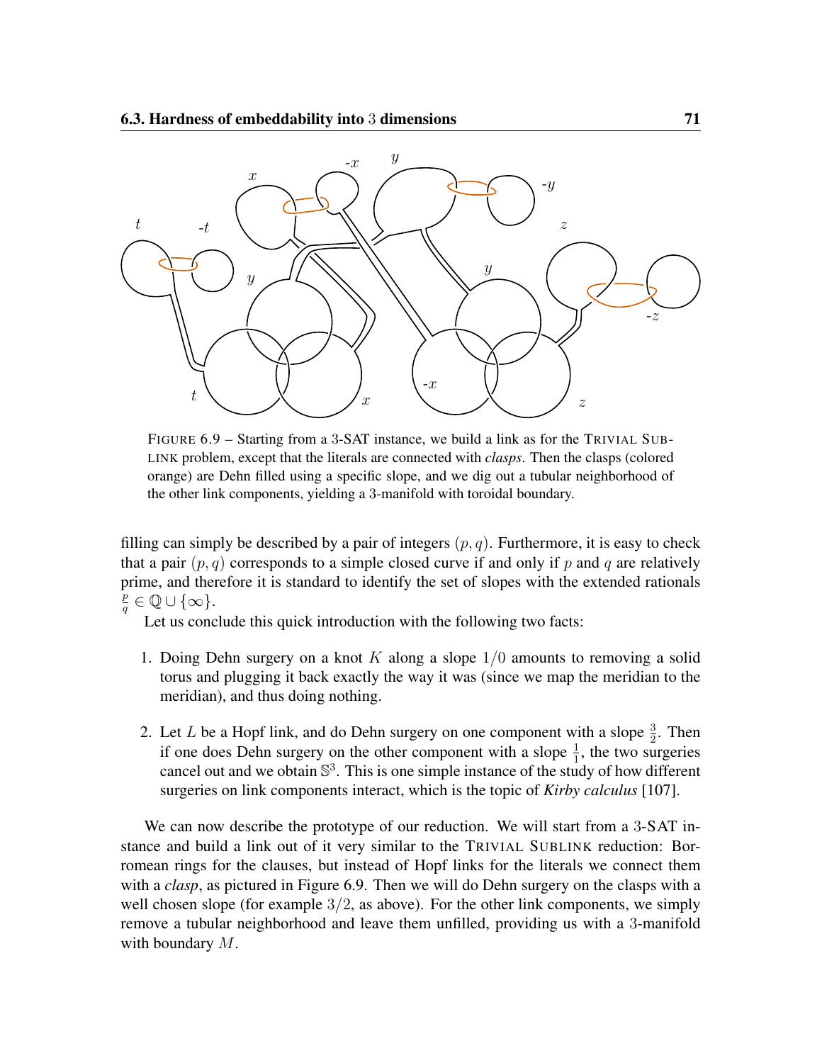FIGURE 6.9 – Starting from a 3-SAT instance, we build a link as for the TRIVIAL SUBLINK problem, except that the literals are connected with *clasps*. Then the clasps (colored orange) are Dehn filled using a specific slope, and we dig out a tubular neighborhood of the other link components, yielding a 3-manifold with toroidal boundary.

filling can simply be described by a pair of integers $(p, q)$. Furthermore, it is easy to check that a pair $(p, q)$ corresponds to a simple closed curve if and only if $p$ and $q$ are relatively prime, and therefore it is standard to identify the set of slopes with the extended rationals $\frac{p}{q} \in \mathbb{Q} \cup \{\infty\}$.

Let us conclude this quick introduction with the following two facts:

1. Doing Dehn surgery on a knot $K$ along a slope $1/0$ amounts to removing a solid torus and plugging it back exactly the way it was (since we map the meridian to the meridian), and thus doing nothing.

2. Let $L$ be a Hopf link, and do Dehn surgery on one component with a slope $\frac{3}{2}$. Then if one does Dehn surgery on the other component with a slope $\frac{1}{1}$, the two surgeries cancel out and we obtain $\mathbb{S}^3$. This is one simple instance of the study of how different surgeries on link components interact, which is the topic of *Kirby calculus* [107].

We can now describe the prototype of our reduction. We will start from a 3-SAT instance and build a link out of it very similar to the TRIVIAL SUBLINK reduction: Borromean rings for the clauses, but instead of Hopf links for the literals we connect them with a *clasp*, as pictured in Figure 6.9. Then we will do Dehn surgery on the clasps with a well chosen slope (for example $3/2$, as above). For the other link components, we simply remove a tubular neighborhood and leave them unfilled, providing us with a 3-manifold with boundary $M$.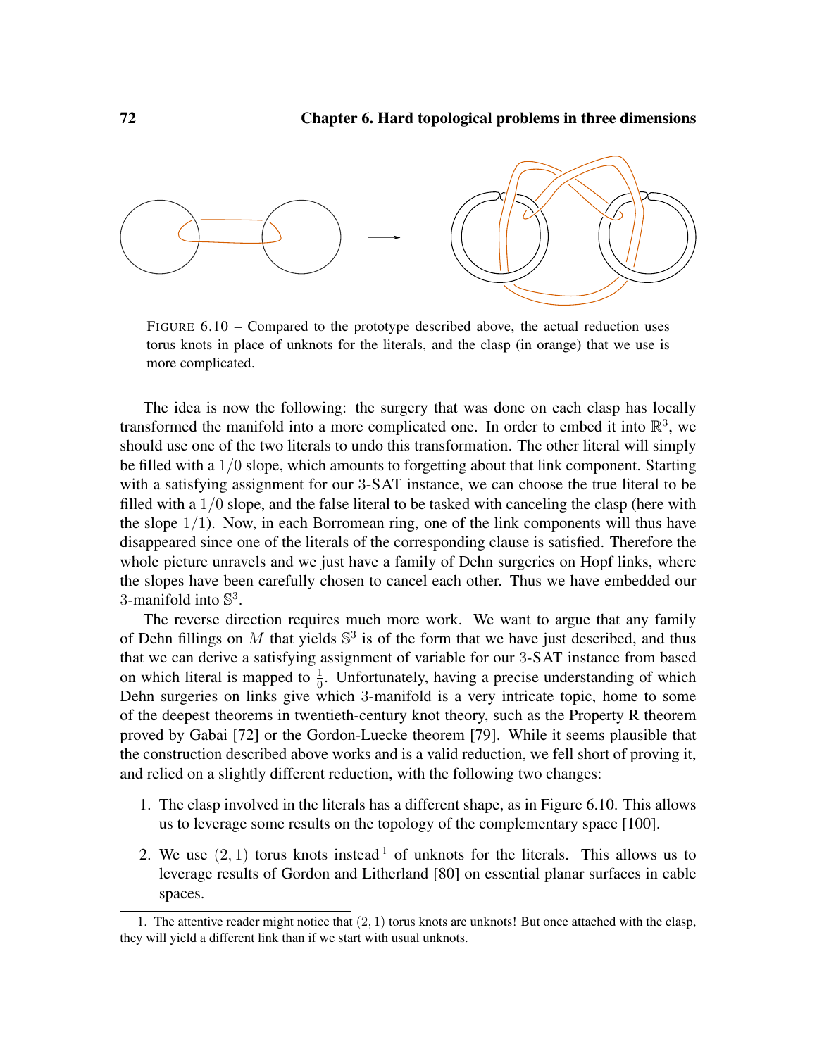FIGURE 6.10 – Compared to the prototype described above, the actual reduction uses torus knots in place of unknots for the literals, and the clasp (in orange) that we use is more complicated.

The idea is now the following: the surgery that was done on each clasp has locally transformed the manifold into a more complicated one. In order to embed it into $\mathbb{R}^3$, we should use one of the two literals to undo this transformation. The other literal will simply be filled with a $1/0$ slope, which amounts to forgetting about that link component. Starting with a satisfying assignment for our 3-SAT instance, we can choose the true literal to be filled with a $1/0$ slope, and the false literal to be tasked with canceling the clasp (here with the slope $1/1$). Now, in each Borromean ring, one of the link components will thus have disappeared since one of the literals of the corresponding clause is satisfied. Therefore the whole picture unravels and we just have a family of Dehn surgeries on Hopf links, where the slopes have been carefully chosen to cancel each other. Thus we have embedded our 3-manifold into $\mathbb{S}^3$.

The reverse direction requires much more work. We want to argue that any family of Dehn fillings on $M$ that yields $\mathbb{S}^3$ is of the form that we have just described, and thus that we can derive a satisfying assignment of variable for our 3-SAT instance from based on which literal is mapped to $\frac{1}{0}$. Unfortunately, having a precise understanding of which Dehn surgeries on links give which 3-manifold is a very intricate topic, home to some of the deepest theorems in twentieth-century knot theory, such as the Property R theorem proved by Gabai [72] or the Gordon-Luecke theorem [79]. While it seems plausible that the construction described above works and is a valid reduction, we fell short of proving it, and relied on a slightly different reduction, with the following two changes:

1. The clasp involved in the literals has a different shape, as in Figure 6.10. This allows us to leverage some results on the topology of the complementary space [100].
2. We use $(2, 1)$ torus knots instead[1] of unknots for the literals. This allows us to leverage results of Gordon and Litherland [80] on essential planar surfaces in cable spaces.

1. The attentive reader might notice that $(2, 1)$ torus knots are unknots! But once attached with the clasp, they will yield a different link than if we start with usual unknots.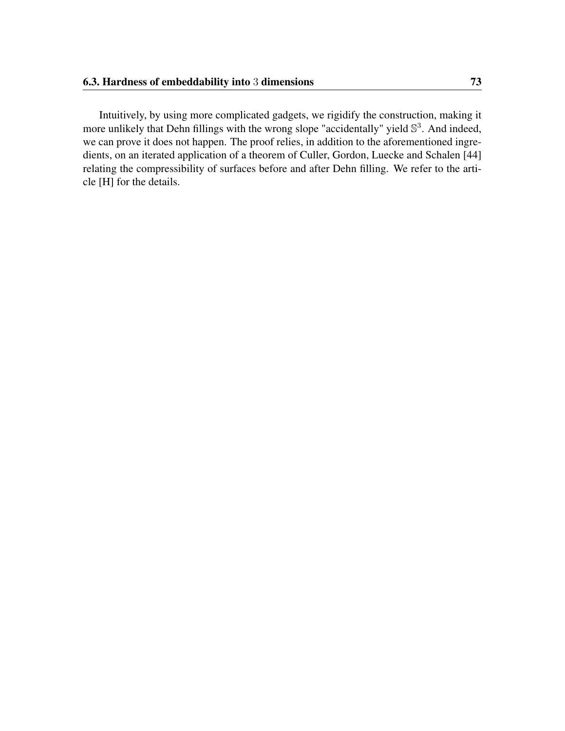Intuitively, by using more complicated gadgets, we rigidify the construction, making it more unlikely that Dehn fillings with the wrong slope "accidentally" yield $\mathbb{S}^3$. And indeed, we can prove it does not happen. The proof relies, in addition to the aforementioned ingredients, on an iterated application of a theorem of Culler, Gordon, Luecke and Schalen [44] relating the compressibility of surfaces before and after Dehn filling. We refer to the article [H] for the details.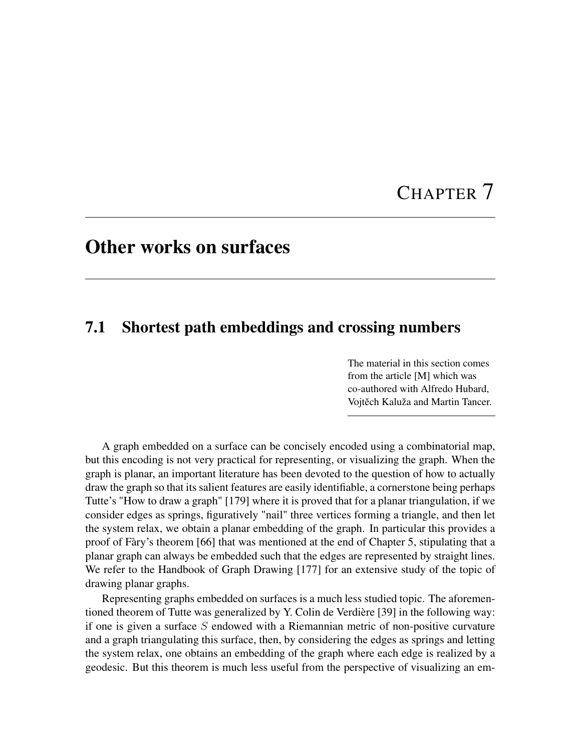# CHAPTER 7

# Other works on surfaces

## 7.1 Shortest path embeddings and crossing numbers

The material in this section comes from the article [M] which was co-authored with Alfredo Hubard, Vojtěch Kaluža and Martin Tancer.

A graph embedded on a surface can be concisely encoded using a combinatorial map, but this encoding is not very practical for representing, or visualizing the graph. When the graph is planar, an important literature has been devoted to the question of how to actually draw the graph so that its salient features are easily identifiable, a cornerstone being perhaps Tutte's "How to draw a graph" [179] where it is proved that for a planar triangulation, if we consider edges as springs, figuratively "nail" three vertices forming a triangle, and then let the system relax, we obtain a planar embedding of the graph. In particular this provides a proof of Fàry's theorem [66] that was mentioned at the end of Chapter 5, stipulating that a planar graph can always be embedded such that the edges are represented by straight lines. We refer to the Handbook of Graph Drawing [177] for an extensive study of the topic of drawing planar graphs.

Representing graphs embedded on surfaces is a much less studied topic. The aforementioned theorem of Tutte was generalized by Y. Colin de Verdière [39] in the following way: if one is given a surface $S$ endowed with a Riemannian metric of non-positive curvature and a graph triangulating this surface, then, by considering the edges as springs and letting the system relax, one obtains an embedding of the graph where each edge is realized by a geodesic. But this theorem is much less useful from the perspective of visualizing an em-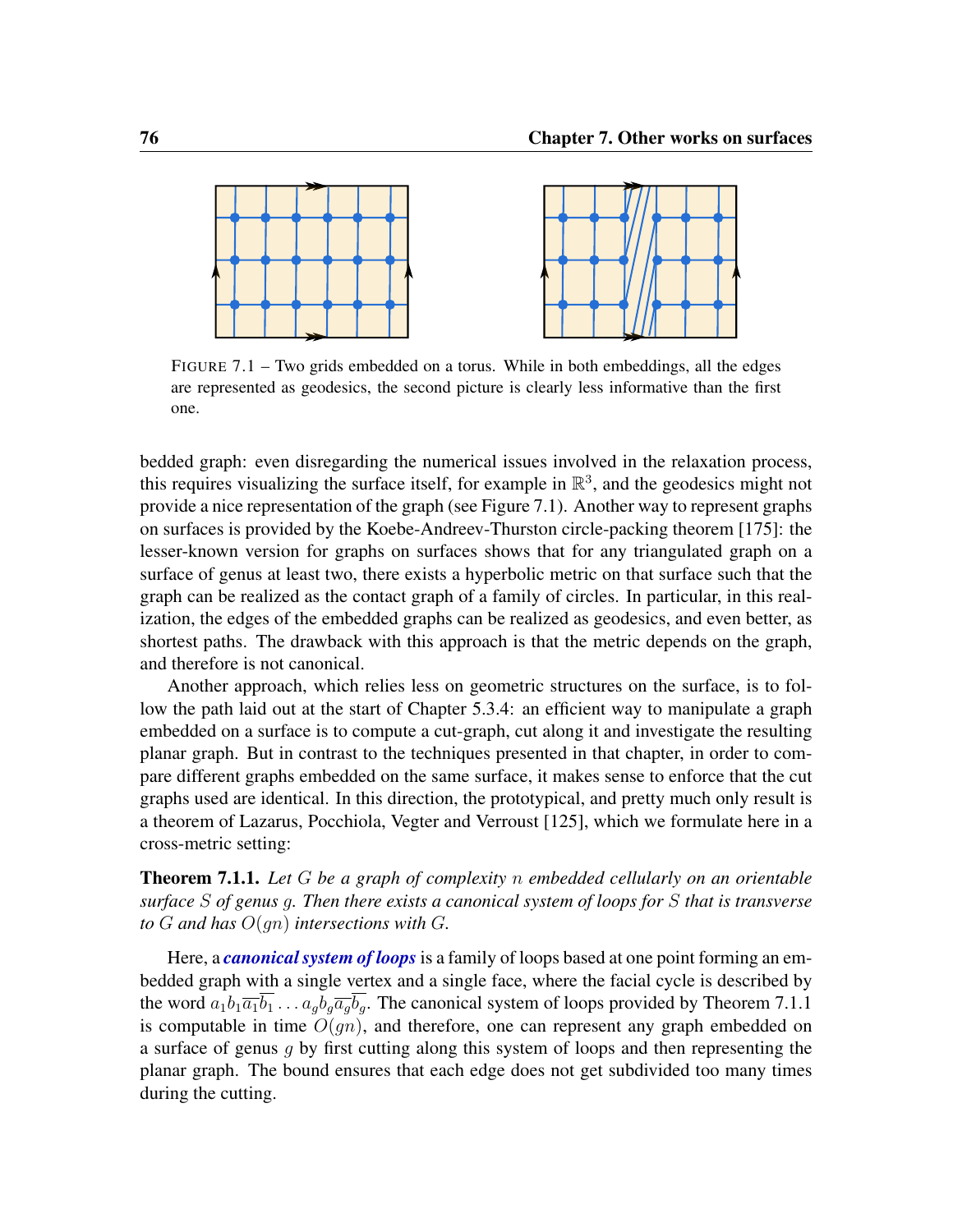FIGURE 7.1 – Two grids embedded on a torus. While in both embeddings, all the edges are represented as geodesics, the second picture is clearly less informative than the first one.

bedded graph: even disregarding the numerical issues involved in the relaxation process, this requires visualizing the surface itself, for example in $\mathbb{R}^3$, and the geodesics might not provide a nice representation of the graph (see Figure 7.1). Another way to represent graphs on surfaces is provided by the Koebe-Andreev-Thurston circle-packing theorem [175]: the lesser-known version for graphs on surfaces shows that for any triangulated graph on a surface of genus at least two, there exists a hyperbolic metric on that surface such that the graph can be realized as the contact graph of a family of circles. In particular, in this realization, the edges of the embedded graphs can be realized as geodesics, and even better, as shortest paths. The drawback with this approach is that the metric depends on the graph, and therefore is not canonical.

Another approach, which relies less on geometric structures on the surface, is to follow the path laid out at the start of Chapter 5.3.4: an efficient way to manipulate a graph embedded on a surface is to compute a cut-graph, cut along it and investigate the resulting planar graph. But in contrast to the techniques presented in that chapter, in order to compare different graphs embedded on the same surface, it makes sense to enforce that the cut graphs used are identical. In this direction, the prototypical, and pretty much only result is a theorem of Lazarus, Pocchiola, Vegter and Verroust [125], which we formulate here in a cross-metric setting:

**Theorem 7.1.1.** *Let $G$ be a graph of complexity $n$ embedded cellularly on an orientable surface $S$ of genus $g$. Then there exists a canonical system of loops for $S$ that is transverse to $G$ and has $O(gn)$ intersections with $G$.*

Here, a ***canonical system of loops*** is a family of loops based at one point forming an embedded graph with a single vertex and a single face, where the facial cycle is described by the word $a_1 b_1 \overline{a_1}\,\overline{b_1} \dots a_g b_g \overline{a_g}\,\overline{b_g}$. The canonical system of loops provided by Theorem 7.1.1 is computable in time $O(gn)$, and therefore, one can represent any graph embedded on a surface of genus $g$ by first cutting along this system of loops and then representing the planar graph. The bound ensures that each edge does not get subdivided too many times during the cutting.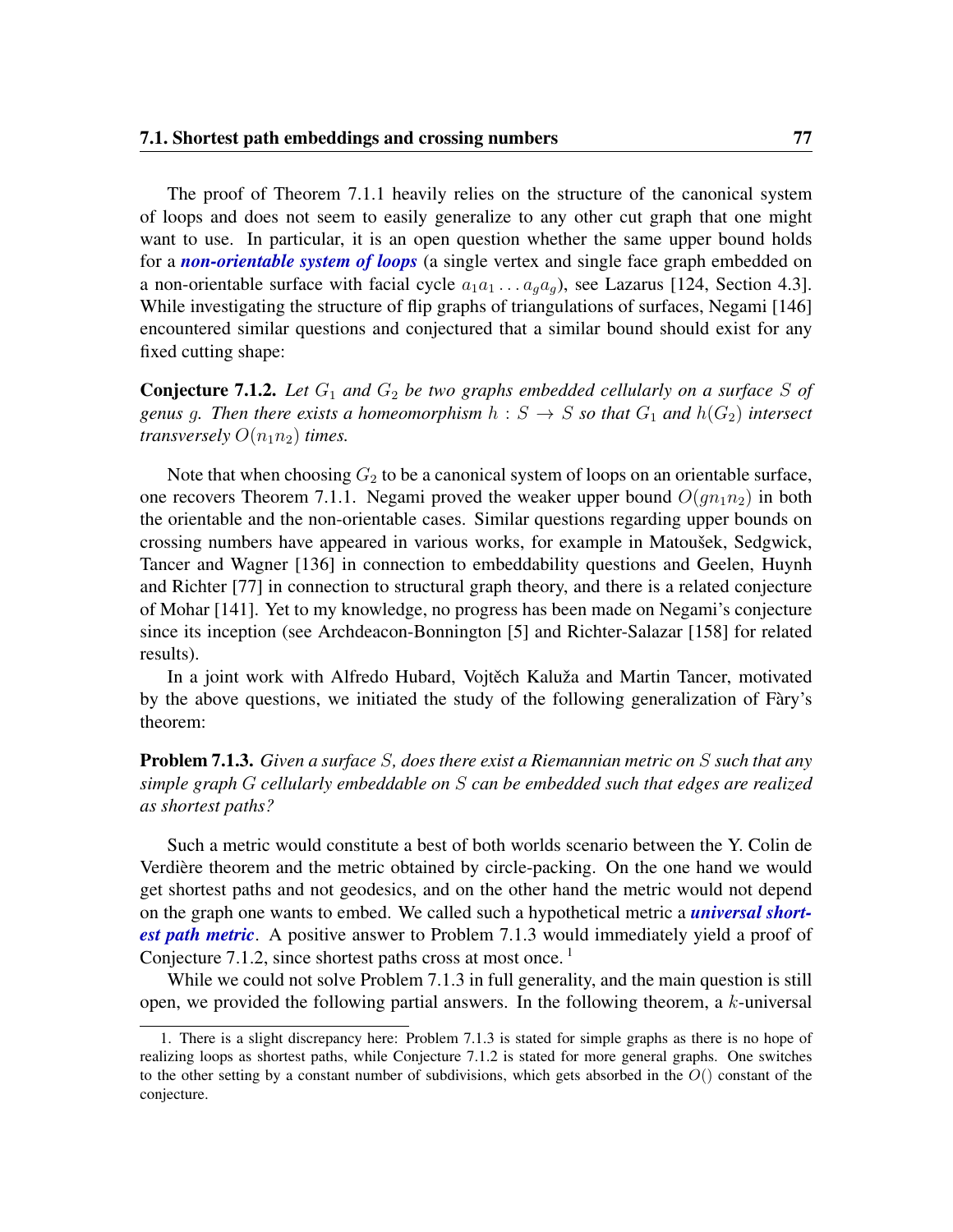The proof of Theorem 7.1.1 heavily relies on the structure of the canonical system of loops and does not seem to easily generalize to any other cut graph that one might want to use. In particular, it is an open question whether the same upper bound holds for a ***non-orientable system of loops*** (a single vertex and single face graph embedded on a non-orientable surface with facial cycle $a_1a_1 \ldots a_ga_g$), see Lazarus [124, Section 4.3]. While investigating the structure of flip graphs of triangulations of surfaces, Negami [146] encountered similar questions and conjectured that a similar bound should exist for any fixed cutting shape:

**Conjecture 7.1.2.** *Let $G_1$ and $G_2$ be two graphs embedded cellularly on a surface $S$ of genus $g$. Then there exists a homeomorphism $h : S \to S$ so that $G_1$ and $h(G_2)$ intersect transversely $O(n_1n_2)$ times.*

Note that when choosing $G_2$ to be a canonical system of loops on an orientable surface, one recovers Theorem 7.1.1. Negami proved the weaker upper bound $O(gn_1n_2)$ in both the orientable and the non-orientable cases. Similar questions regarding upper bounds on crossing numbers have appeared in various works, for example in Matoušek, Sedgwick, Tancer and Wagner [136] in connection to embeddability questions and Geelen, Huynh and Richter [77] in connection to structural graph theory, and there is a related conjecture of Mohar [141]. Yet to my knowledge, no progress has been made on Negami's conjecture since its inception (see Archdeacon-Bonnington [5] and Richter-Salazar [158] for related results).

In a joint work with Alfredo Hubard, Vojtěch Kaluža and Martin Tancer, motivated by the above questions, we initiated the study of the following generalization of Fàry's theorem:

**Problem 7.1.3.** *Given a surface $S$, does there exist a Riemannian metric on $S$ such that any simple graph $G$ cellularly embeddable on $S$ can be embedded such that edges are realized as shortest paths?*

Such a metric would constitute a best of both worlds scenario between the Y. Colin de Verdière theorem and the metric obtained by circle-packing. On the one hand we would get shortest paths and not geodesics, and on the other hand the metric would not depend on the graph one wants to embed. We called such a hypothetical metric a ***universal shortest path metric***. A positive answer to Problem 7.1.3 would immediately yield a proof of Conjecture 7.1.2, since shortest paths cross at most once. [1]

While we could not solve Problem 7.1.3 in full generality, and the main question is still open, we provided the following partial answers. In the following theorem, a $k$-universal

1. There is a slight discrepancy here: Problem 7.1.3 is stated for simple graphs as there is no hope of realizing loops as shortest paths, while Conjecture 7.1.2 is stated for more general graphs. One switches to the other setting by a constant number of subdivisions, which gets absorbed in the $O()$ constant of the conjecture.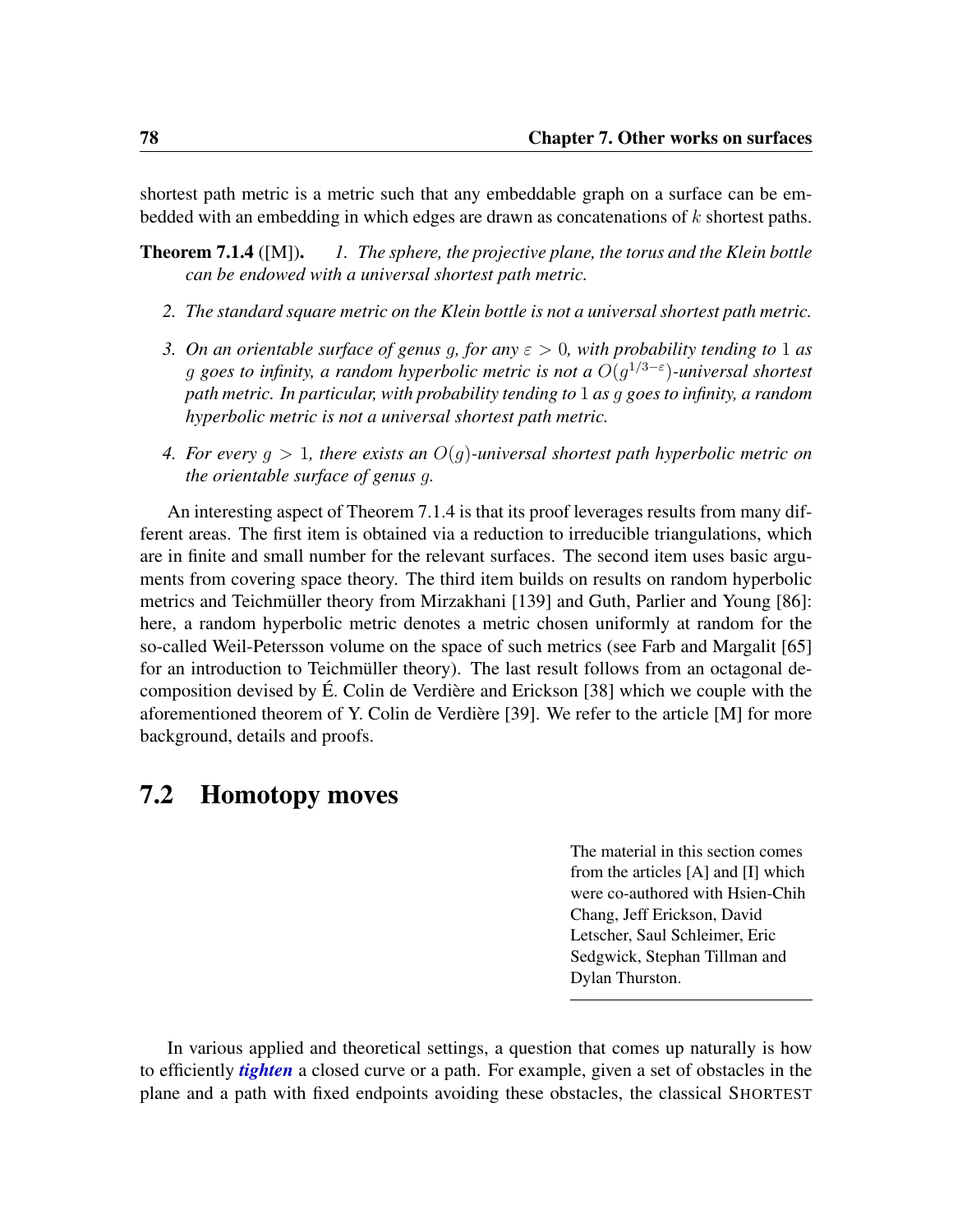shortest path metric is a metric such that any embeddable graph on a surface can be embedded with an embedding in which edges are drawn as concatenations of $k$ shortest paths.

**Theorem 7.1.4** ([M]). *1. The sphere, the projective plane, the torus and the Klein bottle can be endowed with a universal shortest path metric.*

*2. The standard square metric on the Klein bottle is not a universal shortest path metric.*

*3. On an orientable surface of genus $g$, for any $\varepsilon > 0$, with probability tending to $1$ as $g$ goes to infinity, a random hyperbolic metric is not a $O(g^{1/3-\varepsilon})$-universal shortest path metric. In particular, with probability tending to $1$ as $g$ goes to infinity, a random hyperbolic metric is not a universal shortest path metric.*

*4. For every $g > 1$, there exists an $O(g)$-universal shortest path hyperbolic metric on the orientable surface of genus $g$.*

An interesting aspect of Theorem 7.1.4 is that its proof leverages results from many different areas. The first item is obtained via a reduction to irreducible triangulations, which are in finite and small number for the relevant surfaces. The second item uses basic arguments from covering space theory. The third item builds on results on random hyperbolic metrics and Teichmüller theory from Mirzakhani [139] and Guth, Parlier and Young [86]: here, a random hyperbolic metric denotes a metric chosen uniformly at random for the so-called Weil-Petersson volume on the space of such metrics (see Farb and Margalit [65] for an introduction to Teichmüller theory). The last result follows from an octagonal decomposition devised by É. Colin de Verdière and Erickson [38] which we couple with the aforementioned theorem of Y. Colin de Verdière [39]. We refer to the article [M] for more background, details and proofs.

## 7.2 Homotopy moves

The material in this section comes from the articles [A] and [I] which were co-authored with Hsien-Chih Chang, Jeff Erickson, David Letscher, Saul Schleimer, Eric Sedgwick, Stephan Tillman and Dylan Thurston.

In various applied and theoretical settings, a question that comes up naturally is how to efficiently ***tighten*** a closed curve or a path. For example, given a set of obstacles in the plane and a path with fixed endpoints avoiding these obstacles, the classical SHORTEST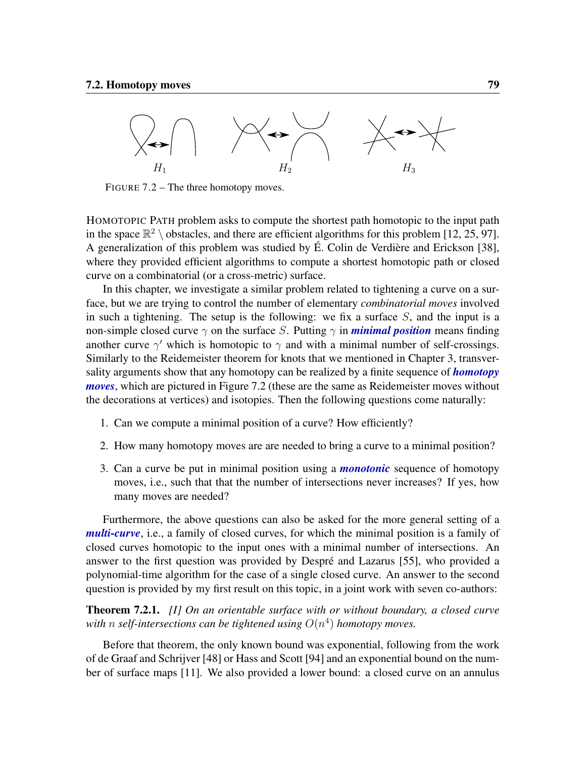FIGURE 7.2 – The three homotopy moves.

HOMOTOPIC PATH problem asks to compute the shortest path homotopic to the input path in the space $\mathbb{R}^2 \setminus$ obstacles, and there are efficient algorithms for this problem [12, 25, 97]. A generalization of this problem was studied by É. Colin de Verdière and Erickson [38], where they provided efficient algorithms to compute a shortest homotopic path or closed curve on a combinatorial (or a cross-metric) surface.

In this chapter, we investigate a similar problem related to tightening a curve on a surface, but we are trying to control the number of elementary *combinatorial moves* involved in such a tightening. The setup is the following: we fix a surface $S$, and the input is a non-simple closed curve $\gamma$ on the surface $S$. Putting $\gamma$ in ***minimal position*** means finding another curve $\gamma'$ which is homotopic to $\gamma$ and with a minimal number of self-crossings. Similarly to the Reidemeister theorem for knots that we mentioned in Chapter 3, transversality arguments show that any homotopy can be realized by a finite sequence of ***homotopy moves***, which are pictured in Figure 7.2 (these are the same as Reidemeister moves without the decorations at vertices) and isotopies. Then the following questions come naturally:

1. Can we compute a minimal position of a curve? How efficiently?
2. How many homotopy moves are are needed to bring a curve to a minimal position?
3. Can a curve be put in minimal position using a ***monotonic*** sequence of homotopy moves, i.e., such that that the number of intersections never increases? If yes, how many moves are needed?

Furthermore, the above questions can also be asked for the more general setting of a ***multi-curve***, i.e., a family of closed curves, for which the minimal position is a family of closed curves homotopic to the input ones with a minimal number of intersections. An answer to the first question was provided by Despré and Lazarus [55], who provided a polynomial-time algorithm for the case of a single closed curve. An answer to the second question is provided by my first result on this topic, in a joint work with seven co-authors:

**Theorem 7.2.1.** *[I] On an orientable surface with or without boundary, a closed curve with $n$ self-intersections can be tightened using $O(n^4)$ homotopy moves.*

Before that theorem, the only known bound was exponential, following from the work of de Graaf and Schrijver [48] or Hass and Scott [94] and an exponential bound on the number of surface maps [11]. We also provided a lower bound: a closed curve on an annulus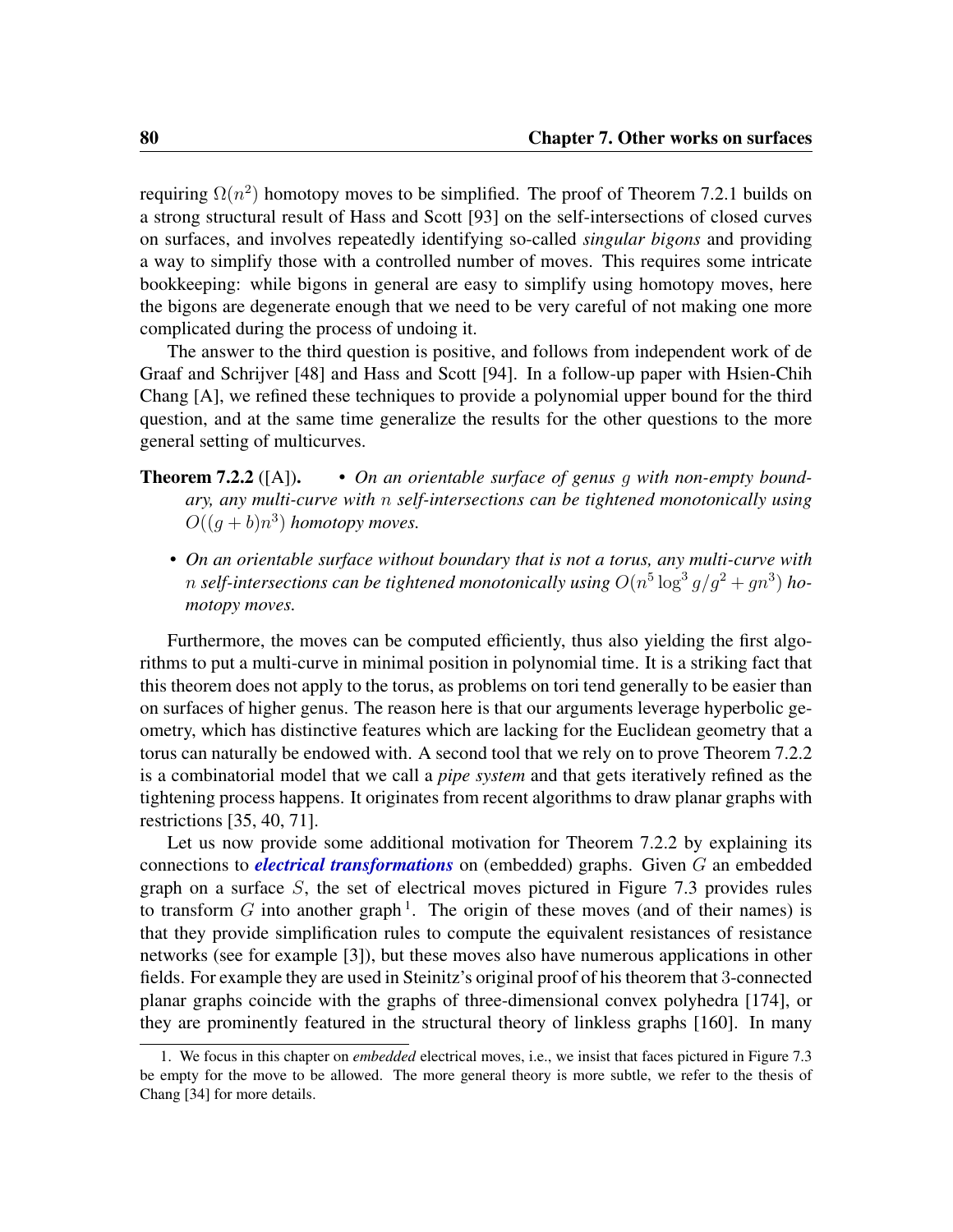requiring $\Omega(n^2)$ homotopy moves to be simplified. The proof of Theorem 7.2.1 builds on a strong structural result of Hass and Scott [93] on the self-intersections of closed curves on surfaces, and involves repeatedly identifying so-called *singular bigons* and providing a way to simplify those with a controlled number of moves. This requires some intricate bookkeeping: while bigons in general are easy to simplify using homotopy moves, here the bigons are degenerate enough that we need to be very careful of not making one more complicated during the process of undoing it.

The answer to the third question is positive, and follows from independent work of de Graaf and Schrijver [48] and Hass and Scott [94]. In a follow-up paper with Hsien-Chih Chang [A], we refined these techniques to provide a polynomial upper bound for the third question, and at the same time generalize the results for the other questions to the more general setting of multicurves.

**Theorem 7.2.2** ([A])**.**

- *On an orientable surface of genus $g$ with non-empty boundary, any multi-curve with $n$ self-intersections can be tightened monotonically using $O((g+b)n^3)$ homotopy moves.*
- *On an orientable surface without boundary that is not a torus, any multi-curve with $n$ self-intersections can be tightened monotonically using $O(n^5 \log^3 g/g^2 + gn^3)$ homotopy moves.*

Furthermore, the moves can be computed efficiently, thus also yielding the first algorithms to put a multi-curve in minimal position in polynomial time. It is a striking fact that this theorem does not apply to the torus, as problems on tori tend generally to be easier than on surfaces of higher genus. The reason here is that our arguments leverage hyperbolic geometry, which has distinctive features which are lacking for the Euclidean geometry that a torus can naturally be endowed with. A second tool that we rely on to prove Theorem 7.2.2 is a combinatorial model that we call a *pipe system* and that gets iteratively refined as the tightening process happens. It originates from recent algorithms to draw planar graphs with restrictions [35, 40, 71].

Let us now provide some additional motivation for Theorem 7.2.2 by explaining its connections to ***electrical transformations*** on (embedded) graphs. Given $G$ an embedded graph on a surface $S$, the set of electrical moves pictured in Figure 7.3 provides rules to transform $G$ into another graph [1]. The origin of these moves (and of their names) is that they provide simplification rules to compute the equivalent resistances of resistance networks (see for example [3]), but these moves also have numerous applications in other fields. For example they are used in Steinitz's original proof of his theorem that 3-connected planar graphs coincide with the graphs of three-dimensional convex polyhedra [174], or they are prominently featured in the structural theory of linkless graphs [160]. In many

1. We focus in this chapter on *embedded* electrical moves, i.e., we insist that faces pictured in Figure 7.3 be empty for the move to be allowed. The more general theory is more subtle, we refer to the thesis of Chang [34] for more details.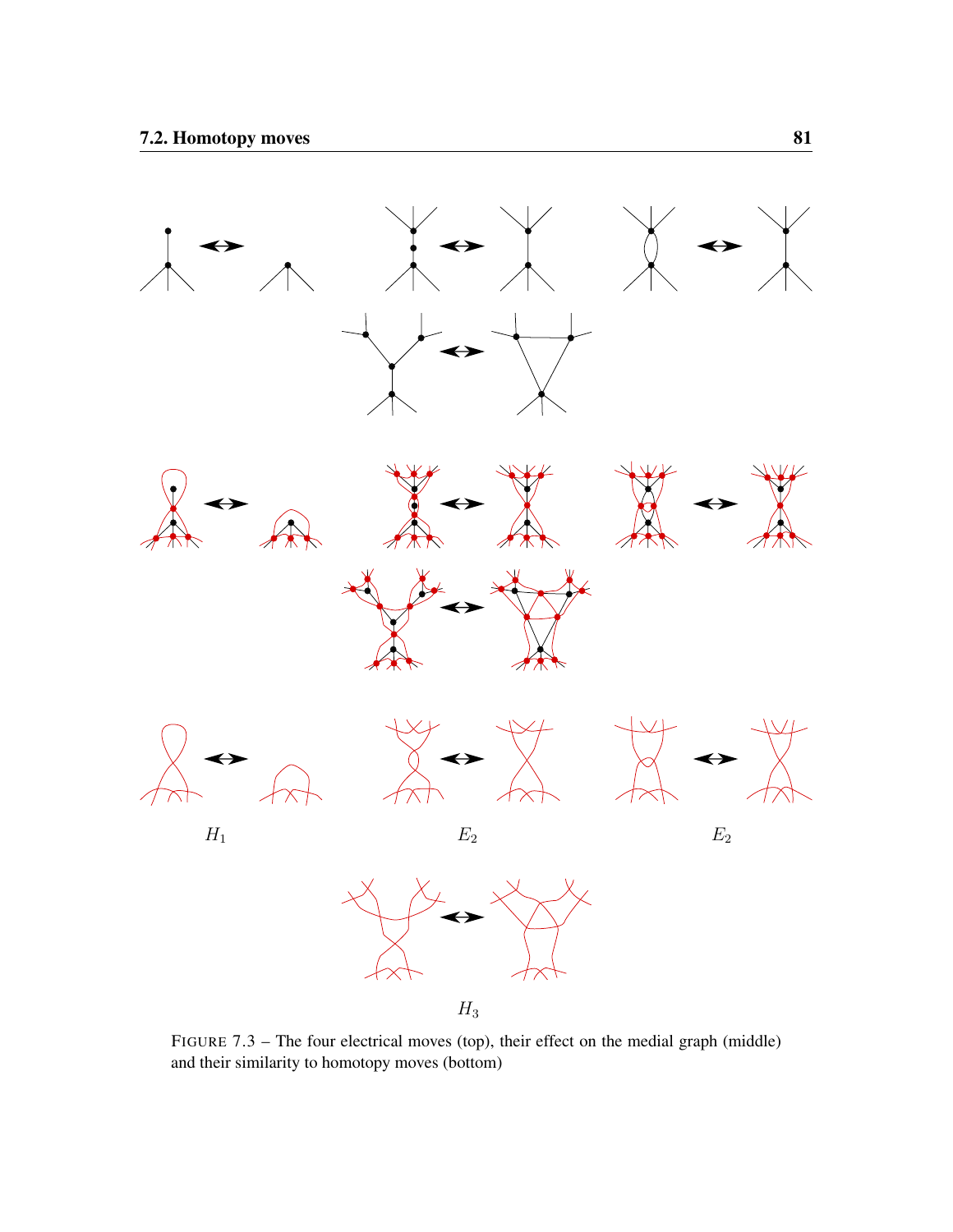$H_1$

$E_2$

$E_2$

$H_3$

FIGURE 7.3 – The four electrical moves (top), their effect on the medial graph (middle) and their similarity to homotopy moves (bottom)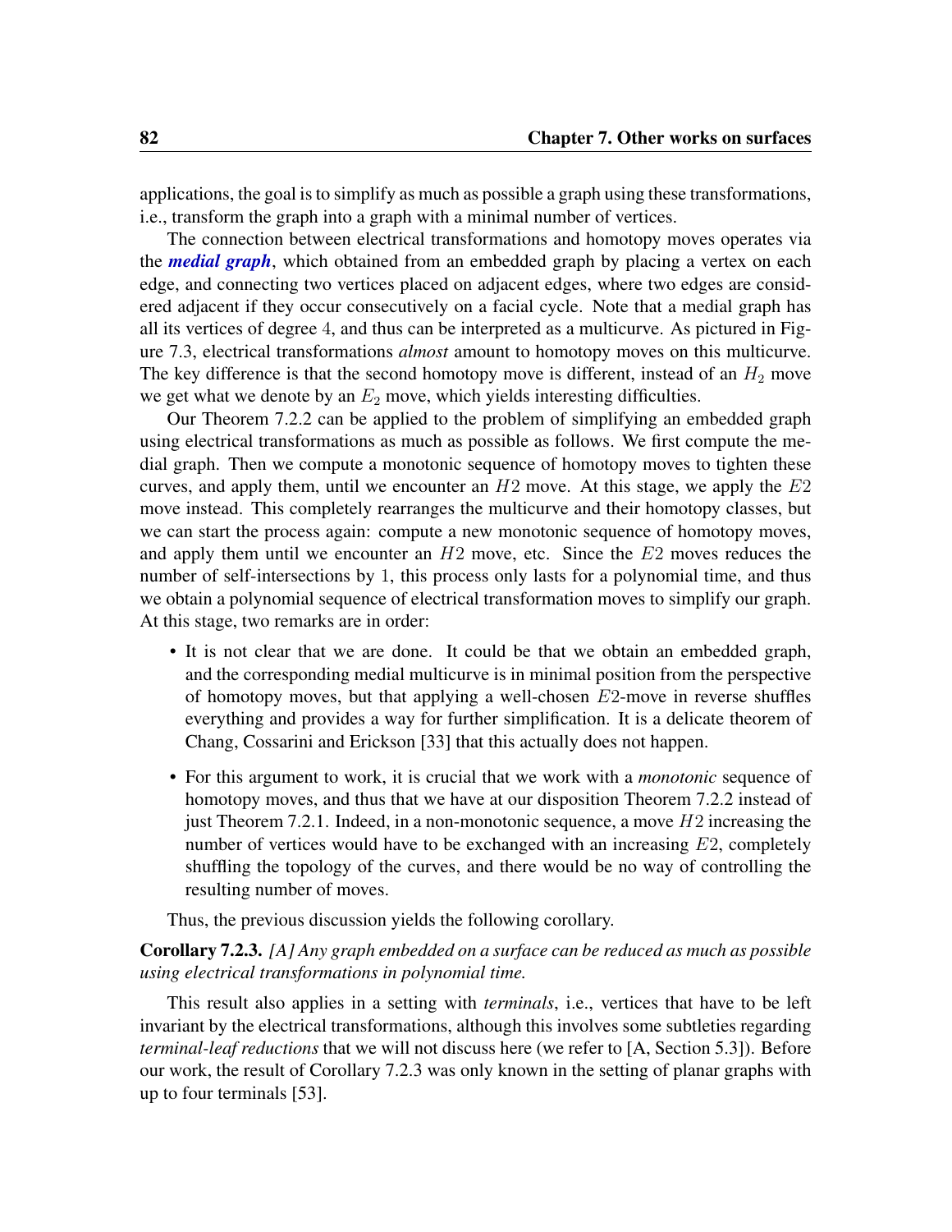applications, the goal is to simplify as much as possible a graph using these transformations, i.e., transform the graph into a graph with a minimal number of vertices.

The connection between electrical transformations and homotopy moves operates via the ***medial graph***, which obtained from an embedded graph by placing a vertex on each edge, and connecting two vertices placed on adjacent edges, where two edges are considered adjacent if they occur consecutively on a facial cycle. Note that a medial graph has all its vertices of degree 4, and thus can be interpreted as a multicurve. As pictured in Figure 7.3, electrical transformations *almost* amount to homotopy moves on this multicurve. The key difference is that the second homotopy move is different, instead of an $H_2$ move we get what we denote by an $E_2$ move, which yields interesting difficulties.

Our Theorem 7.2.2 can be applied to the problem of simplifying an embedded graph using electrical transformations as much as possible as follows. We first compute the medial graph. Then we compute a monotonic sequence of homotopy moves to tighten these curves, and apply them, until we encounter an $H2$ move. At this stage, we apply the $E2$ move instead. This completely rearranges the multicurve and their homotopy classes, but we can start the process again: compute a new monotonic sequence of homotopy moves, and apply them until we encounter an $H2$ move, etc. Since the $E2$ moves reduces the number of self-intersections by 1, this process only lasts for a polynomial time, and thus we obtain a polynomial sequence of electrical transformation moves to simplify our graph. At this stage, two remarks are in order:

- It is not clear that we are done. It could be that we obtain an embedded graph, and the corresponding medial multicurve is in minimal position from the perspective of homotopy moves, but that applying a well-chosen $E2$-move in reverse shuffles everything and provides a way for further simplification. It is a delicate theorem of Chang, Cossarini and Erickson [33] that this actually does not happen.
- For this argument to work, it is crucial that we work with a *monotonic* sequence of homotopy moves, and thus that we have at our disposition Theorem 7.2.2 instead of just Theorem 7.2.1. Indeed, in a non-monotonic sequence, a move $H2$ increasing the number of vertices would have to be exchanged with an increasing $E2$, completely shuffling the topology of the curves, and there would be no way of controlling the resulting number of moves.

Thus, the previous discussion yields the following corollary.

**Corollary 7.2.3.** *[A] Any graph embedded on a surface can be reduced as much as possible using electrical transformations in polynomial time.*

This result also applies in a setting with *terminals*, i.e., vertices that have to be left invariant by the electrical transformations, although this involves some subtleties regarding *terminal-leaf reductions* that we will not discuss here (we refer to [A, Section 5.3]). Before our work, the result of Corollary 7.2.3 was only known in the setting of planar graphs with up to four terminals [53].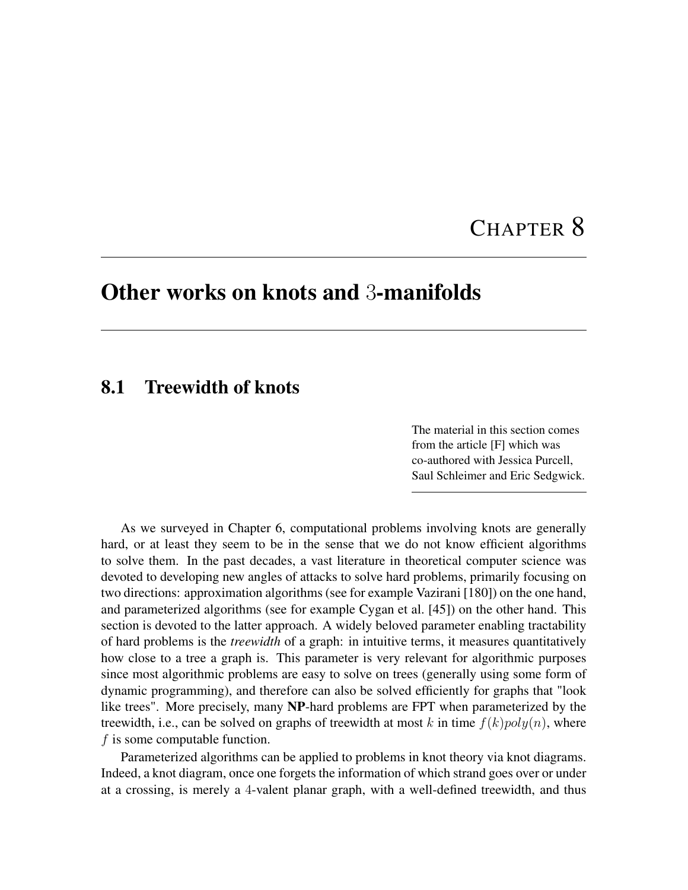# CHAPTER 8

# Other works on knots and $3$-manifolds

## 8.1 Treewidth of knots

The material in this section comes from the article [F] which was co-authored with Jessica Purcell, Saul Schleimer and Eric Sedgwick.

As we surveyed in Chapter 6, computational problems involving knots are generally hard, or at least they seem to be in the sense that we do not know efficient algorithms to solve them. In the past decades, a vast literature in theoretical computer science was devoted to developing new angles of attacks to solve hard problems, primarily focusing on two directions: approximation algorithms (see for example Vazirani [180]) on the one hand, and parameterized algorithms (see for example Cygan et al. [45]) on the other hand. This section is devoted to the latter approach. A widely beloved parameter enabling tractability of hard problems is the *treewidth* of a graph: in intuitive terms, it measures quantitatively how close to a tree a graph is. This parameter is very relevant for algorithmic purposes since most algorithmic problems are easy to solve on trees (generally using some form of dynamic programming), and therefore can also be solved efficiently for graphs that "look like trees". More precisely, many **NP**-hard problems are FPT when parameterized by the treewidth, i.e., can be solved on graphs of treewidth at most $k$ in time $f(k)poly(n)$, where $f$ is some computable function.

Parameterized algorithms can be applied to problems in knot theory via knot diagrams. Indeed, a knot diagram, once one forgets the information of which strand goes over or under at a crossing, is merely a $4$-valent planar graph, with a well-defined treewidth, and thus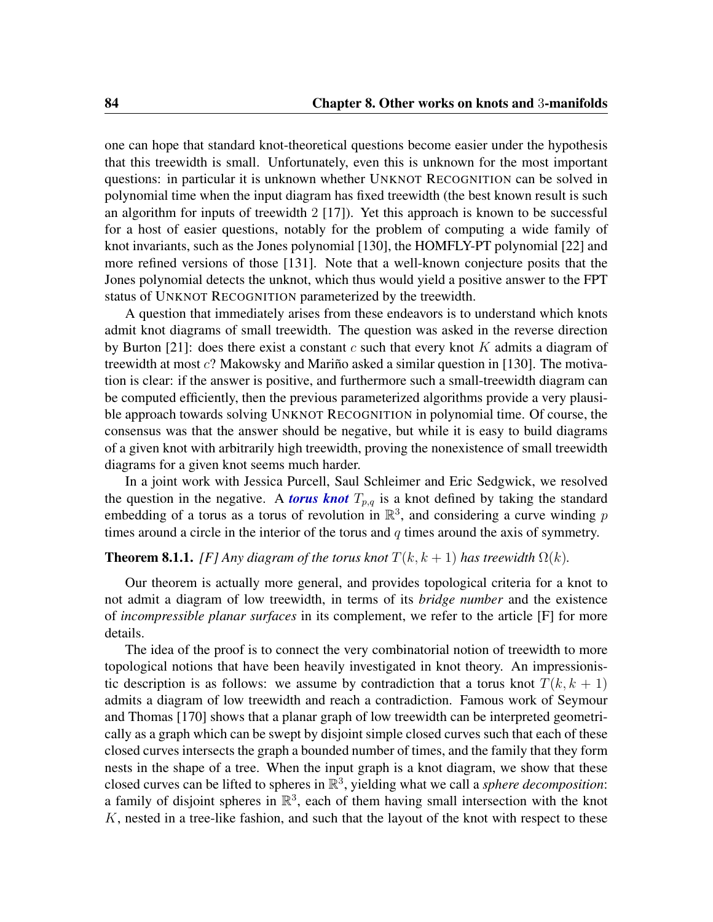one can hope that standard knot-theoretical questions become easier under the hypothesis that this treewidth is small. Unfortunately, even this is unknown for the most important questions: in particular it is unknown whether UNKNOT RECOGNITION can be solved in polynomial time when the input diagram has fixed treewidth (the best known result is such an algorithm for inputs of treewidth 2 [17]). Yet this approach is known to be successful for a host of easier questions, notably for the problem of computing a wide family of knot invariants, such as the Jones polynomial [130], the HOMFLY-PT polynomial [22] and more refined versions of those [131]. Note that a well-known conjecture posits that the Jones polynomial detects the unknot, which thus would yield a positive answer to the FPT status of UNKNOT RECOGNITION parameterized by the treewidth.

A question that immediately arises from these endeavors is to understand which knots admit knot diagrams of small treewidth. The question was asked in the reverse direction by Burton [21]: does there exist a constant $c$ such that every knot $K$ admits a diagram of treewidth at most $c$? Makowsky and Mariño asked a similar question in [130]. The motivation is clear: if the answer is positive, and furthermore such a small-treewidth diagram can be computed efficiently, then the previous parameterized algorithms provide a very plausible approach towards solving UNKNOT RECOGNITION in polynomial time. Of course, the consensus was that the answer should be negative, but while it is easy to build diagrams of a given knot with arbitrarily high treewidth, proving the nonexistence of small treewidth diagrams for a given knot seems much harder.

In a joint work with Jessica Purcell, Saul Schleimer and Eric Sedgwick, we resolved the question in the negative. A ***torus knot*** $T_{p,q}$ is a knot defined by taking the standard embedding of a torus as a torus of revolution in $\mathbb{R}^3$, and considering a curve winding $p$ times around a circle in the interior of the torus and $q$ times around the axis of symmetry.

**Theorem 8.1.1.** *[F] Any diagram of the torus knot $T(k, k+1)$ has treewidth $\Omega(k)$.*

Our theorem is actually more general, and provides topological criteria for a knot to not admit a diagram of low treewidth, in terms of its *bridge number* and the existence of *incompressible planar surfaces* in its complement, we refer to the article [F] for more details.

The idea of the proof is to connect the very combinatorial notion of treewidth to more topological notions that have been heavily investigated in knot theory. An impressionistic description is as follows: we assume by contradiction that a torus knot $T(k, k+1)$ admits a diagram of low treewidth and reach a contradiction. Famous work of Seymour and Thomas [170] shows that a planar graph of low treewidth can be interpreted geometrically as a graph which can be swept by disjoint simple closed curves such that each of these closed curves intersects the graph a bounded number of times, and the family that they form nests in the shape of a tree. When the input graph is a knot diagram, we show that these closed curves can be lifted to spheres in $\mathbb{R}^3$, yielding what we call a *sphere decomposition*: a family of disjoint spheres in $\mathbb{R}^3$, each of them having small intersection with the knot $K$, nested in a tree-like fashion, and such that the layout of the knot with respect to these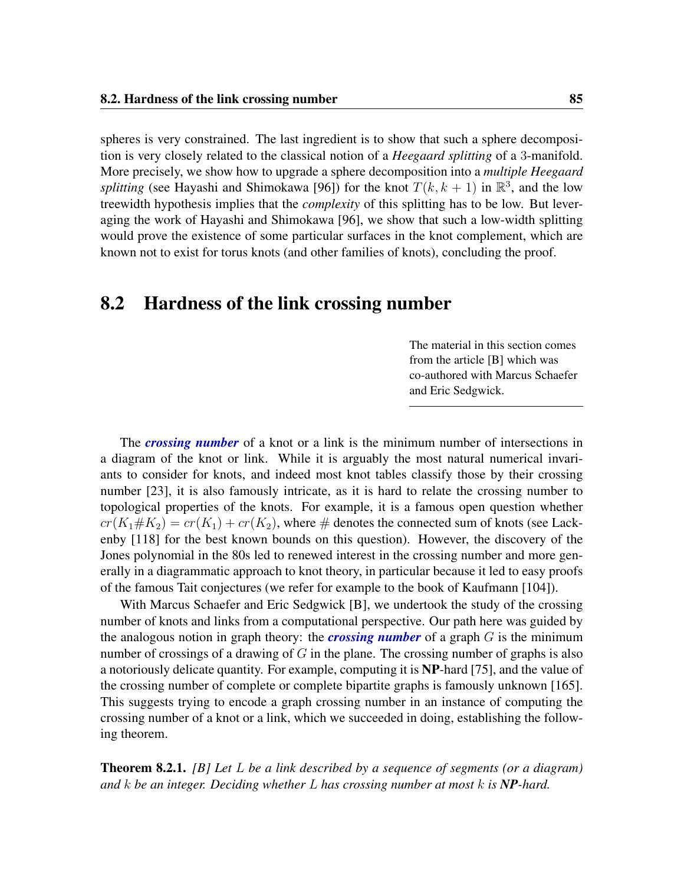spheres is very constrained. The last ingredient is to show that such a sphere decomposition is very closely related to the classical notion of a *Heegaard splitting* of a 3-manifold. More precisely, we show how to upgrade a sphere decomposition into a *multiple Heegaard splitting* (see Hayashi and Shimokawa [96]) for the knot $T(k, k+1)$ in $\mathbb{R}^3$, and the low treewidth hypothesis implies that the *complexity* of this splitting has to be low. But leveraging the work of Hayashi and Shimokawa [96], we show that such a low-width splitting would prove the existence of some particular surfaces in the knot complement, which are known not to exist for torus knots (and other families of knots), concluding the proof.

## 8.2 Hardness of the link crossing number

The material in this section comes from the article [B] which was co-authored with Marcus Schaefer and Eric Sedgwick.

---

The ***crossing number*** of a knot or a link is the minimum number of intersections in a diagram of the knot or link. While it is arguably the most natural numerical invariants to consider for knots, and indeed most knot tables classify those by their crossing number [23], it is also famously intricate, as it is hard to relate the crossing number to topological properties of the knots. For example, it is a famous open question whether $cr(K_1 \# K_2) = cr(K_1) + cr(K_2)$, where $\#$ denotes the connected sum of knots (see Lackenby [118] for the best known bounds on this question). However, the discovery of the Jones polynomial in the 80s led to renewed interest in the crossing number and more generally in a diagrammatic approach to knot theory, in particular because it led to easy proofs of the famous Tait conjectures (we refer for example to the book of Kaufmann [104]).

With Marcus Schaefer and Eric Sedgwick [B], we undertook the study of the crossing number of knots and links from a computational perspective. Our path here was guided by the analogous notion in graph theory: the ***crossing number*** of a graph $G$ is the minimum number of crossings of a drawing of $G$ in the plane. The crossing number of graphs is also a notoriously delicate quantity. For example, computing it is **NP**-hard [75], and the value of the crossing number of complete or complete bipartite graphs is famously unknown [165]. This suggests trying to encode a graph crossing number in an instance of computing the crossing number of a knot or a link, which we succeeded in doing, establishing the following theorem.

**Theorem 8.2.1.** *[B] Let $L$ be a link described by a sequence of segments (or a diagram) and $k$ be an integer. Deciding whether $L$ has crossing number at most $k$ is **NP**-hard.*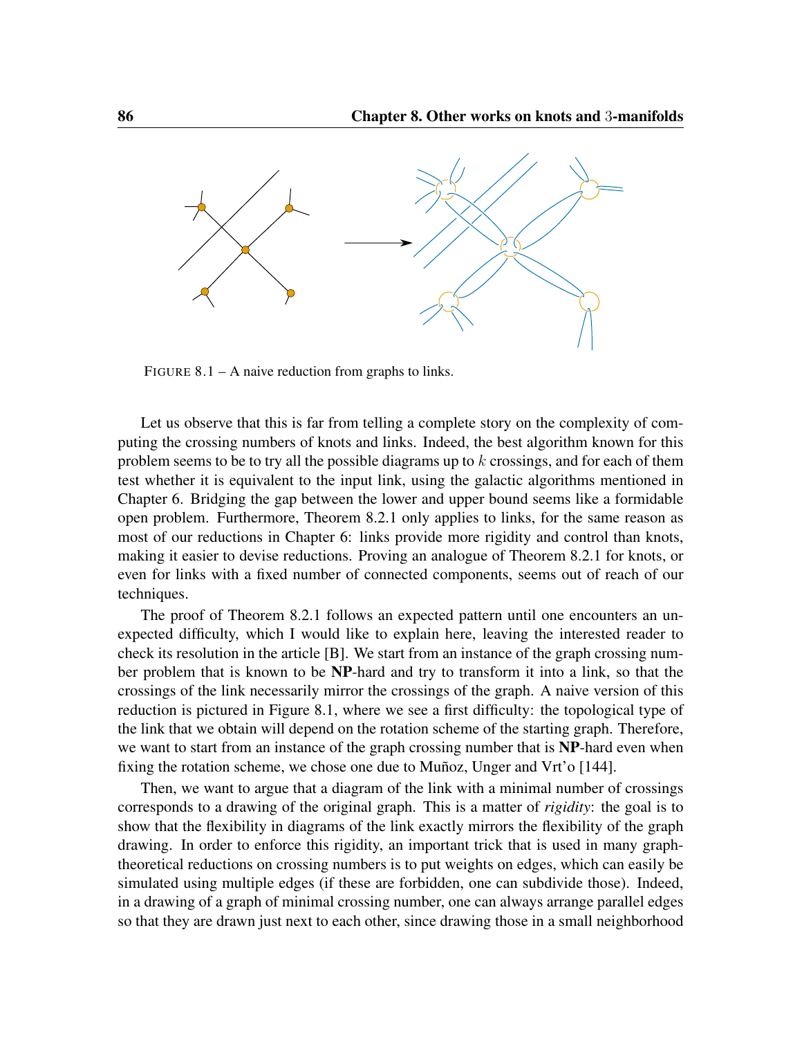FIGURE 8.1 – A naive reduction from graphs to links.

Let us observe that this is far from telling a complete story on the complexity of computing the crossing numbers of knots and links. Indeed, the best algorithm known for this problem seems to be to try all the possible diagrams up to $k$ crossings, and for each of them test whether it is equivalent to the input link, using the galactic algorithms mentioned in Chapter 6. Bridging the gap between the lower and upper bound seems like a formidable open problem. Furthermore, Theorem 8.2.1 only applies to links, for the same reason as most of our reductions in Chapter 6: links provide more rigidity and control than knots, making it easier to devise reductions. Proving an analogue of Theorem 8.2.1 for knots, or even for links with a fixed number of connected components, seems out of reach of our techniques.

The proof of Theorem 8.2.1 follows an expected pattern until one encounters an unexpected difficulty, which I would like to explain here, leaving the interested reader to check its resolution in the article [B]. We start from an instance of the graph crossing number problem that is known to be **NP**-hard and try to transform it into a link, so that the crossings of the link necessarily mirror the crossings of the graph. A naive version of this reduction is pictured in Figure 8.1, where we see a first difficulty: the topological type of the link that we obtain will depend on the rotation scheme of the starting graph. Therefore, we want to start from an instance of the graph crossing number that is **NP**-hard even when fixing the rotation scheme, we chose one due to Muñoz, Unger and Vrt'o [144].

Then, we want to argue that a diagram of the link with a minimal number of crossings corresponds to a drawing of the original graph. This is a matter of *rigidity*: the goal is to show that the flexibility in diagrams of the link exactly mirrors the flexibility of the graph drawing. In order to enforce this rigidity, an important trick that is used in many graph-theoretical reductions on crossing numbers is to put weights on edges, which can easily be simulated using multiple edges (if these are forbidden, one can subdivide those). Indeed, in a drawing of a graph of minimal crossing number, one can always arrange parallel edges so that they are drawn just next to each other, since drawing those in a small neighborhood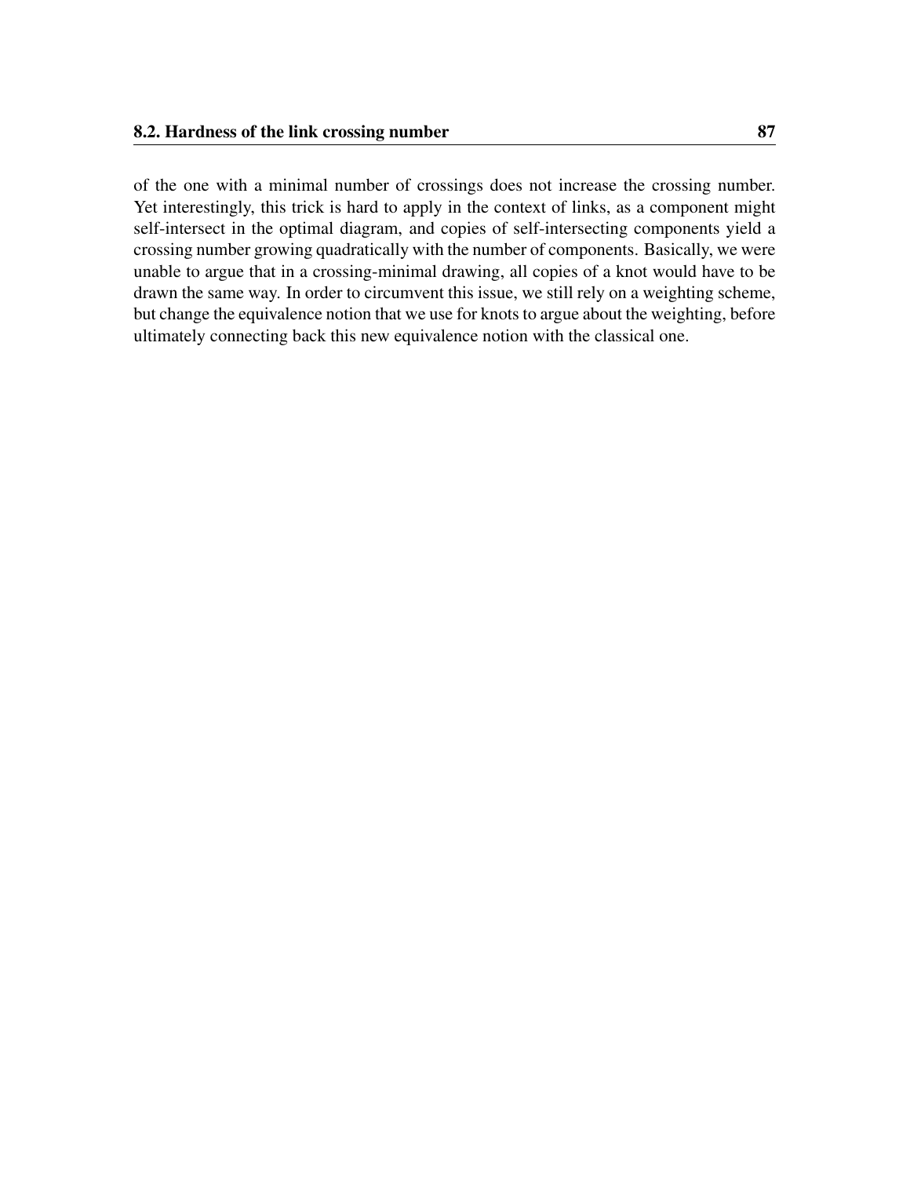of the one with a minimal number of crossings does not increase the crossing number. Yet interestingly, this trick is hard to apply in the context of links, as a component might self-intersect in the optimal diagram, and copies of self-intersecting components yield a crossing number growing quadratically with the number of components. Basically, we were unable to argue that in a crossing-minimal drawing, all copies of a knot would have to be drawn the same way. In order to circumvent this issue, we still rely on a weighting scheme, but change the equivalence notion that we use for knots to argue about the weighting, before ultimately connecting back this new equivalence notion with the classical one.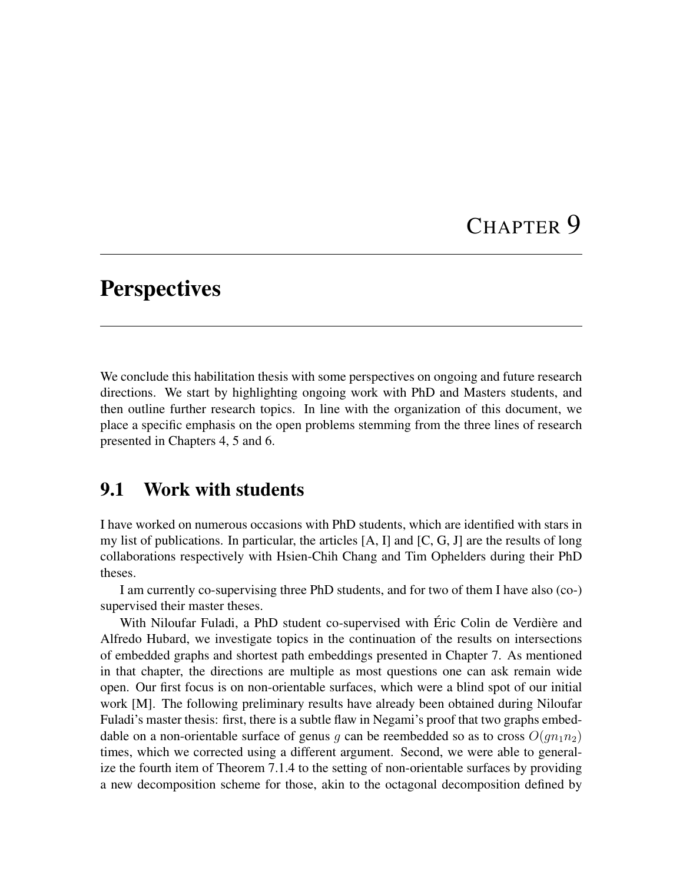# Chapter 9

# Perspectives

We conclude this habilitation thesis with some perspectives on ongoing and future research directions. We start by highlighting ongoing work with PhD and Masters students, and then outline further research topics. In line with the organization of this document, we place a specific emphasis on the open problems stemming from the three lines of research presented in Chapters 4, 5 and 6.

## 9.1 Work with students

I have worked on numerous occasions with PhD students, which are identified with stars in my list of publications. In particular, the articles [A, I] and [C, G, J] are the results of long collaborations respectively with Hsien-Chih Chang and Tim Ophelders during their PhD theses.

I am currently co-supervising three PhD students, and for two of them I have also (co-) supervised their master theses.

With Niloufar Fuladi, a PhD student co-supervised with Éric Colin de Verdière and Alfredo Hubard, we investigate topics in the continuation of the results on intersections of embedded graphs and shortest path embeddings presented in Chapter 7. As mentioned in that chapter, the directions are multiple as most questions one can ask remain wide open. Our first focus is on non-orientable surfaces, which were a blind spot of our initial work [M]. The following preliminary results have already been obtained during Niloufar Fuladi's master thesis: first, there is a subtle flaw in Negami's proof that two graphs embeddable on a non-orientable surface of genus $g$ can be reembedded so as to cross $O(gn_1n_2)$ times, which we corrected using a different argument. Second, we were able to generalize the fourth item of Theorem 7.1.4 to the setting of non-orientable surfaces by providing a new decomposition scheme for those, akin to the octagonal decomposition defined by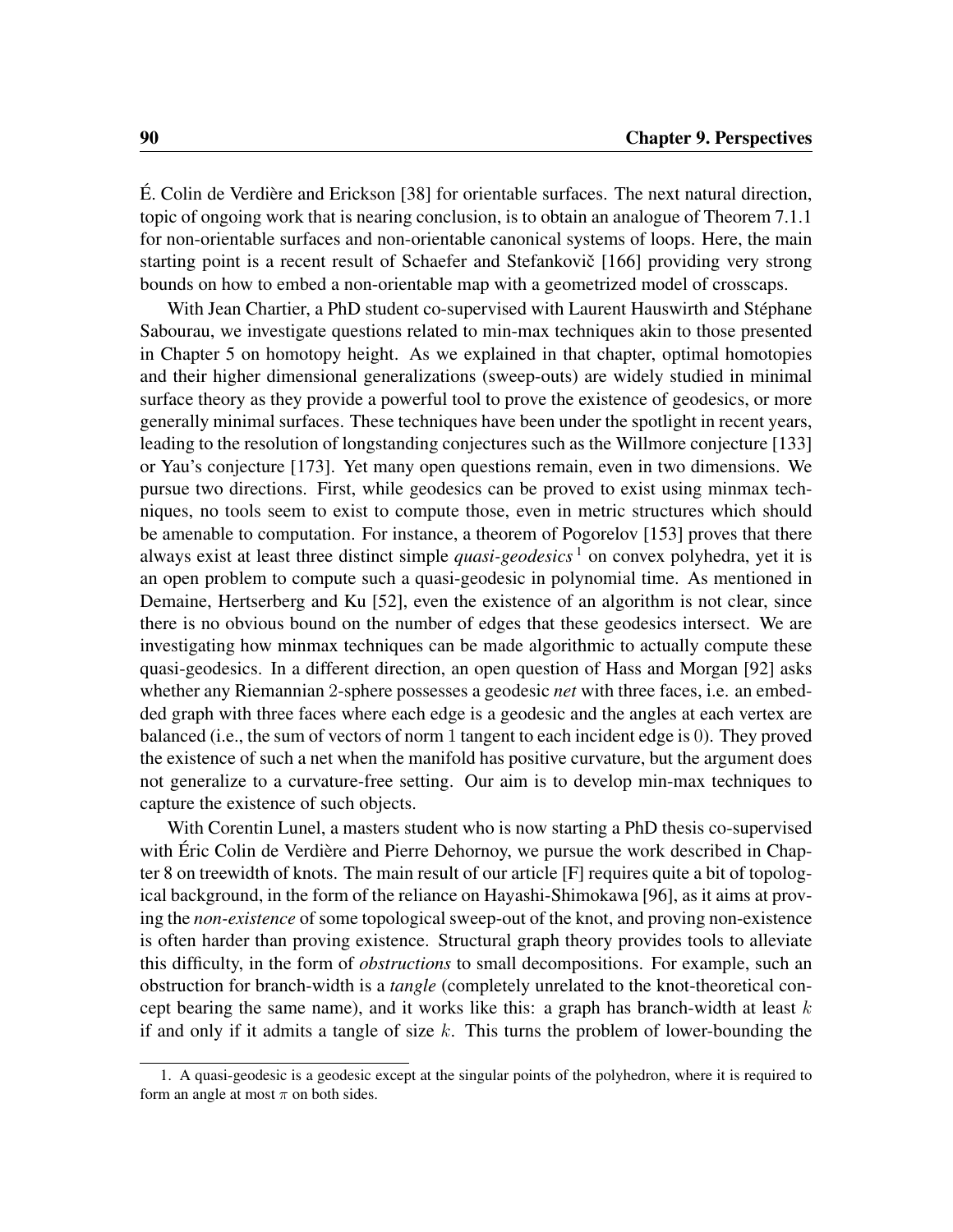É. Colin de Verdière and Erickson [38] for orientable surfaces. The next natural direction, topic of ongoing work that is nearing conclusion, is to obtain an analogue of Theorem 7.1.1 for non-orientable surfaces and non-orientable canonical systems of loops. Here, the main starting point is a recent result of Schaefer and Stefankovič [166] providing very strong bounds on how to embed a non-orientable map with a geometrized model of crosscaps.

With Jean Chartier, a PhD student co-supervised with Laurent Hauswirth and Stéphane Sabourau, we investigate questions related to min-max techniques akin to those presented in Chapter 5 on homotopy height. As we explained in that chapter, optimal homotopies and their higher dimensional generalizations (sweep-outs) are widely studied in minimal surface theory as they provide a powerful tool to prove the existence of geodesics, or more generally minimal surfaces. These techniques have been under the spotlight in recent years, leading to the resolution of longstanding conjectures such as the Willmore conjecture [133] or Yau's conjecture [173]. Yet many open questions remain, even in two dimensions. We pursue two directions. First, while geodesics can be proved to exist using minmax techniques, no tools seem to exist to compute those, even in metric structures which should be amenable to computation. For instance, a theorem of Pogorelov [153] proves that there always exist at least three distinct simple *quasi-geodesics*[1] on convex polyhedra, yet it is an open problem to compute such a quasi-geodesic in polynomial time. As mentioned in Demaine, Hertserberg and Ku [52], even the existence of an algorithm is not clear, since there is no obvious bound on the number of edges that these geodesics intersect. We are investigating how minmax techniques can be made algorithmic to actually compute these quasi-geodesics. In a different direction, an open question of Hass and Morgan [92] asks whether any Riemannian 2-sphere possesses a geodesic *net* with three faces, i.e. an embedded graph with three faces where each edge is a geodesic and the angles at each vertex are balanced (i.e., the sum of vectors of norm 1 tangent to each incident edge is 0). They proved the existence of such a net when the manifold has positive curvature, but the argument does not generalize to a curvature-free setting. Our aim is to develop min-max techniques to capture the existence of such objects.

With Corentin Lunel, a masters student who is now starting a PhD thesis co-supervised with Éric Colin de Verdière and Pierre Dehornoy, we pursue the work described in Chapter 8 on treewidth of knots. The main result of our article [F] requires quite a bit of topological background, in the form of the reliance on Hayashi-Shimokawa [96], as it aims at proving the *non-existence* of some topological sweep-out of the knot, and proving non-existence is often harder than proving existence. Structural graph theory provides tools to alleviate this difficulty, in the form of *obstructions* to small decompositions. For example, such an obstruction for branch-width is a *tangle* (completely unrelated to the knot-theoretical concept bearing the same name), and it works like this: a graph has branch-width at least $k$ if and only if it admits a tangle of size $k$. This turns the problem of lower-bounding the

1. A quasi-geodesic is a geodesic except at the singular points of the polyhedron, where it is required to form an angle at most $\pi$ on both sides.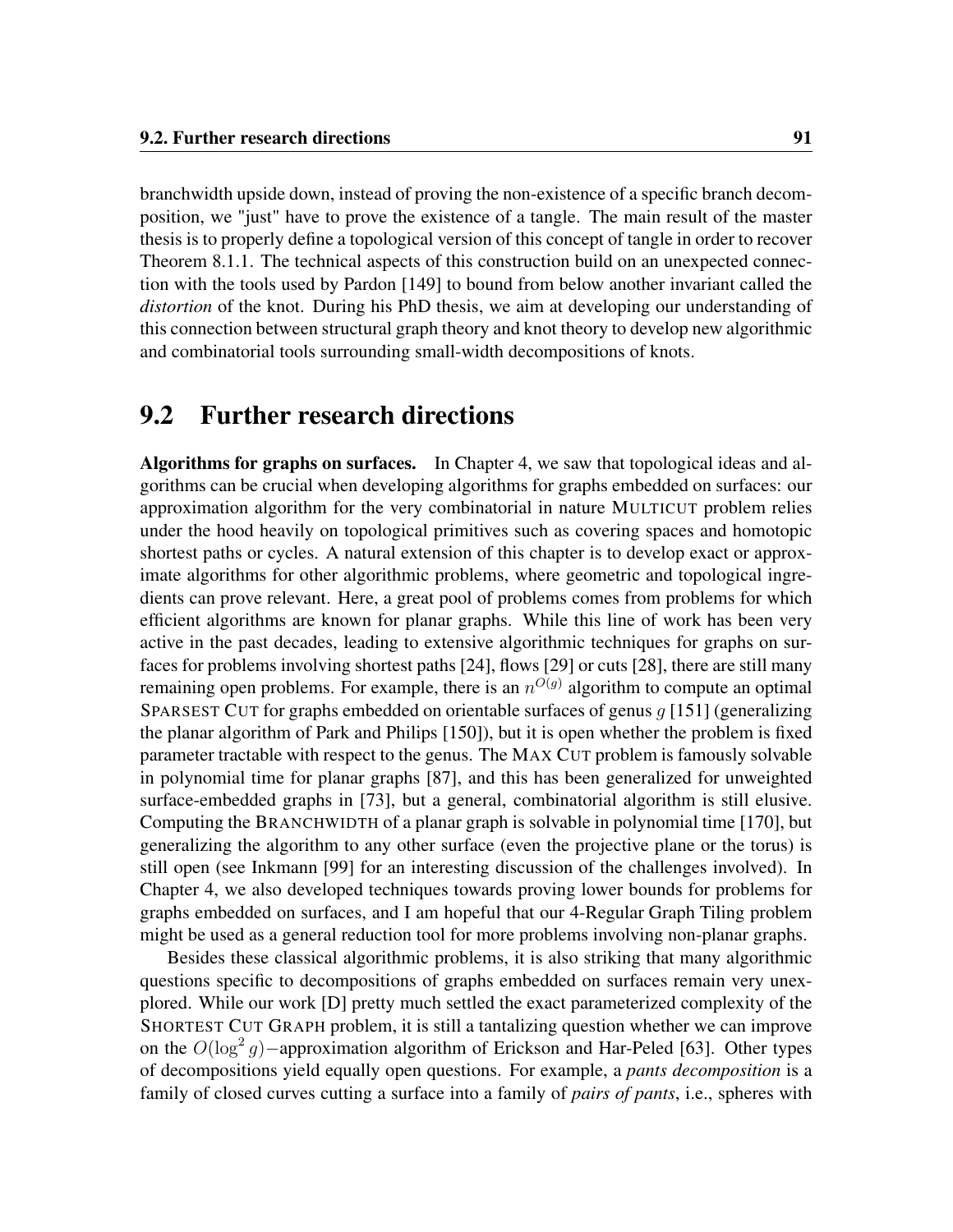branchwidth upside down, instead of proving the non-existence of a specific branch decomposition, we "just" have to prove the existence of a tangle. The main result of the master thesis is to properly define a topological version of this concept of tangle in order to recover Theorem 8.1.1. The technical aspects of this construction build on an unexpected connection with the tools used by Pardon [149] to bound from below another invariant called the *distortion* of the knot. During his PhD thesis, we aim at developing our understanding of this connection between structural graph theory and knot theory to develop new algorithmic and combinatorial tools surrounding small-width decompositions of knots.

## 9.2 Further research directions

**Algorithms for graphs on surfaces.** In Chapter 4, we saw that topological ideas and algorithms can be crucial when developing algorithms for graphs embedded on surfaces: our approximation algorithm for the very combinatorial in nature MULTICUT problem relies under the hood heavily on topological primitives such as covering spaces and homotopic shortest paths or cycles. A natural extension of this chapter is to develop exact or approximate algorithms for other algorithmic problems, where geometric and topological ingredients can prove relevant. Here, a great pool of problems comes from problems for which efficient algorithms are known for planar graphs. While this line of work has been very active in the past decades, leading to extensive algorithmic techniques for graphs on surfaces for problems involving shortest paths [24], flows [29] or cuts [28], there are still many remaining open problems. For example, there is an $n^{O(g)}$ algorithm to compute an optimal SPARSEST CUT for graphs embedded on orientable surfaces of genus $g$ [151] (generalizing the planar algorithm of Park and Philips [150]), but it is open whether the problem is fixed parameter tractable with respect to the genus. The MAX CUT problem is famously solvable in polynomial time for planar graphs [87], and this has been generalized for unweighted surface-embedded graphs in [73], but a general, combinatorial algorithm is still elusive. Computing the BRANCHWIDTH of a planar graph is solvable in polynomial time [170], but generalizing the algorithm to any other surface (even the projective plane or the torus) is still open (see Inkmann [99] for an interesting discussion of the challenges involved). In Chapter 4, we also developed techniques towards proving lower bounds for problems for graphs embedded on surfaces, and I am hopeful that our 4-Regular Graph Tiling problem might be used as a general reduction tool for more problems involving non-planar graphs.

Besides these classical algorithmic problems, it is also striking that many algorithmic questions specific to decompositions of graphs embedded on surfaces remain very unexplored. While our work [D] pretty much settled the exact parameterized complexity of the SHORTEST CUT GRAPH problem, it is still a tantalizing question whether we can improve on the $O(\log^2 g)-$approximation algorithm of Erickson and Har-Peled [63]. Other types of decompositions yield equally open questions. For example, a *pants decomposition* is a family of closed curves cutting a surface into a family of *pairs of pants*, i.e., spheres with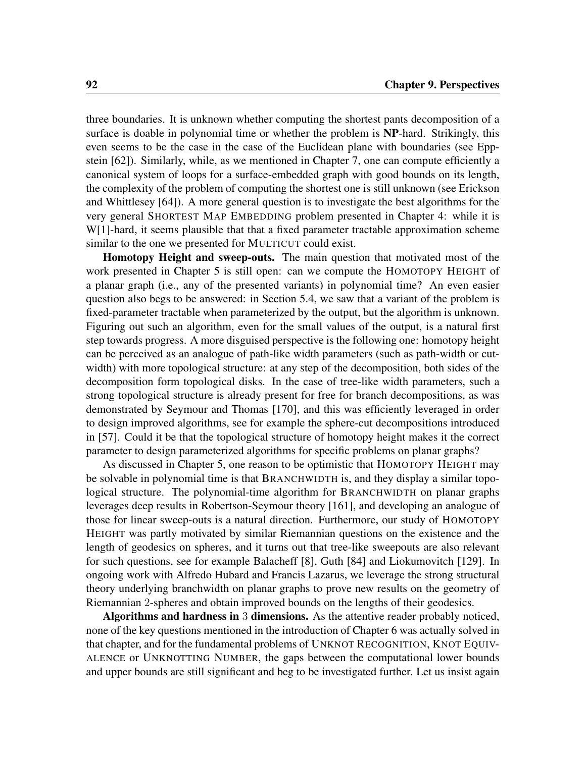three boundaries. It is unknown whether computing the shortest pants decomposition of a surface is doable in polynomial time or whether the problem is **NP**-hard. Strikingly, this even seems to be the case in the case of the Euclidean plane with boundaries (see Eppstein [62]). Similarly, while, as we mentioned in Chapter 7, one can compute efficiently a canonical system of loops for a surface-embedded graph with good bounds on its length, the complexity of the problem of computing the shortest one is still unknown (see Erickson and Whittlesey [64]). A more general question is to investigate the best algorithms for the very general SHORTEST MAP EMBEDDING problem presented in Chapter 4: while it is W[1]-hard, it seems plausible that that a fixed parameter tractable approximation scheme similar to the one we presented for MULTICUT could exist.

**Homotopy Height and sweep-outs.** The main question that motivated most of the work presented in Chapter 5 is still open: can we compute the HOMOTOPY HEIGHT of a planar graph (i.e., any of the presented variants) in polynomial time? An even easier question also begs to be answered: in Section 5.4, we saw that a variant of the problem is fixed-parameter tractable when parameterized by the output, but the algorithm is unknown. Figuring out such an algorithm, even for the small values of the output, is a natural first step towards progress. A more disguised perspective is the following one: homotopy height can be perceived as an analogue of path-like width parameters (such as path-width or cut-width) with more topological structure: at any step of the decomposition, both sides of the decomposition form topological disks. In the case of tree-like width parameters, such a strong topological structure is already present for free for branch decompositions, as was demonstrated by Seymour and Thomas [170], and this was efficiently leveraged in order to design improved algorithms, see for example the sphere-cut decompositions introduced in [57]. Could it be that the topological structure of homotopy height makes it the correct parameter to design parameterized algorithms for specific problems on planar graphs?

As discussed in Chapter 5, one reason to be optimistic that HOMOTOPY HEIGHT may be solvable in polynomial time is that BRANCHWIDTH is, and they display a similar topological structure. The polynomial-time algorithm for BRANCHWIDTH on planar graphs leverages deep results in Robertson-Seymour theory [161], and developing an analogue of those for linear sweep-outs is a natural direction. Furthermore, our study of HOMOTOPY HEIGHT was partly motivated by similar Riemannian questions on the existence and the length of geodesics on spheres, and it turns out that tree-like sweepouts are also relevant for such questions, see for example Balacheff [8], Guth [84] and Liokumovitch [129]. In ongoing work with Alfredo Hubard and Francis Lazarus, we leverage the strong structural theory underlying branchwidth on planar graphs to prove new results on the geometry of Riemannian 2-spheres and obtain improved bounds on the lengths of their geodesics.

**Algorithms and hardness in 3 dimensions.** As the attentive reader probably noticed, none of the key questions mentioned in the introduction of Chapter 6 was actually solved in that chapter, and for the fundamental problems of UNKNOT RECOGNITION, KNOT EQUIVALENCE or UNKNOTTING NUMBER, the gaps between the computational lower bounds and upper bounds are still significant and beg to be investigated further. Let us insist again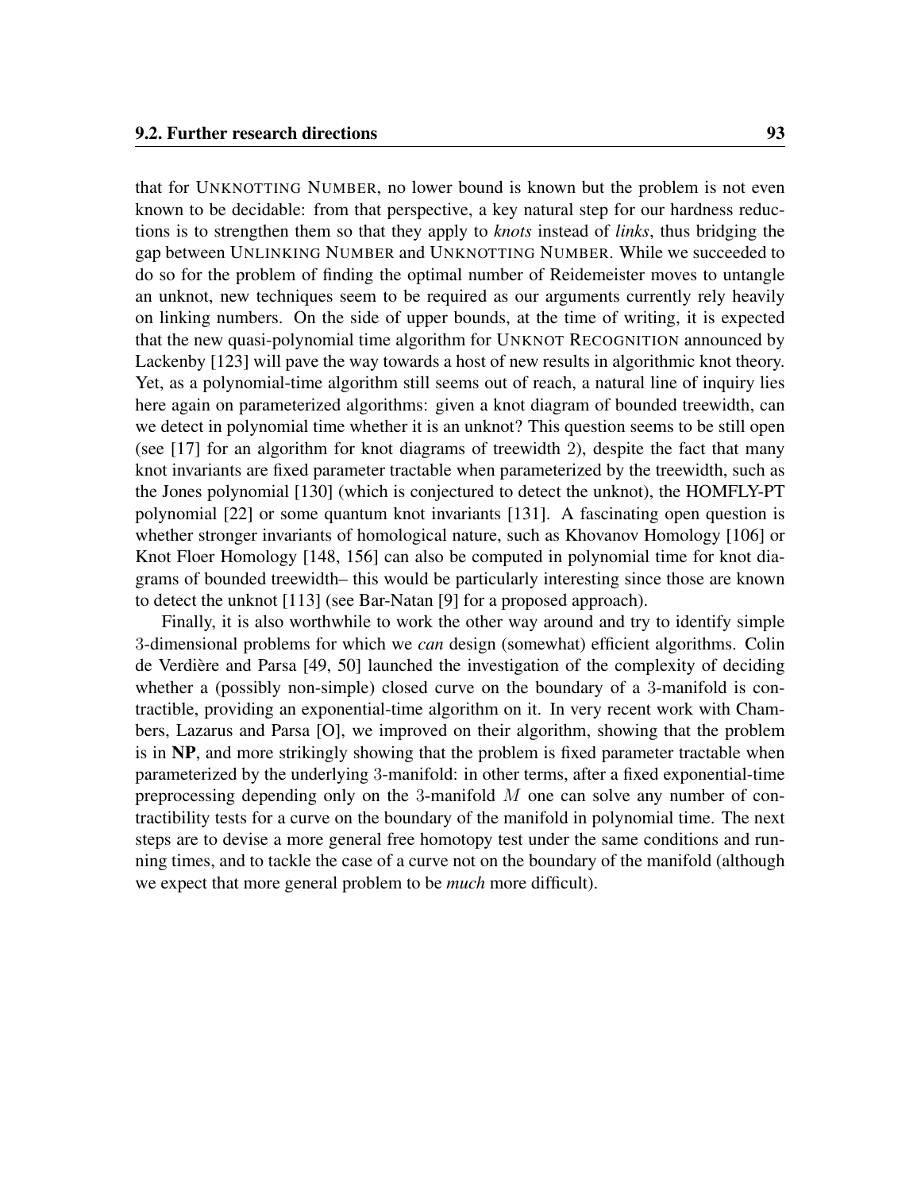that for UNKNOTTING NUMBER, no lower bound is known but the problem is not even known to be decidable: from that perspective, a key natural step for our hardness reductions is to strengthen them so that they apply to *knots* instead of *links*, thus bridging the gap between UNLINKING NUMBER and UNKNOTTING NUMBER. While we succeeded to do so for the problem of finding the optimal number of Reidemeister moves to untangle an unknot, new techniques seem to be required as our arguments currently rely heavily on linking numbers. On the side of upper bounds, at the time of writing, it is expected that the new quasi-polynomial time algorithm for UNKNOT RECOGNITION announced by Lackenby [123] will pave the way towards a host of new results in algorithmic knot theory. Yet, as a polynomial-time algorithm still seems out of reach, a natural line of inquiry lies here again on parameterized algorithms: given a knot diagram of bounded treewidth, can we detect in polynomial time whether it is an unknot? This question seems to be still open (see [17] for an algorithm for knot diagrams of treewidth $2$), despite the fact that many knot invariants are fixed parameter tractable when parameterized by the treewidth, such as the Jones polynomial [130] (which is conjectured to detect the unknot), the HOMFLY-PT polynomial [22] or some quantum knot invariants [131]. A fascinating open question is whether stronger invariants of homological nature, such as Khovanov Homology [106] or Knot Floer Homology [148, 156] can also be computed in polynomial time for knot diagrams of bounded treewidth– this would be particularly interesting since those are known to detect the unknot [113] (see Bar-Natan [9] for a proposed approach).

Finally, it is also worthwhile to work the other way around and try to identify simple $3$-dimensional problems for which we *can* design (somewhat) efficient algorithms. Colin de Verdière and Parsa [49, 50] launched the investigation of the complexity of deciding whether a (possibly non-simple) closed curve on the boundary of a $3$-manifold is contractible, providing an exponential-time algorithm on it. In very recent work with Chambers, Lazarus and Parsa [O], we improved on their algorithm, showing that the problem is in **NP**, and more strikingly showing that the problem is fixed parameter tractable when parameterized by the underlying $3$-manifold: in other terms, after a fixed exponential-time preprocessing depending only on the $3$-manifold $M$ one can solve any number of contractibility tests for a curve on the boundary of the manifold in polynomial time. The next steps are to devise a more general free homotopy test under the same conditions and running times, and to tackle the case of a curve not on the boundary of the manifold (although we expect that more general problem to be *much* more difficult).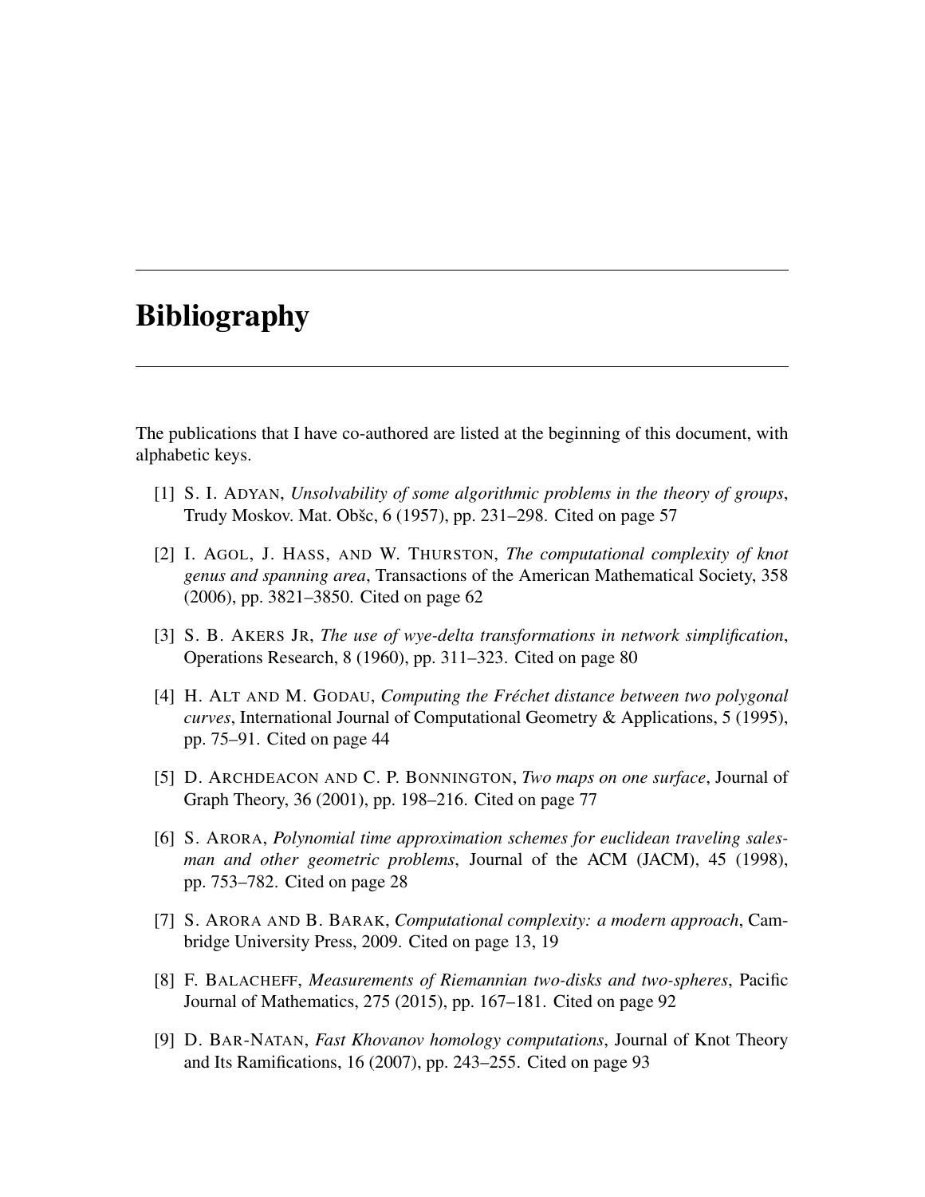# Bibliography

The publications that I have co-authored are listed at the beginning of this document, with alphabetic keys.

[1] S. I. ADYAN, *Unsolvability of some algorithmic problems in the theory of groups*, Trudy Moskov. Mat. Obšc, 6 (1957), pp. 231–298. Cited on page 57

[2] I. AGOL, J. HASS, AND W. THURSTON, *The computational complexity of knot genus and spanning area*, Transactions of the American Mathematical Society, 358 (2006), pp. 3821–3850. Cited on page 62

[3] S. B. AKERS JR, *The use of wye-delta transformations in network simplification*, Operations Research, 8 (1960), pp. 311–323. Cited on page 80

[4] H. ALT AND M. GODAU, *Computing the Fréchet distance between two polygonal curves*, International Journal of Computational Geometry & Applications, 5 (1995), pp. 75–91. Cited on page 44

[5] D. ARCHDEACON AND C. P. BONNINGTON, *Two maps on one surface*, Journal of Graph Theory, 36 (2001), pp. 198–216. Cited on page 77

[6] S. ARORA, *Polynomial time approximation schemes for euclidean traveling salesman and other geometric problems*, Journal of the ACM (JACM), 45 (1998), pp. 753–782. Cited on page 28

[7] S. ARORA AND B. BARAK, *Computational complexity: a modern approach*, Cambridge University Press, 2009. Cited on page 13, 19

[8] F. BALACHEFF, *Measurements of Riemannian two-disks and two-spheres*, Pacific Journal of Mathematics, 275 (2015), pp. 167–181. Cited on page 92

[9] D. BAR-NATAN, *Fast Khovanov homology computations*, Journal of Knot Theory and Its Ramifications, 16 (2007), pp. 243–255. Cited on page 93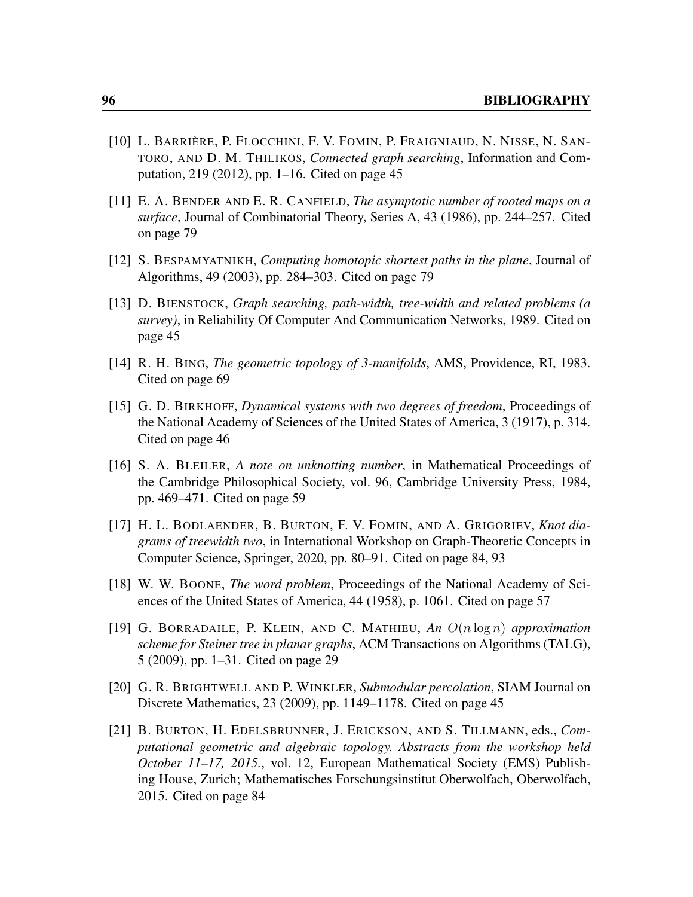[10] L. BARRIÈRE, P. FLOCCHINI, F. V. FOMIN, P. FRAIGNIAUD, N. NISSE, N. SANTORO, AND D. M. THILIKOS, *Connected graph searching*, Information and Computation, 219 (2012), pp. 1–16. Cited on page 45

[11] E. A. BENDER AND E. R. CANFIELD, *The asymptotic number of rooted maps on a surface*, Journal of Combinatorial Theory, Series A, 43 (1986), pp. 244–257. Cited on page 79

[12] S. BESPAMYATNIKH, *Computing homotopic shortest paths in the plane*, Journal of Algorithms, 49 (2003), pp. 284–303. Cited on page 79

[13] D. BIENSTOCK, *Graph searching, path-width, tree-width and related problems (a survey)*, in Reliability Of Computer And Communication Networks, 1989. Cited on page 45

[14] R. H. BING, *The geometric topology of 3-manifolds*, AMS, Providence, RI, 1983. Cited on page 69

[15] G. D. BIRKHOFF, *Dynamical systems with two degrees of freedom*, Proceedings of the National Academy of Sciences of the United States of America, 3 (1917), p. 314. Cited on page 46

[16] S. A. BLEILER, *A note on unknotting number*, in Mathematical Proceedings of the Cambridge Philosophical Society, vol. 96, Cambridge University Press, 1984, pp. 469–471. Cited on page 59

[17] H. L. BODLAENDER, B. BURTON, F. V. FOMIN, AND A. GRIGORIEV, *Knot diagrams of treewidth two*, in International Workshop on Graph-Theoretic Concepts in Computer Science, Springer, 2020, pp. 80–91. Cited on page 84, 93

[18] W. W. BOONE, *The word problem*, Proceedings of the National Academy of Sciences of the United States of America, 44 (1958), p. 1061. Cited on page 57

[19] G. BORRADAILE, P. KLEIN, AND C. MATHIEU, *An $O(n \log n)$ approximation scheme for Steiner tree in planar graphs*, ACM Transactions on Algorithms (TALG), 5 (2009), pp. 1–31. Cited on page 29

[20] G. R. BRIGHTWELL AND P. WINKLER, *Submodular percolation*, SIAM Journal on Discrete Mathematics, 23 (2009), pp. 1149–1178. Cited on page 45

[21] B. BURTON, H. EDELSBRUNNER, J. ERICKSON, AND S. TILLMANN, eds., *Computational geometric and algebraic topology. Abstracts from the workshop held October 11–17, 2015.*, vol. 12, European Mathematical Society (EMS) Publishing House, Zurich; Mathematisches Forschungsinstitut Oberwolfach, Oberwolfach, 2015. Cited on page 84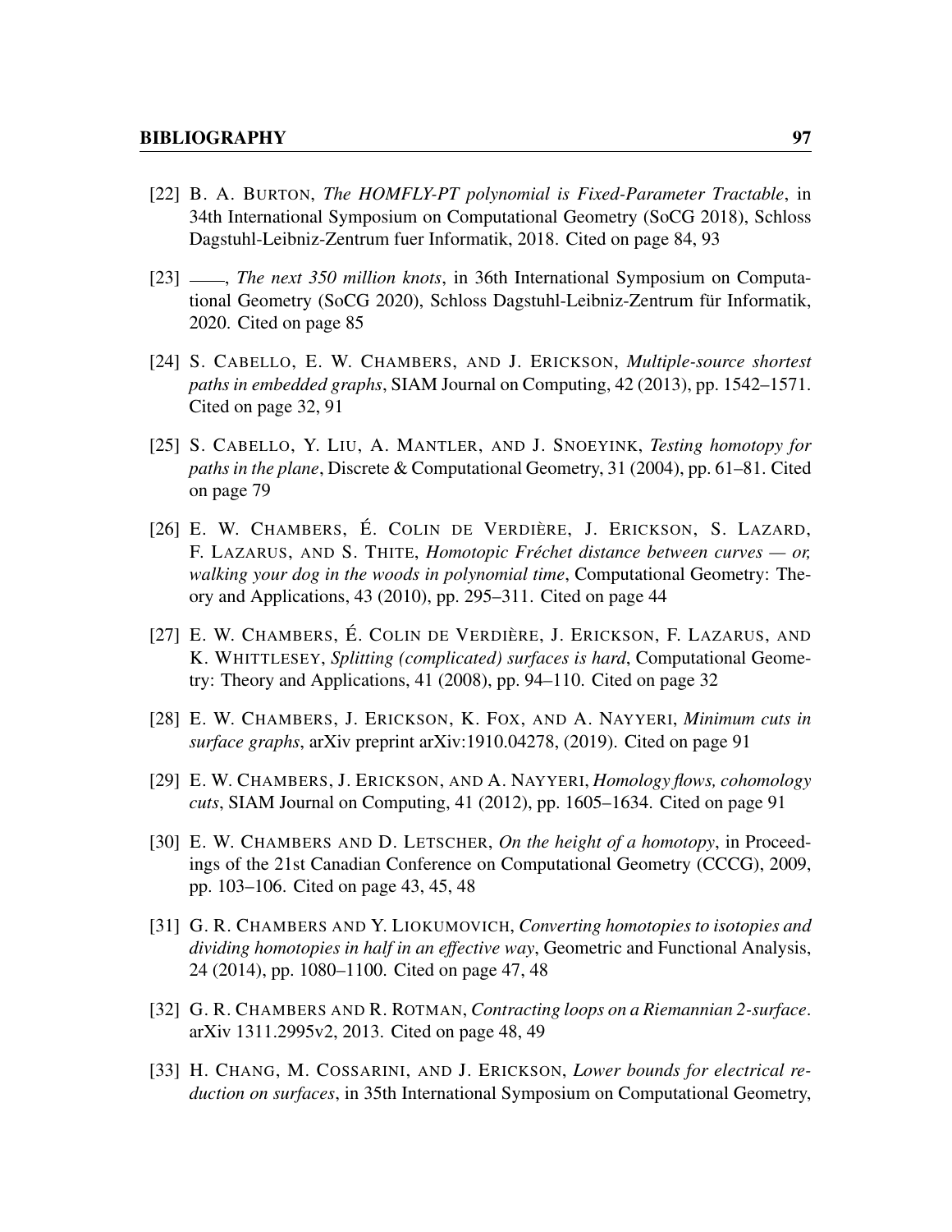[22] B. A. BURTON, *The HOMFLY-PT polynomial is Fixed-Parameter Tractable*, in 34th International Symposium on Computational Geometry (SoCG 2018), Schloss Dagstuhl-Leibniz-Zentrum fuer Informatik, 2018. Cited on page 84, 93

[23] ——, *The next 350 million knots*, in 36th International Symposium on Computational Geometry (SoCG 2020), Schloss Dagstuhl-Leibniz-Zentrum für Informatik, 2020. Cited on page 85

[24] S. CABELLO, E. W. CHAMBERS, AND J. ERICKSON, *Multiple-source shortest paths in embedded graphs*, SIAM Journal on Computing, 42 (2013), pp. 1542–1571. Cited on page 32, 91

[25] S. CABELLO, Y. LIU, A. MANTLER, AND J. SNOEYINK, *Testing homotopy for paths in the plane*, Discrete & Computational Geometry, 31 (2004), pp. 61–81. Cited on page 79

[26] E. W. CHAMBERS, É. COLIN DE VERDIÈRE, J. ERICKSON, S. LAZARD, F. LAZARUS, AND S. THITE, *Homotopic Fréchet distance between curves — or, walking your dog in the woods in polynomial time*, Computational Geometry: Theory and Applications, 43 (2010), pp. 295–311. Cited on page 44

[27] E. W. CHAMBERS, É. COLIN DE VERDIÈRE, J. ERICKSON, F. LAZARUS, AND K. WHITTLESEY, *Splitting (complicated) surfaces is hard*, Computational Geometry: Theory and Applications, 41 (2008), pp. 94–110. Cited on page 32

[28] E. W. CHAMBERS, J. ERICKSON, K. FOX, AND A. NAYYERI, *Minimum cuts in surface graphs*, arXiv preprint arXiv:1910.04278, (2019). Cited on page 91

[29] E. W. CHAMBERS, J. ERICKSON, AND A. NAYYERI, *Homology flows, cohomology cuts*, SIAM Journal on Computing, 41 (2012), pp. 1605–1634. Cited on page 91

[30] E. W. CHAMBERS AND D. LETSCHER, *On the height of a homotopy*, in Proceedings of the 21st Canadian Conference on Computational Geometry (CCCG), 2009, pp. 103–106. Cited on page 43, 45, 48

[31] G. R. CHAMBERS AND Y. LIOKUMOVICH, *Converting homotopies to isotopies and dividing homotopies in half in an effective way*, Geometric and Functional Analysis, 24 (2014), pp. 1080–1100. Cited on page 47, 48

[32] G. R. CHAMBERS AND R. ROTMAN, *Contracting loops on a Riemannian 2-surface*. arXiv 1311.2995v2, 2013. Cited on page 48, 49

[33] H. CHANG, M. COSSARINI, AND J. ERICKSON, *Lower bounds for electrical reduction on surfaces*, in 35th International Symposium on Computational Geometry,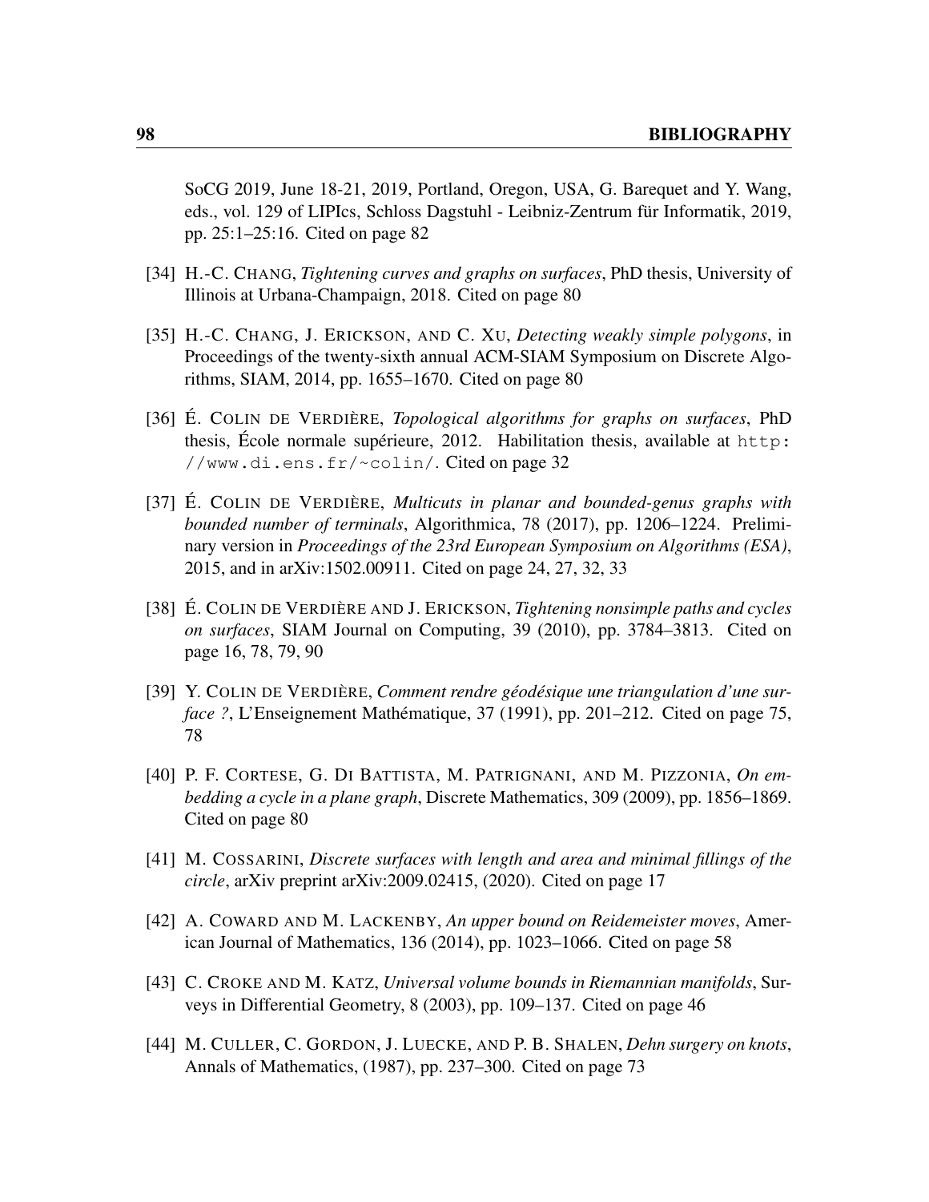SoCG 2019, June 18-21, 2019, Portland, Oregon, USA, G. Barequet and Y. Wang, eds., vol. 129 of LIPIcs, Schloss Dagstuhl - Leibniz-Zentrum für Informatik, 2019, pp. 25:1–25:16. Cited on page 82

[34] H.-C. CHANG, *Tightening curves and graphs on surfaces*, PhD thesis, University of Illinois at Urbana-Champaign, 2018. Cited on page 80

[35] H.-C. CHANG, J. ERICKSON, AND C. XU, *Detecting weakly simple polygons*, in Proceedings of the twenty-sixth annual ACM-SIAM Symposium on Discrete Algorithms, SIAM, 2014, pp. 1655–1670. Cited on page 80

[36] É. COLIN DE VERDIÈRE, *Topological algorithms for graphs on surfaces*, PhD thesis, École normale supérieure, 2012. Habilitation thesis, available at `http://www.di.ens.fr/~colin/`. Cited on page 32

[37] É. COLIN DE VERDIÈRE, *Multicuts in planar and bounded-genus graphs with bounded number of terminals*, Algorithmica, 78 (2017), pp. 1206–1224. Preliminary version in *Proceedings of the 23rd European Symposium on Algorithms (ESA)*, 2015, and in arXiv:1502.00911. Cited on page 24, 27, 32, 33

[38] É. COLIN DE VERDIÈRE AND J. ERICKSON, *Tightening nonsimple paths and cycles on surfaces*, SIAM Journal on Computing, 39 (2010), pp. 3784–3813. Cited on page 16, 78, 79, 90

[39] Y. COLIN DE VERDIÈRE, *Comment rendre géodésique une triangulation d'une surface ?*, L'Enseignement Mathématique, 37 (1991), pp. 201–212. Cited on page 75, 78

[40] P. F. CORTESE, G. DI BATTISTA, M. PATRIGNANI, AND M. PIZZONIA, *On embedding a cycle in a plane graph*, Discrete Mathematics, 309 (2009), pp. 1856–1869. Cited on page 80

[41] M. COSSARINI, *Discrete surfaces with length and area and minimal fillings of the circle*, arXiv preprint arXiv:2009.02415, (2020). Cited on page 17

[42] A. COWARD AND M. LACKENBY, *An upper bound on Reidemeister moves*, American Journal of Mathematics, 136 (2014), pp. 1023–1066. Cited on page 58

[43] C. CROKE AND M. KATZ, *Universal volume bounds in Riemannian manifolds*, Surveys in Differential Geometry, 8 (2003), pp. 109–137. Cited on page 46

[44] M. CULLER, C. GORDON, J. LUECKE, AND P. B. SHALEN, *Dehn surgery on knots*, Annals of Mathematics, (1987), pp. 237–300. Cited on page 73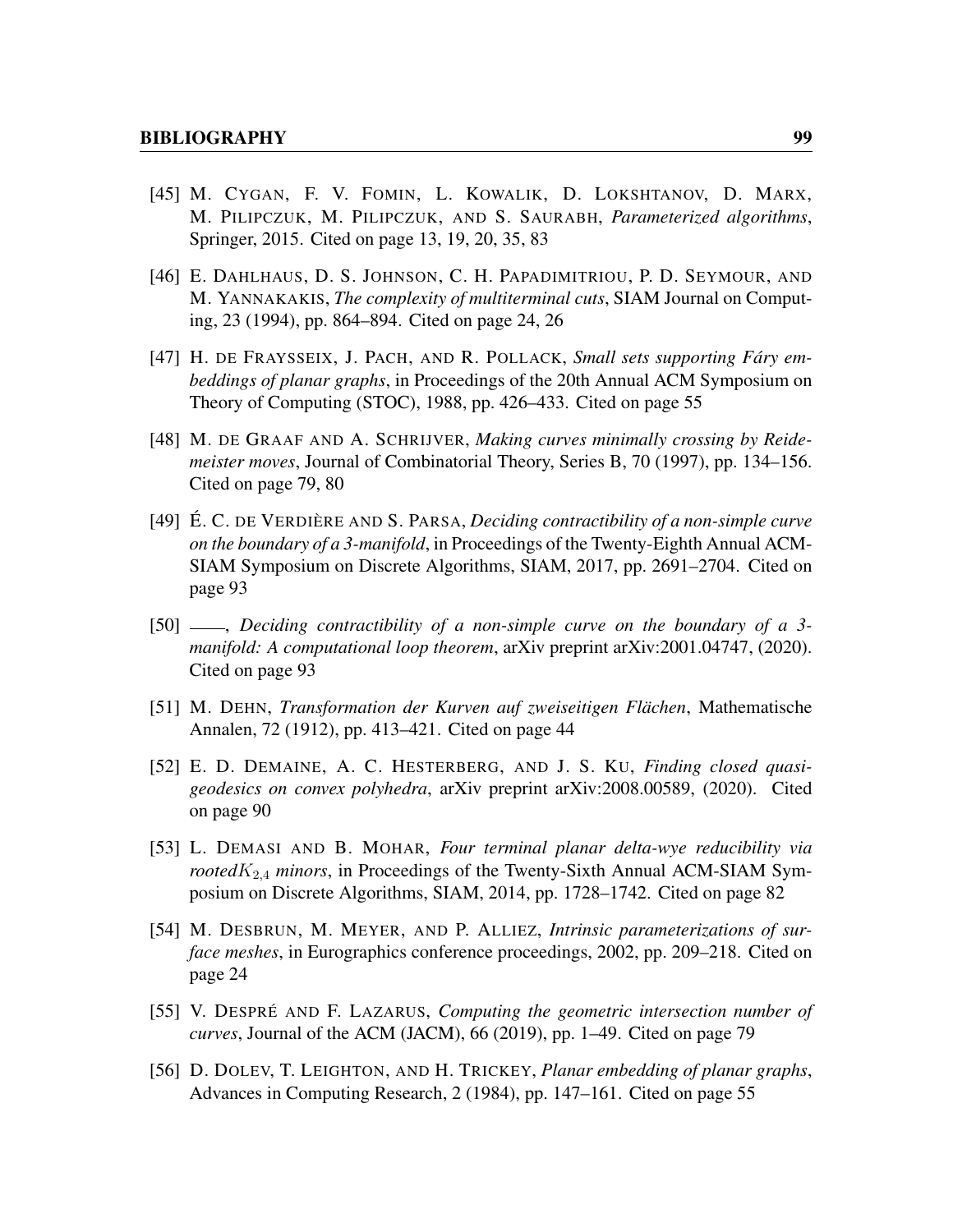[45] M. Cygan, F. V. Fomin, L. Kowalik, D. Lokshtanov, D. Marx, M. Pilipczuk, M. Pilipczuk, and S. Saurabh, *Parameterized algorithms*, Springer, 2015. Cited on page 13, 19, 20, 35, 83

[46] E. Dahlhaus, D. S. Johnson, C. H. Papadimitriou, P. D. Seymour, and M. Yannakakis, *The complexity of multiterminal cuts*, SIAM Journal on Computing, 23 (1994), pp. 864–894. Cited on page 24, 26

[47] H. de Fraysseix, J. Pach, and R. Pollack, *Small sets supporting Fáry embeddings of planar graphs*, in Proceedings of the 20th Annual ACM Symposium on Theory of Computing (STOC), 1988, pp. 426–433. Cited on page 55

[48] M. de Graaf and A. Schrijver, *Making curves minimally crossing by Reidemeister moves*, Journal of Combinatorial Theory, Series B, 70 (1997), pp. 134–156. Cited on page 79, 80

[49] É. C. de Verdière and S. Parsa, *Deciding contractibility of a non-simple curve on the boundary of a 3-manifold*, in Proceedings of the Twenty-Eighth Annual ACM-SIAM Symposium on Discrete Algorithms, SIAM, 2017, pp. 2691–2704. Cited on page 93

[50] ——, *Deciding contractibility of a non-simple curve on the boundary of a 3-manifold: A computational loop theorem*, arXiv preprint arXiv:2001.04747, (2020). Cited on page 93

[51] M. Dehn, *Transformation der Kurven auf zweiseitigen Flächen*, Mathematische Annalen, 72 (1912), pp. 413–421. Cited on page 44

[52] E. D. Demaine, A. C. Hesterberg, and J. S. Ku, *Finding closed quasi-geodesics on convex polyhedra*, arXiv preprint arXiv:2008.00589, (2020). Cited on page 90

[53] L. Demasi and B. Mohar, *Four terminal planar delta-wye reducibility via rooted$K_{2,4}$ minors*, in Proceedings of the Twenty-Sixth Annual ACM-SIAM Symposium on Discrete Algorithms, SIAM, 2014, pp. 1728–1742. Cited on page 82

[54] M. Desbrun, M. Meyer, and P. Alliez, *Intrinsic parameterizations of surface meshes*, in Eurographics conference proceedings, 2002, pp. 209–218. Cited on page 24

[55] V. Despré and F. Lazarus, *Computing the geometric intersection number of curves*, Journal of the ACM (JACM), 66 (2019), pp. 1–49. Cited on page 79

[56] D. Dolev, T. Leighton, and H. Trickey, *Planar embedding of planar graphs*, Advances in Computing Research, 2 (1984), pp. 147–161. Cited on page 55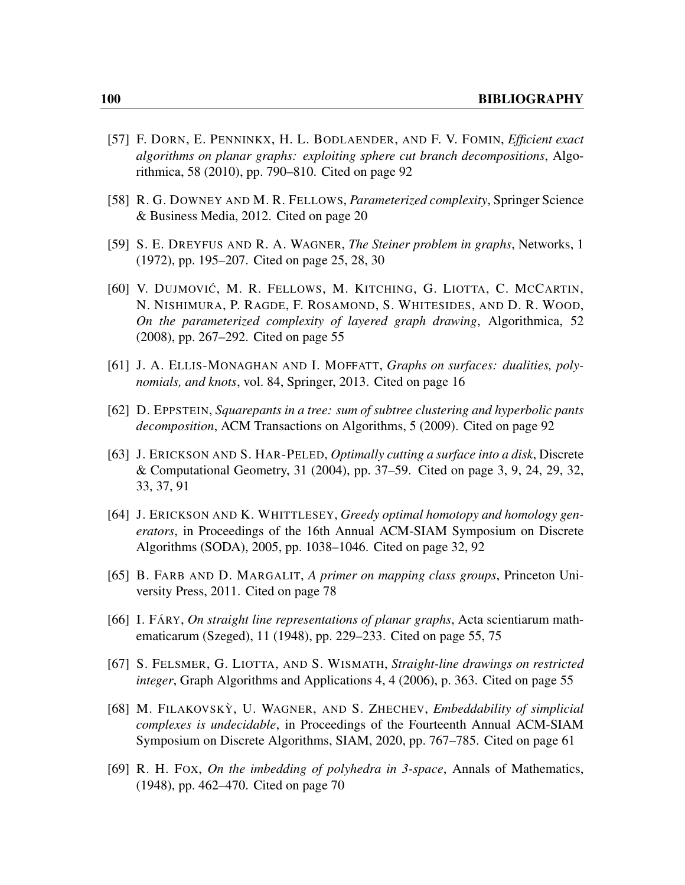[57] F. Dorn, E. Penninkx, H. L. Bodlaender, and F. V. Fomin, *Efficient exact algorithms on planar graphs: exploiting sphere cut branch decompositions*, Algorithmica, 58 (2010), pp. 790–810. Cited on page 92

[58] R. G. Downey and M. R. Fellows, *Parameterized complexity*, Springer Science & Business Media, 2012. Cited on page 20

[59] S. E. Dreyfus and R. A. Wagner, *The Steiner problem in graphs*, Networks, 1 (1972), pp. 195–207. Cited on page 25, 28, 30

[60] V. Dujmović, M. R. Fellows, M. Kitching, G. Liotta, C. McCartin, N. Nishimura, P. Ragde, F. Rosamond, S. Whitesides, and D. R. Wood, *On the parameterized complexity of layered graph drawing*, Algorithmica, 52 (2008), pp. 267–292. Cited on page 55

[61] J. A. Ellis-Monaghan and I. Moffatt, *Graphs on surfaces: dualities, polynomials, and knots*, vol. 84, Springer, 2013. Cited on page 16

[62] D. Eppstein, *Squarepants in a tree: sum of subtree clustering and hyperbolic pants decomposition*, ACM Transactions on Algorithms, 5 (2009). Cited on page 92

[63] J. Erickson and S. Har-Peled, *Optimally cutting a surface into a disk*, Discrete & Computational Geometry, 31 (2004), pp. 37–59. Cited on page 3, 9, 24, 29, 32, 33, 37, 91

[64] J. Erickson and K. Whittlesey, *Greedy optimal homotopy and homology generators*, in Proceedings of the 16th Annual ACM-SIAM Symposium on Discrete Algorithms (SODA), 2005, pp. 1038–1046. Cited on page 32, 92

[65] B. Farb and D. Margalit, *A primer on mapping class groups*, Princeton University Press, 2011. Cited on page 78

[66] I. Fáry, *On straight line representations of planar graphs*, Acta scientiarum mathematicarum (Szeged), 11 (1948), pp. 229–233. Cited on page 55, 75

[67] S. Felsmer, G. Liotta, and S. Wismath, *Straight-line drawings on restricted integer*, Graph Algorithms and Applications 4, 4 (2006), p. 363. Cited on page 55

[68] M. Filakovskỳ, U. Wagner, and S. Zhechev, *Embeddability of simplicial complexes is undecidable*, in Proceedings of the Fourteenth Annual ACM-SIAM Symposium on Discrete Algorithms, SIAM, 2020, pp. 767–785. Cited on page 61

[69] R. H. Fox, *On the imbedding of polyhedra in 3-space*, Annals of Mathematics, (1948), pp. 462–470. Cited on page 70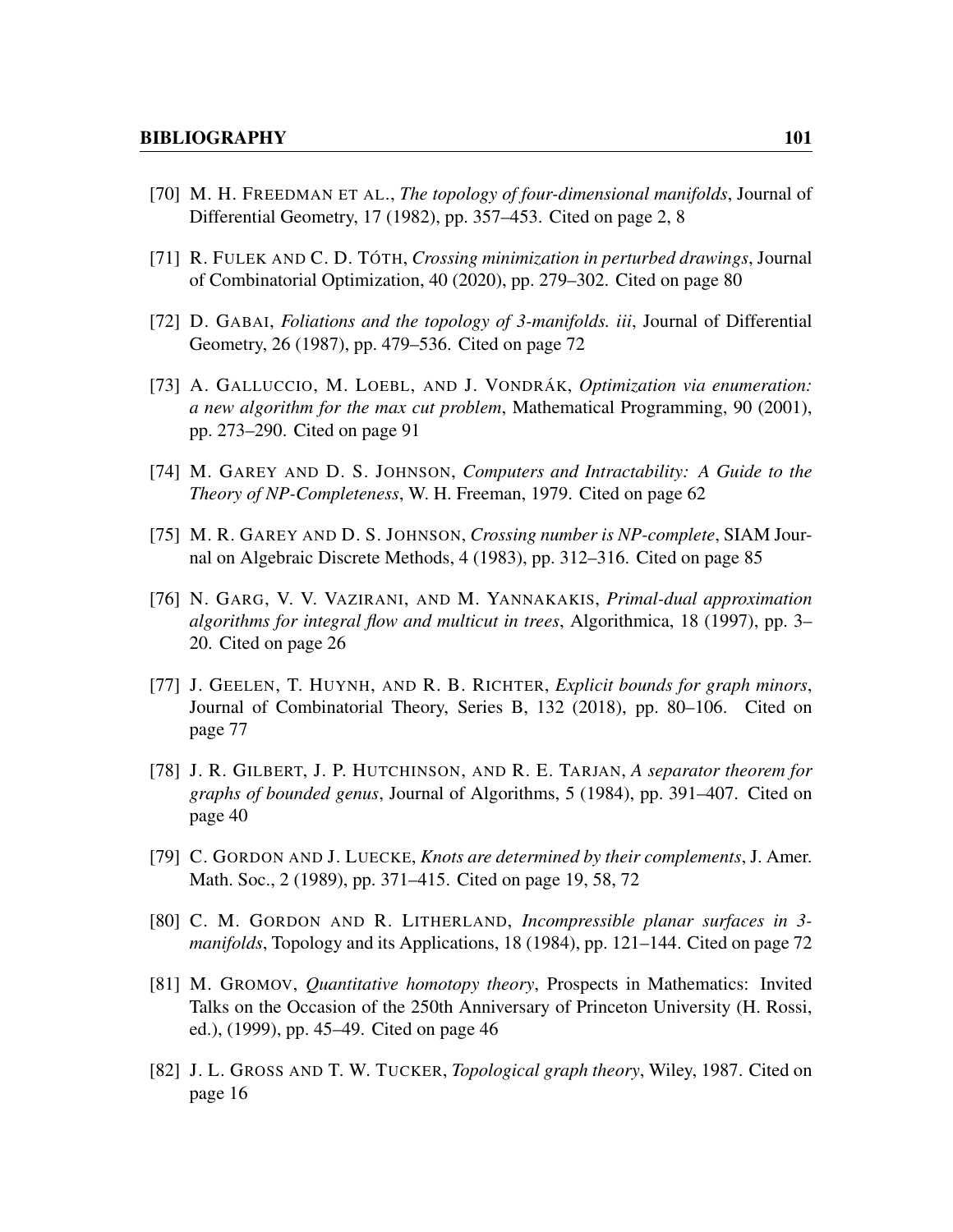[70] M. H. Freedman et al., *The topology of four-dimensional manifolds*, Journal of Differential Geometry, 17 (1982), pp. 357–453. Cited on page 2, 8

[71] R. Fulek and C. D. Tóth, *Crossing minimization in perturbed drawings*, Journal of Combinatorial Optimization, 40 (2020), pp. 279–302. Cited on page 80

[72] D. Gabai, *Foliations and the topology of 3-manifolds. iii*, Journal of Differential Geometry, 26 (1987), pp. 479–536. Cited on page 72

[73] A. Galluccio, M. Loebl, and J. Vondrák, *Optimization via enumeration: a new algorithm for the max cut problem*, Mathematical Programming, 90 (2001), pp. 273–290. Cited on page 91

[74] M. Garey and D. S. Johnson, *Computers and Intractability: A Guide to the Theory of NP-Completeness*, W. H. Freeman, 1979. Cited on page 62

[75] M. R. Garey and D. S. Johnson, *Crossing number is NP-complete*, SIAM Journal on Algebraic Discrete Methods, 4 (1983), pp. 312–316. Cited on page 85

[76] N. Garg, V. V. Vazirani, and M. Yannakakis, *Primal-dual approximation algorithms for integral flow and multicut in trees*, Algorithmica, 18 (1997), pp. 3–20. Cited on page 26

[77] J. Geelen, T. Huynh, and R. B. Richter, *Explicit bounds for graph minors*, Journal of Combinatorial Theory, Series B, 132 (2018), pp. 80–106. Cited on page 77

[78] J. R. Gilbert, J. P. Hutchinson, and R. E. Tarjan, *A separator theorem for graphs of bounded genus*, Journal of Algorithms, 5 (1984), pp. 391–407. Cited on page 40

[79] C. Gordon and J. Luecke, *Knots are determined by their complements*, J. Amer. Math. Soc., 2 (1989), pp. 371–415. Cited on page 19, 58, 72

[80] C. M. Gordon and R. Litherland, *Incompressible planar surfaces in 3-manifolds*, Topology and its Applications, 18 (1984), pp. 121–144. Cited on page 72

[81] M. Gromov, *Quantitative homotopy theory*, Prospects in Mathematics: Invited Talks on the Occasion of the 250th Anniversary of Princeton University (H. Rossi, ed.), (1999), pp. 45–49. Cited on page 46

[82] J. L. Gross and T. W. Tucker, *Topological graph theory*, Wiley, 1987. Cited on page 16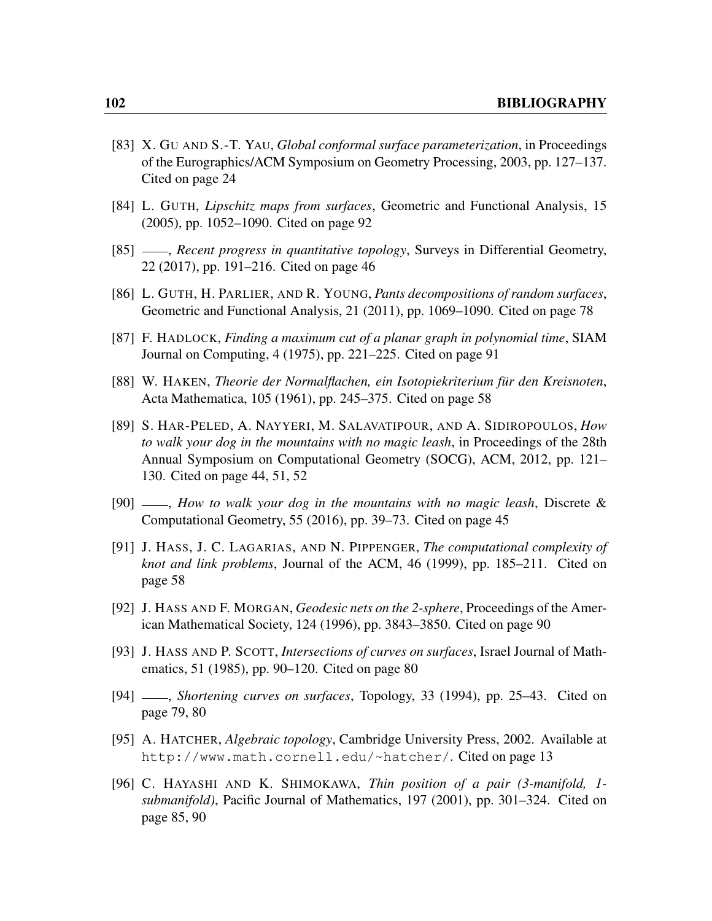[83] X. Gu and S.-T. Yau, *Global conformal surface parameterization*, in Proceedings of the Eurographics/ACM Symposium on Geometry Processing, 2003, pp. 127–137. Cited on page 24

[84] L. Guth, *Lipschitz maps from surfaces*, Geometric and Functional Analysis, 15 (2005), pp. 1052–1090. Cited on page 92

[85] ——, *Recent progress in quantitative topology*, Surveys in Differential Geometry, 22 (2017), pp. 191–216. Cited on page 46

[86] L. Guth, H. Parlier, and R. Young, *Pants decompositions of random surfaces*, Geometric and Functional Analysis, 21 (2011), pp. 1069–1090. Cited on page 78

[87] F. Hadlock, *Finding a maximum cut of a planar graph in polynomial time*, SIAM Journal on Computing, 4 (1975), pp. 221–225. Cited on page 91

[88] W. Haken, *Theorie der Normalflachen, ein Isotopiekriterium für den Kreisnoten*, Acta Mathematica, 105 (1961), pp. 245–375. Cited on page 58

[89] S. Har-Peled, A. Nayyeri, M. Salavatipour, and A. Sidiropoulos, *How to walk your dog in the mountains with no magic leash*, in Proceedings of the 28th Annual Symposium on Computational Geometry (SOCG), ACM, 2012, pp. 121–130. Cited on page 44, 51, 52

[90] ——, *How to walk your dog in the mountains with no magic leash*, Discrete & Computational Geometry, 55 (2016), pp. 39–73. Cited on page 45

[91] J. Hass, J. C. Lagarias, and N. Pippenger, *The computational complexity of knot and link problems*, Journal of the ACM, 46 (1999), pp. 185–211. Cited on page 58

[92] J. Hass and F. Morgan, *Geodesic nets on the 2-sphere*, Proceedings of the American Mathematical Society, 124 (1996), pp. 3843–3850. Cited on page 90

[93] J. Hass and P. Scott, *Intersections of curves on surfaces*, Israel Journal of Mathematics, 51 (1985), pp. 90–120. Cited on page 80

[94] ——, *Shortening curves on surfaces*, Topology, 33 (1994), pp. 25–43. Cited on page 79, 80

[95] A. Hatcher, *Algebraic topology*, Cambridge University Press, 2002. Available at `http://www.math.cornell.edu/~hatcher/`. Cited on page 13

[96] C. Hayashi and K. Shimokawa, *Thin position of a pair (3-manifold, 1-submanifold)*, Pacific Journal of Mathematics, 197 (2001), pp. 301–324. Cited on page 85, 90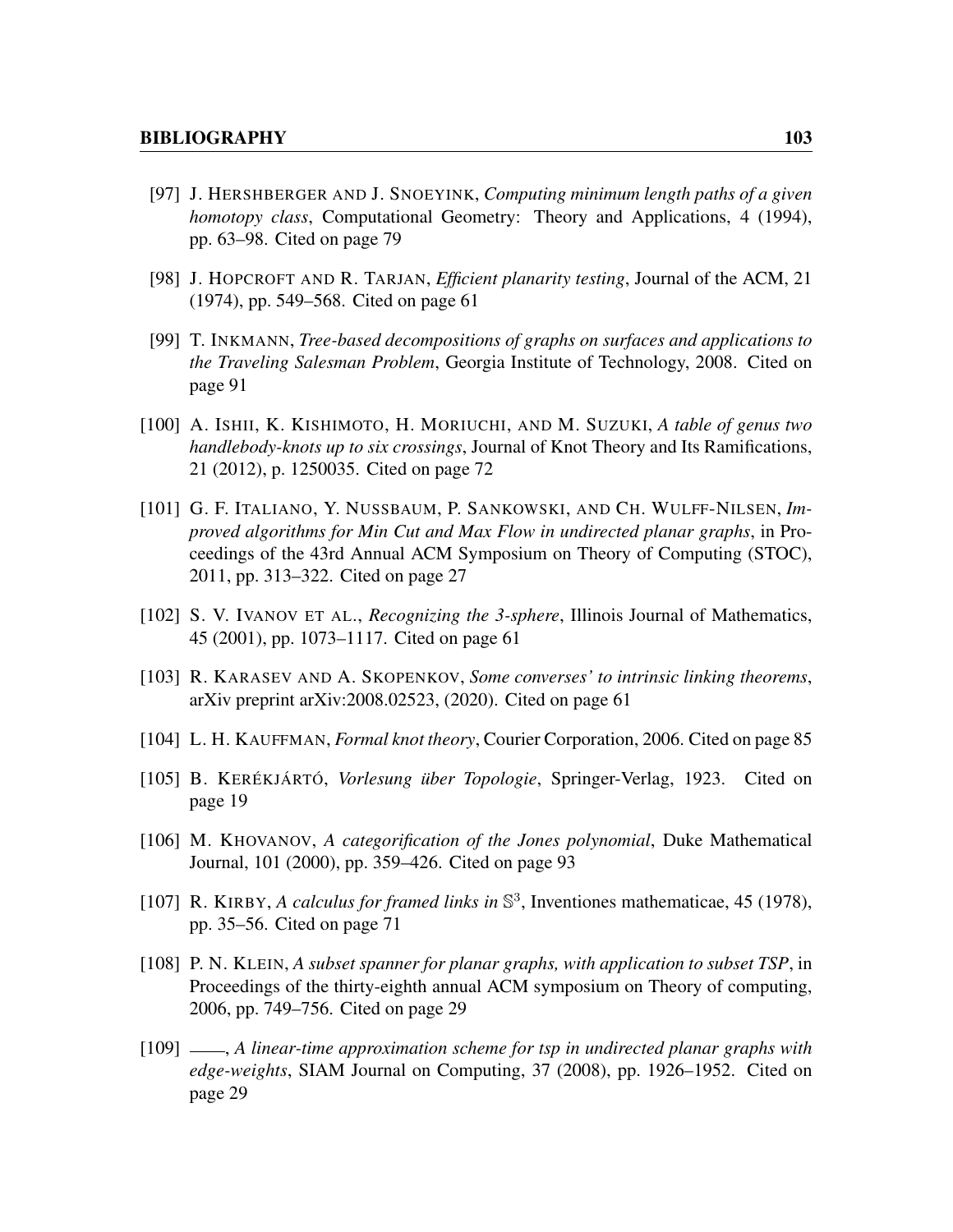[97] J. Hershberger and J. Snoeyink, *Computing minimum length paths of a given homotopy class*, Computational Geometry: Theory and Applications, 4 (1994), pp. 63–98. Cited on page 79

[98] J. Hopcroft and R. Tarjan, *Efficient planarity testing*, Journal of the ACM, 21 (1974), pp. 549–568. Cited on page 61

[99] T. Inkmann, *Tree-based decompositions of graphs on surfaces and applications to the Traveling Salesman Problem*, Georgia Institute of Technology, 2008. Cited on page 91

[100] A. Ishii, K. Kishimoto, H. Moriuchi, and M. Suzuki, *A table of genus two handlebody-knots up to six crossings*, Journal of Knot Theory and Its Ramifications, 21 (2012), p. 1250035. Cited on page 72

[101] G. F. Italiano, Y. Nussbaum, P. Sankowski, and Ch. Wulff-Nilsen, *Improved algorithms for Min Cut and Max Flow in undirected planar graphs*, in Proceedings of the 43rd Annual ACM Symposium on Theory of Computing (STOC), 2011, pp. 313–322. Cited on page 27

[102] S. V. Ivanov et al., *Recognizing the 3-sphere*, Illinois Journal of Mathematics, 45 (2001), pp. 1073–1117. Cited on page 61

[103] R. Karasev and A. Skopenkov, *Some converses' to intrinsic linking theorems*, arXiv preprint arXiv:2008.02523, (2020). Cited on page 61

[104] L. H. Kauffman, *Formal knot theory*, Courier Corporation, 2006. Cited on page 85

[105] B. Kerékjártó, *Vorlesung über Topologie*, Springer-Verlag, 1923. Cited on page 19

[106] M. Khovanov, *A categorification of the Jones polynomial*, Duke Mathematical Journal, 101 (2000), pp. 359–426. Cited on page 93

[107] R. Kirby, *A calculus for framed links in $\mathbb{S}^3$*, Inventiones mathematicae, 45 (1978), pp. 35–56. Cited on page 71

[108] P. N. Klein, *A subset spanner for planar graphs, with application to subset TSP*, in Proceedings of the thirty-eighth annual ACM symposium on Theory of computing, 2006, pp. 749–756. Cited on page 29

[109] ——, *A linear-time approximation scheme for tsp in undirected planar graphs with edge-weights*, SIAM Journal on Computing, 37 (2008), pp. 1926–1952. Cited on page 29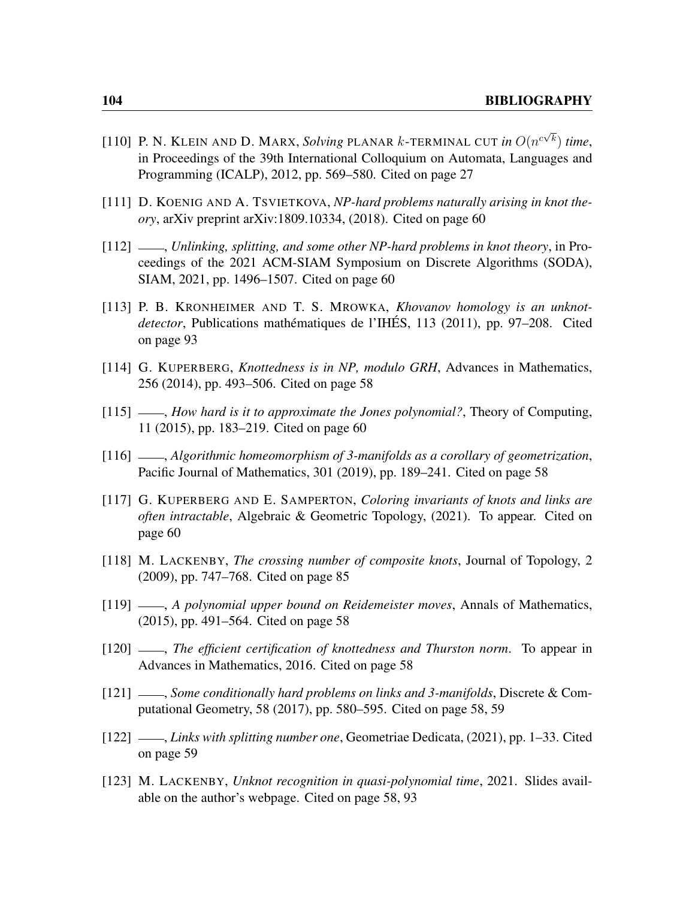[110] P. N. Klein and D. Marx, *Solving* planar $k$-terminal cut *in* $O(n^{c\sqrt{k}})$ *time*, in Proceedings of the 39th International Colloquium on Automata, Languages and Programming (ICALP), 2012, pp. 569–580. Cited on page 27

[111] D. Koenig and A. Tsvietkova, *NP-hard problems naturally arising in knot theory*, arXiv preprint arXiv:1809.10334, (2018). Cited on page 60

[112] ——, *Unlinking, splitting, and some other NP-hard problems in knot theory*, in Proceedings of the 2021 ACM-SIAM Symposium on Discrete Algorithms (SODA), SIAM, 2021, pp. 1496–1507. Cited on page 60

[113] P. B. Kronheimer and T. S. Mrowka, *Khovanov homology is an unknot-detector*, Publications mathématiques de l'IHÉS, 113 (2011), pp. 97–208. Cited on page 93

[114] G. Kuperberg, *Knottedness is in NP, modulo GRH*, Advances in Mathematics, 256 (2014), pp. 493–506. Cited on page 58

[115] ——, *How hard is it to approximate the Jones polynomial?*, Theory of Computing, 11 (2015), pp. 183–219. Cited on page 60

[116] ——, *Algorithmic homeomorphism of 3-manifolds as a corollary of geometrization*, Pacific Journal of Mathematics, 301 (2019), pp. 189–241. Cited on page 58

[117] G. Kuperberg and E. Samperton, *Coloring invariants of knots and links are often intractable*, Algebraic & Geometric Topology, (2021). To appear. Cited on page 60

[118] M. Lackenby, *The crossing number of composite knots*, Journal of Topology, 2 (2009), pp. 747–768. Cited on page 85

[119] ——, *A polynomial upper bound on Reidemeister moves*, Annals of Mathematics, (2015), pp. 491–564. Cited on page 58

[120] ——, *The efficient certification of knottedness and Thurston norm*. To appear in Advances in Mathematics, 2016. Cited on page 58

[121] ——, *Some conditionally hard problems on links and 3-manifolds*, Discrete & Computational Geometry, 58 (2017), pp. 580–595. Cited on page 58, 59

[122] ——, *Links with splitting number one*, Geometriae Dedicata, (2021), pp. 1–33. Cited on page 59

[123] M. Lackenby, *Unknot recognition in quasi-polynomial time*, 2021. Slides available on the author's webpage. Cited on page 58, 93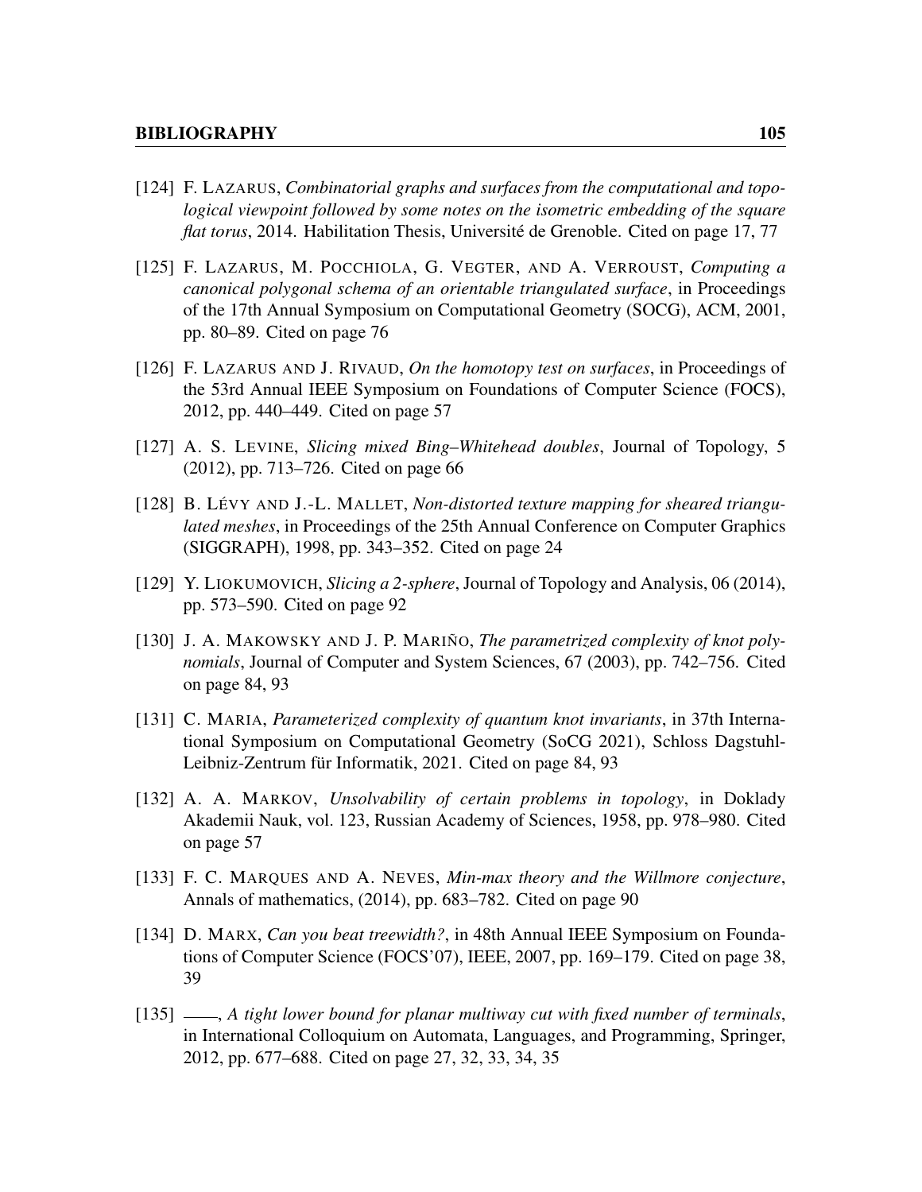- [124] F. LAZARUS, *Combinatorial graphs and surfaces from the computational and topological viewpoint followed by some notes on the isometric embedding of the square flat torus*, 2014. Habilitation Thesis, Université de Grenoble. Cited on page 17, 77

- [125] F. LAZARUS, M. POCCHIOLA, G. VEGTER, AND A. VERROUST, *Computing a canonical polygonal schema of an orientable triangulated surface*, in Proceedings of the 17th Annual Symposium on Computational Geometry (SOCG), ACM, 2001, pp. 80–89. Cited on page 76

- [126] F. LAZARUS AND J. RIVAUD, *On the homotopy test on surfaces*, in Proceedings of the 53rd Annual IEEE Symposium on Foundations of Computer Science (FOCS), 2012, pp. 440–449. Cited on page 57

- [127] A. S. LEVINE, *Slicing mixed Bing–Whitehead doubles*, Journal of Topology, 5 (2012), pp. 713–726. Cited on page 66

- [128] B. LÉVY AND J.-L. MALLET, *Non-distorted texture mapping for sheared triangulated meshes*, in Proceedings of the 25th Annual Conference on Computer Graphics (SIGGRAPH), 1998, pp. 343–352. Cited on page 24

- [129] Y. LIOKUMOVICH, *Slicing a 2-sphere*, Journal of Topology and Analysis, 06 (2014), pp. 573–590. Cited on page 92

- [130] J. A. MAKOWSKY AND J. P. MARIÑO, *The parametrized complexity of knot polynomials*, Journal of Computer and System Sciences, 67 (2003), pp. 742–756. Cited on page 84, 93

- [131] C. MARIA, *Parameterized complexity of quantum knot invariants*, in 37th International Symposium on Computational Geometry (SoCG 2021), Schloss Dagstuhl-Leibniz-Zentrum für Informatik, 2021. Cited on page 84, 93

- [132] A. A. MARKOV, *Unsolvability of certain problems in topology*, in Doklady Akademii Nauk, vol. 123, Russian Academy of Sciences, 1958, pp. 978–980. Cited on page 57

- [133] F. C. MARQUES AND A. NEVES, *Min-max theory and the Willmore conjecture*, Annals of mathematics, (2014), pp. 683–782. Cited on page 90

- [134] D. MARX, *Can you beat treewidth?*, in 48th Annual IEEE Symposium on Foundations of Computer Science (FOCS'07), IEEE, 2007, pp. 169–179. Cited on page 38, 39

- [135] ——, *A tight lower bound for planar multiway cut with fixed number of terminals*, in International Colloquium on Automata, Languages, and Programming, Springer, 2012, pp. 677–688. Cited on page 27, 32, 33, 34, 35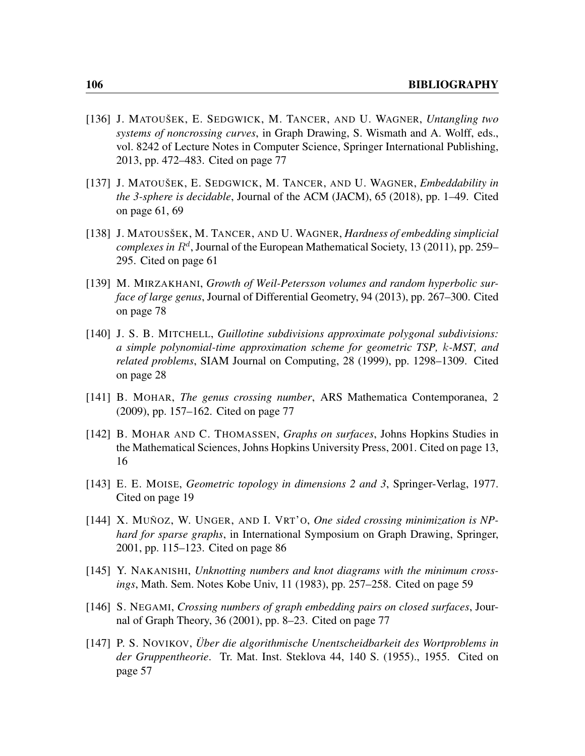[136] J. Matoušek, E. Sedgwick, M. Tancer, and U. Wagner, *Untangling two systems of noncrossing curves*, in Graph Drawing, S. Wismath and A. Wolff, eds., vol. 8242 of Lecture Notes in Computer Science, Springer International Publishing, 2013, pp. 472–483. Cited on page 77

[137] J. Matoušek, E. Sedgwick, M. Tancer, and U. Wagner, *Embeddability in the 3-sphere is decidable*, Journal of the ACM (JACM), 65 (2018), pp. 1–49. Cited on page 61, 69

[138] J. Matoušek, M. Tancer, and U. Wagner, *Hardness of embedding simplicial complexes in $R^d$*, Journal of the European Mathematical Society, 13 (2011), pp. 259–295. Cited on page 61

[139] M. Mirzakhani, *Growth of Weil-Petersson volumes and random hyperbolic surface of large genus*, Journal of Differential Geometry, 94 (2013), pp. 267–300. Cited on page 78

[140] J. S. B. Mitchell, *Guillotine subdivisions approximate polygonal subdivisions: a simple polynomial-time approximation scheme for geometric TSP, $k$-MST, and related problems*, SIAM Journal on Computing, 28 (1999), pp. 1298–1309. Cited on page 28

[141] B. Mohar, *The genus crossing number*, ARS Mathematica Contemporanea, 2 (2009), pp. 157–162. Cited on page 77

[142] B. Mohar and C. Thomassen, *Graphs on surfaces*, Johns Hopkins Studies in the Mathematical Sciences, Johns Hopkins University Press, 2001. Cited on page 13, 16

[143] E. E. Moise, *Geometric topology in dimensions 2 and 3*, Springer-Verlag, 1977. Cited on page 19

[144] X. Muñoz, W. Unger, and I. Vrt'o, *One sided crossing minimization is NP-hard for sparse graphs*, in International Symposium on Graph Drawing, Springer, 2001, pp. 115–123. Cited on page 86

[145] Y. Nakanishi, *Unknotting numbers and knot diagrams with the minimum crossings*, Math. Sem. Notes Kobe Univ, 11 (1983), pp. 257–258. Cited on page 59

[146] S. Negami, *Crossing numbers of graph embedding pairs on closed surfaces*, Journal of Graph Theory, 36 (2001), pp. 8–23. Cited on page 77

[147] P. S. Novikov, *Über die algorithmische Unentscheidbarkeit des Wortproblems in der Gruppentheorie*. Tr. Mat. Inst. Steklova 44, 140 S. (1955)., 1955. Cited on page 57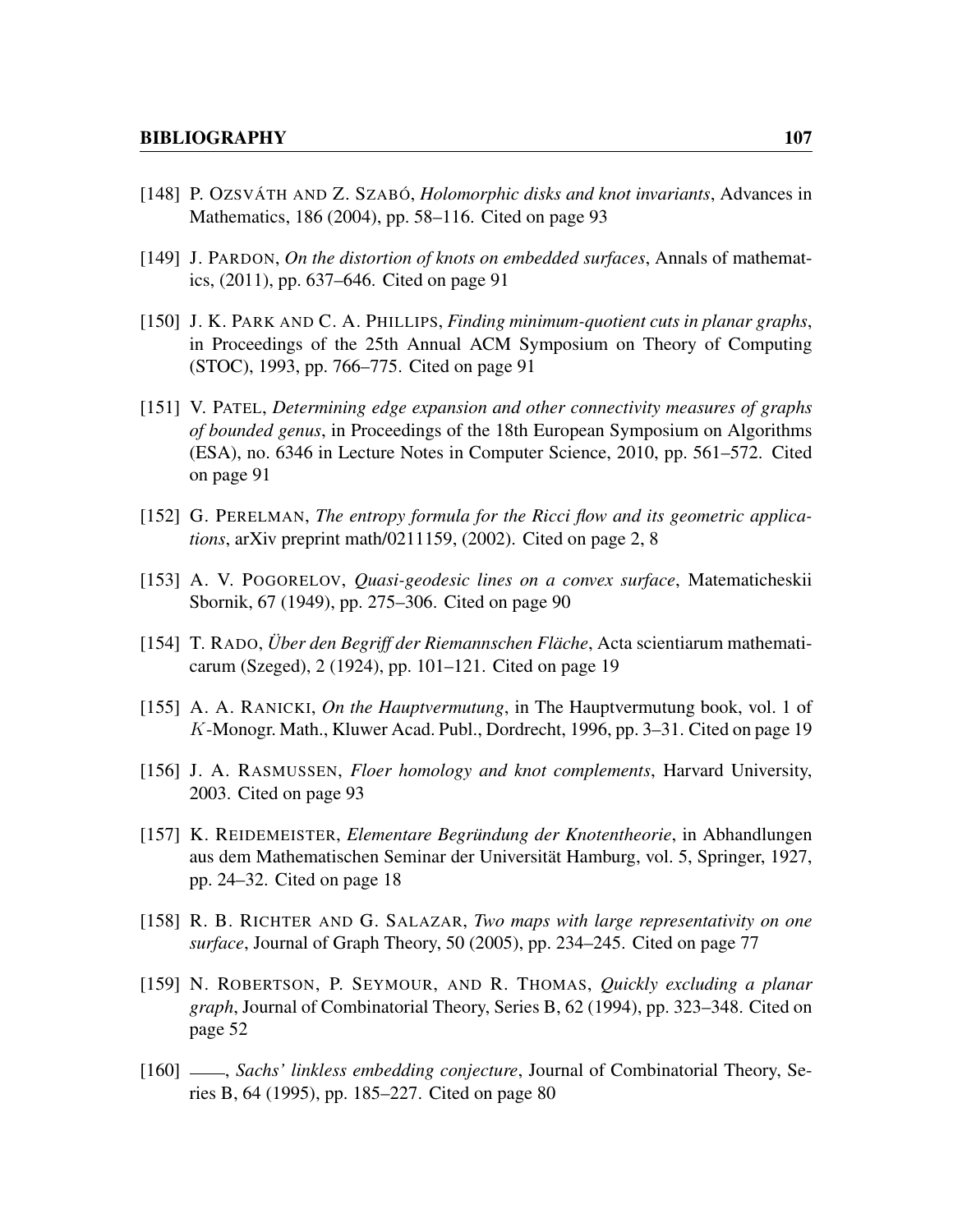[148] P. Ozsváth and Z. Szabó, *Holomorphic disks and knot invariants*, Advances in Mathematics, 186 (2004), pp. 58–116. Cited on page 93

[149] J. Pardon, *On the distortion of knots on embedded surfaces*, Annals of mathematics, (2011), pp. 637–646. Cited on page 91

[150] J. K. Park and C. A. Phillips, *Finding minimum-quotient cuts in planar graphs*, in Proceedings of the 25th Annual ACM Symposium on Theory of Computing (STOC), 1993, pp. 766–775. Cited on page 91

[151] V. Patel, *Determining edge expansion and other connectivity measures of graphs of bounded genus*, in Proceedings of the 18th European Symposium on Algorithms (ESA), no. 6346 in Lecture Notes in Computer Science, 2010, pp. 561–572. Cited on page 91

[152] G. Perelman, *The entropy formula for the Ricci flow and its geometric applications*, arXiv preprint math/0211159, (2002). Cited on page 2, 8

[153] A. V. Pogorelov, *Quasi-geodesic lines on a convex surface*, Matematicheskii Sbornik, 67 (1949), pp. 275–306. Cited on page 90

[154] T. Rado, *Über den Begriff der Riemannschen Fläche*, Acta scientiarum mathematicarum (Szeged), 2 (1924), pp. 101–121. Cited on page 19

[155] A. A. Ranicki, *On the Hauptvermutung*, in The Hauptvermutung book, vol. 1 of $K$-Monogr. Math., Kluwer Acad. Publ., Dordrecht, 1996, pp. 3–31. Cited on page 19

[156] J. A. Rasmussen, *Floer homology and knot complements*, Harvard University, 2003. Cited on page 93

[157] K. Reidemeister, *Elementare Begründung der Knotentheorie*, in Abhandlungen aus dem Mathematischen Seminar der Universität Hamburg, vol. 5, Springer, 1927, pp. 24–32. Cited on page 18

[158] R. B. Richter and G. Salazar, *Two maps with large representativity on one surface*, Journal of Graph Theory, 50 (2005), pp. 234–245. Cited on page 77

[159] N. Robertson, P. Seymour, and R. Thomas, *Quickly excluding a planar graph*, Journal of Combinatorial Theory, Series B, 62 (1994), pp. 323–348. Cited on page 52

[160] ——, *Sachs' linkless embedding conjecture*, Journal of Combinatorial Theory, Series B, 64 (1995), pp. 185–227. Cited on page 80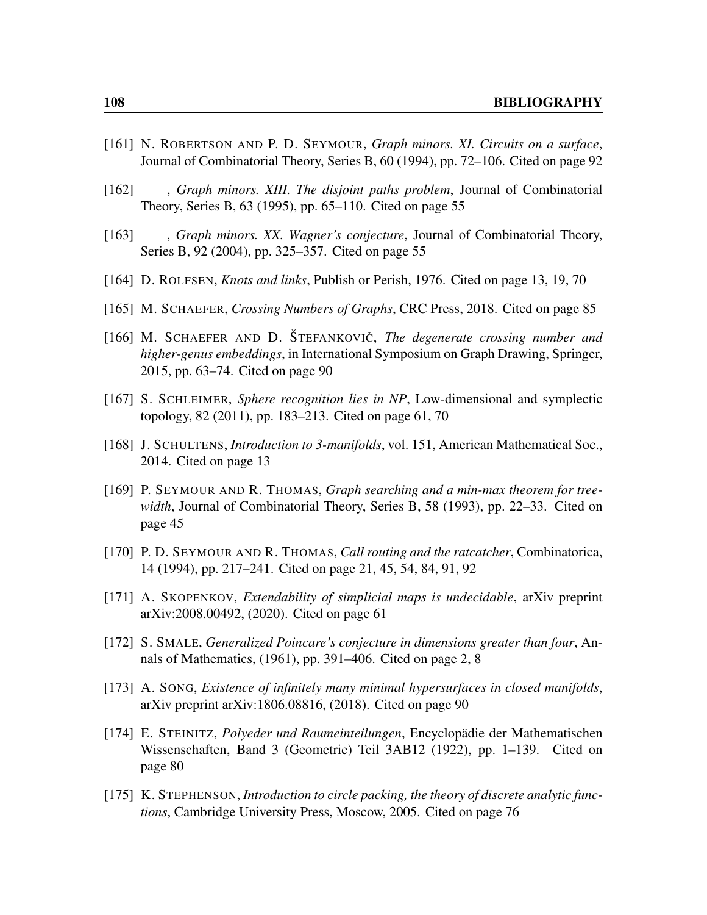[161] N. Robertson and P. D. Seymour, *Graph minors. XI. Circuits on a surface*, Journal of Combinatorial Theory, Series B, 60 (1994), pp. 72–106. Cited on page 92

[162] ——, *Graph minors. XIII. The disjoint paths problem*, Journal of Combinatorial Theory, Series B, 63 (1995), pp. 65–110. Cited on page 55

[163] ——, *Graph minors. XX. Wagner's conjecture*, Journal of Combinatorial Theory, Series B, 92 (2004), pp. 325–357. Cited on page 55

[164] D. Rolfsen, *Knots and links*, Publish or Perish, 1976. Cited on page 13, 19, 70

[165] M. Schaefer, *Crossing Numbers of Graphs*, CRC Press, 2018. Cited on page 85

[166] M. Schaefer and D. Štefankovič, *The degenerate crossing number and higher-genus embeddings*, in International Symposium on Graph Drawing, Springer, 2015, pp. 63–74. Cited on page 90

[167] S. Schleimer, *Sphere recognition lies in NP*, Low-dimensional and symplectic topology, 82 (2011), pp. 183–213. Cited on page 61, 70

[168] J. Schultens, *Introduction to 3-manifolds*, vol. 151, American Mathematical Soc., 2014. Cited on page 13

[169] P. Seymour and R. Thomas, *Graph searching and a min-max theorem for tree-width*, Journal of Combinatorial Theory, Series B, 58 (1993), pp. 22–33. Cited on page 45

[170] P. D. Seymour and R. Thomas, *Call routing and the ratcatcher*, Combinatorica, 14 (1994), pp. 217–241. Cited on page 21, 45, 54, 84, 91, 92

[171] A. Skopenkov, *Extendability of simplicial maps is undecidable*, arXiv preprint arXiv:2008.00492, (2020). Cited on page 61

[172] S. Smale, *Generalized Poincare's conjecture in dimensions greater than four*, Annals of Mathematics, (1961), pp. 391–406. Cited on page 2, 8

[173] A. Song, *Existence of infinitely many minimal hypersurfaces in closed manifolds*, arXiv preprint arXiv:1806.08816, (2018). Cited on page 90

[174] E. Steinitz, *Polyeder und Raumeinteilungen*, Encyclopädie der Mathematischen Wissenschaften, Band 3 (Geometrie) Teil 3AB12 (1922), pp. 1–139. Cited on page 80

[175] K. Stephenson, *Introduction to circle packing, the theory of discrete analytic functions*, Cambridge University Press, Moscow, 2005. Cited on page 76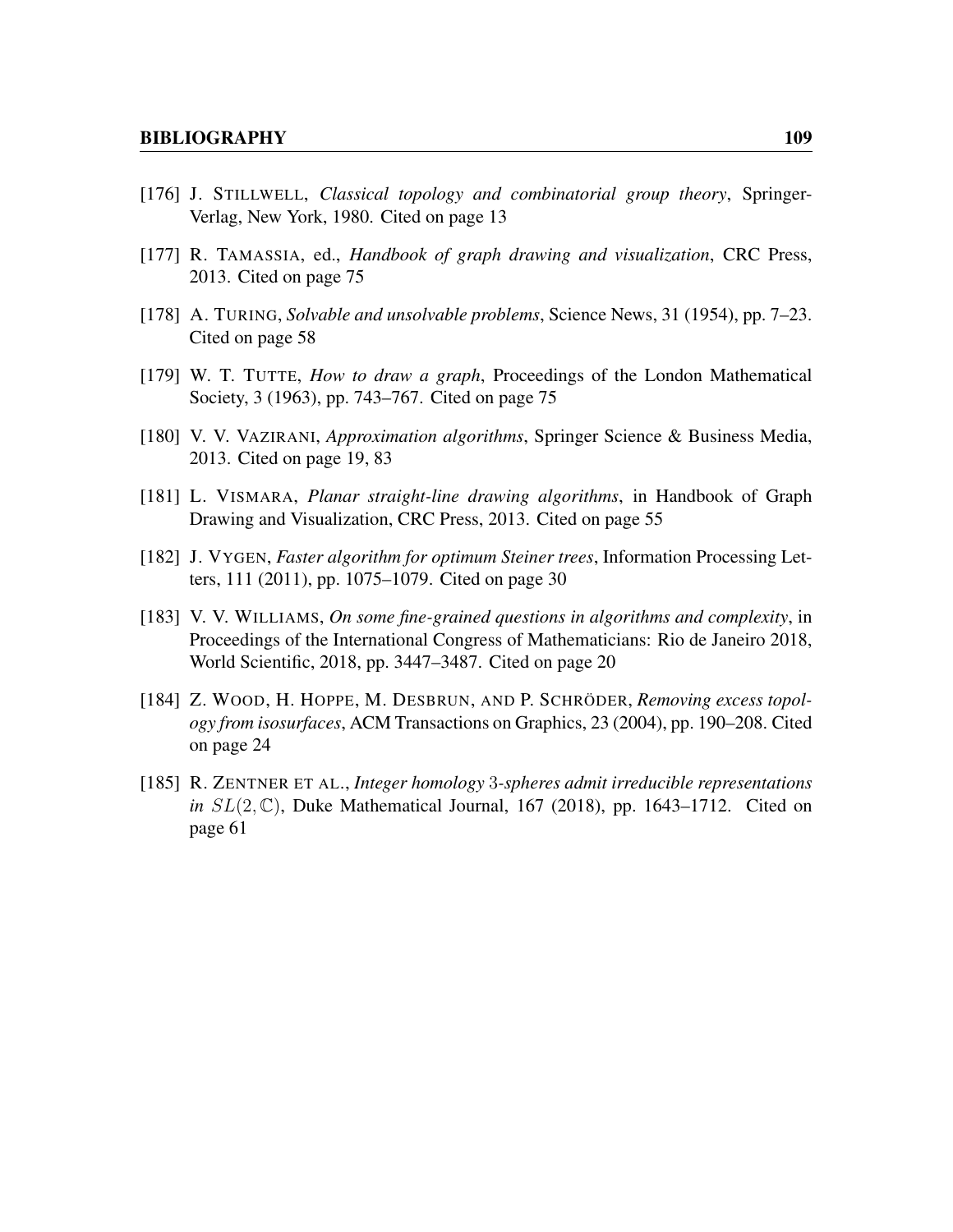[176] J. STILLWELL, *Classical topology and combinatorial group theory*, Springer-Verlag, New York, 1980. Cited on page 13

[177] R. TAMASSIA, ed., *Handbook of graph drawing and visualization*, CRC Press, 2013. Cited on page 75

[178] A. TURING, *Solvable and unsolvable problems*, Science News, 31 (1954), pp. 7–23. Cited on page 58

[179] W. T. TUTTE, *How to draw a graph*, Proceedings of the London Mathematical Society, 3 (1963), pp. 743–767. Cited on page 75

[180] V. V. VAZIRANI, *Approximation algorithms*, Springer Science & Business Media, 2013. Cited on page 19, 83

[181] L. VISMARA, *Planar straight-line drawing algorithms*, in Handbook of Graph Drawing and Visualization, CRC Press, 2013. Cited on page 55

[182] J. VYGEN, *Faster algorithm for optimum Steiner trees*, Information Processing Letters, 111 (2011), pp. 1075–1079. Cited on page 30

[183] V. V. WILLIAMS, *On some fine-grained questions in algorithms and complexity*, in Proceedings of the International Congress of Mathematicians: Rio de Janeiro 2018, World Scientific, 2018, pp. 3447–3487. Cited on page 20

[184] Z. WOOD, H. HOPPE, M. DESBRUN, AND P. SCHRÖDER, *Removing excess topology from isosurfaces*, ACM Transactions on Graphics, 23 (2004), pp. 190–208. Cited on page 24

[185] R. ZENTNER ET AL., *Integer homology* $3$*-spheres admit irreducible representations in* $SL(2, \mathbb{C})$, Duke Mathematical Journal, 167 (2018), pp. 1643–1712. Cited on page 61